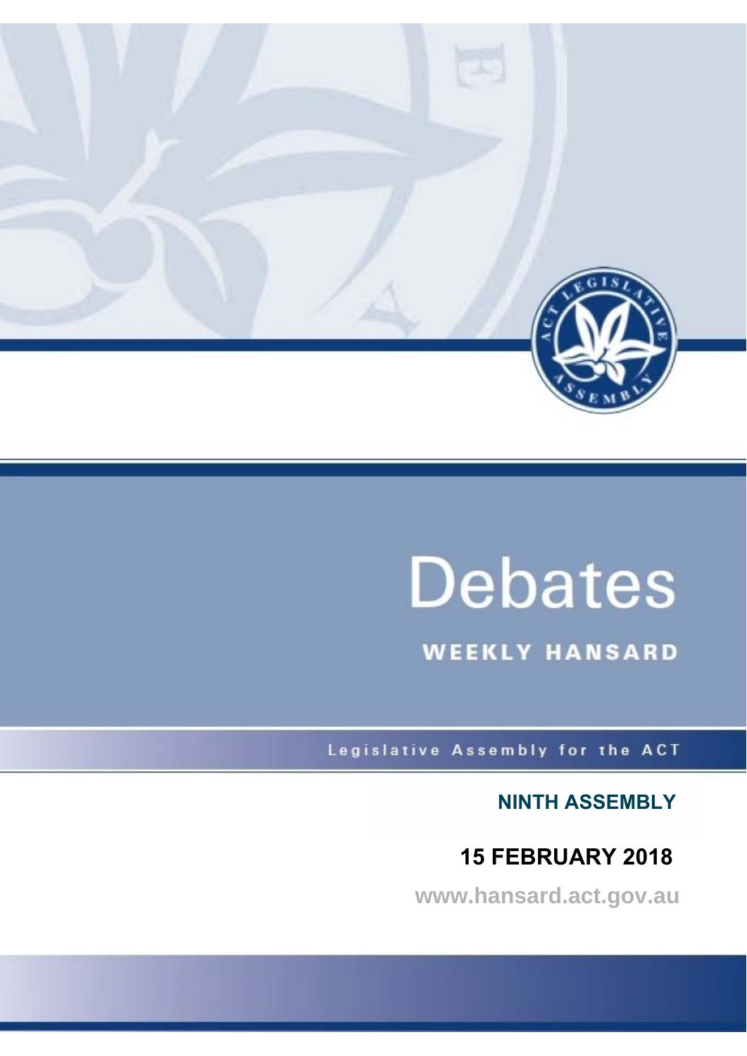# Debates

## WEEKLY HANSARD

Legislative Assembly for the ACT

**NINTH ASSEMBLY**

**15 FEBRUARY 2018**

www.hansard.act.gov.au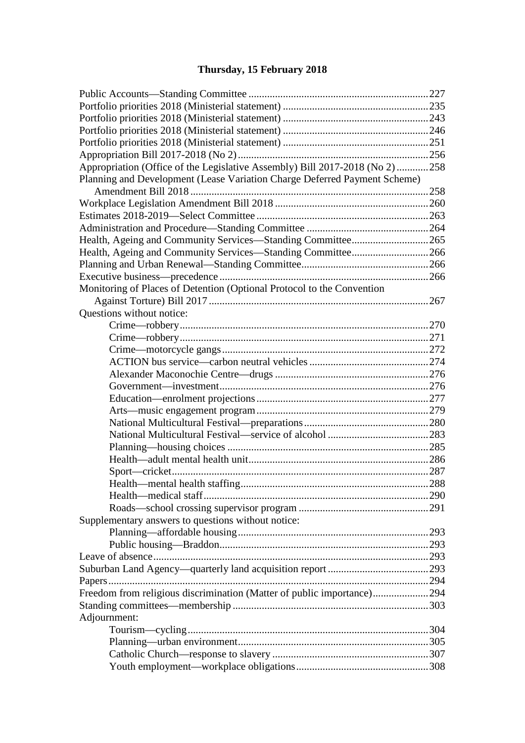# Thursday, 15 February 2018

Public Accounts—Standing Committee ... 227
Portfolio priorities 2018 (Ministerial statement) ... 235
Portfolio priorities 2018 (Ministerial statement) ... 243
Portfolio priorities 2018 (Ministerial statement) ... 246
Portfolio priorities 2018 (Ministerial statement) ... 251
Appropriation Bill 2017-2018 (No 2) ... 256
Appropriation (Office of the Legislative Assembly) Bill 2017-2018 (No 2) ... 258
Planning and Development (Lease Variation Charge Deferred Payment Scheme) Amendment Bill 2018 ... 258
Workplace Legislation Amendment Bill 2018 ... 260
Estimates 2018-2019—Select Committee ... 263
Administration and Procedure—Standing Committee ... 264
Health, Ageing and Community Services—Standing Committee ... 265
Health, Ageing and Community Services—Standing Committee ... 266
Planning and Urban Renewal—Standing Committee ... 266
Executive business—precedence ... 266
Monitoring of Places of Detention (Optional Protocol to the Convention Against Torture) Bill 2017 ... 267
Questions without notice:
- Crime—robbery ... 270
- Crime—robbery ... 271
- Crime—motorcycle gangs ... 272
- ACTION bus service—carbon neutral vehicles ... 274
- Alexander Maconochie Centre—drugs ... 276
- Government—investment ... 276
- Education—enrolment projections ... 277
- Arts—music engagement program ... 279
- National Multicultural Festival—preparations ... 280
- National Multicultural Festival—service of alcohol ... 283
- Planning—housing choices ... 285
- Health—adult mental health unit ... 286
- Sport—cricket ... 287
- Health—mental health staffing ... 288
- Health—medical staff ... 290
- Roads—school crossing supervisor program ... 291

Supplementary answers to questions without notice:
- Planning—affordable housing ... 293
- Public housing—Braddon ... 293

Leave of absence ... 293
Suburban Land Agency—quarterly land acquisition report ... 293
Papers ... 294
Freedom from religious discrimination (Matter of public importance) ... 294
Standing committees—membership ... 303
Adjournment:
- Tourism—cycling ... 304
- Planning—urban environment ... 305
- Catholic Church—response to slavery ... 307
- Youth employment—workplace obligations ... 308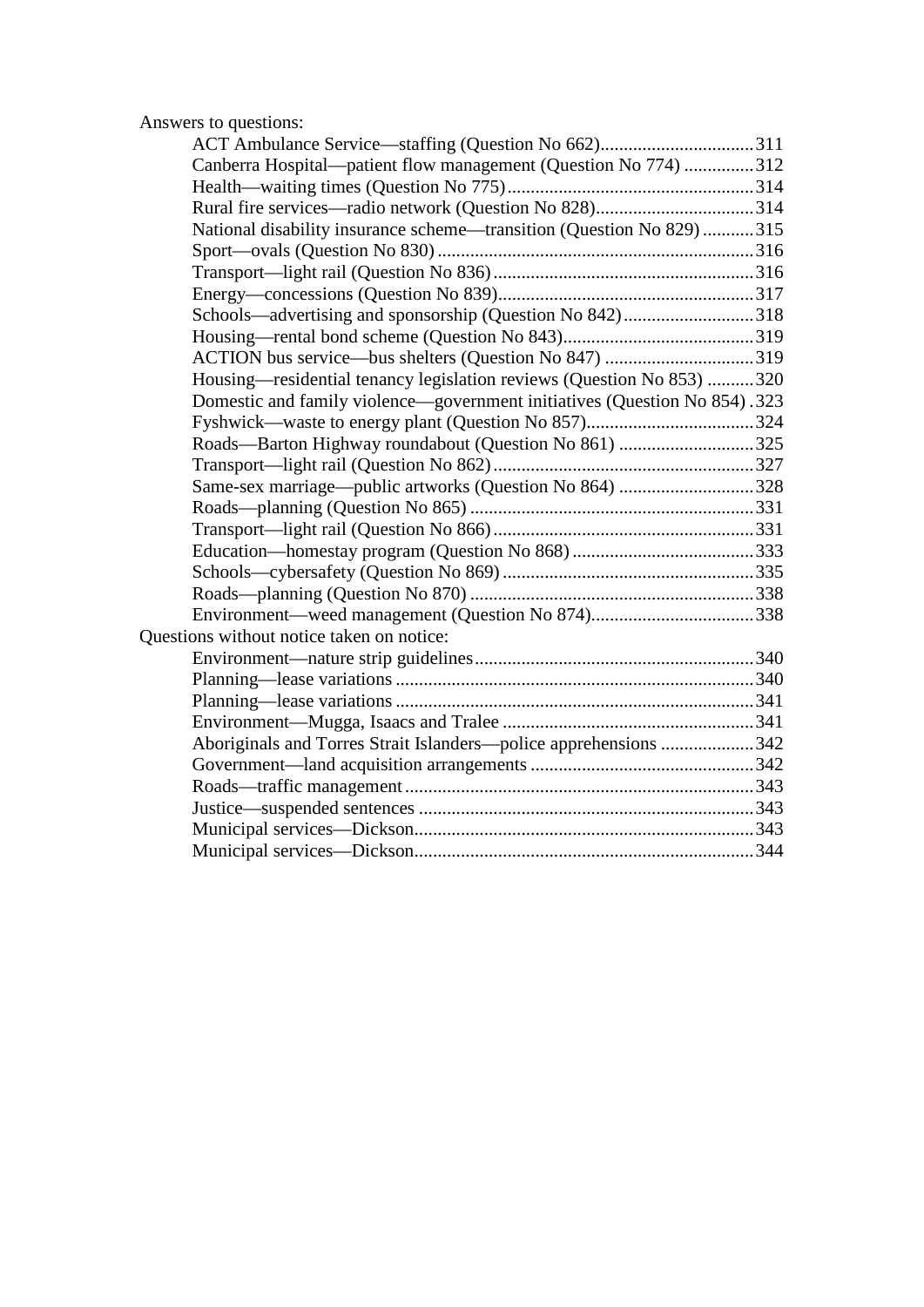Answers to questions:

- ACT Ambulance Service—staffing (Question No 662) 311
- Canberra Hospital—patient flow management (Question No 774) 312
- Health—waiting times (Question No 775) 314
- Rural fire services—radio network (Question No 828) 314
- National disability insurance scheme—transition (Question No 829) 315
- Sport—ovals (Question No 830) 316
- Transport—light rail (Question No 836) 316
- Energy—concessions (Question No 839) 317
- Schools—advertising and sponsorship (Question No 842) 318
- Housing—rental bond scheme (Question No 843) 319
- ACTION bus service—bus shelters (Question No 847) 319
- Housing—residential tenancy legislation reviews (Question No 853) 320
- Domestic and family violence—government initiatives (Question No 854) 323
- Fyshwick—waste to energy plant (Question No 857) 324
- Roads—Barton Highway roundabout (Question No 861) 325
- Transport—light rail (Question No 862) 327
- Same-sex marriage—public artworks (Question No 864) 328
- Roads—planning (Question No 865) 331
- Transport—light rail (Question No 866) 331
- Education—homestay program (Question No 868) 333
- Schools—cybersafety (Question No 869) 335
- Roads—planning (Question No 870) 338
- Environment—weed management (Question No 874) 338

Questions without notice taken on notice:

- Environment—nature strip guidelines 340
- Planning—lease variations 340
- Planning—lease variations 341
- Environment—Mugga, Isaacs and Tralee 341
- Aboriginals and Torres Strait Islanders—police apprehensions 342
- Government—land acquisition arrangements 342
- Roads—traffic management 343
- Justice—suspended sentences 343
- Municipal services—Dickson 343
- Municipal services—Dickson 344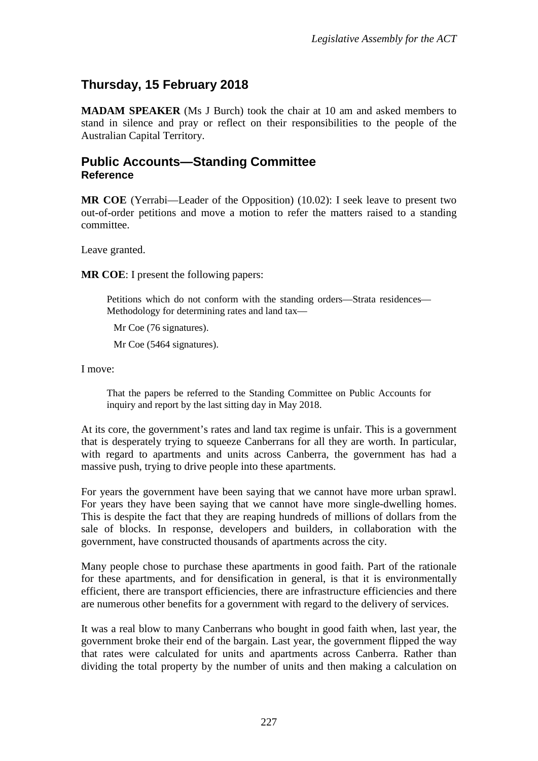## Thursday, 15 February 2018

**MADAM SPEAKER** (Ms J Burch) took the chair at 10 am and asked members to stand in silence and pray or reflect on their responsibilities to the people of the Australian Capital Territory.

## Public Accounts—Standing Committee
### Reference

**MR COE** (Yerrabi—Leader of the Opposition) (10.02): I seek leave to present two out-of-order petitions and move a motion to refer the matters raised to a standing committee.

Leave granted.

**MR COE**: I present the following papers:

> Petitions which do not conform with the standing orders—Strata residences—Methodology for determining rates and land tax—
>
> Mr Coe (76 signatures).
>
> Mr Coe (5464 signatures).

I move:

> That the papers be referred to the Standing Committee on Public Accounts for inquiry and report by the last sitting day in May 2018.

At its core, the government's rates and land tax regime is unfair. This is a government that is desperately trying to squeeze Canberrans for all they are worth. In particular, with regard to apartments and units across Canberra, the government has had a massive push, trying to drive people into these apartments.

For years the government have been saying that we cannot have more urban sprawl. For years they have been saying that we cannot have more single-dwelling homes. This is despite the fact that they are reaping hundreds of millions of dollars from the sale of blocks. In response, developers and builders, in collaboration with the government, have constructed thousands of apartments across the city.

Many people chose to purchase these apartments in good faith. Part of the rationale for these apartments, and for densification in general, is that it is environmentally efficient, there are transport efficiencies, there are infrastructure efficiencies and there are numerous other benefits for a government with regard to the delivery of services.

It was a real blow to many Canberrans who bought in good faith when, last year, the government broke their end of the bargain. Last year, the government flipped the way that rates were calculated for units and apartments across Canberra. Rather than dividing the total property by the number of units and then making a calculation on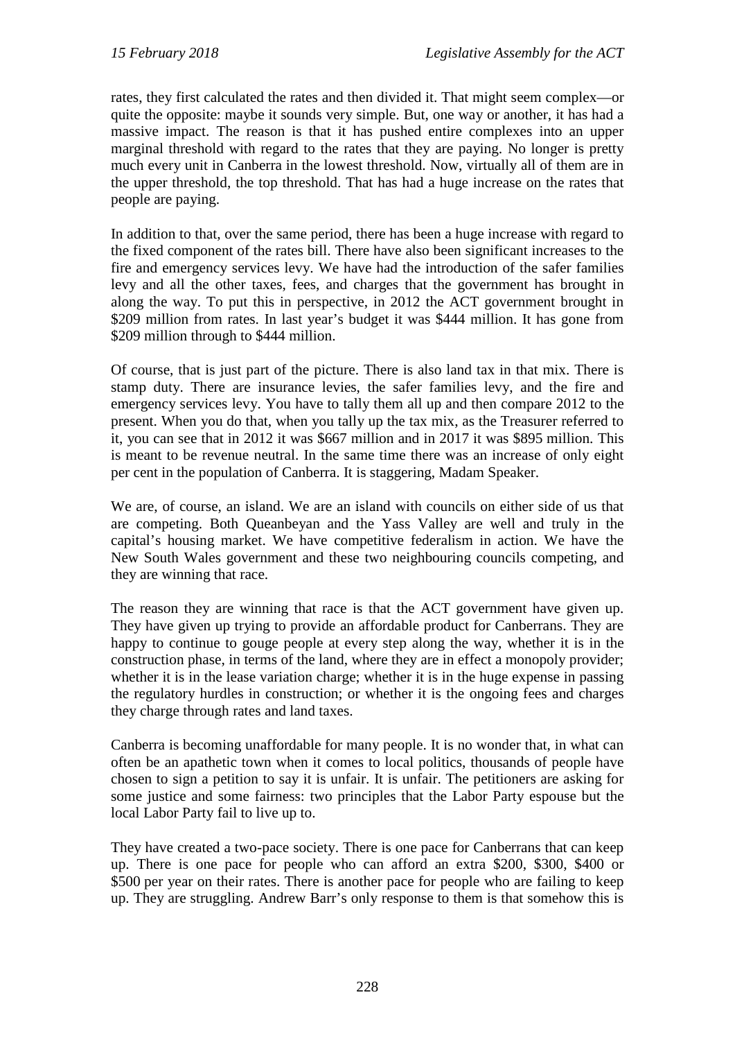rates, they first calculated the rates and then divided it. That might seem complex—or quite the opposite: maybe it sounds very simple. But, one way or another, it has had a massive impact. The reason is that it has pushed entire complexes into an upper marginal threshold with regard to the rates that they are paying. No longer is pretty much every unit in Canberra in the lowest threshold. Now, virtually all of them are in the upper threshold, the top threshold. That has had a huge increase on the rates that people are paying.

In addition to that, over the same period, there has been a huge increase with regard to the fixed component of the rates bill. There have also been significant increases to the fire and emergency services levy. We have had the introduction of the safer families levy and all the other taxes, fees, and charges that the government has brought in along the way. To put this in perspective, in 2012 the ACT government brought in $209 million from rates. In last year's budget it was $444 million. It has gone from $209 million through to $444 million.

Of course, that is just part of the picture. There is also land tax in that mix. There is stamp duty. There are insurance levies, the safer families levy, and the fire and emergency services levy. You have to tally them all up and then compare 2012 to the present. When you do that, when you tally up the tax mix, as the Treasurer referred to it, you can see that in 2012 it was $667 million and in 2017 it was $895 million. This is meant to be revenue neutral. In the same time there was an increase of only eight per cent in the population of Canberra. It is staggering, Madam Speaker.

We are, of course, an island. We are an island with councils on either side of us that are competing. Both Queanbeyan and the Yass Valley are well and truly in the capital's housing market. We have competitive federalism in action. We have the New South Wales government and these two neighbouring councils competing, and they are winning that race.

The reason they are winning that race is that the ACT government have given up. They have given up trying to provide an affordable product for Canberrans. They are happy to continue to gouge people at every step along the way, whether it is in the construction phase, in terms of the land, where they are in effect a monopoly provider; whether it is in the lease variation charge; whether it is in the huge expense in passing the regulatory hurdles in construction; or whether it is the ongoing fees and charges they charge through rates and land taxes.

Canberra is becoming unaffordable for many people. It is no wonder that, in what can often be an apathetic town when it comes to local politics, thousands of people have chosen to sign a petition to say it is unfair. It is unfair. The petitioners are asking for some justice and some fairness: two principles that the Labor Party espouse but the local Labor Party fail to live up to.

They have created a two-pace society. There is one pace for Canberrans that can keep up. There is one pace for people who can afford an extra $200, $300, $400 or $500 per year on their rates. There is another pace for people who are failing to keep up. They are struggling. Andrew Barr's only response to them is that somehow this is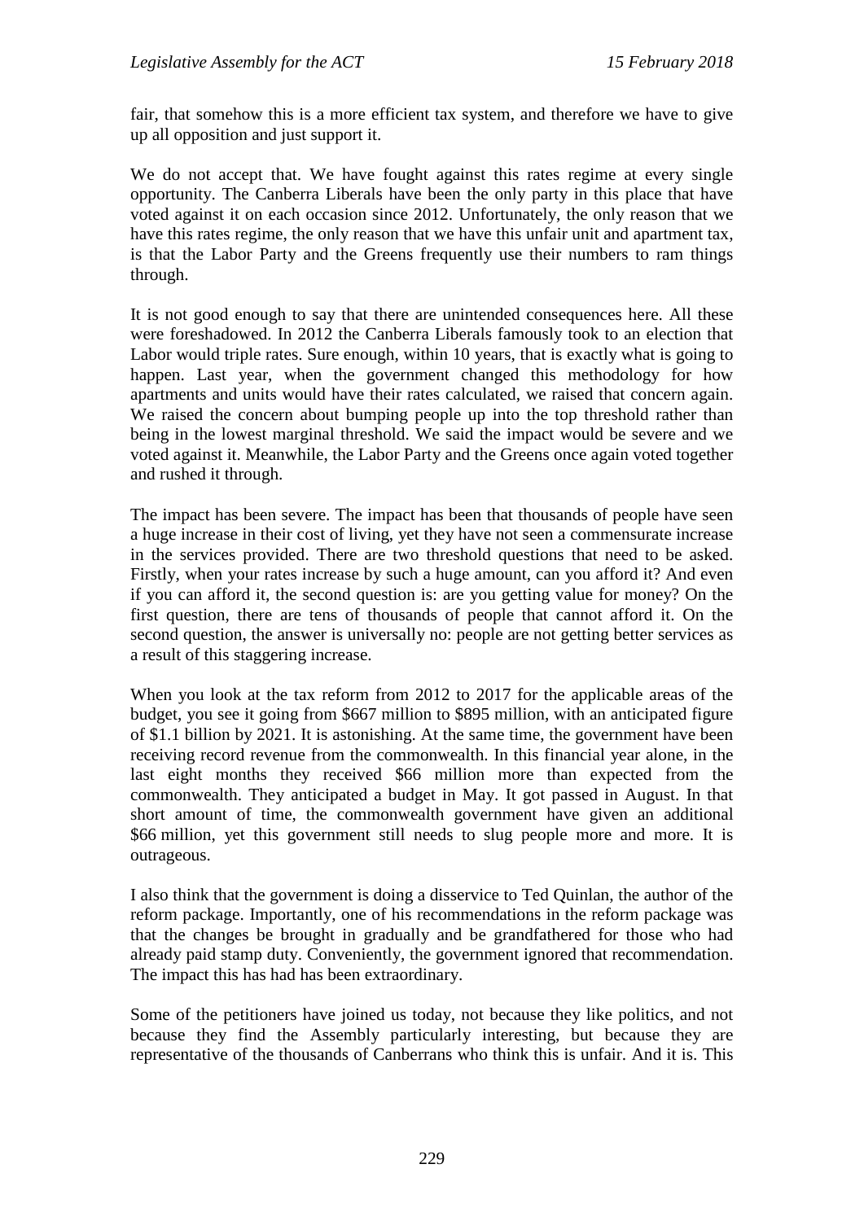fair, that somehow this is a more efficient tax system, and therefore we have to give up all opposition and just support it.

We do not accept that. We have fought against this rates regime at every single opportunity. The Canberra Liberals have been the only party in this place that have voted against it on each occasion since 2012. Unfortunately, the only reason that we have this rates regime, the only reason that we have this unfair unit and apartment tax, is that the Labor Party and the Greens frequently use their numbers to ram things through.

It is not good enough to say that there are unintended consequences here. All these were foreshadowed. In 2012 the Canberra Liberals famously took to an election that Labor would triple rates. Sure enough, within 10 years, that is exactly what is going to happen. Last year, when the government changed this methodology for how apartments and units would have their rates calculated, we raised that concern again. We raised the concern about bumping people up into the top threshold rather than being in the lowest marginal threshold. We said the impact would be severe and we voted against it. Meanwhile, the Labor Party and the Greens once again voted together and rushed it through.

The impact has been severe. The impact has been that thousands of people have seen a huge increase in their cost of living, yet they have not seen a commensurate increase in the services provided. There are two threshold questions that need to be asked. Firstly, when your rates increase by such a huge amount, can you afford it? And even if you can afford it, the second question is: are you getting value for money? On the first question, there are tens of thousands of people that cannot afford it. On the second question, the answer is universally no: people are not getting better services as a result of this staggering increase.

When you look at the tax reform from 2012 to 2017 for the applicable areas of the budget, you see it going from $667 million to $895 million, with an anticipated figure of $1.1 billion by 2021. It is astonishing. At the same time, the government have been receiving record revenue from the commonwealth. In this financial year alone, in the last eight months they received $66 million more than expected from the commonwealth. They anticipated a budget in May. It got passed in August. In that short amount of time, the commonwealth government have given an additional $66 million, yet this government still needs to slug people more and more. It is outrageous.

I also think that the government is doing a disservice to Ted Quinlan, the author of the reform package. Importantly, one of his recommendations in the reform package was that the changes be brought in gradually and be grandfathered for those who had already paid stamp duty. Conveniently, the government ignored that recommendation. The impact this has had has been extraordinary.

Some of the petitioners have joined us today, not because they like politics, and not because they find the Assembly particularly interesting, but because they are representative of the thousands of Canberrans who think this is unfair. And it is. This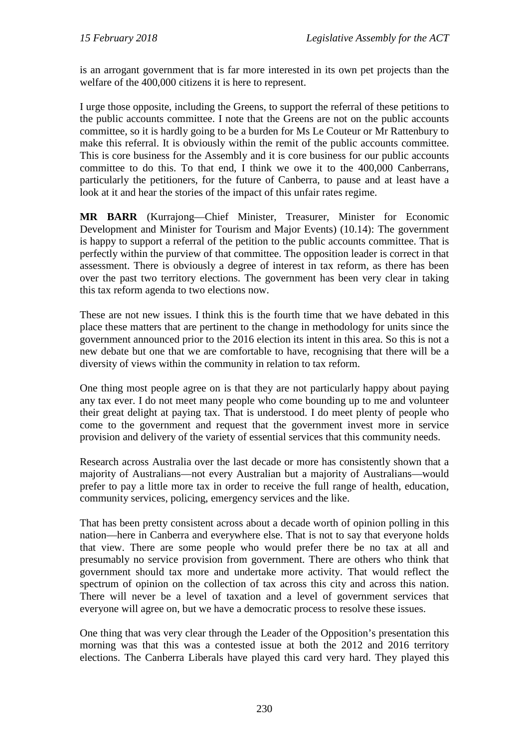is an arrogant government that is far more interested in its own pet projects than the welfare of the 400,000 citizens it is here to represent.

I urge those opposite, including the Greens, to support the referral of these petitions to the public accounts committee. I note that the Greens are not on the public accounts committee, so it is hardly going to be a burden for Ms Le Couteur or Mr Rattenbury to make this referral. It is obviously within the remit of the public accounts committee. This is core business for the Assembly and it is core business for our public accounts committee to do this. To that end, I think we owe it to the 400,000 Canberrans, particularly the petitioners, for the future of Canberra, to pause and at least have a look at it and hear the stories of the impact of this unfair rates regime.

**MR BARR** (Kurrajong—Chief Minister, Treasurer, Minister for Economic Development and Minister for Tourism and Major Events) (10.14): The government is happy to support a referral of the petition to the public accounts committee. That is perfectly within the purview of that committee. The opposition leader is correct in that assessment. There is obviously a degree of interest in tax reform, as there has been over the past two territory elections. The government has been very clear in taking this tax reform agenda to two elections now.

These are not new issues. I think this is the fourth time that we have debated in this place these matters that are pertinent to the change in methodology for units since the government announced prior to the 2016 election its intent in this area. So this is not a new debate but one that we are comfortable to have, recognising that there will be a diversity of views within the community in relation to tax reform.

One thing most people agree on is that they are not particularly happy about paying any tax ever. I do not meet many people who come bounding up to me and volunteer their great delight at paying tax. That is understood. I do meet plenty of people who come to the government and request that the government invest more in service provision and delivery of the variety of essential services that this community needs.

Research across Australia over the last decade or more has consistently shown that a majority of Australians—not every Australian but a majority of Australians—would prefer to pay a little more tax in order to receive the full range of health, education, community services, policing, emergency services and the like.

That has been pretty consistent across about a decade worth of opinion polling in this nation—here in Canberra and everywhere else. That is not to say that everyone holds that view. There are some people who would prefer there be no tax at all and presumably no service provision from government. There are others who think that government should tax more and undertake more activity. That would reflect the spectrum of opinion on the collection of tax across this city and across this nation. There will never be a level of taxation and a level of government services that everyone will agree on, but we have a democratic process to resolve these issues.

One thing that was very clear through the Leader of the Opposition's presentation this morning was that this was a contested issue at both the 2012 and 2016 territory elections. The Canberra Liberals have played this card very hard. They played this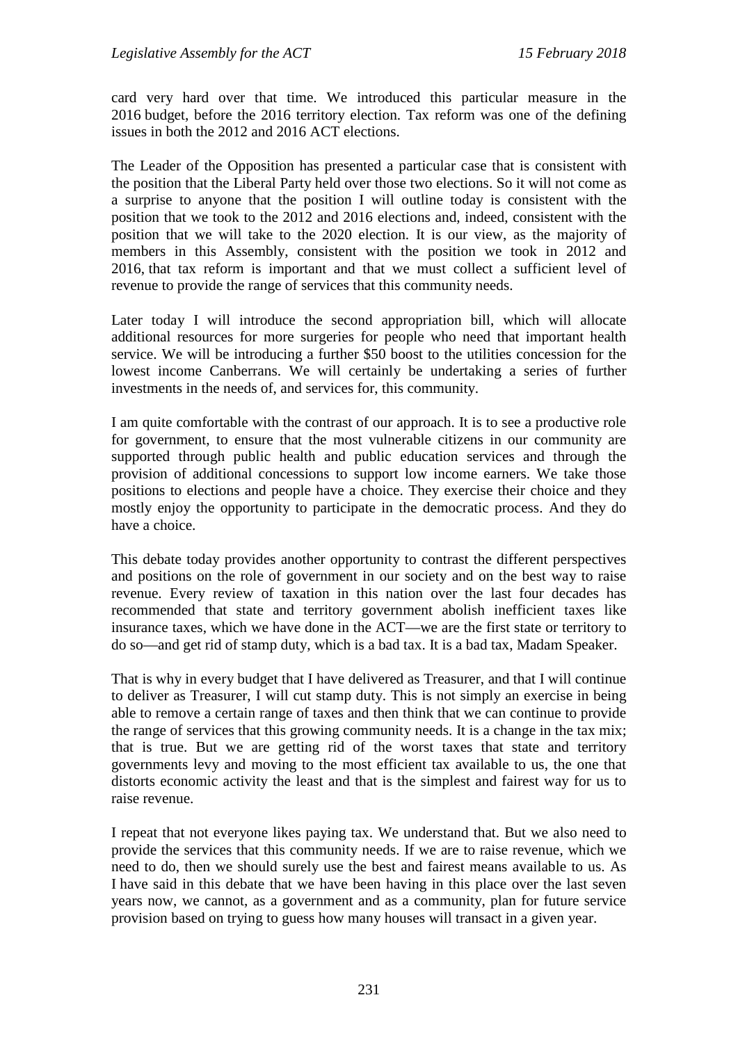card very hard over that time. We introduced this particular measure in the 2016 budget, before the 2016 territory election. Tax reform was one of the defining issues in both the 2012 and 2016 ACT elections.

The Leader of the Opposition has presented a particular case that is consistent with the position that the Liberal Party held over those two elections. So it will not come as a surprise to anyone that the position I will outline today is consistent with the position that we took to the 2012 and 2016 elections and, indeed, consistent with the position that we will take to the 2020 election. It is our view, as the majority of members in this Assembly, consistent with the position we took in 2012 and 2016, that tax reform is important and that we must collect a sufficient level of revenue to provide the range of services that this community needs.

Later today I will introduce the second appropriation bill, which will allocate additional resources for more surgeries for people who need that important health service. We will be introducing a further $50 boost to the utilities concession for the lowest income Canberrans. We will certainly be undertaking a series of further investments in the needs of, and services for, this community.

I am quite comfortable with the contrast of our approach. It is to see a productive role for government, to ensure that the most vulnerable citizens in our community are supported through public health and public education services and through the provision of additional concessions to support low income earners. We take those positions to elections and people have a choice. They exercise their choice and they mostly enjoy the opportunity to participate in the democratic process. And they do have a choice.

This debate today provides another opportunity to contrast the different perspectives and positions on the role of government in our society and on the best way to raise revenue. Every review of taxation in this nation over the last four decades has recommended that state and territory government abolish inefficient taxes like insurance taxes, which we have done in the ACT—we are the first state or territory to do so—and get rid of stamp duty, which is a bad tax. It is a bad tax, Madam Speaker.

That is why in every budget that I have delivered as Treasurer, and that I will continue to deliver as Treasurer, I will cut stamp duty. This is not simply an exercise in being able to remove a certain range of taxes and then think that we can continue to provide the range of services that this growing community needs. It is a change in the tax mix; that is true. But we are getting rid of the worst taxes that state and territory governments levy and moving to the most efficient tax available to us, the one that distorts economic activity the least and that is the simplest and fairest way for us to raise revenue.

I repeat that not everyone likes paying tax. We understand that. But we also need to provide the services that this community needs. If we are to raise revenue, which we need to do, then we should surely use the best and fairest means available to us. As I have said in this debate that we have been having in this place over the last seven years now, we cannot, as a government and as a community, plan for future service provision based on trying to guess how many houses will transact in a given year.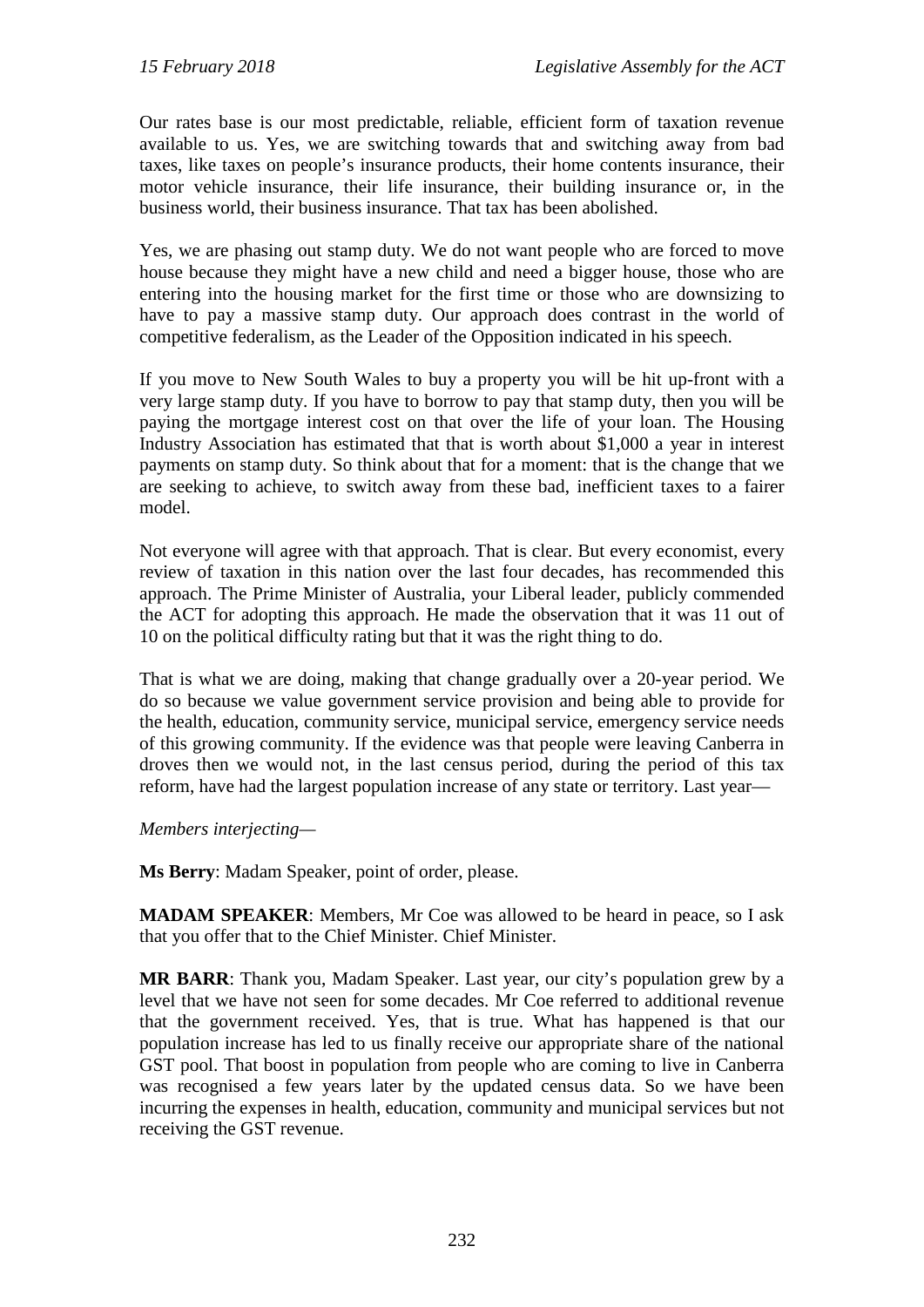Our rates base is our most predictable, reliable, efficient form of taxation revenue available to us. Yes, we are switching towards that and switching away from bad taxes, like taxes on people's insurance products, their home contents insurance, their motor vehicle insurance, their life insurance, their building insurance or, in the business world, their business insurance. That tax has been abolished.

Yes, we are phasing out stamp duty. We do not want people who are forced to move house because they might have a new child and need a bigger house, those who are entering into the housing market for the first time or those who are downsizing to have to pay a massive stamp duty. Our approach does contrast in the world of competitive federalism, as the Leader of the Opposition indicated in his speech.

If you move to New South Wales to buy a property you will be hit up-front with a very large stamp duty. If you have to borrow to pay that stamp duty, then you will be paying the mortgage interest cost on that over the life of your loan. The Housing Industry Association has estimated that that is worth about $1,000 a year in interest payments on stamp duty. So think about that for a moment: that is the change that we are seeking to achieve, to switch away from these bad, inefficient taxes to a fairer model.

Not everyone will agree with that approach. That is clear. But every economist, every review of taxation in this nation over the last four decades, has recommended this approach. The Prime Minister of Australia, your Liberal leader, publicly commended the ACT for adopting this approach. He made the observation that it was 11 out of 10 on the political difficulty rating but that it was the right thing to do.

That is what we are doing, making that change gradually over a 20-year period. We do so because we value government service provision and being able to provide for the health, education, community service, municipal service, emergency service needs of this growing community. If the evidence was that people were leaving Canberra in droves then we would not, in the last census period, during the period of this tax reform, have had the largest population increase of any state or territory. Last year—

*Members interjecting*—

**Ms Berry**: Madam Speaker, point of order, please.

**MADAM SPEAKER**: Members, Mr Coe was allowed to be heard in peace, so I ask that you offer that to the Chief Minister. Chief Minister.

**MR BARR**: Thank you, Madam Speaker. Last year, our city's population grew by a level that we have not seen for some decades. Mr Coe referred to additional revenue that the government received. Yes, that is true. What has happened is that our population increase has led to us finally receive our appropriate share of the national GST pool. That boost in population from people who are coming to live in Canberra was recognised a few years later by the updated census data. So we have been incurring the expenses in health, education, community and municipal services but not receiving the GST revenue.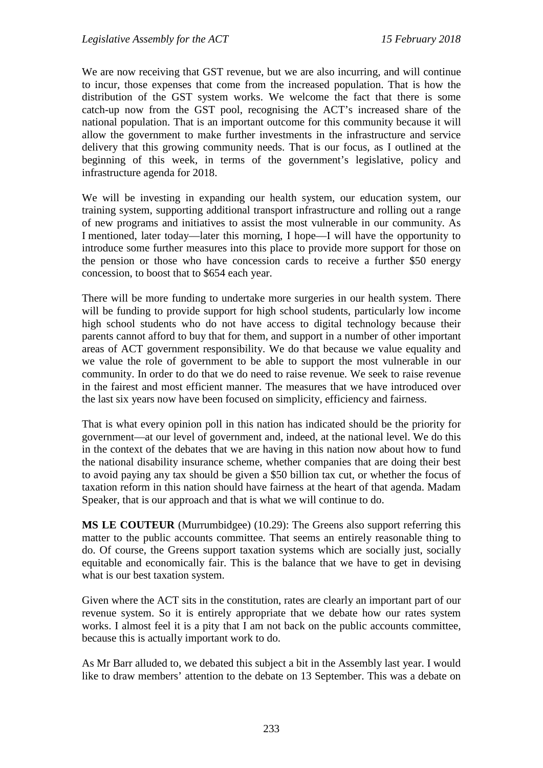We are now receiving that GST revenue, but we are also incurring, and will continue to incur, those expenses that come from the increased population. That is how the distribution of the GST system works. We welcome the fact that there is some catch-up now from the GST pool, recognising the ACT's increased share of the national population. That is an important outcome for this community because it will allow the government to make further investments in the infrastructure and service delivery that this growing community needs. That is our focus, as I outlined at the beginning of this week, in terms of the government's legislative, policy and infrastructure agenda for 2018.

We will be investing in expanding our health system, our education system, our training system, supporting additional transport infrastructure and rolling out a range of new programs and initiatives to assist the most vulnerable in our community. As I mentioned, later today—later this morning, I hope—I will have the opportunity to introduce some further measures into this place to provide more support for those on the pension or those who have concession cards to receive a further $50 energy concession, to boost that to $654 each year.

There will be more funding to undertake more surgeries in our health system. There will be funding to provide support for high school students, particularly low income high school students who do not have access to digital technology because their parents cannot afford to buy that for them, and support in a number of other important areas of ACT government responsibility. We do that because we value equality and we value the role of government to be able to support the most vulnerable in our community. In order to do that we do need to raise revenue. We seek to raise revenue in the fairest and most efficient manner. The measures that we have introduced over the last six years now have been focused on simplicity, efficiency and fairness.

That is what every opinion poll in this nation has indicated should be the priority for government—at our level of government and, indeed, at the national level. We do this in the context of the debates that we are having in this nation now about how to fund the national disability insurance scheme, whether companies that are doing their best to avoid paying any tax should be given a $50 billion tax cut, or whether the focus of taxation reform in this nation should have fairness at the heart of that agenda. Madam Speaker, that is our approach and that is what we will continue to do.

**MS LE COUTEUR** (Murrumbidgee) (10.29): The Greens also support referring this matter to the public accounts committee. That seems an entirely reasonable thing to do. Of course, the Greens support taxation systems which are socially just, socially equitable and economically fair. This is the balance that we have to get in devising what is our best taxation system.

Given where the ACT sits in the constitution, rates are clearly an important part of our revenue system. So it is entirely appropriate that we debate how our rates system works. I almost feel it is a pity that I am not back on the public accounts committee, because this is actually important work to do.

As Mr Barr alluded to, we debated this subject a bit in the Assembly last year. I would like to draw members' attention to the debate on 13 September. This was a debate on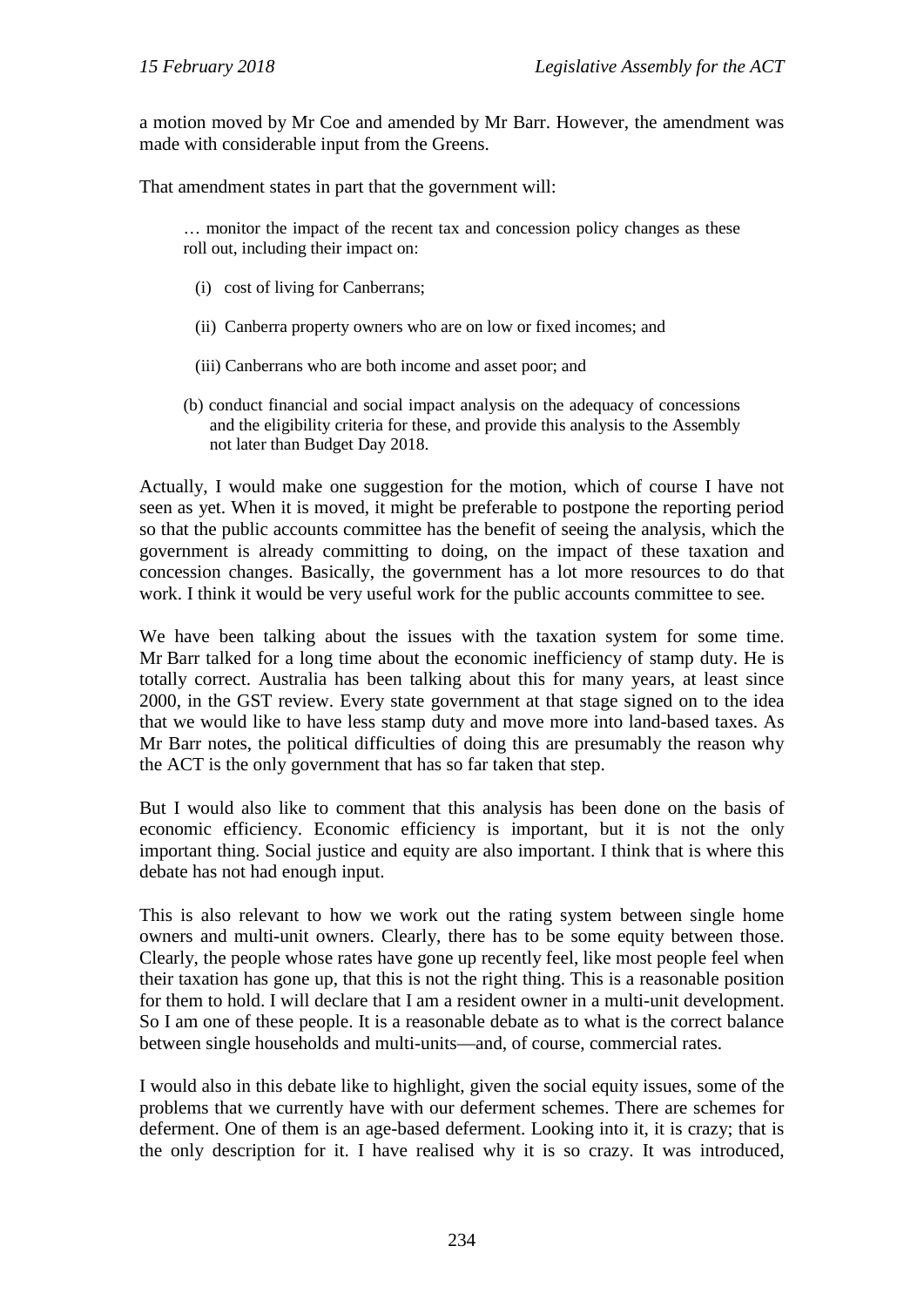a motion moved by Mr Coe and amended by Mr Barr. However, the amendment was made with considerable input from the Greens.

That amendment states in part that the government will:

> … monitor the impact of the recent tax and concession policy changes as these roll out, including their impact on:
>
> (i) cost of living for Canberrans;
>
> (ii) Canberra property owners who are on low or fixed incomes; and
>
> (iii) Canberrans who are both income and asset poor; and
>
> (b) conduct financial and social impact analysis on the adequacy of concessions and the eligibility criteria for these, and provide this analysis to the Assembly not later than Budget Day 2018.

Actually, I would make one suggestion for the motion, which of course I have not seen as yet. When it is moved, it might be preferable to postpone the reporting period so that the public accounts committee has the benefit of seeing the analysis, which the government is already committing to doing, on the impact of these taxation and concession changes. Basically, the government has a lot more resources to do that work. I think it would be very useful work for the public accounts committee to see.

We have been talking about the issues with the taxation system for some time. Mr Barr talked for a long time about the economic inefficiency of stamp duty. He is totally correct. Australia has been talking about this for many years, at least since 2000, in the GST review. Every state government at that stage signed on to the idea that we would like to have less stamp duty and move more into land-based taxes. As Mr Barr notes, the political difficulties of doing this are presumably the reason why the ACT is the only government that has so far taken that step.

But I would also like to comment that this analysis has been done on the basis of economic efficiency. Economic efficiency is important, but it is not the only important thing. Social justice and equity are also important. I think that is where this debate has not had enough input.

This is also relevant to how we work out the rating system between single home owners and multi-unit owners. Clearly, there has to be some equity between those. Clearly, the people whose rates have gone up recently feel, like most people feel when their taxation has gone up, that this is not the right thing. This is a reasonable position for them to hold. I will declare that I am a resident owner in a multi-unit development. So I am one of these people. It is a reasonable debate as to what is the correct balance between single households and multi-units—and, of course, commercial rates.

I would also in this debate like to highlight, given the social equity issues, some of the problems that we currently have with our deferment schemes. There are schemes for deferment. One of them is an age-based deferment. Looking into it, it is crazy; that is the only description for it. I have realised why it is so crazy. It was introduced,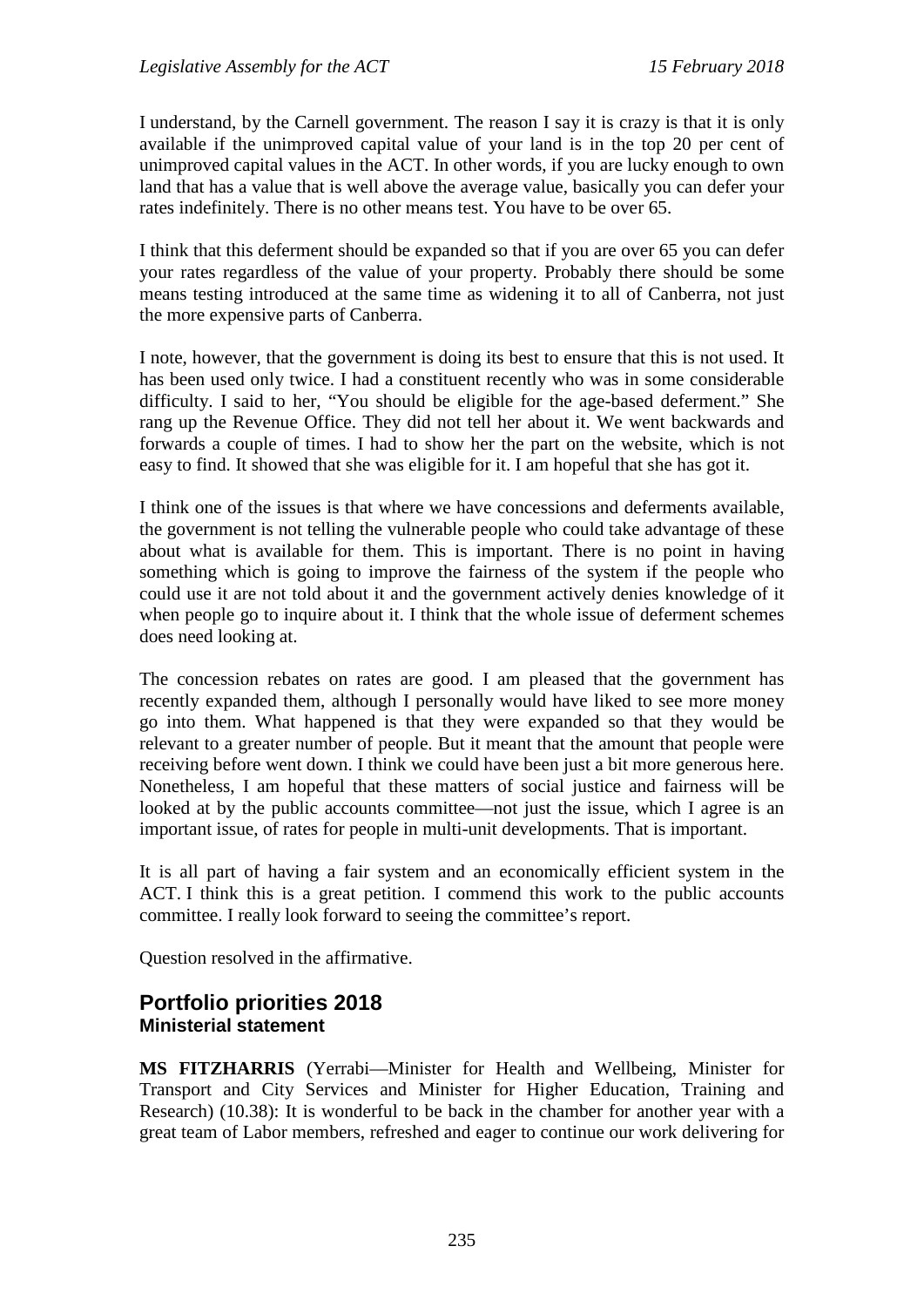I understand, by the Carnell government. The reason I say it is crazy is that it is only available if the unimproved capital value of your land is in the top 20 per cent of unimproved capital values in the ACT. In other words, if you are lucky enough to own land that has a value that is well above the average value, basically you can defer your rates indefinitely. There is no other means test. You have to be over 65.

I think that this deferment should be expanded so that if you are over 65 you can defer your rates regardless of the value of your property. Probably there should be some means testing introduced at the same time as widening it to all of Canberra, not just the more expensive parts of Canberra.

I note, however, that the government is doing its best to ensure that this is not used. It has been used only twice. I had a constituent recently who was in some considerable difficulty. I said to her, "You should be eligible for the age-based deferment." She rang up the Revenue Office. They did not tell her about it. We went backwards and forwards a couple of times. I had to show her the part on the website, which is not easy to find. It showed that she was eligible for it. I am hopeful that she has got it.

I think one of the issues is that where we have concessions and deferments available, the government is not telling the vulnerable people who could take advantage of these about what is available for them. This is important. There is no point in having something which is going to improve the fairness of the system if the people who could use it are not told about it and the government actively denies knowledge of it when people go to inquire about it. I think that the whole issue of deferment schemes does need looking at.

The concession rebates on rates are good. I am pleased that the government has recently expanded them, although I personally would have liked to see more money go into them. What happened is that they were expanded so that they would be relevant to a greater number of people. But it meant that the amount that people were receiving before went down. I think we could have been just a bit more generous here. Nonetheless, I am hopeful that these matters of social justice and fairness will be looked at by the public accounts committee—not just the issue, which I agree is an important issue, of rates for people in multi-unit developments. That is important.

It is all part of having a fair system and an economically efficient system in the ACT. I think this is a great petition. I commend this work to the public accounts committee. I really look forward to seeing the committee's report.

Question resolved in the affirmative.

## Portfolio priorities 2018
### Ministerial statement

**MS FITZHARRIS** (Yerrabi—Minister for Health and Wellbeing, Minister for Transport and City Services and Minister for Higher Education, Training and Research) (10.38): It is wonderful to be back in the chamber for another year with a great team of Labor members, refreshed and eager to continue our work delivering for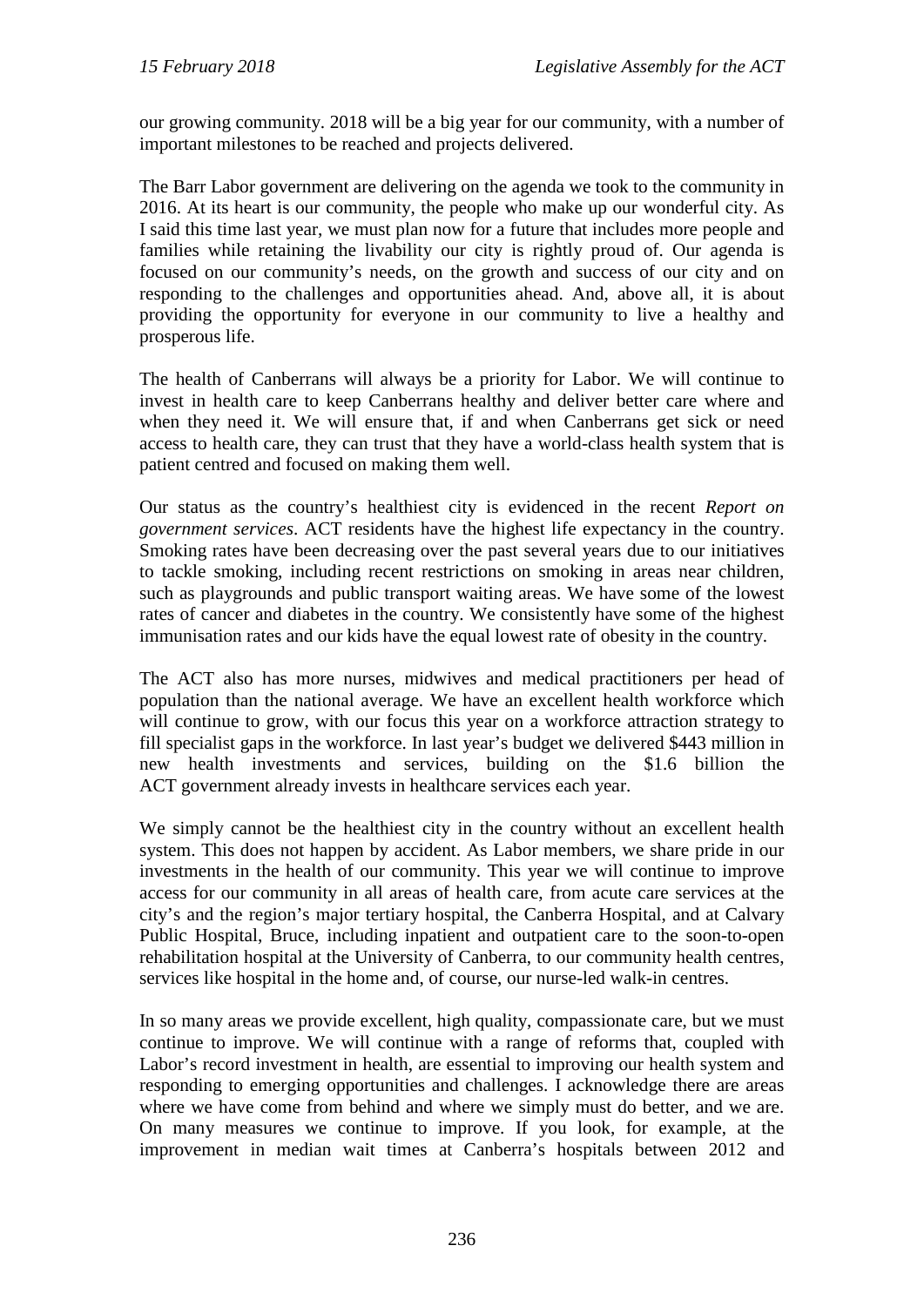our growing community. 2018 will be a big year for our community, with a number of important milestones to be reached and projects delivered.

The Barr Labor government are delivering on the agenda we took to the community in 2016. At its heart is our community, the people who make up our wonderful city. As I said this time last year, we must plan now for a future that includes more people and families while retaining the livability our city is rightly proud of. Our agenda is focused on our community's needs, on the growth and success of our city and on responding to the challenges and opportunities ahead. And, above all, it is about providing the opportunity for everyone in our community to live a healthy and prosperous life.

The health of Canberrans will always be a priority for Labor. We will continue to invest in health care to keep Canberrans healthy and deliver better care where and when they need it. We will ensure that, if and when Canberrans get sick or need access to health care, they can trust that they have a world-class health system that is patient centred and focused on making them well.

Our status as the country's healthiest city is evidenced in the recent *Report on government services*. ACT residents have the highest life expectancy in the country. Smoking rates have been decreasing over the past several years due to our initiatives to tackle smoking, including recent restrictions on smoking in areas near children, such as playgrounds and public transport waiting areas. We have some of the lowest rates of cancer and diabetes in the country. We consistently have some of the highest immunisation rates and our kids have the equal lowest rate of obesity in the country.

The ACT also has more nurses, midwives and medical practitioners per head of population than the national average. We have an excellent health workforce which will continue to grow, with our focus this year on a workforce attraction strategy to fill specialist gaps in the workforce. In last year's budget we delivered $443 million in new health investments and services, building on the $1.6 billion the ACT government already invests in healthcare services each year.

We simply cannot be the healthiest city in the country without an excellent health system. This does not happen by accident. As Labor members, we share pride in our investments in the health of our community. This year we will continue to improve access for our community in all areas of health care, from acute care services at the city's and the region's major tertiary hospital, the Canberra Hospital, and at Calvary Public Hospital, Bruce, including inpatient and outpatient care to the soon-to-open rehabilitation hospital at the University of Canberra, to our community health centres, services like hospital in the home and, of course, our nurse-led walk-in centres.

In so many areas we provide excellent, high quality, compassionate care, but we must continue to improve. We will continue with a range of reforms that, coupled with Labor's record investment in health, are essential to improving our health system and responding to emerging opportunities and challenges. I acknowledge there are areas where we have come from behind and where we simply must do better, and we are. On many measures we continue to improve. If you look, for example, at the improvement in median wait times at Canberra's hospitals between 2012 and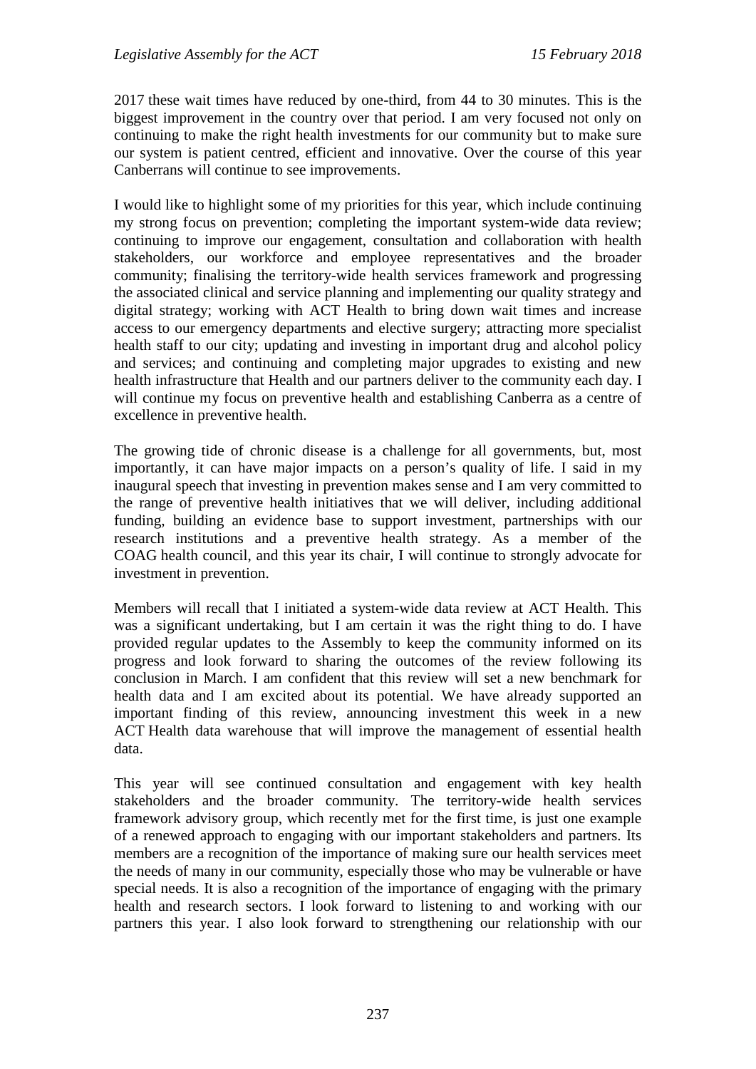2017 these wait times have reduced by one-third, from 44 to 30 minutes. This is the biggest improvement in the country over that period. I am very focused not only on continuing to make the right health investments for our community but to make sure our system is patient centred, efficient and innovative. Over the course of this year Canberrans will continue to see improvements.

I would like to highlight some of my priorities for this year, which include continuing my strong focus on prevention; completing the important system-wide data review; continuing to improve our engagement, consultation and collaboration with health stakeholders, our workforce and employee representatives and the broader community; finalising the territory-wide health services framework and progressing the associated clinical and service planning and implementing our quality strategy and digital strategy; working with ACT Health to bring down wait times and increase access to our emergency departments and elective surgery; attracting more specialist health staff to our city; updating and investing in important drug and alcohol policy and services; and continuing and completing major upgrades to existing and new health infrastructure that Health and our partners deliver to the community each day. I will continue my focus on preventive health and establishing Canberra as a centre of excellence in preventive health.

The growing tide of chronic disease is a challenge for all governments, but, most importantly, it can have major impacts on a person's quality of life. I said in my inaugural speech that investing in prevention makes sense and I am very committed to the range of preventive health initiatives that we will deliver, including additional funding, building an evidence base to support investment, partnerships with our research institutions and a preventive health strategy. As a member of the COAG health council, and this year its chair, I will continue to strongly advocate for investment in prevention.

Members will recall that I initiated a system-wide data review at ACT Health. This was a significant undertaking, but I am certain it was the right thing to do. I have provided regular updates to the Assembly to keep the community informed on its progress and look forward to sharing the outcomes of the review following its conclusion in March. I am confident that this review will set a new benchmark for health data and I am excited about its potential. We have already supported an important finding of this review, announcing investment this week in a new ACT Health data warehouse that will improve the management of essential health data.

This year will see continued consultation and engagement with key health stakeholders and the broader community. The territory-wide health services framework advisory group, which recently met for the first time, is just one example of a renewed approach to engaging with our important stakeholders and partners. Its members are a recognition of the importance of making sure our health services meet the needs of many in our community, especially those who may be vulnerable or have special needs. It is also a recognition of the importance of engaging with the primary health and research sectors. I look forward to listening to and working with our partners this year. I also look forward to strengthening our relationship with our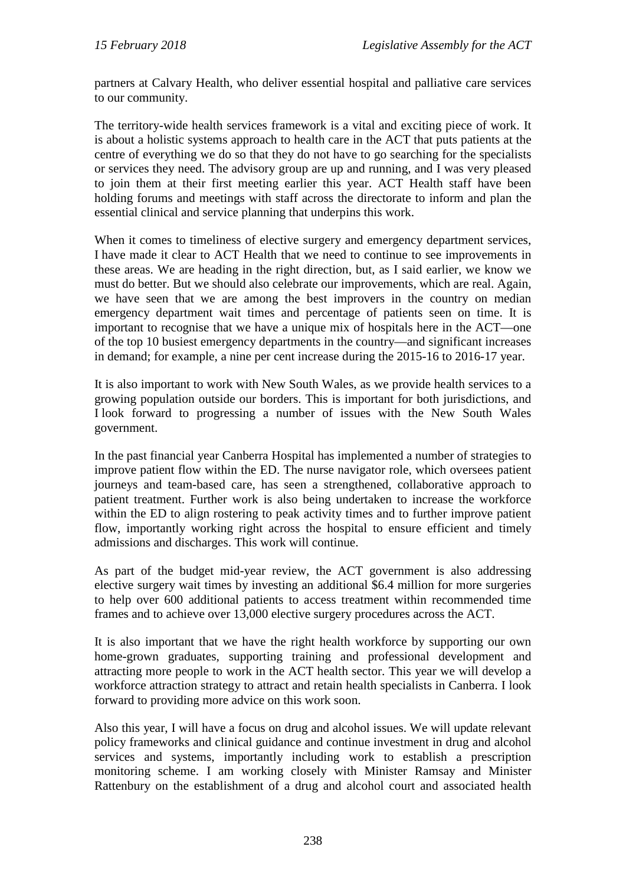partners at Calvary Health, who deliver essential hospital and palliative care services to our community.

The territory-wide health services framework is a vital and exciting piece of work. It is about a holistic systems approach to health care in the ACT that puts patients at the centre of everything we do so that they do not have to go searching for the specialists or services they need. The advisory group are up and running, and I was very pleased to join them at their first meeting earlier this year. ACT Health staff have been holding forums and meetings with staff across the directorate to inform and plan the essential clinical and service planning that underpins this work.

When it comes to timeliness of elective surgery and emergency department services, I have made it clear to ACT Health that we need to continue to see improvements in these areas. We are heading in the right direction, but, as I said earlier, we know we must do better. But we should also celebrate our improvements, which are real. Again, we have seen that we are among the best improvers in the country on median emergency department wait times and percentage of patients seen on time. It is important to recognise that we have a unique mix of hospitals here in the ACT—one of the top 10 busiest emergency departments in the country—and significant increases in demand; for example, a nine per cent increase during the 2015-16 to 2016-17 year.

It is also important to work with New South Wales, as we provide health services to a growing population outside our borders. This is important for both jurisdictions, and I look forward to progressing a number of issues with the New South Wales government.

In the past financial year Canberra Hospital has implemented a number of strategies to improve patient flow within the ED. The nurse navigator role, which oversees patient journeys and team-based care, has seen a strengthened, collaborative approach to patient treatment. Further work is also being undertaken to increase the workforce within the ED to align rostering to peak activity times and to further improve patient flow, importantly working right across the hospital to ensure efficient and timely admissions and discharges. This work will continue.

As part of the budget mid-year review, the ACT government is also addressing elective surgery wait times by investing an additional $6.4 million for more surgeries to help over 600 additional patients to access treatment within recommended time frames and to achieve over 13,000 elective surgery procedures across the ACT.

It is also important that we have the right health workforce by supporting our own home-grown graduates, supporting training and professional development and attracting more people to work in the ACT health sector. This year we will develop a workforce attraction strategy to attract and retain health specialists in Canberra. I look forward to providing more advice on this work soon.

Also this year, I will have a focus on drug and alcohol issues. We will update relevant policy frameworks and clinical guidance and continue investment in drug and alcohol services and systems, importantly including work to establish a prescription monitoring scheme. I am working closely with Minister Ramsay and Minister Rattenbury on the establishment of a drug and alcohol court and associated health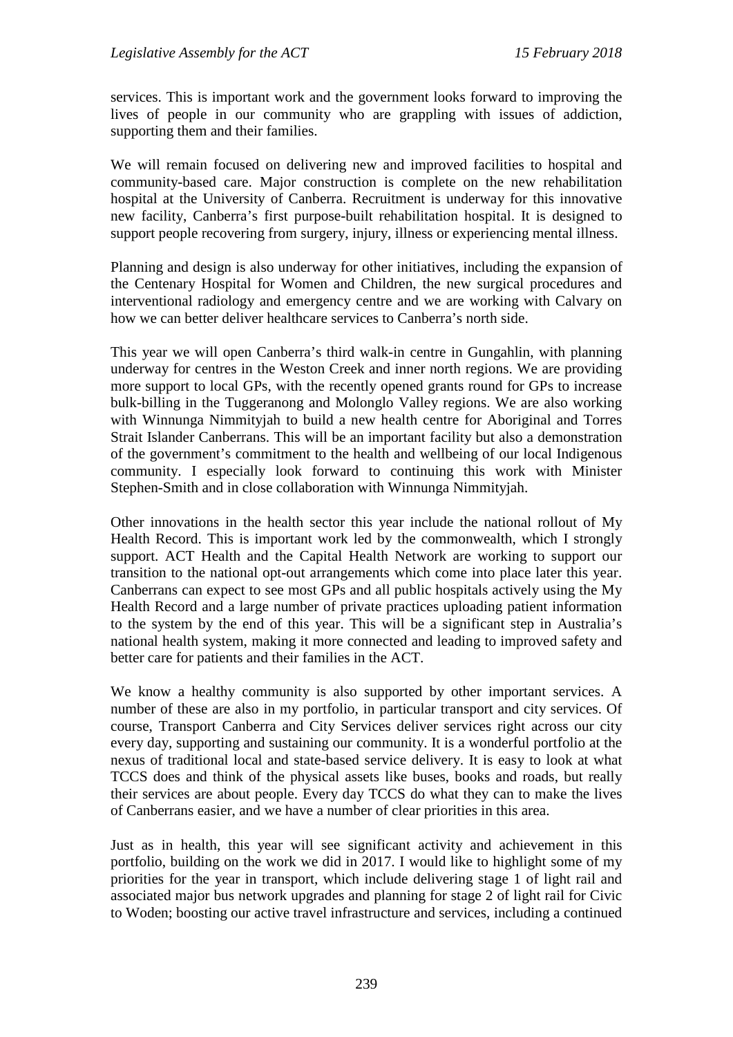services. This is important work and the government looks forward to improving the lives of people in our community who are grappling with issues of addiction, supporting them and their families.

We will remain focused on delivering new and improved facilities to hospital and community-based care. Major construction is complete on the new rehabilitation hospital at the University of Canberra. Recruitment is underway for this innovative new facility, Canberra's first purpose-built rehabilitation hospital. It is designed to support people recovering from surgery, injury, illness or experiencing mental illness.

Planning and design is also underway for other initiatives, including the expansion of the Centenary Hospital for Women and Children, the new surgical procedures and interventional radiology and emergency centre and we are working with Calvary on how we can better deliver healthcare services to Canberra's north side.

This year we will open Canberra's third walk-in centre in Gungahlin, with planning underway for centres in the Weston Creek and inner north regions. We are providing more support to local GPs, with the recently opened grants round for GPs to increase bulk-billing in the Tuggeranong and Molonglo Valley regions. We are also working with Winnunga Nimmityjah to build a new health centre for Aboriginal and Torres Strait Islander Canberrans. This will be an important facility but also a demonstration of the government's commitment to the health and wellbeing of our local Indigenous community. I especially look forward to continuing this work with Minister Stephen-Smith and in close collaboration with Winnunga Nimmityjah.

Other innovations in the health sector this year include the national rollout of My Health Record. This is important work led by the commonwealth, which I strongly support. ACT Health and the Capital Health Network are working to support our transition to the national opt-out arrangements which come into place later this year. Canberrans can expect to see most GPs and all public hospitals actively using the My Health Record and a large number of private practices uploading patient information to the system by the end of this year. This will be a significant step in Australia's national health system, making it more connected and leading to improved safety and better care for patients and their families in the ACT.

We know a healthy community is also supported by other important services. A number of these are also in my portfolio, in particular transport and city services. Of course, Transport Canberra and City Services deliver services right across our city every day, supporting and sustaining our community. It is a wonderful portfolio at the nexus of traditional local and state-based service delivery. It is easy to look at what TCCS does and think of the physical assets like buses, books and roads, but really their services are about people. Every day TCCS do what they can to make the lives of Canberrans easier, and we have a number of clear priorities in this area.

Just as in health, this year will see significant activity and achievement in this portfolio, building on the work we did in 2017. I would like to highlight some of my priorities for the year in transport, which include delivering stage 1 of light rail and associated major bus network upgrades and planning for stage 2 of light rail for Civic to Woden; boosting our active travel infrastructure and services, including a continued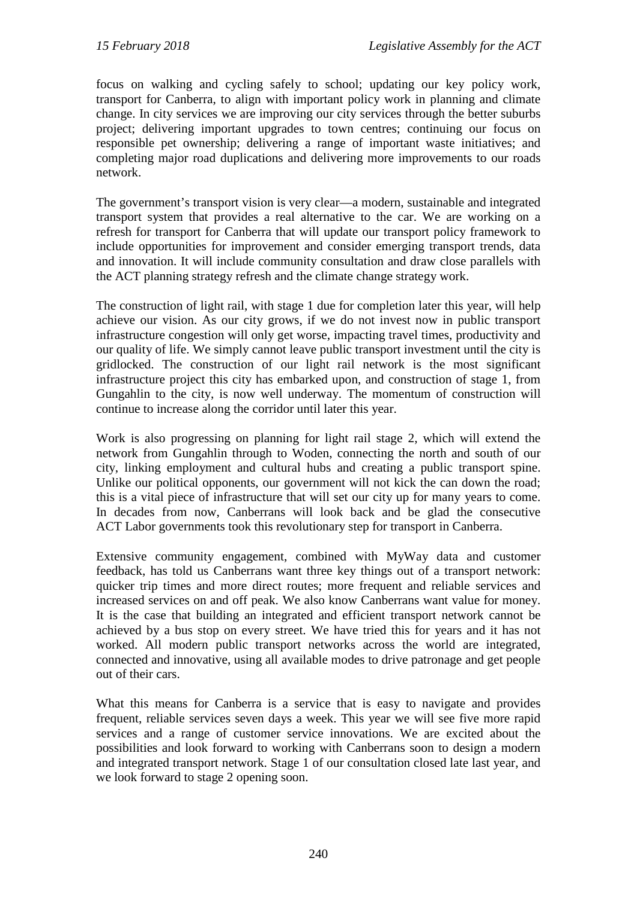focus on walking and cycling safely to school; updating our key policy work, transport for Canberra, to align with important policy work in planning and climate change. In city services we are improving our city services through the better suburbs project; delivering important upgrades to town centres; continuing our focus on responsible pet ownership; delivering a range of important waste initiatives; and completing major road duplications and delivering more improvements to our roads network.

The government's transport vision is very clear—a modern, sustainable and integrated transport system that provides a real alternative to the car. We are working on a refresh for transport for Canberra that will update our transport policy framework to include opportunities for improvement and consider emerging transport trends, data and innovation. It will include community consultation and draw close parallels with the ACT planning strategy refresh and the climate change strategy work.

The construction of light rail, with stage 1 due for completion later this year, will help achieve our vision. As our city grows, if we do not invest now in public transport infrastructure congestion will only get worse, impacting travel times, productivity and our quality of life. We simply cannot leave public transport investment until the city is gridlocked. The construction of our light rail network is the most significant infrastructure project this city has embarked upon, and construction of stage 1, from Gungahlin to the city, is now well underway. The momentum of construction will continue to increase along the corridor until later this year.

Work is also progressing on planning for light rail stage 2, which will extend the network from Gungahlin through to Woden, connecting the north and south of our city, linking employment and cultural hubs and creating a public transport spine. Unlike our political opponents, our government will not kick the can down the road; this is a vital piece of infrastructure that will set our city up for many years to come. In decades from now, Canberrans will look back and be glad the consecutive ACT Labor governments took this revolutionary step for transport in Canberra.

Extensive community engagement, combined with MyWay data and customer feedback, has told us Canberrans want three key things out of a transport network: quicker trip times and more direct routes; more frequent and reliable services and increased services on and off peak. We also know Canberrans want value for money. It is the case that building an integrated and efficient transport network cannot be achieved by a bus stop on every street. We have tried this for years and it has not worked. All modern public transport networks across the world are integrated, connected and innovative, using all available modes to drive patronage and get people out of their cars.

What this means for Canberra is a service that is easy to navigate and provides frequent, reliable services seven days a week. This year we will see five more rapid services and a range of customer service innovations. We are excited about the possibilities and look forward to working with Canberrans soon to design a modern and integrated transport network. Stage 1 of our consultation closed late last year, and we look forward to stage 2 opening soon.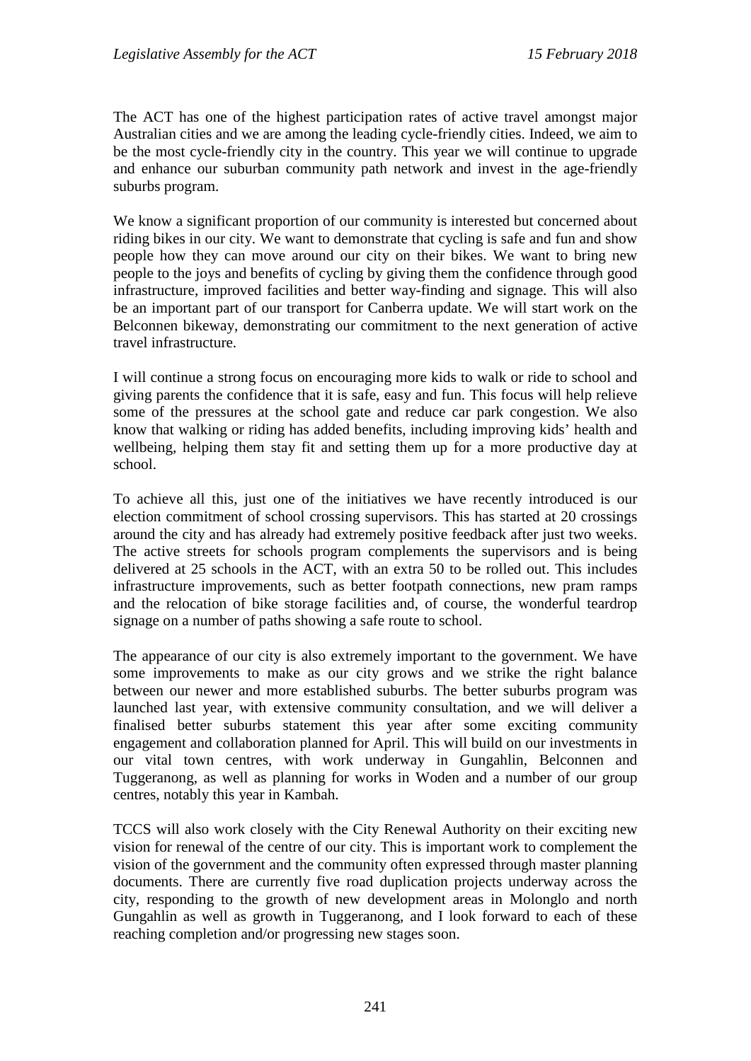The ACT has one of the highest participation rates of active travel amongst major Australian cities and we are among the leading cycle-friendly cities. Indeed, we aim to be the most cycle-friendly city in the country. This year we will continue to upgrade and enhance our suburban community path network and invest in the age-friendly suburbs program.

We know a significant proportion of our community is interested but concerned about riding bikes in our city. We want to demonstrate that cycling is safe and fun and show people how they can move around our city on their bikes. We want to bring new people to the joys and benefits of cycling by giving them the confidence through good infrastructure, improved facilities and better way-finding and signage. This will also be an important part of our transport for Canberra update. We will start work on the Belconnen bikeway, demonstrating our commitment to the next generation of active travel infrastructure.

I will continue a strong focus on encouraging more kids to walk or ride to school and giving parents the confidence that it is safe, easy and fun. This focus will help relieve some of the pressures at the school gate and reduce car park congestion. We also know that walking or riding has added benefits, including improving kids' health and wellbeing, helping them stay fit and setting them up for a more productive day at school.

To achieve all this, just one of the initiatives we have recently introduced is our election commitment of school crossing supervisors. This has started at 20 crossings around the city and has already had extremely positive feedback after just two weeks. The active streets for schools program complements the supervisors and is being delivered at 25 schools in the ACT, with an extra 50 to be rolled out. This includes infrastructure improvements, such as better footpath connections, new pram ramps and the relocation of bike storage facilities and, of course, the wonderful teardrop signage on a number of paths showing a safe route to school.

The appearance of our city is also extremely important to the government. We have some improvements to make as our city grows and we strike the right balance between our newer and more established suburbs. The better suburbs program was launched last year, with extensive community consultation, and we will deliver a finalised better suburbs statement this year after some exciting community engagement and collaboration planned for April. This will build on our investments in our vital town centres, with work underway in Gungahlin, Belconnen and Tuggeranong, as well as planning for works in Woden and a number of our group centres, notably this year in Kambah.

TCCS will also work closely with the City Renewal Authority on their exciting new vision for renewal of the centre of our city. This is important work to complement the vision of the government and the community often expressed through master planning documents. There are currently five road duplication projects underway across the city, responding to the growth of new development areas in Molonglo and north Gungahlin as well as growth in Tuggeranong, and I look forward to each of these reaching completion and/or progressing new stages soon.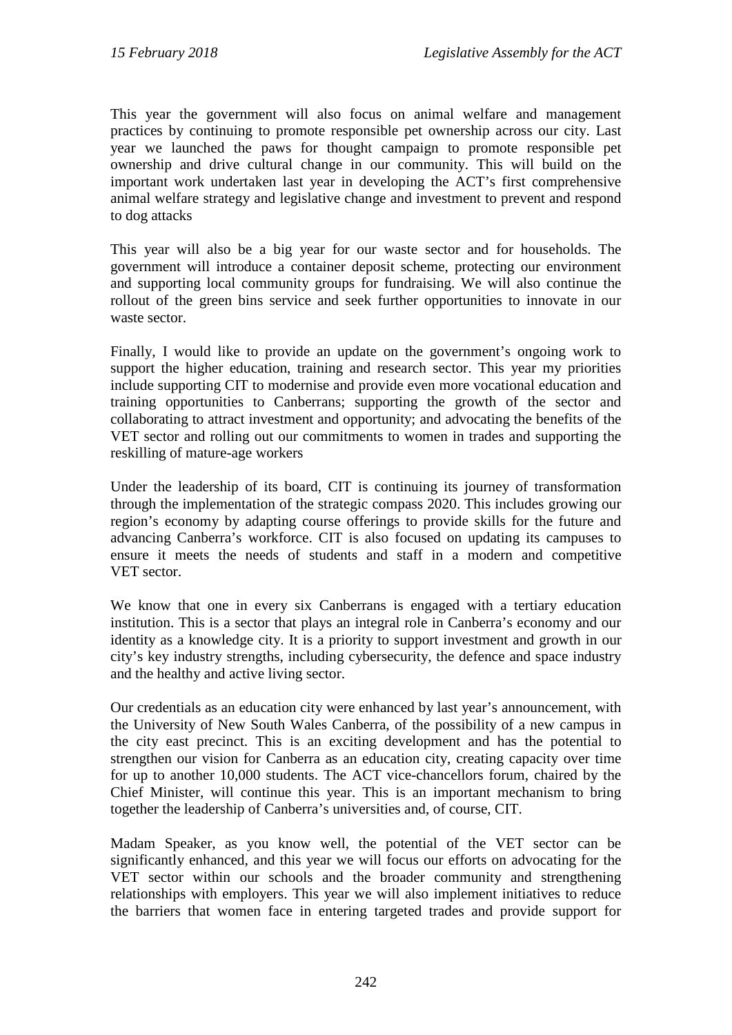This year the government will also focus on animal welfare and management practices by continuing to promote responsible pet ownership across our city. Last year we launched the paws for thought campaign to promote responsible pet ownership and drive cultural change in our community. This will build on the important work undertaken last year in developing the ACT's first comprehensive animal welfare strategy and legislative change and investment to prevent and respond to dog attacks

This year will also be a big year for our waste sector and for households. The government will introduce a container deposit scheme, protecting our environment and supporting local community groups for fundraising. We will also continue the rollout of the green bins service and seek further opportunities to innovate in our waste sector.

Finally, I would like to provide an update on the government's ongoing work to support the higher education, training and research sector. This year my priorities include supporting CIT to modernise and provide even more vocational education and training opportunities to Canberrans; supporting the growth of the sector and collaborating to attract investment and opportunity; and advocating the benefits of the VET sector and rolling out our commitments to women in trades and supporting the reskilling of mature-age workers

Under the leadership of its board, CIT is continuing its journey of transformation through the implementation of the strategic compass 2020. This includes growing our region's economy by adapting course offerings to provide skills for the future and advancing Canberra's workforce. CIT is also focused on updating its campuses to ensure it meets the needs of students and staff in a modern and competitive VET sector.

We know that one in every six Canberrans is engaged with a tertiary education institution. This is a sector that plays an integral role in Canberra's economy and our identity as a knowledge city. It is a priority to support investment and growth in our city's key industry strengths, including cybersecurity, the defence and space industry and the healthy and active living sector.

Our credentials as an education city were enhanced by last year's announcement, with the University of New South Wales Canberra, of the possibility of a new campus in the city east precinct. This is an exciting development and has the potential to strengthen our vision for Canberra as an education city, creating capacity over time for up to another 10,000 students. The ACT vice-chancellors forum, chaired by the Chief Minister, will continue this year. This is an important mechanism to bring together the leadership of Canberra's universities and, of course, CIT.

Madam Speaker, as you know well, the potential of the VET sector can be significantly enhanced, and this year we will focus our efforts on advocating for the VET sector within our schools and the broader community and strengthening relationships with employers. This year we will also implement initiatives to reduce the barriers that women face in entering targeted trades and provide support for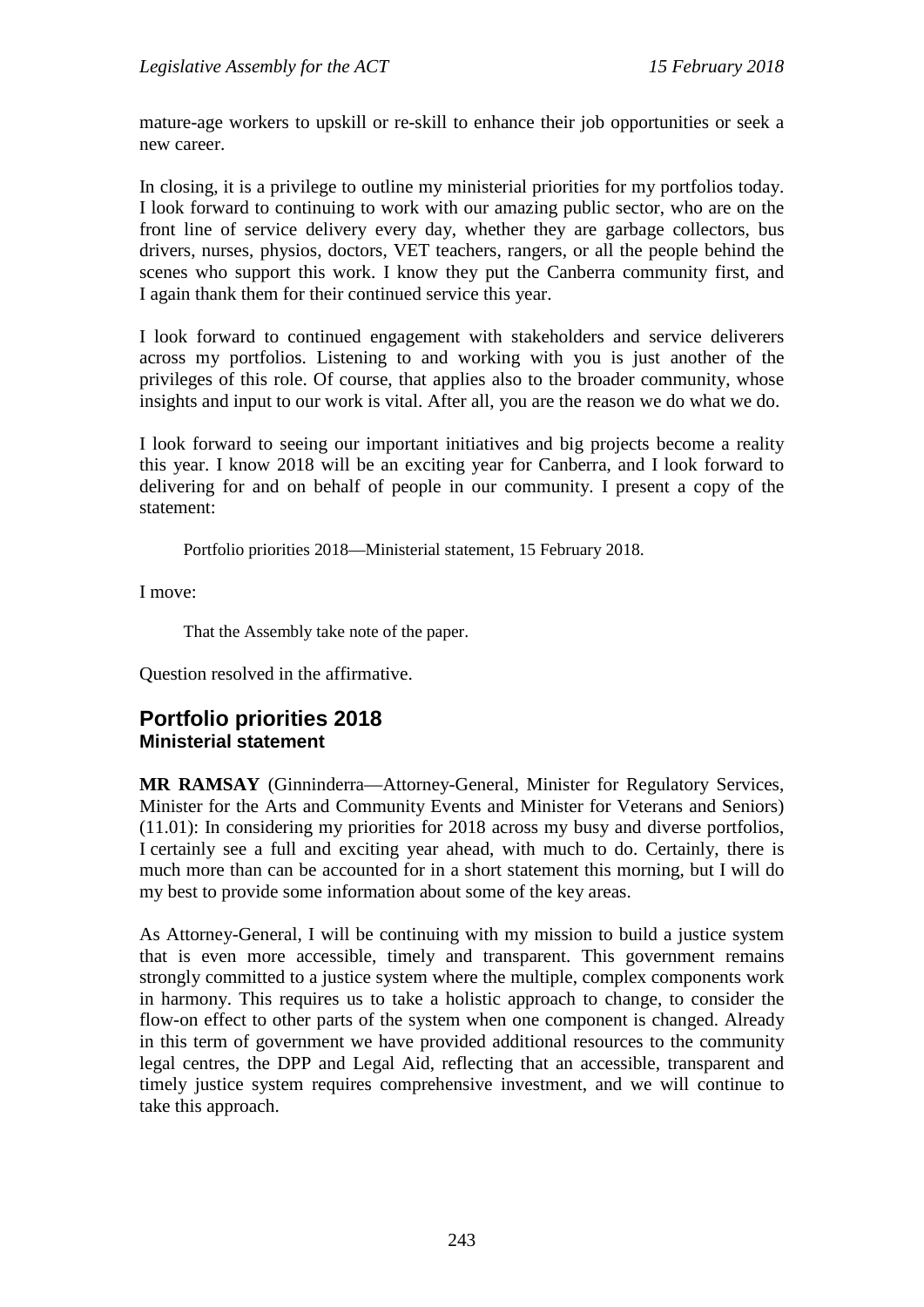mature-age workers to upskill or re-skill to enhance their job opportunities or seek a new career.

In closing, it is a privilege to outline my ministerial priorities for my portfolios today. I look forward to continuing to work with our amazing public sector, who are on the front line of service delivery every day, whether they are garbage collectors, bus drivers, nurses, physios, doctors, VET teachers, rangers, or all the people behind the scenes who support this work. I know they put the Canberra community first, and I again thank them for their continued service this year.

I look forward to continued engagement with stakeholders and service deliverers across my portfolios. Listening to and working with you is just another of the privileges of this role. Of course, that applies also to the broader community, whose insights and input to our work is vital. After all, you are the reason we do what we do.

I look forward to seeing our important initiatives and big projects become a reality this year. I know 2018 will be an exciting year for Canberra, and I look forward to delivering for and on behalf of people in our community. I present a copy of the statement:

> Portfolio priorities 2018—Ministerial statement, 15 February 2018.

I move:

> That the Assembly take note of the paper.

Question resolved in the affirmative.

## Portfolio priorities 2018
### Ministerial statement

**MR RAMSAY** (Ginninderra—Attorney-General, Minister for Regulatory Services, Minister for the Arts and Community Events and Minister for Veterans and Seniors) (11.01): In considering my priorities for 2018 across my busy and diverse portfolios, I certainly see a full and exciting year ahead, with much to do. Certainly, there is much more than can be accounted for in a short statement this morning, but I will do my best to provide some information about some of the key areas.

As Attorney-General, I will be continuing with my mission to build a justice system that is even more accessible, timely and transparent. This government remains strongly committed to a justice system where the multiple, complex components work in harmony. This requires us to take a holistic approach to change, to consider the flow-on effect to other parts of the system when one component is changed. Already in this term of government we have provided additional resources to the community legal centres, the DPP and Legal Aid, reflecting that an accessible, transparent and timely justice system requires comprehensive investment, and we will continue to take this approach.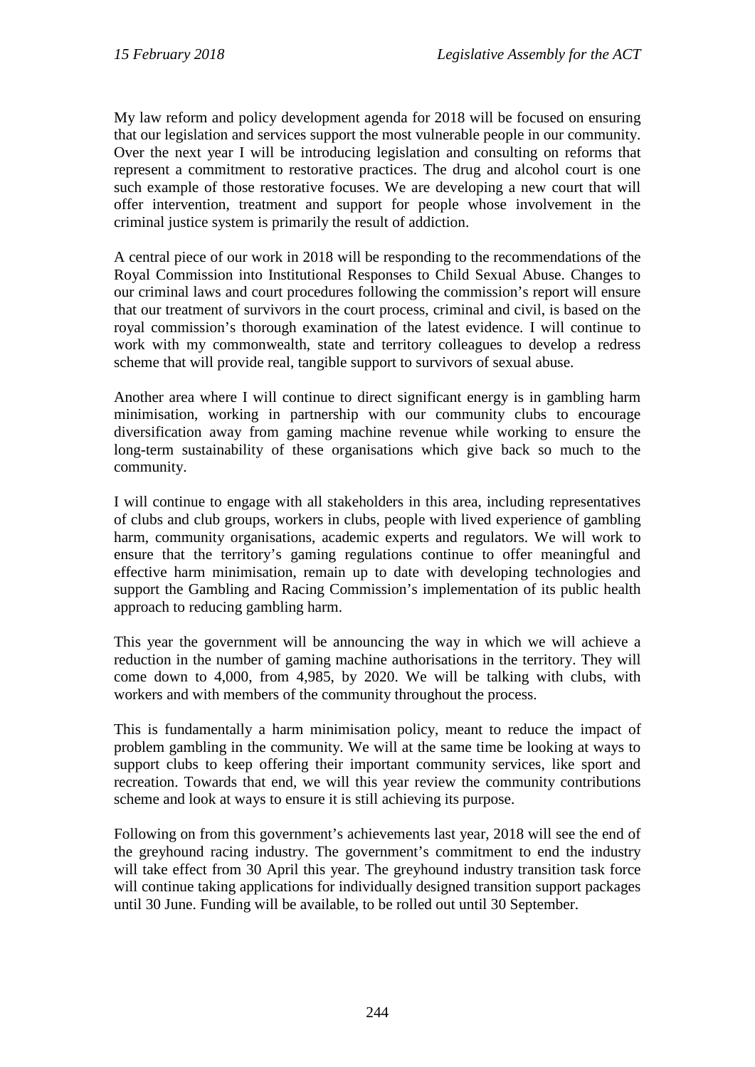My law reform and policy development agenda for 2018 will be focused on ensuring that our legislation and services support the most vulnerable people in our community. Over the next year I will be introducing legislation and consulting on reforms that represent a commitment to restorative practices. The drug and alcohol court is one such example of those restorative focuses. We are developing a new court that will offer intervention, treatment and support for people whose involvement in the criminal justice system is primarily the result of addiction.

A central piece of our work in 2018 will be responding to the recommendations of the Royal Commission into Institutional Responses to Child Sexual Abuse. Changes to our criminal laws and court procedures following the commission's report will ensure that our treatment of survivors in the court process, criminal and civil, is based on the royal commission's thorough examination of the latest evidence. I will continue to work with my commonwealth, state and territory colleagues to develop a redress scheme that will provide real, tangible support to survivors of sexual abuse.

Another area where I will continue to direct significant energy is in gambling harm minimisation, working in partnership with our community clubs to encourage diversification away from gaming machine revenue while working to ensure the long-term sustainability of these organisations which give back so much to the community.

I will continue to engage with all stakeholders in this area, including representatives of clubs and club groups, workers in clubs, people with lived experience of gambling harm, community organisations, academic experts and regulators. We will work to ensure that the territory's gaming regulations continue to offer meaningful and effective harm minimisation, remain up to date with developing technologies and support the Gambling and Racing Commission's implementation of its public health approach to reducing gambling harm.

This year the government will be announcing the way in which we will achieve a reduction in the number of gaming machine authorisations in the territory. They will come down to 4,000, from 4,985, by 2020. We will be talking with clubs, with workers and with members of the community throughout the process.

This is fundamentally a harm minimisation policy, meant to reduce the impact of problem gambling in the community. We will at the same time be looking at ways to support clubs to keep offering their important community services, like sport and recreation. Towards that end, we will this year review the community contributions scheme and look at ways to ensure it is still achieving its purpose.

Following on from this government's achievements last year, 2018 will see the end of the greyhound racing industry. The government's commitment to end the industry will take effect from 30 April this year. The greyhound industry transition task force will continue taking applications for individually designed transition support packages until 30 June. Funding will be available, to be rolled out until 30 September.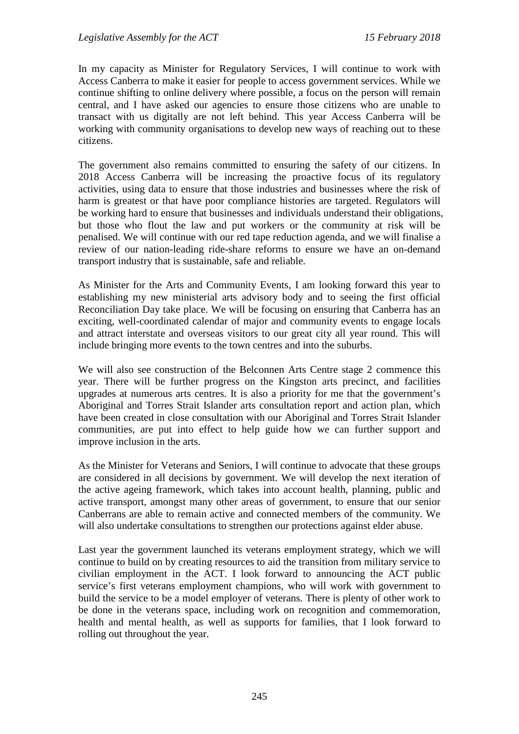In my capacity as Minister for Regulatory Services, I will continue to work with Access Canberra to make it easier for people to access government services. While we continue shifting to online delivery where possible, a focus on the person will remain central, and I have asked our agencies to ensure those citizens who are unable to transact with us digitally are not left behind. This year Access Canberra will be working with community organisations to develop new ways of reaching out to these citizens.

The government also remains committed to ensuring the safety of our citizens. In 2018 Access Canberra will be increasing the proactive focus of its regulatory activities, using data to ensure that those industries and businesses where the risk of harm is greatest or that have poor compliance histories are targeted. Regulators will be working hard to ensure that businesses and individuals understand their obligations, but those who flout the law and put workers or the community at risk will be penalised. We will continue with our red tape reduction agenda, and we will finalise a review of our nation-leading ride-share reforms to ensure we have an on-demand transport industry that is sustainable, safe and reliable.

As Minister for the Arts and Community Events, I am looking forward this year to establishing my new ministerial arts advisory body and to seeing the first official Reconciliation Day take place. We will be focusing on ensuring that Canberra has an exciting, well-coordinated calendar of major and community events to engage locals and attract interstate and overseas visitors to our great city all year round. This will include bringing more events to the town centres and into the suburbs.

We will also see construction of the Belconnen Arts Centre stage 2 commence this year. There will be further progress on the Kingston arts precinct, and facilities upgrades at numerous arts centres. It is also a priority for me that the government's Aboriginal and Torres Strait Islander arts consultation report and action plan, which have been created in close consultation with our Aboriginal and Torres Strait Islander communities, are put into effect to help guide how we can further support and improve inclusion in the arts.

As the Minister for Veterans and Seniors, I will continue to advocate that these groups are considered in all decisions by government. We will develop the next iteration of the active ageing framework, which takes into account health, planning, public and active transport, amongst many other areas of government, to ensure that our senior Canberrans are able to remain active and connected members of the community. We will also undertake consultations to strengthen our protections against elder abuse.

Last year the government launched its veterans employment strategy, which we will continue to build on by creating resources to aid the transition from military service to civilian employment in the ACT. I look forward to announcing the ACT public service's first veterans employment champions, who will work with government to build the service to be a model employer of veterans. There is plenty of other work to be done in the veterans space, including work on recognition and commemoration, health and mental health, as well as supports for families, that I look forward to rolling out throughout the year.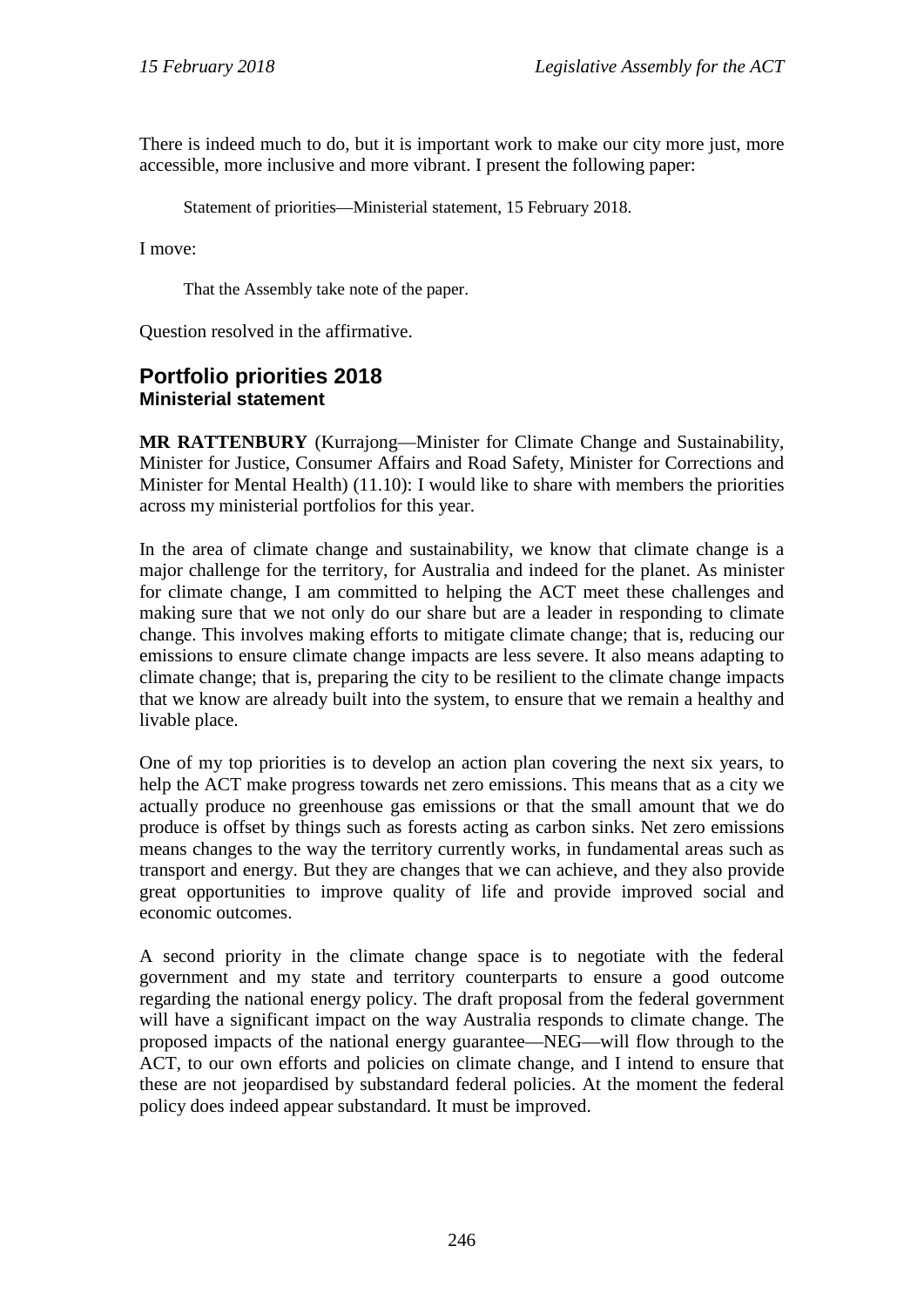There is indeed much to do, but it is important work to make our city more just, more accessible, more inclusive and more vibrant. I present the following paper:

> Statement of priorities—Ministerial statement, 15 February 2018.

I move:

> That the Assembly take note of the paper.

Question resolved in the affirmative.

## Portfolio priorities 2018
### Ministerial statement

**MR RATTENBURY** (Kurrajong—Minister for Climate Change and Sustainability, Minister for Justice, Consumer Affairs and Road Safety, Minister for Corrections and Minister for Mental Health) (11.10): I would like to share with members the priorities across my ministerial portfolios for this year.

In the area of climate change and sustainability, we know that climate change is a major challenge for the territory, for Australia and indeed for the planet. As minister for climate change, I am committed to helping the ACT meet these challenges and making sure that we not only do our share but are a leader in responding to climate change. This involves making efforts to mitigate climate change; that is, reducing our emissions to ensure climate change impacts are less severe. It also means adapting to climate change; that is, preparing the city to be resilient to the climate change impacts that we know are already built into the system, to ensure that we remain a healthy and livable place.

One of my top priorities is to develop an action plan covering the next six years, to help the ACT make progress towards net zero emissions. This means that as a city we actually produce no greenhouse gas emissions or that the small amount that we do produce is offset by things such as forests acting as carbon sinks. Net zero emissions means changes to the way the territory currently works, in fundamental areas such as transport and energy. But they are changes that we can achieve, and they also provide great opportunities to improve quality of life and provide improved social and economic outcomes.

A second priority in the climate change space is to negotiate with the federal government and my state and territory counterparts to ensure a good outcome regarding the national energy policy. The draft proposal from the federal government will have a significant impact on the way Australia responds to climate change. The proposed impacts of the national energy guarantee—NEG—will flow through to the ACT, to our own efforts and policies on climate change, and I intend to ensure that these are not jeopardised by substandard federal policies. At the moment the federal policy does indeed appear substandard. It must be improved.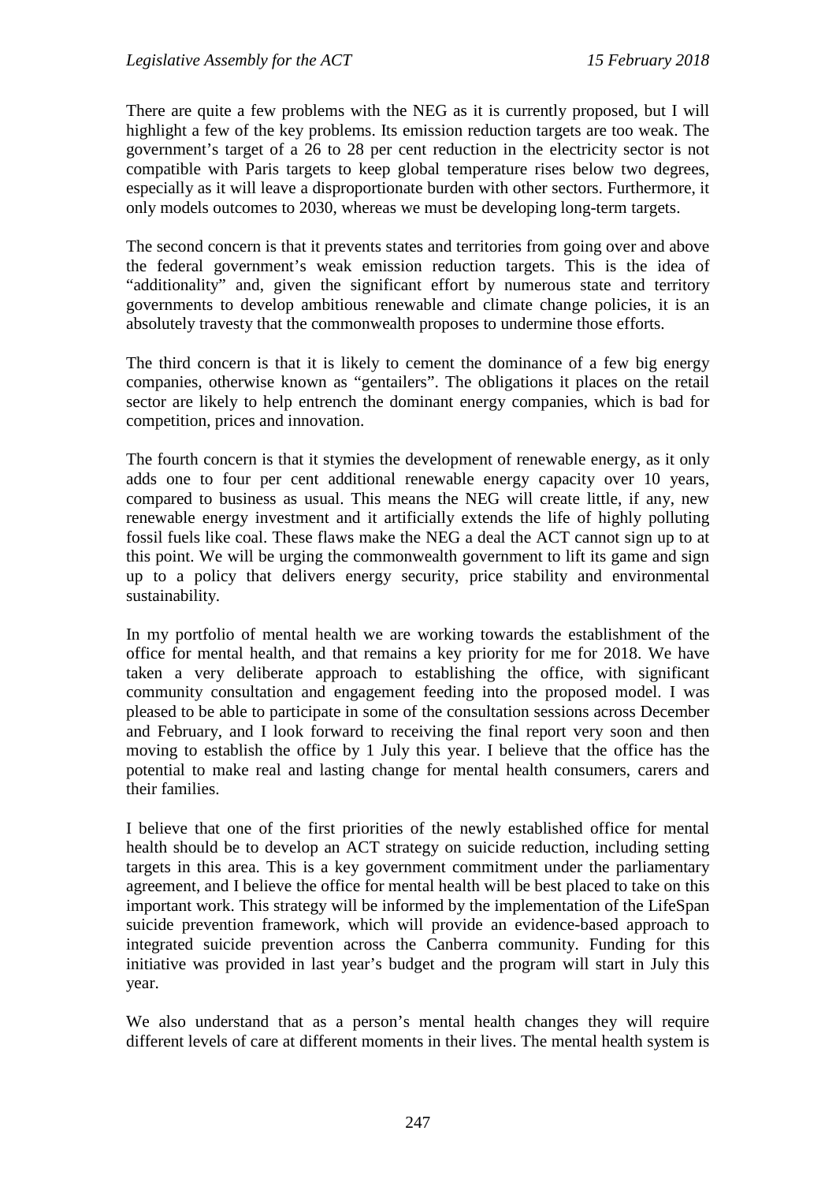There are quite a few problems with the NEG as it is currently proposed, but I will highlight a few of the key problems. Its emission reduction targets are too weak. The government's target of a 26 to 28 per cent reduction in the electricity sector is not compatible with Paris targets to keep global temperature rises below two degrees, especially as it will leave a disproportionate burden with other sectors. Furthermore, it only models outcomes to 2030, whereas we must be developing long-term targets.

The second concern is that it prevents states and territories from going over and above the federal government's weak emission reduction targets. This is the idea of "additionality" and, given the significant effort by numerous state and territory governments to develop ambitious renewable and climate change policies, it is an absolutely travesty that the commonwealth proposes to undermine those efforts.

The third concern is that it is likely to cement the dominance of a few big energy companies, otherwise known as "gentailers". The obligations it places on the retail sector are likely to help entrench the dominant energy companies, which is bad for competition, prices and innovation.

The fourth concern is that it stymies the development of renewable energy, as it only adds one to four per cent additional renewable energy capacity over 10 years, compared to business as usual. This means the NEG will create little, if any, new renewable energy investment and it artificially extends the life of highly polluting fossil fuels like coal. These flaws make the NEG a deal the ACT cannot sign up to at this point. We will be urging the commonwealth government to lift its game and sign up to a policy that delivers energy security, price stability and environmental sustainability.

In my portfolio of mental health we are working towards the establishment of the office for mental health, and that remains a key priority for me for 2018. We have taken a very deliberate approach to establishing the office, with significant community consultation and engagement feeding into the proposed model. I was pleased to be able to participate in some of the consultation sessions across December and February, and I look forward to receiving the final report very soon and then moving to establish the office by 1 July this year. I believe that the office has the potential to make real and lasting change for mental health consumers, carers and their families.

I believe that one of the first priorities of the newly established office for mental health should be to develop an ACT strategy on suicide reduction, including setting targets in this area. This is a key government commitment under the parliamentary agreement, and I believe the office for mental health will be best placed to take on this important work. This strategy will be informed by the implementation of the LifeSpan suicide prevention framework, which will provide an evidence-based approach to integrated suicide prevention across the Canberra community. Funding for this initiative was provided in last year's budget and the program will start in July this year.

We also understand that as a person's mental health changes they will require different levels of care at different moments in their lives. The mental health system is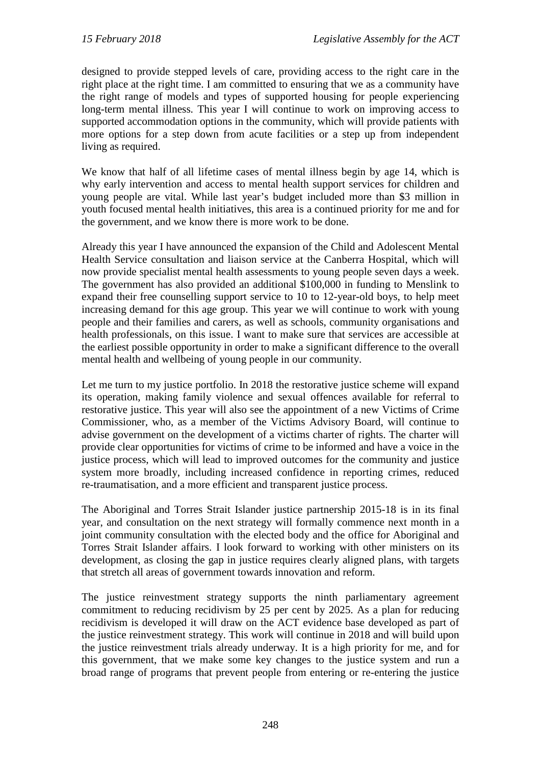designed to provide stepped levels of care, providing access to the right care in the right place at the right time. I am committed to ensuring that we as a community have the right range of models and types of supported housing for people experiencing long-term mental illness. This year I will continue to work on improving access to supported accommodation options in the community, which will provide patients with more options for a step down from acute facilities or a step up from independent living as required.

We know that half of all lifetime cases of mental illness begin by age 14, which is why early intervention and access to mental health support services for children and young people are vital. While last year's budget included more than $3 million in youth focused mental health initiatives, this area is a continued priority for me and for the government, and we know there is more work to be done.

Already this year I have announced the expansion of the Child and Adolescent Mental Health Service consultation and liaison service at the Canberra Hospital, which will now provide specialist mental health assessments to young people seven days a week. The government has also provided an additional $100,000 in funding to Menslink to expand their free counselling support service to 10 to 12-year-old boys, to help meet increasing demand for this age group. This year we will continue to work with young people and their families and carers, as well as schools, community organisations and health professionals, on this issue. I want to make sure that services are accessible at the earliest possible opportunity in order to make a significant difference to the overall mental health and wellbeing of young people in our community.

Let me turn to my justice portfolio. In 2018 the restorative justice scheme will expand its operation, making family violence and sexual offences available for referral to restorative justice. This year will also see the appointment of a new Victims of Crime Commissioner, who, as a member of the Victims Advisory Board, will continue to advise government on the development of a victims charter of rights. The charter will provide clear opportunities for victims of crime to be informed and have a voice in the justice process, which will lead to improved outcomes for the community and justice system more broadly, including increased confidence in reporting crimes, reduced re-traumatisation, and a more efficient and transparent justice process.

The Aboriginal and Torres Strait Islander justice partnership 2015-18 is in its final year, and consultation on the next strategy will formally commence next month in a joint community consultation with the elected body and the office for Aboriginal and Torres Strait Islander affairs. I look forward to working with other ministers on its development, as closing the gap in justice requires clearly aligned plans, with targets that stretch all areas of government towards innovation and reform.

The justice reinvestment strategy supports the ninth parliamentary agreement commitment to reducing recidivism by 25 per cent by 2025. As a plan for reducing recidivism is developed it will draw on the ACT evidence base developed as part of the justice reinvestment strategy. This work will continue in 2018 and will build upon the justice reinvestment trials already underway. It is a high priority for me, and for this government, that we make some key changes to the justice system and run a broad range of programs that prevent people from entering or re-entering the justice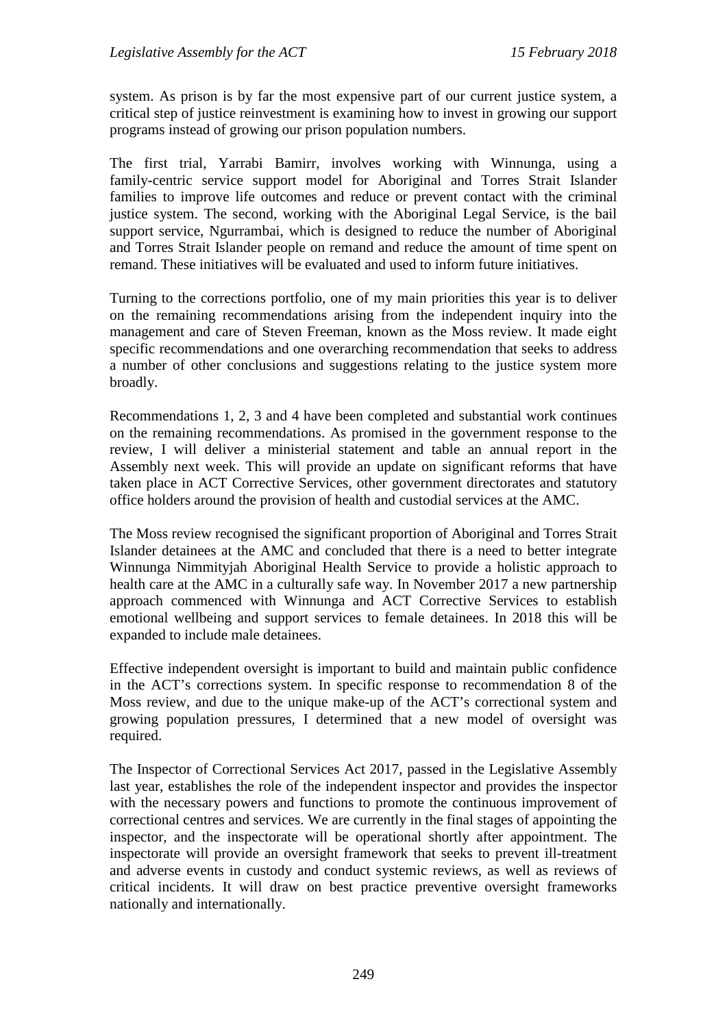system. As prison is by far the most expensive part of our current justice system, a critical step of justice reinvestment is examining how to invest in growing our support programs instead of growing our prison population numbers.

The first trial, Yarrabi Bamirr, involves working with Winnunga, using a family-centric service support model for Aboriginal and Torres Strait Islander families to improve life outcomes and reduce or prevent contact with the criminal justice system. The second, working with the Aboriginal Legal Service, is the bail support service, Ngurrambai, which is designed to reduce the number of Aboriginal and Torres Strait Islander people on remand and reduce the amount of time spent on remand. These initiatives will be evaluated and used to inform future initiatives.

Turning to the corrections portfolio, one of my main priorities this year is to deliver on the remaining recommendations arising from the independent inquiry into the management and care of Steven Freeman, known as the Moss review. It made eight specific recommendations and one overarching recommendation that seeks to address a number of other conclusions and suggestions relating to the justice system more broadly.

Recommendations 1, 2, 3 and 4 have been completed and substantial work continues on the remaining recommendations. As promised in the government response to the review, I will deliver a ministerial statement and table an annual report in the Assembly next week. This will provide an update on significant reforms that have taken place in ACT Corrective Services, other government directorates and statutory office holders around the provision of health and custodial services at the AMC.

The Moss review recognised the significant proportion of Aboriginal and Torres Strait Islander detainees at the AMC and concluded that there is a need to better integrate Winnunga Nimmityjah Aboriginal Health Service to provide a holistic approach to health care at the AMC in a culturally safe way. In November 2017 a new partnership approach commenced with Winnunga and ACT Corrective Services to establish emotional wellbeing and support services to female detainees. In 2018 this will be expanded to include male detainees.

Effective independent oversight is important to build and maintain public confidence in the ACT's corrections system. In specific response to recommendation 8 of the Moss review, and due to the unique make-up of the ACT's correctional system and growing population pressures, I determined that a new model of oversight was required.

The Inspector of Correctional Services Act 2017, passed in the Legislative Assembly last year, establishes the role of the independent inspector and provides the inspector with the necessary powers and functions to promote the continuous improvement of correctional centres and services. We are currently in the final stages of appointing the inspector, and the inspectorate will be operational shortly after appointment. The inspectorate will provide an oversight framework that seeks to prevent ill-treatment and adverse events in custody and conduct systemic reviews, as well as reviews of critical incidents. It will draw on best practice preventive oversight frameworks nationally and internationally.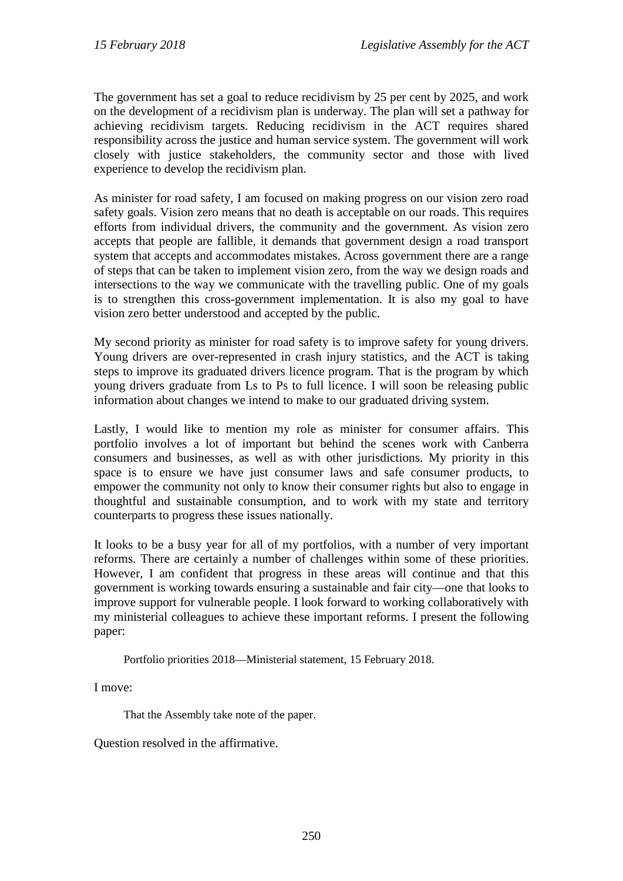The government has set a goal to reduce recidivism by 25 per cent by 2025, and work on the development of a recidivism plan is underway. The plan will set a pathway for achieving recidivism targets. Reducing recidivism in the ACT requires shared responsibility across the justice and human service system. The government will work closely with justice stakeholders, the community sector and those with lived experience to develop the recidivism plan.

As minister for road safety, I am focused on making progress on our vision zero road safety goals. Vision zero means that no death is acceptable on our roads. This requires efforts from individual drivers, the community and the government. As vision zero accepts that people are fallible, it demands that government design a road transport system that accepts and accommodates mistakes. Across government there are a range of steps that can be taken to implement vision zero, from the way we design roads and intersections to the way we communicate with the travelling public. One of my goals is to strengthen this cross-government implementation. It is also my goal to have vision zero better understood and accepted by the public.

My second priority as minister for road safety is to improve safety for young drivers. Young drivers are over-represented in crash injury statistics, and the ACT is taking steps to improve its graduated drivers licence program. That is the program by which young drivers graduate from Ls to Ps to full licence. I will soon be releasing public information about changes we intend to make to our graduated driving system.

Lastly, I would like to mention my role as minister for consumer affairs. This portfolio involves a lot of important but behind the scenes work with Canberra consumers and businesses, as well as with other jurisdictions. My priority in this space is to ensure we have just consumer laws and safe consumer products, to empower the community not only to know their consumer rights but also to engage in thoughtful and sustainable consumption, and to work with my state and territory counterparts to progress these issues nationally.

It looks to be a busy year for all of my portfolios, with a number of very important reforms. There are certainly a number of challenges within some of these priorities. However, I am confident that progress in these areas will continue and that this government is working towards ensuring a sustainable and fair city—one that looks to improve support for vulnerable people. I look forward to working collaboratively with my ministerial colleagues to achieve these important reforms. I present the following paper:

> Portfolio priorities 2018—Ministerial statement, 15 February 2018.

I move:

> That the Assembly take note of the paper.

Question resolved in the affirmative.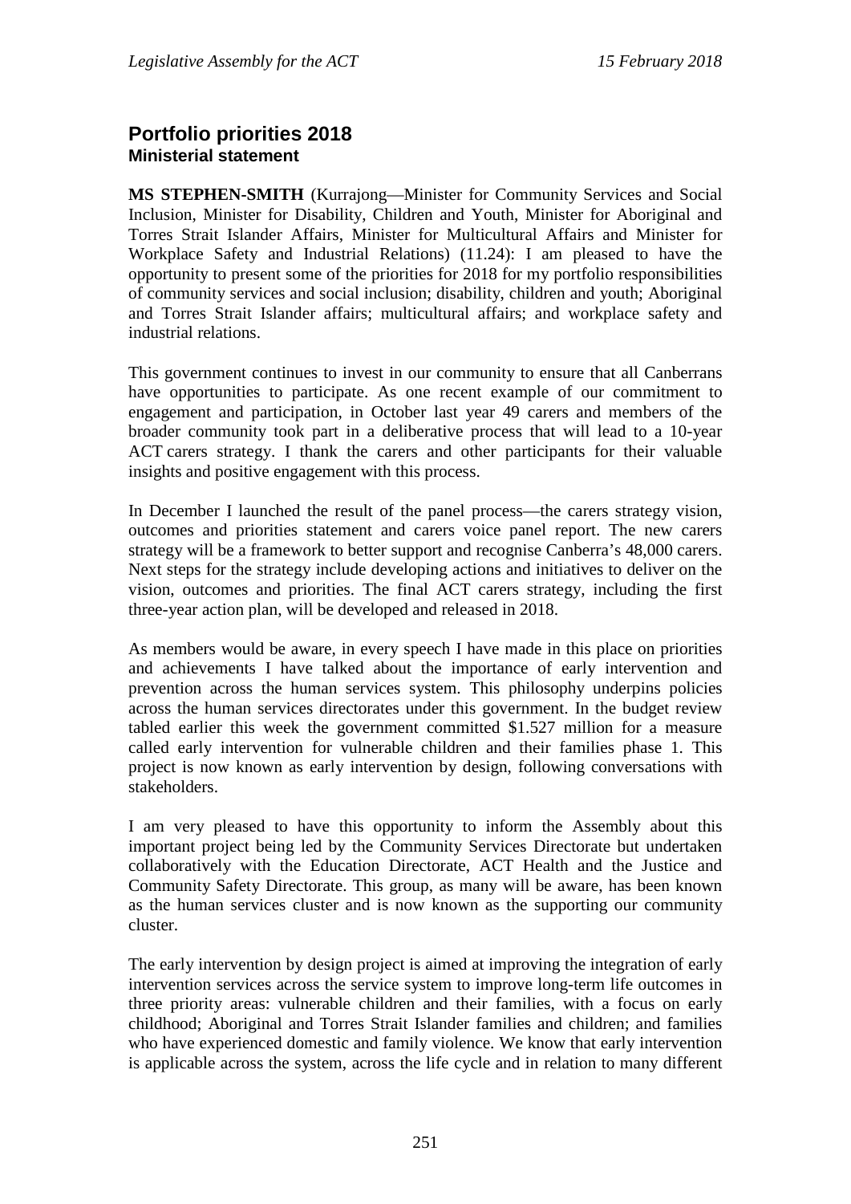## Portfolio priorities 2018
### Ministerial statement

**MS STEPHEN-SMITH** (Kurrajong—Minister for Community Services and Social Inclusion, Minister for Disability, Children and Youth, Minister for Aboriginal and Torres Strait Islander Affairs, Minister for Multicultural Affairs and Minister for Workplace Safety and Industrial Relations) (11.24): I am pleased to have the opportunity to present some of the priorities for 2018 for my portfolio responsibilities of community services and social inclusion; disability, children and youth; Aboriginal and Torres Strait Islander affairs; multicultural affairs; and workplace safety and industrial relations.

This government continues to invest in our community to ensure that all Canberrans have opportunities to participate. As one recent example of our commitment to engagement and participation, in October last year 49 carers and members of the broader community took part in a deliberative process that will lead to a 10-year ACT carers strategy. I thank the carers and other participants for their valuable insights and positive engagement with this process.

In December I launched the result of the panel process—the carers strategy vision, outcomes and priorities statement and carers voice panel report. The new carers strategy will be a framework to better support and recognise Canberra's 48,000 carers. Next steps for the strategy include developing actions and initiatives to deliver on the vision, outcomes and priorities. The final ACT carers strategy, including the first three-year action plan, will be developed and released in 2018.

As members would be aware, in every speech I have made in this place on priorities and achievements I have talked about the importance of early intervention and prevention across the human services system. This philosophy underpins policies across the human services directorates under this government. In the budget review tabled earlier this week the government committed $1.527 million for a measure called early intervention for vulnerable children and their families phase 1. This project is now known as early intervention by design, following conversations with stakeholders.

I am very pleased to have this opportunity to inform the Assembly about this important project being led by the Community Services Directorate but undertaken collaboratively with the Education Directorate, ACT Health and the Justice and Community Safety Directorate. This group, as many will be aware, has been known as the human services cluster and is now known as the supporting our community cluster.

The early intervention by design project is aimed at improving the integration of early intervention services across the service system to improve long-term life outcomes in three priority areas: vulnerable children and their families, with a focus on early childhood; Aboriginal and Torres Strait Islander families and children; and families who have experienced domestic and family violence. We know that early intervention is applicable across the system, across the life cycle and in relation to many different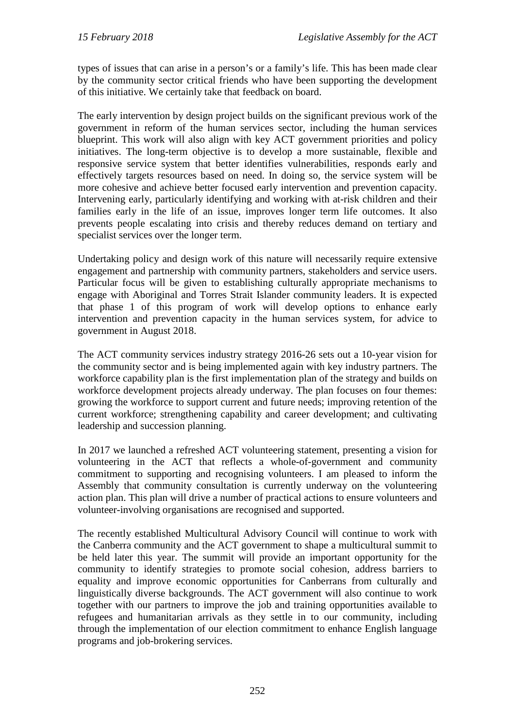types of issues that can arise in a person's or a family's life. This has been made clear by the community sector critical friends who have been supporting the development of this initiative. We certainly take that feedback on board.

The early intervention by design project builds on the significant previous work of the government in reform of the human services sector, including the human services blueprint. This work will also align with key ACT government priorities and policy initiatives. The long-term objective is to develop a more sustainable, flexible and responsive service system that better identifies vulnerabilities, responds early and effectively targets resources based on need. In doing so, the service system will be more cohesive and achieve better focused early intervention and prevention capacity. Intervening early, particularly identifying and working with at-risk children and their families early in the life of an issue, improves longer term life outcomes. It also prevents people escalating into crisis and thereby reduces demand on tertiary and specialist services over the longer term.

Undertaking policy and design work of this nature will necessarily require extensive engagement and partnership with community partners, stakeholders and service users. Particular focus will be given to establishing culturally appropriate mechanisms to engage with Aboriginal and Torres Strait Islander community leaders. It is expected that phase 1 of this program of work will develop options to enhance early intervention and prevention capacity in the human services system, for advice to government in August 2018.

The ACT community services industry strategy 2016-26 sets out a 10-year vision for the community sector and is being implemented again with key industry partners. The workforce capability plan is the first implementation plan of the strategy and builds on workforce development projects already underway. The plan focuses on four themes: growing the workforce to support current and future needs; improving retention of the current workforce; strengthening capability and career development; and cultivating leadership and succession planning.

In 2017 we launched a refreshed ACT volunteering statement, presenting a vision for volunteering in the ACT that reflects a whole-of-government and community commitment to supporting and recognising volunteers. I am pleased to inform the Assembly that community consultation is currently underway on the volunteering action plan. This plan will drive a number of practical actions to ensure volunteers and volunteer-involving organisations are recognised and supported.

The recently established Multicultural Advisory Council will continue to work with the Canberra community and the ACT government to shape a multicultural summit to be held later this year. The summit will provide an important opportunity for the community to identify strategies to promote social cohesion, address barriers to equality and improve economic opportunities for Canberrans from culturally and linguistically diverse backgrounds. The ACT government will also continue to work together with our partners to improve the job and training opportunities available to refugees and humanitarian arrivals as they settle in to our community, including through the implementation of our election commitment to enhance English language programs and job-brokering services.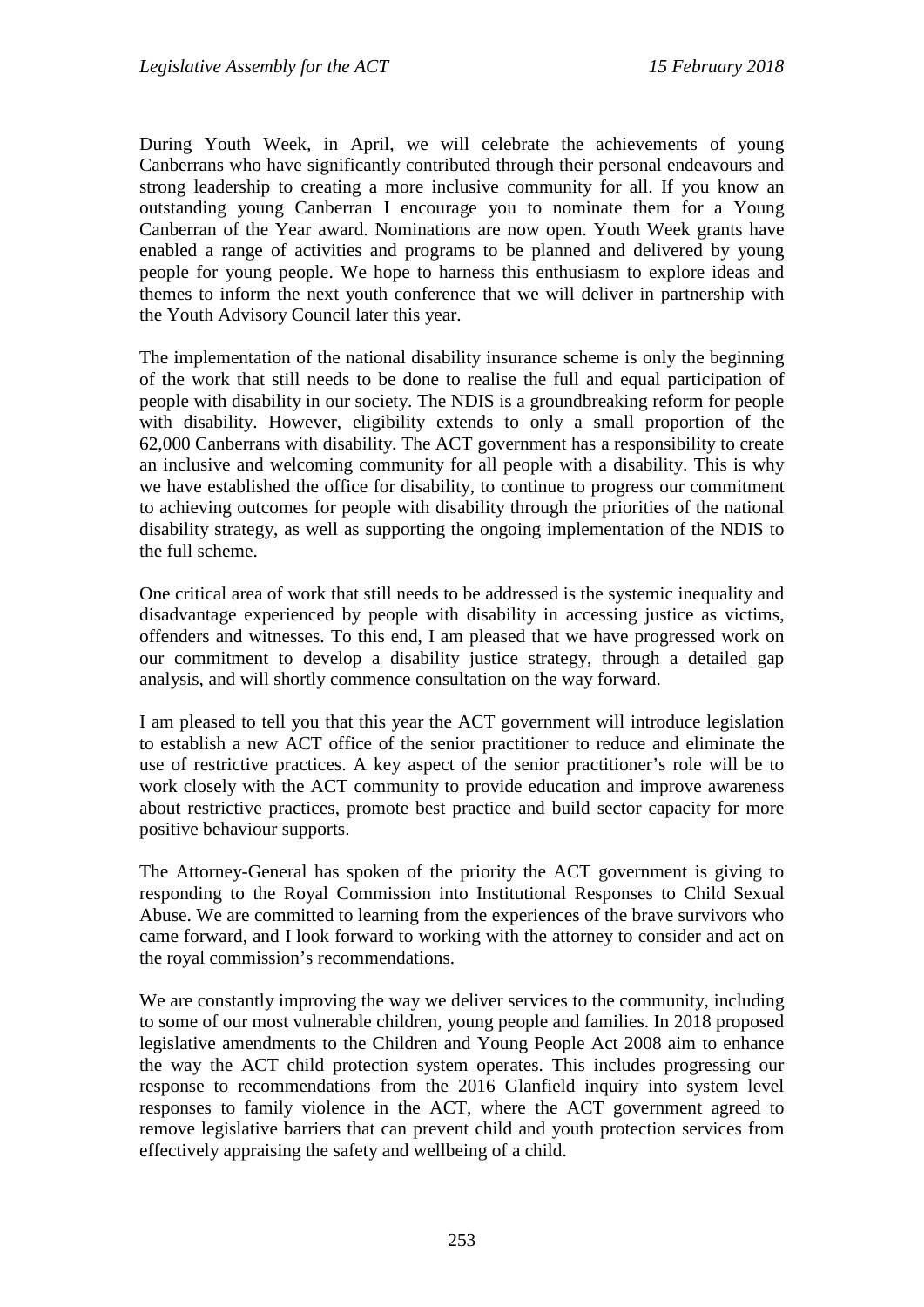During Youth Week, in April, we will celebrate the achievements of young Canberrans who have significantly contributed through their personal endeavours and strong leadership to creating a more inclusive community for all. If you know an outstanding young Canberran I encourage you to nominate them for a Young Canberran of the Year award. Nominations are now open. Youth Week grants have enabled a range of activities and programs to be planned and delivered by young people for young people. We hope to harness this enthusiasm to explore ideas and themes to inform the next youth conference that we will deliver in partnership with the Youth Advisory Council later this year.

The implementation of the national disability insurance scheme is only the beginning of the work that still needs to be done to realise the full and equal participation of people with disability in our society. The NDIS is a groundbreaking reform for people with disability. However, eligibility extends to only a small proportion of the 62,000 Canberrans with disability. The ACT government has a responsibility to create an inclusive and welcoming community for all people with a disability. This is why we have established the office for disability, to continue to progress our commitment to achieving outcomes for people with disability through the priorities of the national disability strategy, as well as supporting the ongoing implementation of the NDIS to the full scheme.

One critical area of work that still needs to be addressed is the systemic inequality and disadvantage experienced by people with disability in accessing justice as victims, offenders and witnesses. To this end, I am pleased that we have progressed work on our commitment to develop a disability justice strategy, through a detailed gap analysis, and will shortly commence consultation on the way forward.

I am pleased to tell you that this year the ACT government will introduce legislation to establish a new ACT office of the senior practitioner to reduce and eliminate the use of restrictive practices. A key aspect of the senior practitioner's role will be to work closely with the ACT community to provide education and improve awareness about restrictive practices, promote best practice and build sector capacity for more positive behaviour supports.

The Attorney-General has spoken of the priority the ACT government is giving to responding to the Royal Commission into Institutional Responses to Child Sexual Abuse. We are committed to learning from the experiences of the brave survivors who came forward, and I look forward to working with the attorney to consider and act on the royal commission's recommendations.

We are constantly improving the way we deliver services to the community, including to some of our most vulnerable children, young people and families. In 2018 proposed legislative amendments to the Children and Young People Act 2008 aim to enhance the way the ACT child protection system operates. This includes progressing our response to recommendations from the 2016 Glanfield inquiry into system level responses to family violence in the ACT, where the ACT government agreed to remove legislative barriers that can prevent child and youth protection services from effectively appraising the safety and wellbeing of a child.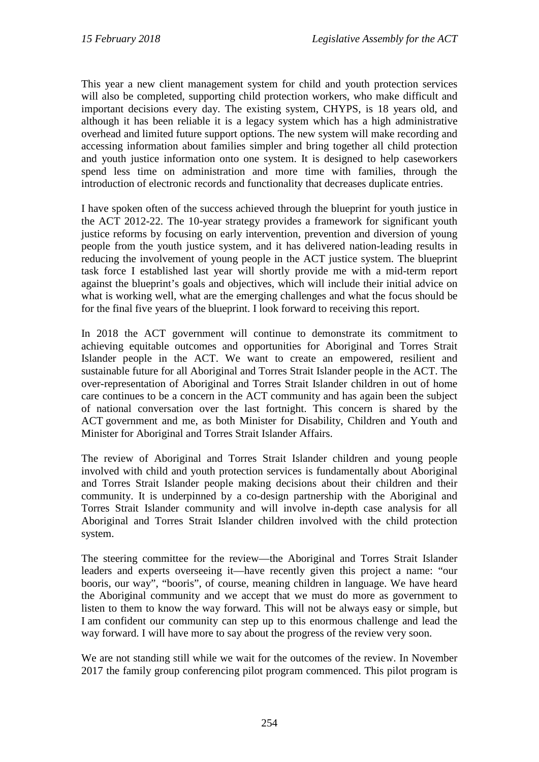This year a new client management system for child and youth protection services will also be completed, supporting child protection workers, who make difficult and important decisions every day. The existing system, CHYPS, is 18 years old, and although it has been reliable it is a legacy system which has a high administrative overhead and limited future support options. The new system will make recording and accessing information about families simpler and bring together all child protection and youth justice information onto one system. It is designed to help caseworkers spend less time on administration and more time with families, through the introduction of electronic records and functionality that decreases duplicate entries.

I have spoken often of the success achieved through the blueprint for youth justice in the ACT 2012-22. The 10-year strategy provides a framework for significant youth justice reforms by focusing on early intervention, prevention and diversion of young people from the youth justice system, and it has delivered nation-leading results in reducing the involvement of young people in the ACT justice system. The blueprint task force I established last year will shortly provide me with a mid-term report against the blueprint's goals and objectives, which will include their initial advice on what is working well, what are the emerging challenges and what the focus should be for the final five years of the blueprint. I look forward to receiving this report.

In 2018 the ACT government will continue to demonstrate its commitment to achieving equitable outcomes and opportunities for Aboriginal and Torres Strait Islander people in the ACT. We want to create an empowered, resilient and sustainable future for all Aboriginal and Torres Strait Islander people in the ACT. The over-representation of Aboriginal and Torres Strait Islander children in out of home care continues to be a concern in the ACT community and has again been the subject of national conversation over the last fortnight. This concern is shared by the ACT government and me, as both Minister for Disability, Children and Youth and Minister for Aboriginal and Torres Strait Islander Affairs.

The review of Aboriginal and Torres Strait Islander children and young people involved with child and youth protection services is fundamentally about Aboriginal and Torres Strait Islander people making decisions about their children and their community. It is underpinned by a co-design partnership with the Aboriginal and Torres Strait Islander community and will involve in-depth case analysis for all Aboriginal and Torres Strait Islander children involved with the child protection system.

The steering committee for the review—the Aboriginal and Torres Strait Islander leaders and experts overseeing it—have recently given this project a name: "our booris, our way", "booris", of course, meaning children in language. We have heard the Aboriginal community and we accept that we must do more as government to listen to them to know the way forward. This will not be always easy or simple, but I am confident our community can step up to this enormous challenge and lead the way forward. I will have more to say about the progress of the review very soon.

We are not standing still while we wait for the outcomes of the review. In November 2017 the family group conferencing pilot program commenced. This pilot program is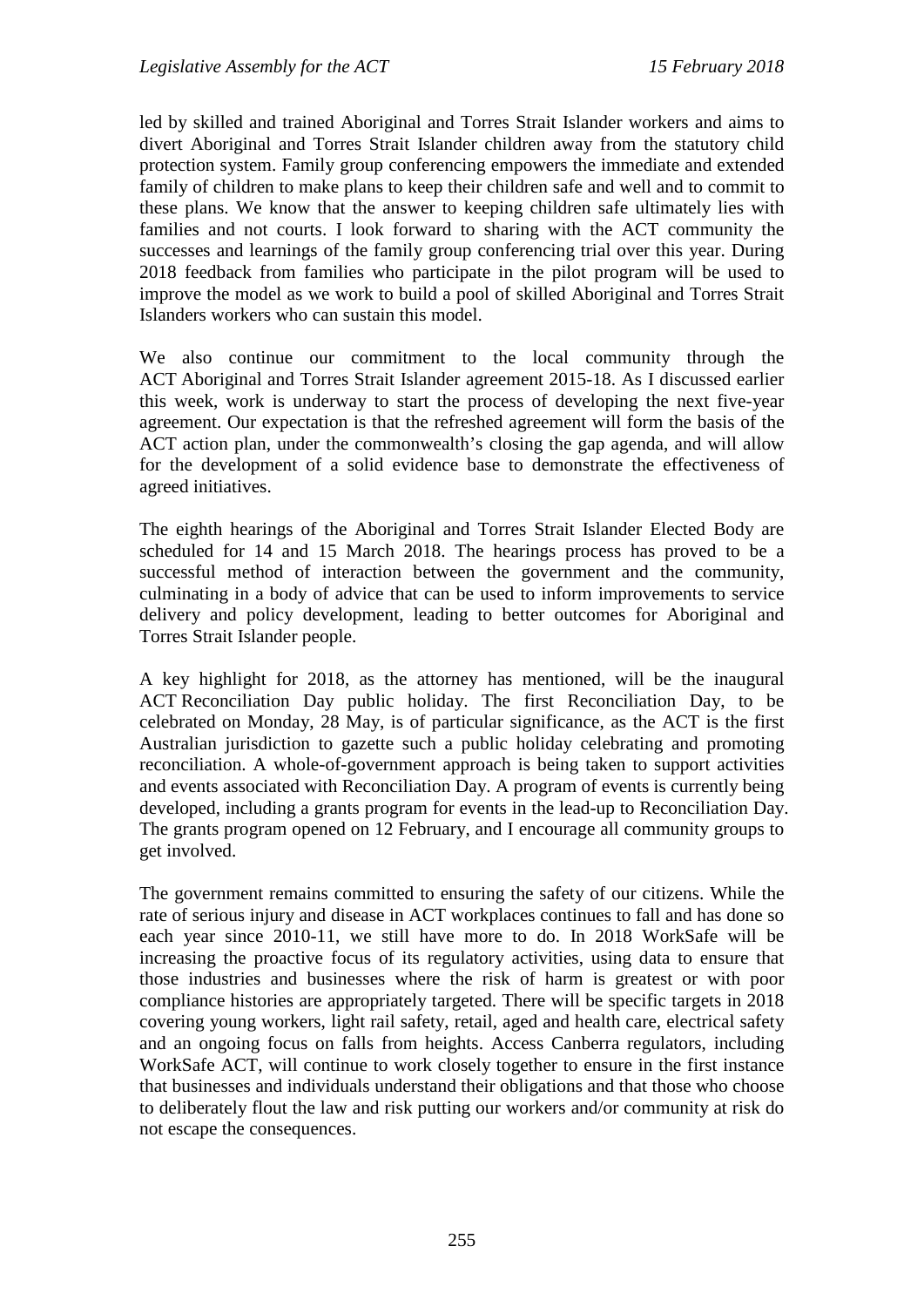led by skilled and trained Aboriginal and Torres Strait Islander workers and aims to divert Aboriginal and Torres Strait Islander children away from the statutory child protection system. Family group conferencing empowers the immediate and extended family of children to make plans to keep their children safe and well and to commit to these plans. We know that the answer to keeping children safe ultimately lies with families and not courts. I look forward to sharing with the ACT community the successes and learnings of the family group conferencing trial over this year. During 2018 feedback from families who participate in the pilot program will be used to improve the model as we work to build a pool of skilled Aboriginal and Torres Strait Islanders workers who can sustain this model.

We also continue our commitment to the local community through the ACT Aboriginal and Torres Strait Islander agreement 2015-18. As I discussed earlier this week, work is underway to start the process of developing the next five-year agreement. Our expectation is that the refreshed agreement will form the basis of the ACT action plan, under the commonwealth's closing the gap agenda, and will allow for the development of a solid evidence base to demonstrate the effectiveness of agreed initiatives.

The eighth hearings of the Aboriginal and Torres Strait Islander Elected Body are scheduled for 14 and 15 March 2018. The hearings process has proved to be a successful method of interaction between the government and the community, culminating in a body of advice that can be used to inform improvements to service delivery and policy development, leading to better outcomes for Aboriginal and Torres Strait Islander people.

A key highlight for 2018, as the attorney has mentioned, will be the inaugural ACT Reconciliation Day public holiday. The first Reconciliation Day, to be celebrated on Monday, 28 May, is of particular significance, as the ACT is the first Australian jurisdiction to gazette such a public holiday celebrating and promoting reconciliation. A whole-of-government approach is being taken to support activities and events associated with Reconciliation Day. A program of events is currently being developed, including a grants program for events in the lead-up to Reconciliation Day. The grants program opened on 12 February, and I encourage all community groups to get involved.

The government remains committed to ensuring the safety of our citizens. While the rate of serious injury and disease in ACT workplaces continues to fall and has done so each year since 2010-11, we still have more to do. In 2018 WorkSafe will be increasing the proactive focus of its regulatory activities, using data to ensure that those industries and businesses where the risk of harm is greatest or with poor compliance histories are appropriately targeted. There will be specific targets in 2018 covering young workers, light rail safety, retail, aged and health care, electrical safety and an ongoing focus on falls from heights. Access Canberra regulators, including WorkSafe ACT, will continue to work closely together to ensure in the first instance that businesses and individuals understand their obligations and that those who choose to deliberately flout the law and risk putting our workers and/or community at risk do not escape the consequences.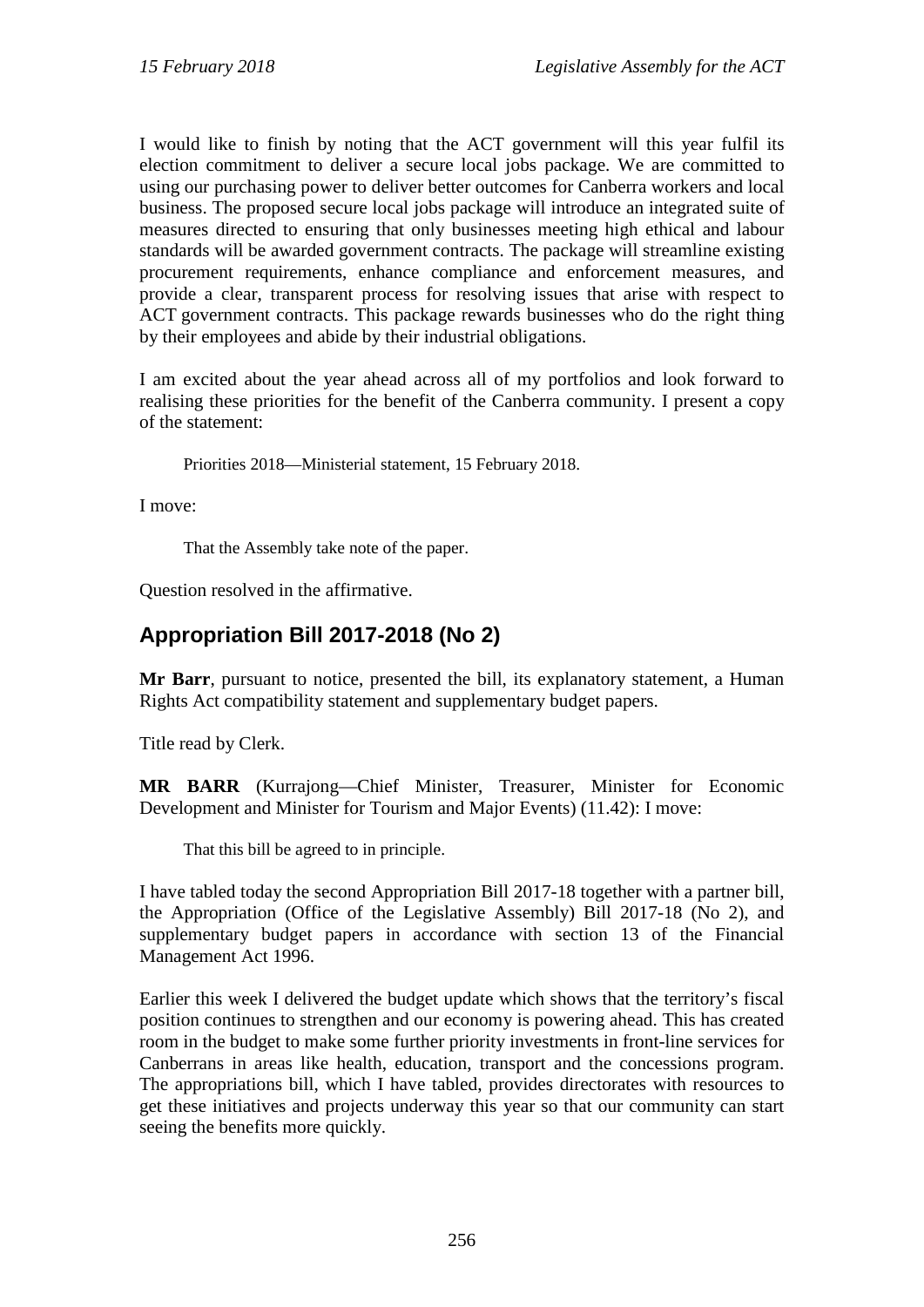I would like to finish by noting that the ACT government will this year fulfil its election commitment to deliver a secure local jobs package. We are committed to using our purchasing power to deliver better outcomes for Canberra workers and local business. The proposed secure local jobs package will introduce an integrated suite of measures directed to ensuring that only businesses meeting high ethical and labour standards will be awarded government contracts. The package will streamline existing procurement requirements, enhance compliance and enforcement measures, and provide a clear, transparent process for resolving issues that arise with respect to ACT government contracts. This package rewards businesses who do the right thing by their employees and abide by their industrial obligations.

I am excited about the year ahead across all of my portfolios and look forward to realising these priorities for the benefit of the Canberra community. I present a copy of the statement:

> Priorities 2018—Ministerial statement, 15 February 2018.

I move:

> That the Assembly take note of the paper.

Question resolved in the affirmative.

## Appropriation Bill 2017-2018 (No 2)

**Mr Barr**, pursuant to notice, presented the bill, its explanatory statement, a Human Rights Act compatibility statement and supplementary budget papers.

Title read by Clerk.

**MR BARR** (Kurrajong—Chief Minister, Treasurer, Minister for Economic Development and Minister for Tourism and Major Events) (11.42): I move:

> That this bill be agreed to in principle.

I have tabled today the second Appropriation Bill 2017-18 together with a partner bill, the Appropriation (Office of the Legislative Assembly) Bill 2017-18 (No 2), and supplementary budget papers in accordance with section 13 of the Financial Management Act 1996.

Earlier this week I delivered the budget update which shows that the territory's fiscal position continues to strengthen and our economy is powering ahead. This has created room in the budget to make some further priority investments in front-line services for Canberrans in areas like health, education, transport and the concessions program. The appropriations bill, which I have tabled, provides directorates with resources to get these initiatives and projects underway this year so that our community can start seeing the benefits more quickly.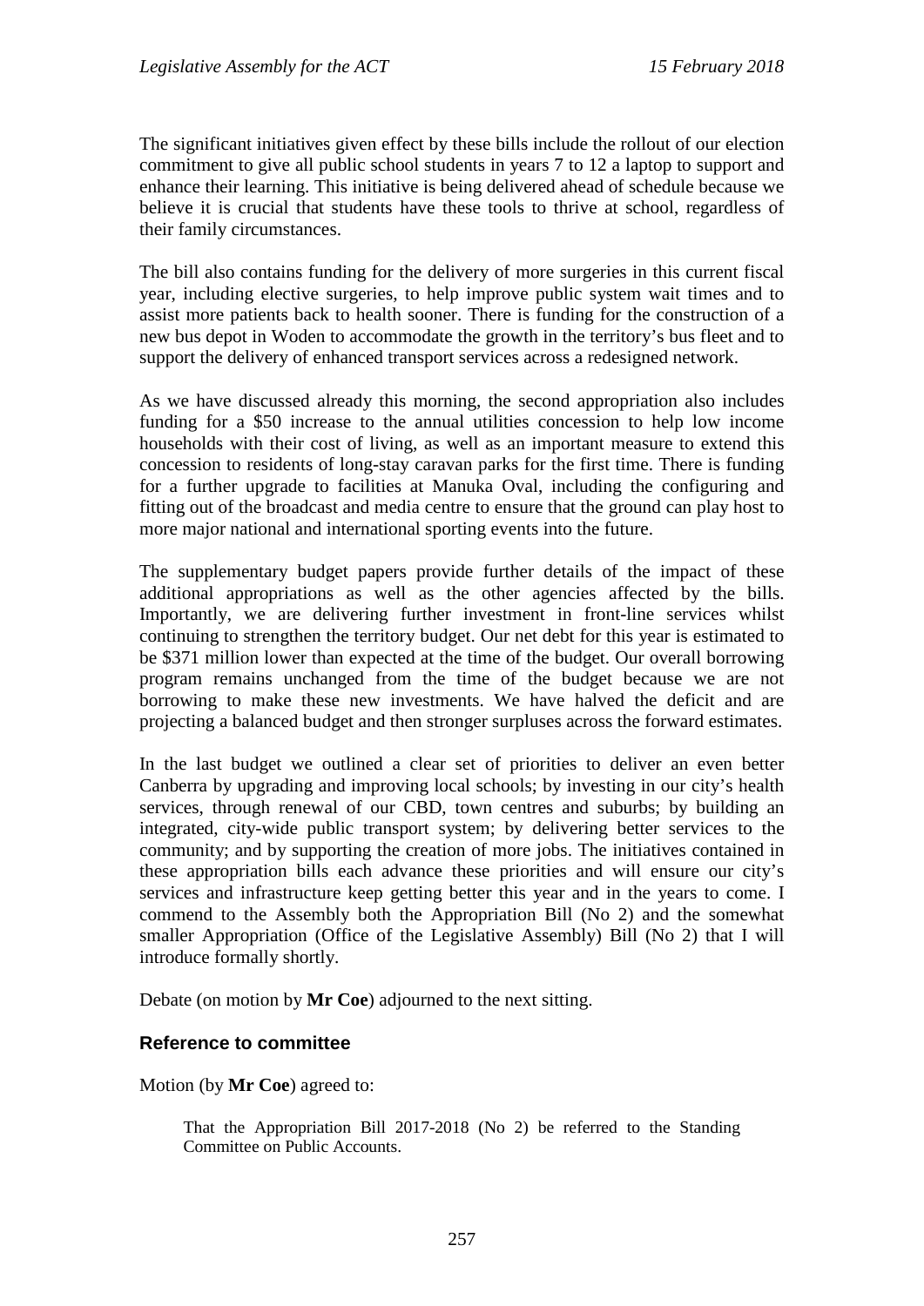The significant initiatives given effect by these bills include the rollout of our election commitment to give all public school students in years 7 to 12 a laptop to support and enhance their learning. This initiative is being delivered ahead of schedule because we believe it is crucial that students have these tools to thrive at school, regardless of their family circumstances.

The bill also contains funding for the delivery of more surgeries in this current fiscal year, including elective surgeries, to help improve public system wait times and to assist more patients back to health sooner. There is funding for the construction of a new bus depot in Woden to accommodate the growth in the territory's bus fleet and to support the delivery of enhanced transport services across a redesigned network.

As we have discussed already this morning, the second appropriation also includes funding for a \$50 increase to the annual utilities concession to help low income households with their cost of living, as well as an important measure to extend this concession to residents of long-stay caravan parks for the first time. There is funding for a further upgrade to facilities at Manuka Oval, including the configuring and fitting out of the broadcast and media centre to ensure that the ground can play host to more major national and international sporting events into the future.

The supplementary budget papers provide further details of the impact of these additional appropriations as well as the other agencies affected by the bills. Importantly, we are delivering further investment in front-line services whilst continuing to strengthen the territory budget. Our net debt for this year is estimated to be \$371 million lower than expected at the time of the budget. Our overall borrowing program remains unchanged from the time of the budget because we are not borrowing to make these new investments. We have halved the deficit and are projecting a balanced budget and then stronger surpluses across the forward estimates.

In the last budget we outlined a clear set of priorities to deliver an even better Canberra by upgrading and improving local schools; by investing in our city's health services, through renewal of our CBD, town centres and suburbs; by building an integrated, city-wide public transport system; by delivering better services to the community; and by supporting the creation of more jobs. The initiatives contained in these appropriation bills each advance these priorities and will ensure our city's services and infrastructure keep getting better this year and in the years to come. I commend to the Assembly both the Appropriation Bill (No 2) and the somewhat smaller Appropriation (Office of the Legislative Assembly) Bill (No 2) that I will introduce formally shortly.

Debate (on motion by **Mr Coe**) adjourned to the next sitting.

### Reference to committee

Motion (by **Mr Coe**) agreed to:

> That the Appropriation Bill 2017-2018 (No 2) be referred to the Standing Committee on Public Accounts.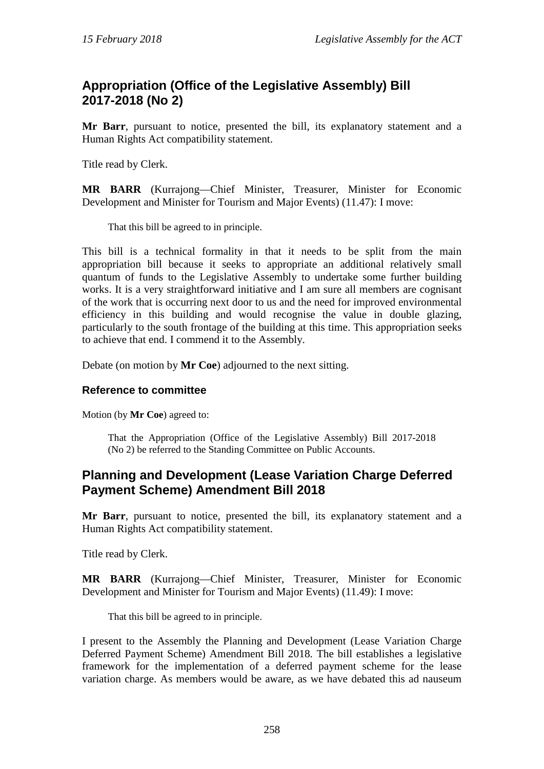## Appropriation (Office of the Legislative Assembly) Bill 2017-2018 (No 2)

**Mr Barr**, pursuant to notice, presented the bill, its explanatory statement and a Human Rights Act compatibility statement.

Title read by Clerk.

**MR BARR** (Kurrajong—Chief Minister, Treasurer, Minister for Economic Development and Minister for Tourism and Major Events) (11.47): I move:

> That this bill be agreed to in principle.

This bill is a technical formality in that it needs to be split from the main appropriation bill because it seeks to appropriate an additional relatively small quantum of funds to the Legislative Assembly to undertake some further building works. It is a very straightforward initiative and I am sure all members are cognisant of the work that is occurring next door to us and the need for improved environmental efficiency in this building and would recognise the value in double glazing, particularly to the south frontage of the building at this time. This appropriation seeks to achieve that end. I commend it to the Assembly.

Debate (on motion by **Mr Coe**) adjourned to the next sitting.

### Reference to committee

Motion (by **Mr Coe**) agreed to:

> That the Appropriation (Office of the Legislative Assembly) Bill 2017-2018 (No 2) be referred to the Standing Committee on Public Accounts.

## Planning and Development (Lease Variation Charge Deferred Payment Scheme) Amendment Bill 2018

**Mr Barr**, pursuant to notice, presented the bill, its explanatory statement and a Human Rights Act compatibility statement.

Title read by Clerk.

**MR BARR** (Kurrajong—Chief Minister, Treasurer, Minister for Economic Development and Minister for Tourism and Major Events) (11.49): I move:

> That this bill be agreed to in principle.

I present to the Assembly the Planning and Development (Lease Variation Charge Deferred Payment Scheme) Amendment Bill 2018. The bill establishes a legislative framework for the implementation of a deferred payment scheme for the lease variation charge. As members would be aware, as we have debated this ad nauseum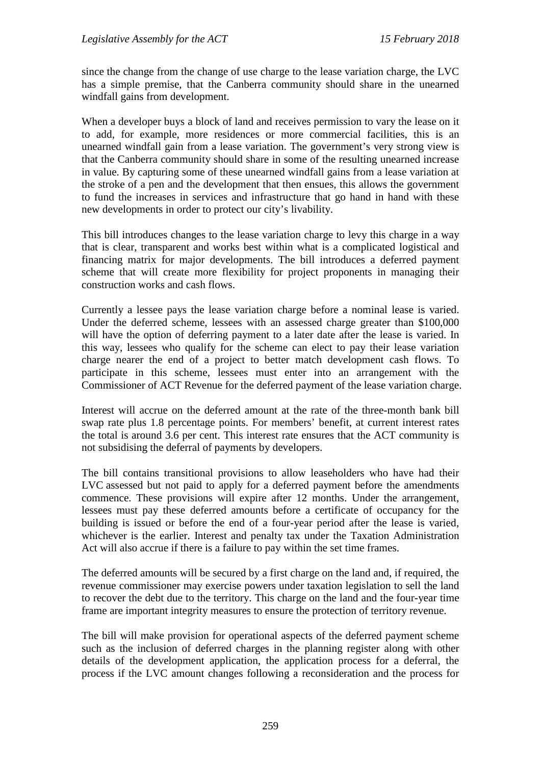since the change from the change of use charge to the lease variation charge, the LVC has a simple premise, that the Canberra community should share in the unearned windfall gains from development.

When a developer buys a block of land and receives permission to vary the lease on it to add, for example, more residences or more commercial facilities, this is an unearned windfall gain from a lease variation. The government's very strong view is that the Canberra community should share in some of the resulting unearned increase in value. By capturing some of these unearned windfall gains from a lease variation at the stroke of a pen and the development that then ensues, this allows the government to fund the increases in services and infrastructure that go hand in hand with these new developments in order to protect our city's livability.

This bill introduces changes to the lease variation charge to levy this charge in a way that is clear, transparent and works best within what is a complicated logistical and financing matrix for major developments. The bill introduces a deferred payment scheme that will create more flexibility for project proponents in managing their construction works and cash flows.

Currently a lessee pays the lease variation charge before a nominal lease is varied. Under the deferred scheme, lessees with an assessed charge greater than $100,000 will have the option of deferring payment to a later date after the lease is varied. In this way, lessees who qualify for the scheme can elect to pay their lease variation charge nearer the end of a project to better match development cash flows. To participate in this scheme, lessees must enter into an arrangement with the Commissioner of ACT Revenue for the deferred payment of the lease variation charge.

Interest will accrue on the deferred amount at the rate of the three-month bank bill swap rate plus 1.8 percentage points. For members' benefit, at current interest rates the total is around 3.6 per cent. This interest rate ensures that the ACT community is not subsidising the deferral of payments by developers.

The bill contains transitional provisions to allow leaseholders who have had their LVC assessed but not paid to apply for a deferred payment before the amendments commence. These provisions will expire after 12 months. Under the arrangement, lessees must pay these deferred amounts before a certificate of occupancy for the building is issued or before the end of a four-year period after the lease is varied, whichever is the earlier. Interest and penalty tax under the Taxation Administration Act will also accrue if there is a failure to pay within the set time frames.

The deferred amounts will be secured by a first charge on the land and, if required, the revenue commissioner may exercise powers under taxation legislation to sell the land to recover the debt due to the territory. This charge on the land and the four-year time frame are important integrity measures to ensure the protection of territory revenue.

The bill will make provision for operational aspects of the deferred payment scheme such as the inclusion of deferred charges in the planning register along with other details of the development application, the application process for a deferral, the process if the LVC amount changes following a reconsideration and the process for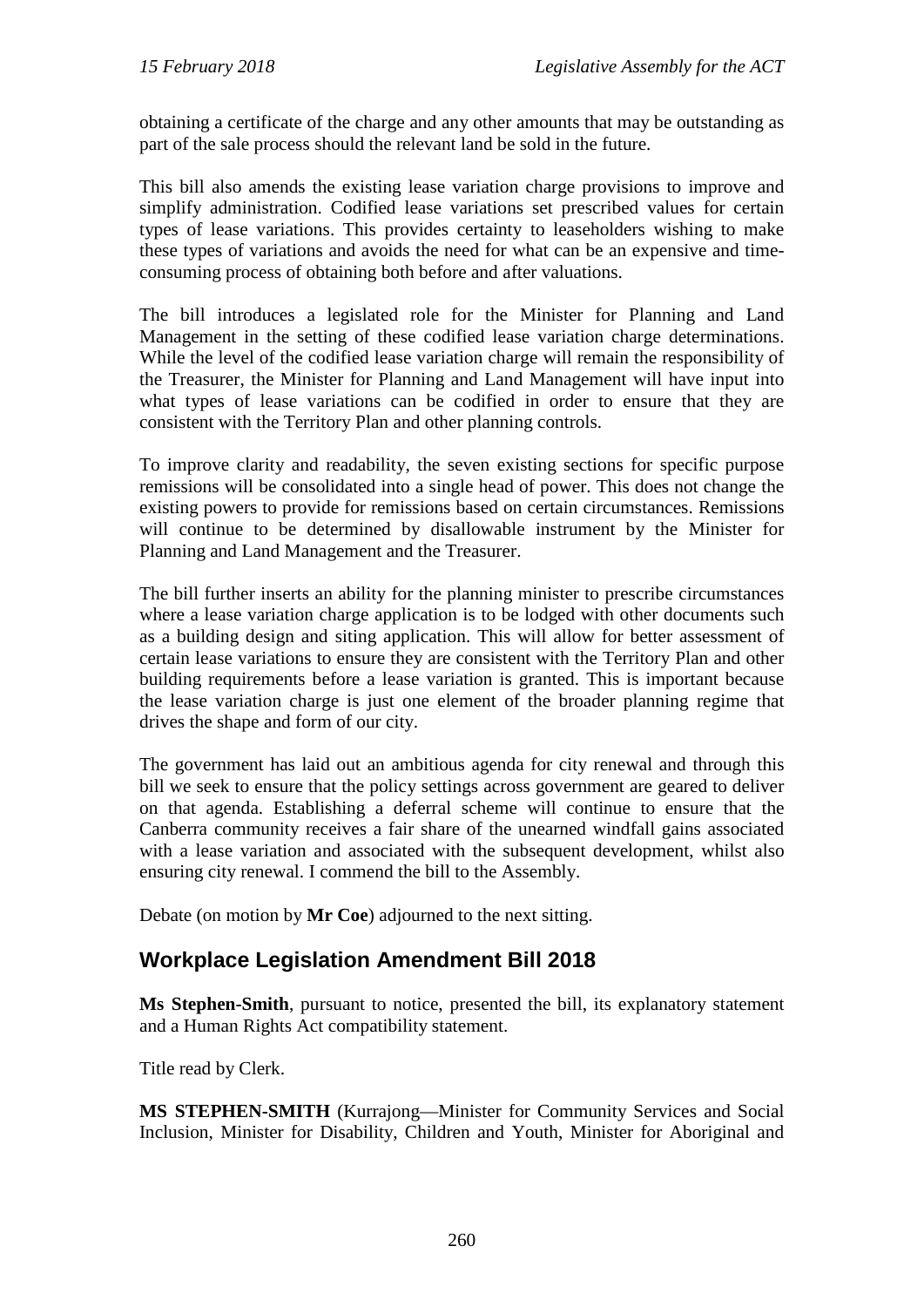obtaining a certificate of the charge and any other amounts that may be outstanding as part of the sale process should the relevant land be sold in the future.

This bill also amends the existing lease variation charge provisions to improve and simplify administration. Codified lease variations set prescribed values for certain types of lease variations. This provides certainty to leaseholders wishing to make these types of variations and avoids the need for what can be an expensive and time-consuming process of obtaining both before and after valuations.

The bill introduces a legislated role for the Minister for Planning and Land Management in the setting of these codified lease variation charge determinations. While the level of the codified lease variation charge will remain the responsibility of the Treasurer, the Minister for Planning and Land Management will have input into what types of lease variations can be codified in order to ensure that they are consistent with the Territory Plan and other planning controls.

To improve clarity and readability, the seven existing sections for specific purpose remissions will be consolidated into a single head of power. This does not change the existing powers to provide for remissions based on certain circumstances. Remissions will continue to be determined by disallowable instrument by the Minister for Planning and Land Management and the Treasurer.

The bill further inserts an ability for the planning minister to prescribe circumstances where a lease variation charge application is to be lodged with other documents such as a building design and siting application. This will allow for better assessment of certain lease variations to ensure they are consistent with the Territory Plan and other building requirements before a lease variation is granted. This is important because the lease variation charge is just one element of the broader planning regime that drives the shape and form of our city.

The government has laid out an ambitious agenda for city renewal and through this bill we seek to ensure that the policy settings across government are geared to deliver on that agenda. Establishing a deferral scheme will continue to ensure that the Canberra community receives a fair share of the unearned windfall gains associated with a lease variation and associated with the subsequent development, whilst also ensuring city renewal. I commend the bill to the Assembly.

Debate (on motion by **Mr Coe**) adjourned to the next sitting.

## Workplace Legislation Amendment Bill 2018

**Ms Stephen-Smith**, pursuant to notice, presented the bill, its explanatory statement and a Human Rights Act compatibility statement.

Title read by Clerk.

**MS STEPHEN-SMITH** (Kurrajong—Minister for Community Services and Social Inclusion, Minister for Disability, Children and Youth, Minister for Aboriginal and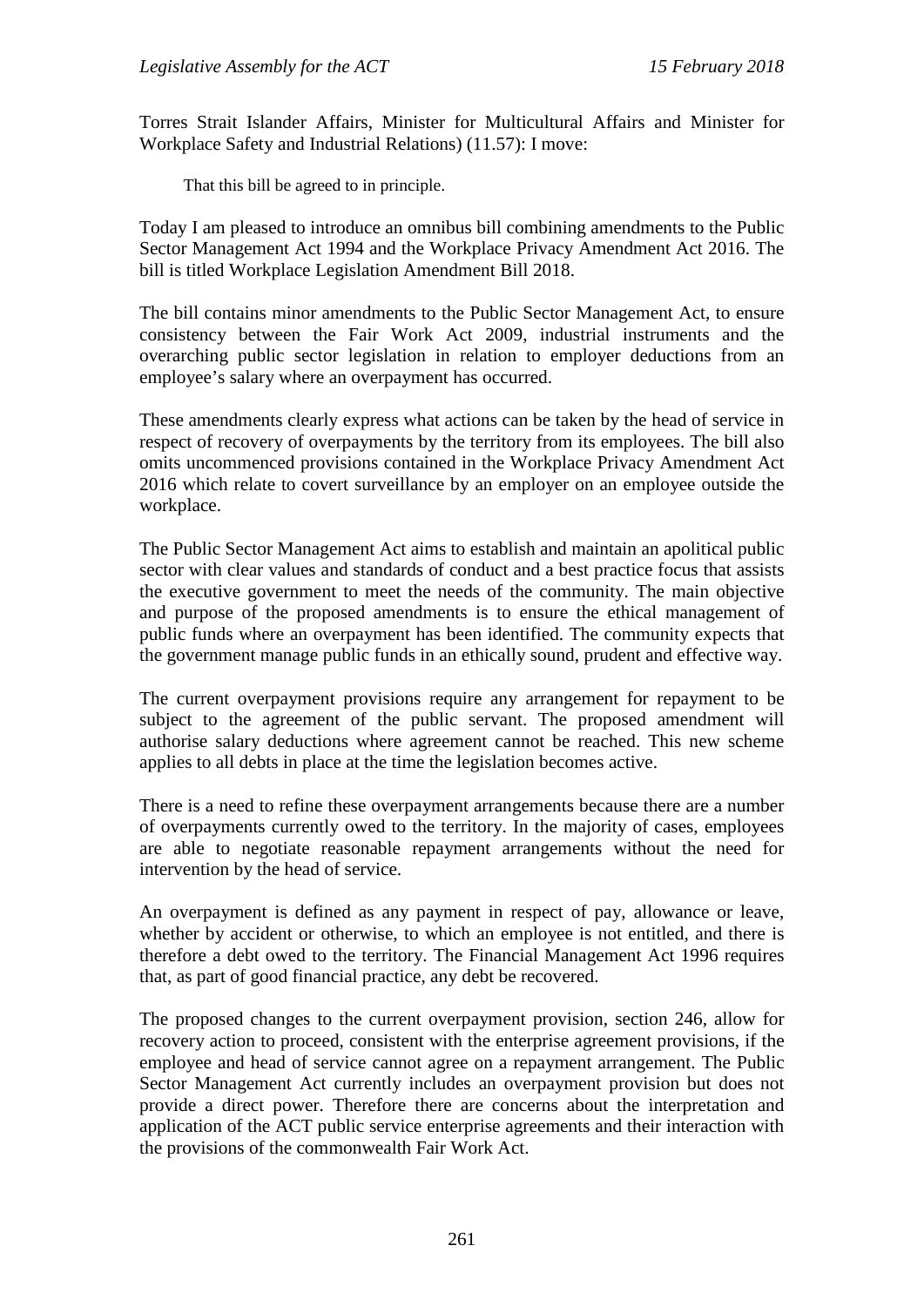Torres Strait Islander Affairs, Minister for Multicultural Affairs and Minister for Workplace Safety and Industrial Relations) (11.57): I move:

> That this bill be agreed to in principle.

Today I am pleased to introduce an omnibus bill combining amendments to the Public Sector Management Act 1994 and the Workplace Privacy Amendment Act 2016. The bill is titled Workplace Legislation Amendment Bill 2018.

The bill contains minor amendments to the Public Sector Management Act, to ensure consistency between the Fair Work Act 2009, industrial instruments and the overarching public sector legislation in relation to employer deductions from an employee's salary where an overpayment has occurred.

These amendments clearly express what actions can be taken by the head of service in respect of recovery of overpayments by the territory from its employees. The bill also omits uncommenced provisions contained in the Workplace Privacy Amendment Act 2016 which relate to covert surveillance by an employer on an employee outside the workplace.

The Public Sector Management Act aims to establish and maintain an apolitical public sector with clear values and standards of conduct and a best practice focus that assists the executive government to meet the needs of the community. The main objective and purpose of the proposed amendments is to ensure the ethical management of public funds where an overpayment has been identified. The community expects that the government manage public funds in an ethically sound, prudent and effective way.

The current overpayment provisions require any arrangement for repayment to be subject to the agreement of the public servant. The proposed amendment will authorise salary deductions where agreement cannot be reached. This new scheme applies to all debts in place at the time the legislation becomes active.

There is a need to refine these overpayment arrangements because there are a number of overpayments currently owed to the territory. In the majority of cases, employees are able to negotiate reasonable repayment arrangements without the need for intervention by the head of service.

An overpayment is defined as any payment in respect of pay, allowance or leave, whether by accident or otherwise, to which an employee is not entitled, and there is therefore a debt owed to the territory. The Financial Management Act 1996 requires that, as part of good financial practice, any debt be recovered.

The proposed changes to the current overpayment provision, section 246, allow for recovery action to proceed, consistent with the enterprise agreement provisions, if the employee and head of service cannot agree on a repayment arrangement. The Public Sector Management Act currently includes an overpayment provision but does not provide a direct power. Therefore there are concerns about the interpretation and application of the ACT public service enterprise agreements and their interaction with the provisions of the commonwealth Fair Work Act.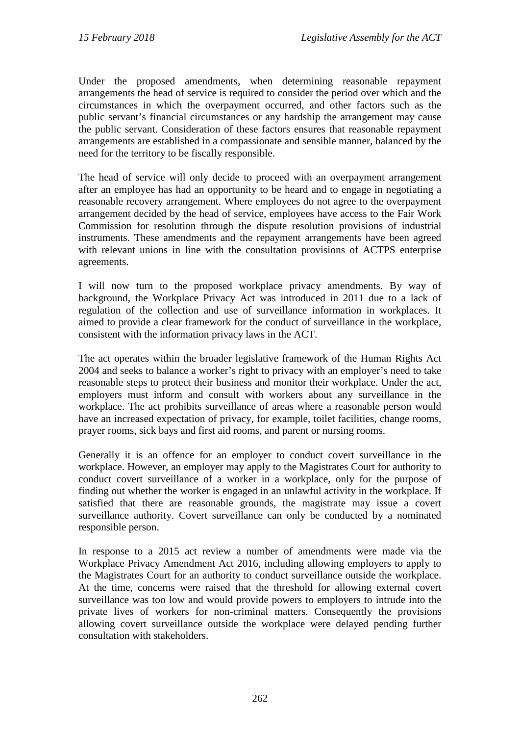Under the proposed amendments, when determining reasonable repayment arrangements the head of service is required to consider the period over which and the circumstances in which the overpayment occurred, and other factors such as the public servant's financial circumstances or any hardship the arrangement may cause the public servant. Consideration of these factors ensures that reasonable repayment arrangements are established in a compassionate and sensible manner, balanced by the need for the territory to be fiscally responsible.

The head of service will only decide to proceed with an overpayment arrangement after an employee has had an opportunity to be heard and to engage in negotiating a reasonable recovery arrangement. Where employees do not agree to the overpayment arrangement decided by the head of service, employees have access to the Fair Work Commission for resolution through the dispute resolution provisions of industrial instruments. These amendments and the repayment arrangements have been agreed with relevant unions in line with the consultation provisions of ACTPS enterprise agreements.

I will now turn to the proposed workplace privacy amendments. By way of background, the Workplace Privacy Act was introduced in 2011 due to a lack of regulation of the collection and use of surveillance information in workplaces. It aimed to provide a clear framework for the conduct of surveillance in the workplace, consistent with the information privacy laws in the ACT.

The act operates within the broader legislative framework of the Human Rights Act 2004 and seeks to balance a worker's right to privacy with an employer's need to take reasonable steps to protect their business and monitor their workplace. Under the act, employers must inform and consult with workers about any surveillance in the workplace. The act prohibits surveillance of areas where a reasonable person would have an increased expectation of privacy, for example, toilet facilities, change rooms, prayer rooms, sick bays and first aid rooms, and parent or nursing rooms.

Generally it is an offence for an employer to conduct covert surveillance in the workplace. However, an employer may apply to the Magistrates Court for authority to conduct covert surveillance of a worker in a workplace, only for the purpose of finding out whether the worker is engaged in an unlawful activity in the workplace. If satisfied that there are reasonable grounds, the magistrate may issue a covert surveillance authority. Covert surveillance can only be conducted by a nominated responsible person.

In response to a 2015 act review a number of amendments were made via the Workplace Privacy Amendment Act 2016, including allowing employers to apply to the Magistrates Court for an authority to conduct surveillance outside the workplace. At the time, concerns were raised that the threshold for allowing external covert surveillance was too low and would provide powers to employers to intrude into the private lives of workers for non-criminal matters. Consequently the provisions allowing covert surveillance outside the workplace were delayed pending further consultation with stakeholders.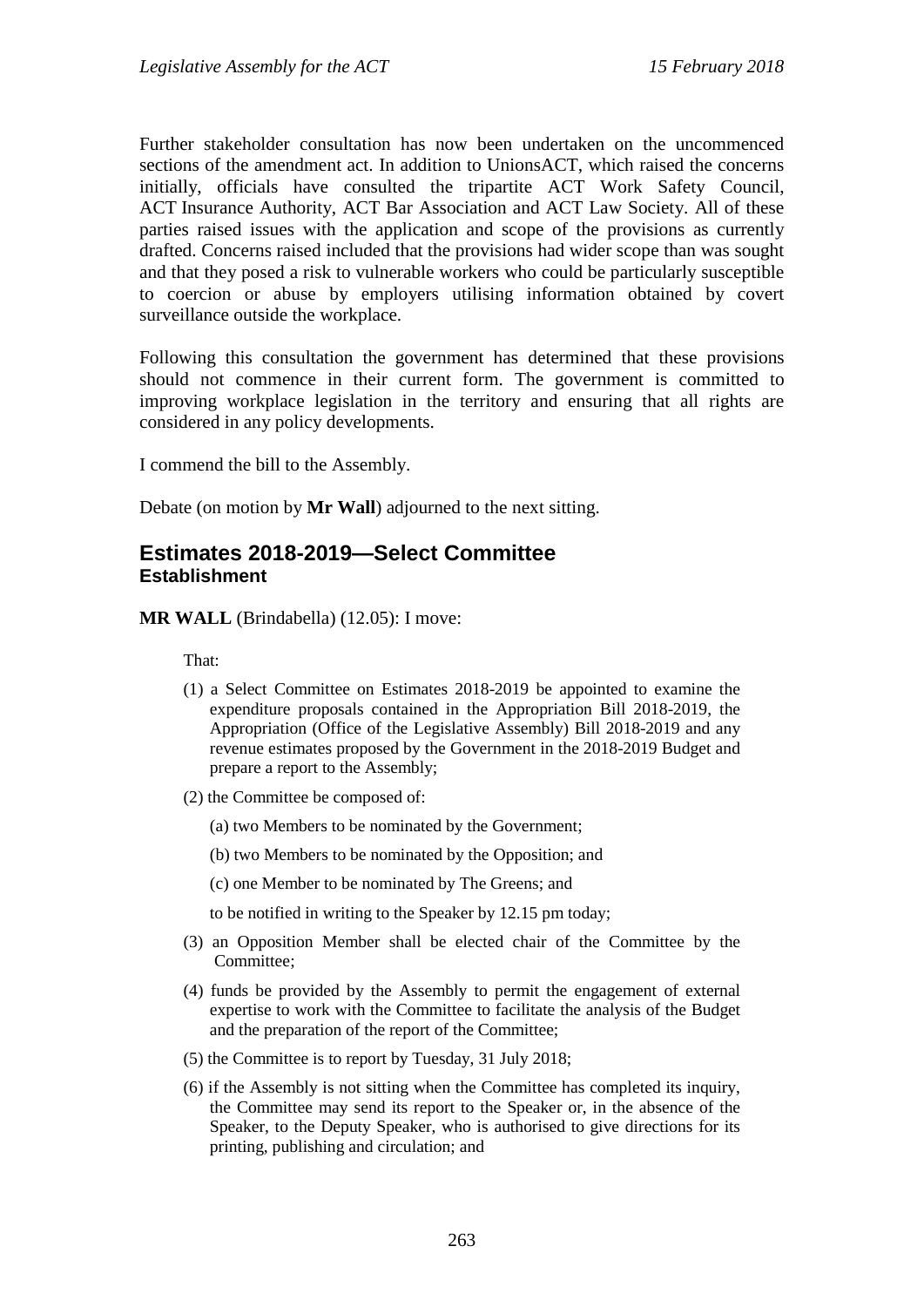Further stakeholder consultation has now been undertaken on the uncommenced sections of the amendment act. In addition to UnionsACT, which raised the concerns initially, officials have consulted the tripartite ACT Work Safety Council, ACT Insurance Authority, ACT Bar Association and ACT Law Society. All of these parties raised issues with the application and scope of the provisions as currently drafted. Concerns raised included that the provisions had wider scope than was sought and that they posed a risk to vulnerable workers who could be particularly susceptible to coercion or abuse by employers utilising information obtained by covert surveillance outside the workplace.

Following this consultation the government has determined that these provisions should not commence in their current form. The government is committed to improving workplace legislation in the territory and ensuring that all rights are considered in any policy developments.

I commend the bill to the Assembly.

Debate (on motion by **Mr Wall**) adjourned to the next sitting.

## Estimates 2018-2019—Select Committee
### Establishment

**MR WALL** (Brindabella) (12.05): I move:

That:

(1) a Select Committee on Estimates 2018-2019 be appointed to examine the expenditure proposals contained in the Appropriation Bill 2018-2019, the Appropriation (Office of the Legislative Assembly) Bill 2018-2019 and any revenue estimates proposed by the Government in the 2018-2019 Budget and prepare a report to the Assembly;

(2) the Committee be composed of:

(a) two Members to be nominated by the Government;

(b) two Members to be nominated by the Opposition; and

(c) one Member to be nominated by The Greens; and

to be notified in writing to the Speaker by 12.15 pm today;

(3) an Opposition Member shall be elected chair of the Committee by the Committee;

(4) funds be provided by the Assembly to permit the engagement of external expertise to work with the Committee to facilitate the analysis of the Budget and the preparation of the report of the Committee;

(5) the Committee is to report by Tuesday, 31 July 2018;

(6) if the Assembly is not sitting when the Committee has completed its inquiry, the Committee may send its report to the Speaker or, in the absence of the Speaker, to the Deputy Speaker, who is authorised to give directions for its printing, publishing and circulation; and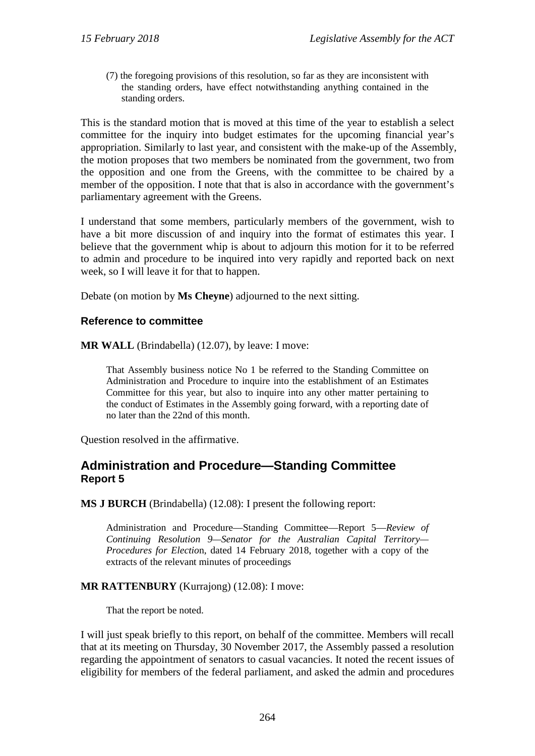> (7) the foregoing provisions of this resolution, so far as they are inconsistent with the standing orders, have effect notwithstanding anything contained in the standing orders.

This is the standard motion that is moved at this time of the year to establish a select committee for the inquiry into budget estimates for the upcoming financial year's appropriation. Similarly to last year, and consistent with the make-up of the Assembly, the motion proposes that two members be nominated from the government, two from the opposition and one from the Greens, with the committee to be chaired by a member of the opposition. I note that that is also in accordance with the government's parliamentary agreement with the Greens.

I understand that some members, particularly members of the government, wish to have a bit more discussion of and inquiry into the format of estimates this year. I believe that the government whip is about to adjourn this motion for it to be referred to admin and procedure to be inquired into very rapidly and reported back on next week, so I will leave it for that to happen.

Debate (on motion by **Ms Cheyne**) adjourned to the next sitting.

### Reference to committee

**MR WALL** (Brindabella) (12.07), by leave: I move:

> That Assembly business notice No 1 be referred to the Standing Committee on Administration and Procedure to inquire into the establishment of an Estimates Committee for this year, but also to inquire into any other matter pertaining to the conduct of Estimates in the Assembly going forward, with a reporting date of no later than the 22nd of this month.

Question resolved in the affirmative.

## Administration and Procedure—Standing Committee
### Report 5

**MS J BURCH** (Brindabella) (12.08): I present the following report:

> Administration and Procedure—Standing Committee—Report 5—*Review of Continuing Resolution 9—Senator for the Australian Capital Territory—Procedures for Election*, dated 14 February 2018, together with a copy of the extracts of the relevant minutes of proceedings

**MR RATTENBURY** (Kurrajong) (12.08): I move:

> That the report be noted.

I will just speak briefly to this report, on behalf of the committee. Members will recall that at its meeting on Thursday, 30 November 2017, the Assembly passed a resolution regarding the appointment of senators to casual vacancies. It noted the recent issues of eligibility for members of the federal parliament, and asked the admin and procedures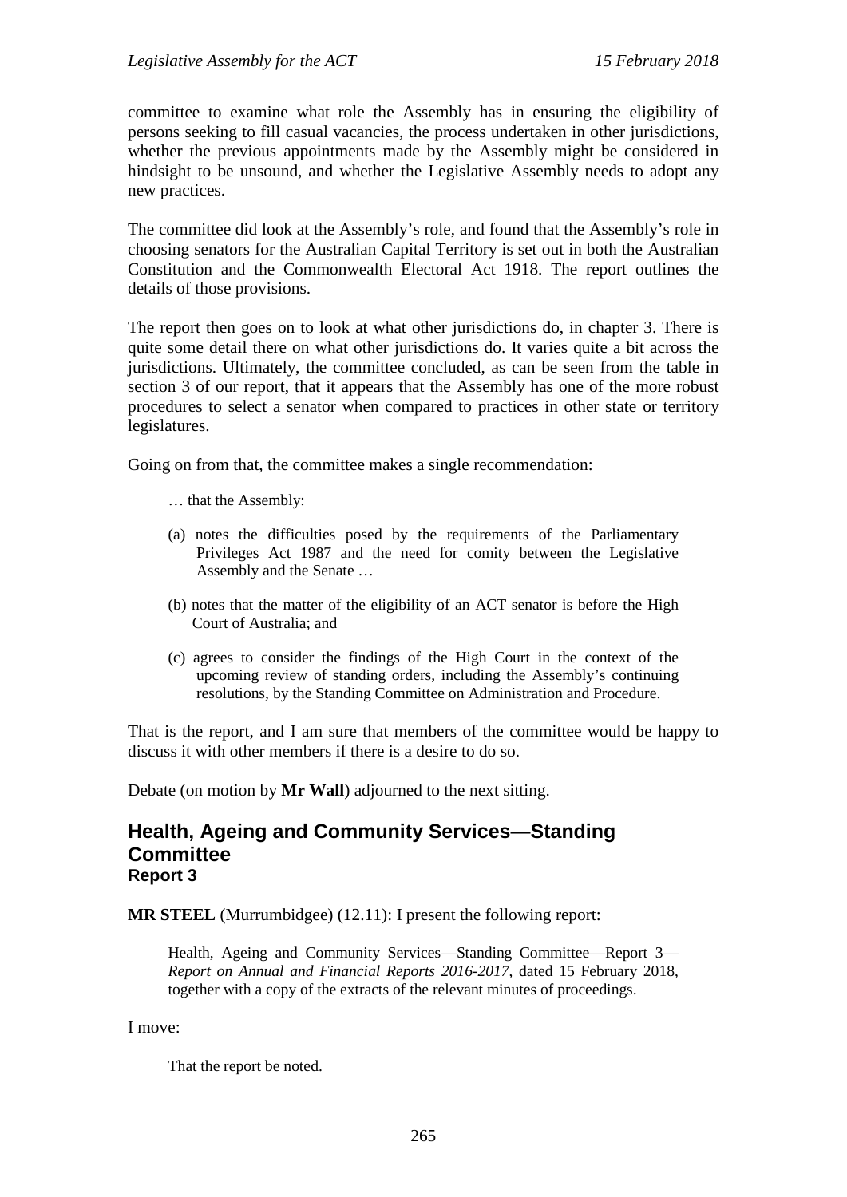committee to examine what role the Assembly has in ensuring the eligibility of persons seeking to fill casual vacancies, the process undertaken in other jurisdictions, whether the previous appointments made by the Assembly might be considered in hindsight to be unsound, and whether the Legislative Assembly needs to adopt any new practices.

The committee did look at the Assembly's role, and found that the Assembly's role in choosing senators for the Australian Capital Territory is set out in both the Australian Constitution and the Commonwealth Electoral Act 1918. The report outlines the details of those provisions.

The report then goes on to look at what other jurisdictions do, in chapter 3. There is quite some detail there on what other jurisdictions do. It varies quite a bit across the jurisdictions. Ultimately, the committee concluded, as can be seen from the table in section 3 of our report, that it appears that the Assembly has one of the more robust procedures to select a senator when compared to practices in other state or territory legislatures.

Going on from that, the committee makes a single recommendation:

> … that the Assembly:
>
> (a) notes the difficulties posed by the requirements of the Parliamentary Privileges Act 1987 and the need for comity between the Legislative Assembly and the Senate …
>
> (b) notes that the matter of the eligibility of an ACT senator is before the High Court of Australia; and
>
> (c) agrees to consider the findings of the High Court in the context of the upcoming review of standing orders, including the Assembly's continuing resolutions, by the Standing Committee on Administration and Procedure.

That is the report, and I am sure that members of the committee would be happy to discuss it with other members if there is a desire to do so.

Debate (on motion by **Mr Wall**) adjourned to the next sitting.

## Health, Ageing and Community Services—Standing Committee
### Report 3

**MR STEEL** (Murrumbidgee) (12.11): I present the following report:

> Health, Ageing and Community Services—Standing Committee—Report 3—*Report on Annual and Financial Reports 2016-2017*, dated 15 February 2018, together with a copy of the extracts of the relevant minutes of proceedings.

I move:

> That the report be noted.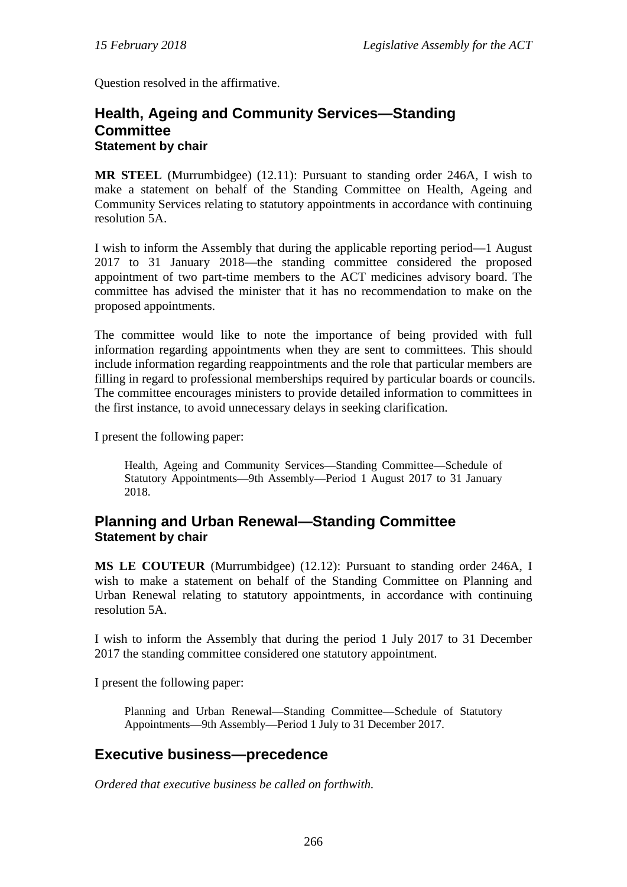Question resolved in the affirmative.

## Health, Ageing and Community Services—Standing Committee
### Statement by chair

**MR STEEL** (Murrumbidgee) (12.11): Pursuant to standing order 246A, I wish to make a statement on behalf of the Standing Committee on Health, Ageing and Community Services relating to statutory appointments in accordance with continuing resolution 5A.

I wish to inform the Assembly that during the applicable reporting period—1 August 2017 to 31 January 2018—the standing committee considered the proposed appointment of two part-time members to the ACT medicines advisory board. The committee has advised the minister that it has no recommendation to make on the proposed appointments.

The committee would like to note the importance of being provided with full information regarding appointments when they are sent to committees. This should include information regarding reappointments and the role that particular members are filling in regard to professional memberships required by particular boards or councils. The committee encourages ministers to provide detailed information to committees in the first instance, to avoid unnecessary delays in seeking clarification.

I present the following paper:

> Health, Ageing and Community Services—Standing Committee—Schedule of Statutory Appointments—9th Assembly—Period 1 August 2017 to 31 January 2018.

## Planning and Urban Renewal—Standing Committee
### Statement by chair

**MS LE COUTEUR** (Murrumbidgee) (12.12): Pursuant to standing order 246A, I wish to make a statement on behalf of the Standing Committee on Planning and Urban Renewal relating to statutory appointments, in accordance with continuing resolution 5A.

I wish to inform the Assembly that during the period 1 July 2017 to 31 December 2017 the standing committee considered one statutory appointment.

I present the following paper:

> Planning and Urban Renewal—Standing Committee—Schedule of Statutory Appointments—9th Assembly—Period 1 July to 31 December 2017.

## Executive business—precedence

*Ordered that executive business be called on forthwith.*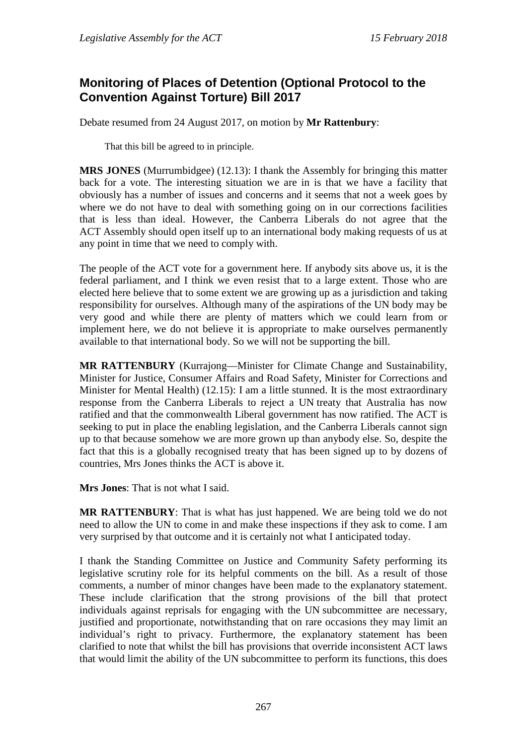## Monitoring of Places of Detention (Optional Protocol to the Convention Against Torture) Bill 2017

Debate resumed from 24 August 2017, on motion by **Mr Rattenbury**:

> That this bill be agreed to in principle.

**MRS JONES** (Murrumbidgee) (12.13): I thank the Assembly for bringing this matter back for a vote. The interesting situation we are in is that we have a facility that obviously has a number of issues and concerns and it seems that not a week goes by where we do not have to deal with something going on in our corrections facilities that is less than ideal. However, the Canberra Liberals do not agree that the ACT Assembly should open itself up to an international body making requests of us at any point in time that we need to comply with.

The people of the ACT vote for a government here. If anybody sits above us, it is the federal parliament, and I think we even resist that to a large extent. Those who are elected here believe that to some extent we are growing up as a jurisdiction and taking responsibility for ourselves. Although many of the aspirations of the UN body may be very good and while there are plenty of matters which we could learn from or implement here, we do not believe it is appropriate to make ourselves permanently available to that international body. So we will not be supporting the bill.

**MR RATTENBURY** (Kurrajong—Minister for Climate Change and Sustainability, Minister for Justice, Consumer Affairs and Road Safety, Minister for Corrections and Minister for Mental Health) (12.15): I am a little stunned. It is the most extraordinary response from the Canberra Liberals to reject a UN treaty that Australia has now ratified and that the commonwealth Liberal government has now ratified. The ACT is seeking to put in place the enabling legislation, and the Canberra Liberals cannot sign up to that because somehow we are more grown up than anybody else. So, despite the fact that this is a globally recognised treaty that has been signed up to by dozens of countries, Mrs Jones thinks the ACT is above it.

**Mrs Jones**: That is not what I said.

**MR RATTENBURY**: That is what has just happened. We are being told we do not need to allow the UN to come in and make these inspections if they ask to come. I am very surprised by that outcome and it is certainly not what I anticipated today.

I thank the Standing Committee on Justice and Community Safety performing its legislative scrutiny role for its helpful comments on the bill. As a result of those comments, a number of minor changes have been made to the explanatory statement. These include clarification that the strong provisions of the bill that protect individuals against reprisals for engaging with the UN subcommittee are necessary, justified and proportionate, notwithstanding that on rare occasions they may limit an individual's right to privacy. Furthermore, the explanatory statement has been clarified to note that whilst the bill has provisions that override inconsistent ACT laws that would limit the ability of the UN subcommittee to perform its functions, this does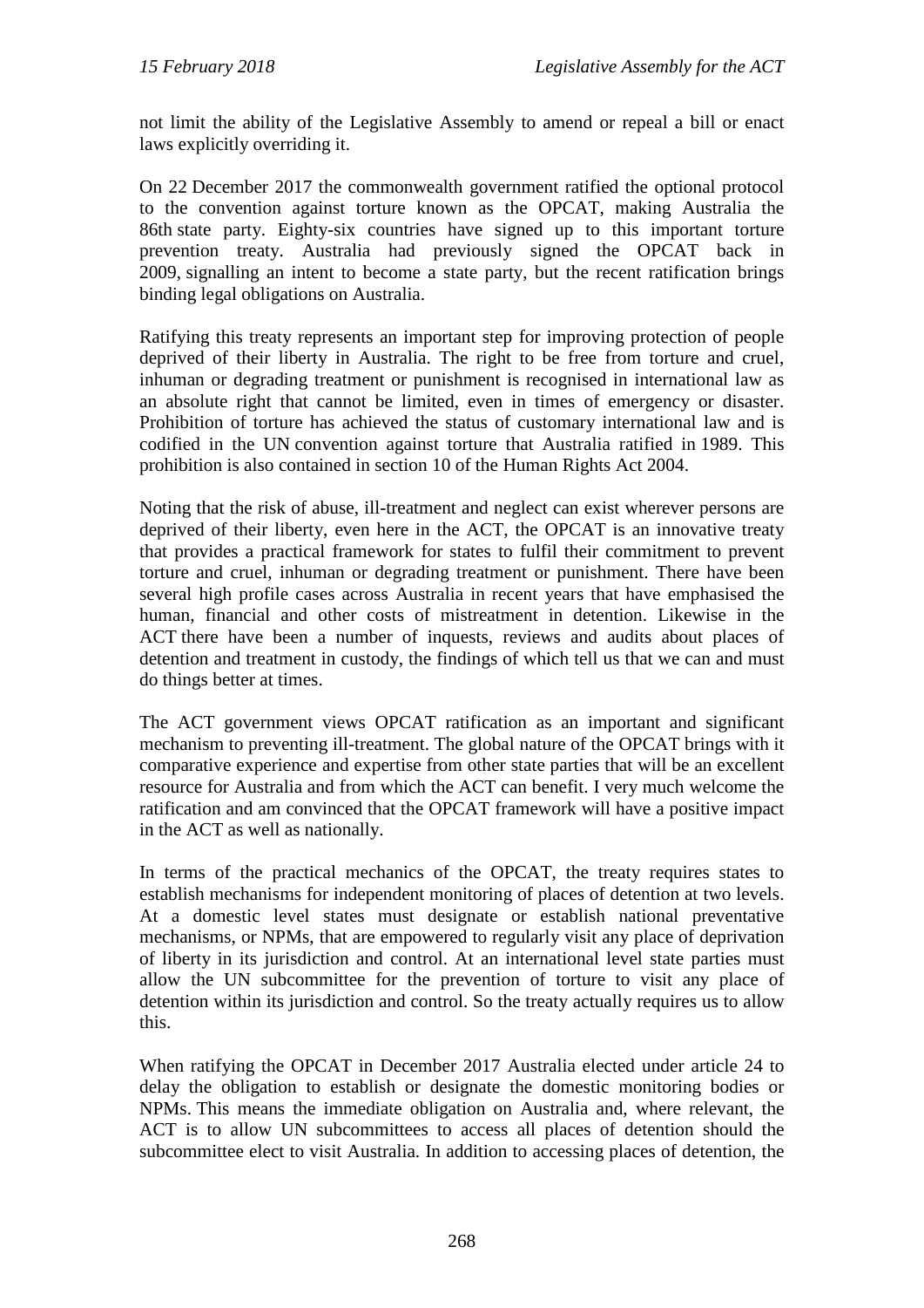not limit the ability of the Legislative Assembly to amend or repeal a bill or enact laws explicitly overriding it.

On 22 December 2017 the commonwealth government ratified the optional protocol to the convention against torture known as the OPCAT, making Australia the 86th state party. Eighty-six countries have signed up to this important torture prevention treaty. Australia had previously signed the OPCAT back in 2009, signalling an intent to become a state party, but the recent ratification brings binding legal obligations on Australia.

Ratifying this treaty represents an important step for improving protection of people deprived of their liberty in Australia. The right to be free from torture and cruel, inhuman or degrading treatment or punishment is recognised in international law as an absolute right that cannot be limited, even in times of emergency or disaster. Prohibition of torture has achieved the status of customary international law and is codified in the UN convention against torture that Australia ratified in 1989. This prohibition is also contained in section 10 of the Human Rights Act 2004.

Noting that the risk of abuse, ill-treatment and neglect can exist wherever persons are deprived of their liberty, even here in the ACT, the OPCAT is an innovative treaty that provides a practical framework for states to fulfil their commitment to prevent torture and cruel, inhuman or degrading treatment or punishment. There have been several high profile cases across Australia in recent years that have emphasised the human, financial and other costs of mistreatment in detention. Likewise in the ACT there have been a number of inquests, reviews and audits about places of detention and treatment in custody, the findings of which tell us that we can and must do things better at times.

The ACT government views OPCAT ratification as an important and significant mechanism to preventing ill-treatment. The global nature of the OPCAT brings with it comparative experience and expertise from other state parties that will be an excellent resource for Australia and from which the ACT can benefit. I very much welcome the ratification and am convinced that the OPCAT framework will have a positive impact in the ACT as well as nationally.

In terms of the practical mechanics of the OPCAT, the treaty requires states to establish mechanisms for independent monitoring of places of detention at two levels. At a domestic level states must designate or establish national preventative mechanisms, or NPMs, that are empowered to regularly visit any place of deprivation of liberty in its jurisdiction and control. At an international level state parties must allow the UN subcommittee for the prevention of torture to visit any place of detention within its jurisdiction and control. So the treaty actually requires us to allow this.

When ratifying the OPCAT in December 2017 Australia elected under article 24 to delay the obligation to establish or designate the domestic monitoring bodies or NPMs. This means the immediate obligation on Australia and, where relevant, the ACT is to allow UN subcommittees to access all places of detention should the subcommittee elect to visit Australia. In addition to accessing places of detention, the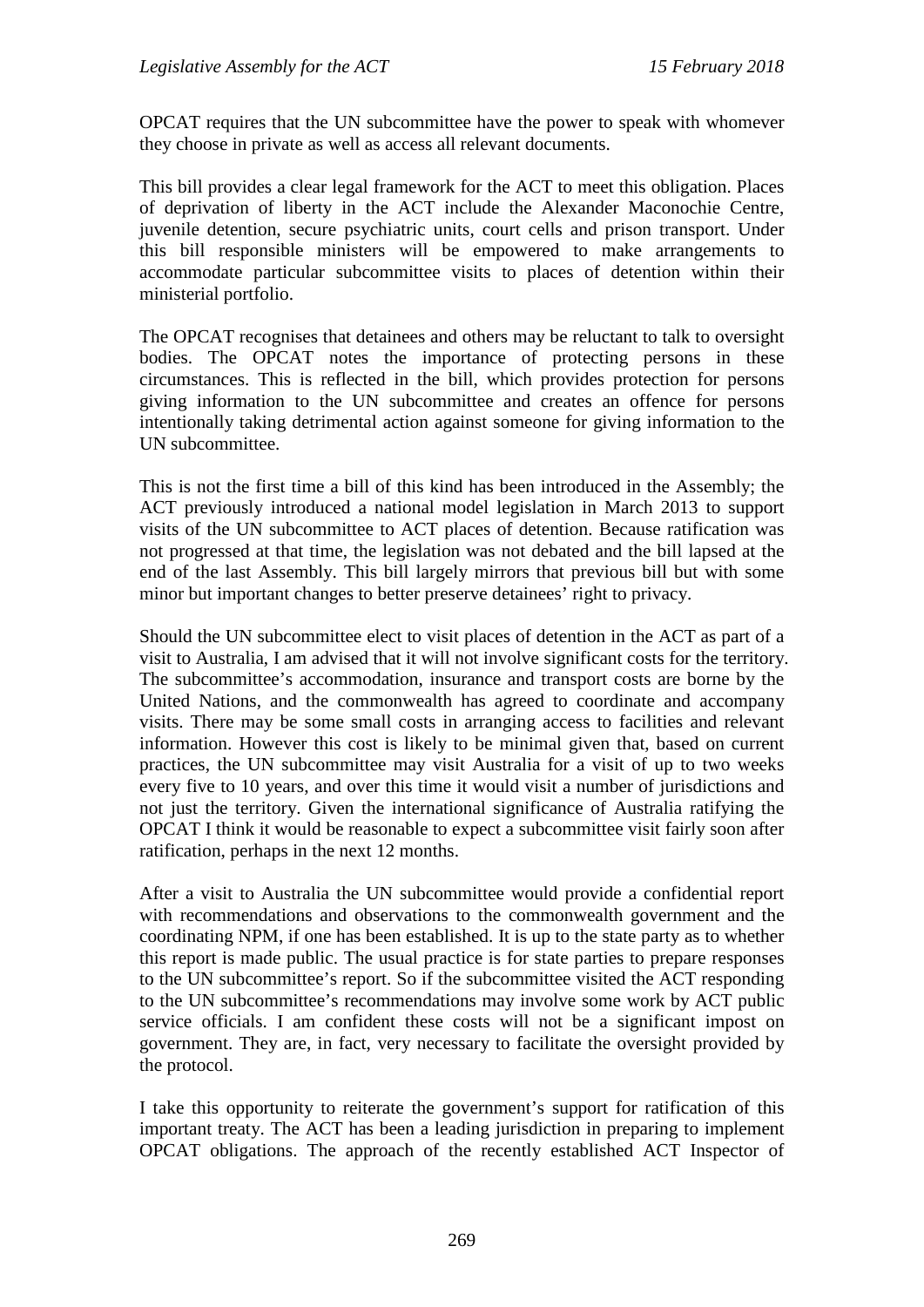OPCAT requires that the UN subcommittee have the power to speak with whomever they choose in private as well as access all relevant documents.

This bill provides a clear legal framework for the ACT to meet this obligation. Places of deprivation of liberty in the ACT include the Alexander Maconochie Centre, juvenile detention, secure psychiatric units, court cells and prison transport. Under this bill responsible ministers will be empowered to make arrangements to accommodate particular subcommittee visits to places of detention within their ministerial portfolio.

The OPCAT recognises that detainees and others may be reluctant to talk to oversight bodies. The OPCAT notes the importance of protecting persons in these circumstances. This is reflected in the bill, which provides protection for persons giving information to the UN subcommittee and creates an offence for persons intentionally taking detrimental action against someone for giving information to the UN subcommittee.

This is not the first time a bill of this kind has been introduced in the Assembly; the ACT previously introduced a national model legislation in March 2013 to support visits of the UN subcommittee to ACT places of detention. Because ratification was not progressed at that time, the legislation was not debated and the bill lapsed at the end of the last Assembly. This bill largely mirrors that previous bill but with some minor but important changes to better preserve detainees' right to privacy.

Should the UN subcommittee elect to visit places of detention in the ACT as part of a visit to Australia, I am advised that it will not involve significant costs for the territory. The subcommittee's accommodation, insurance and transport costs are borne by the United Nations, and the commonwealth has agreed to coordinate and accompany visits. There may be some small costs in arranging access to facilities and relevant information. However this cost is likely to be minimal given that, based on current practices, the UN subcommittee may visit Australia for a visit of up to two weeks every five to 10 years, and over this time it would visit a number of jurisdictions and not just the territory. Given the international significance of Australia ratifying the OPCAT I think it would be reasonable to expect a subcommittee visit fairly soon after ratification, perhaps in the next 12 months.

After a visit to Australia the UN subcommittee would provide a confidential report with recommendations and observations to the commonwealth government and the coordinating NPM, if one has been established. It is up to the state party as to whether this report is made public. The usual practice is for state parties to prepare responses to the UN subcommittee's report. So if the subcommittee visited the ACT responding to the UN subcommittee's recommendations may involve some work by ACT public service officials. I am confident these costs will not be a significant impost on government. They are, in fact, very necessary to facilitate the oversight provided by the protocol.

I take this opportunity to reiterate the government's support for ratification of this important treaty. The ACT has been a leading jurisdiction in preparing to implement OPCAT obligations. The approach of the recently established ACT Inspector of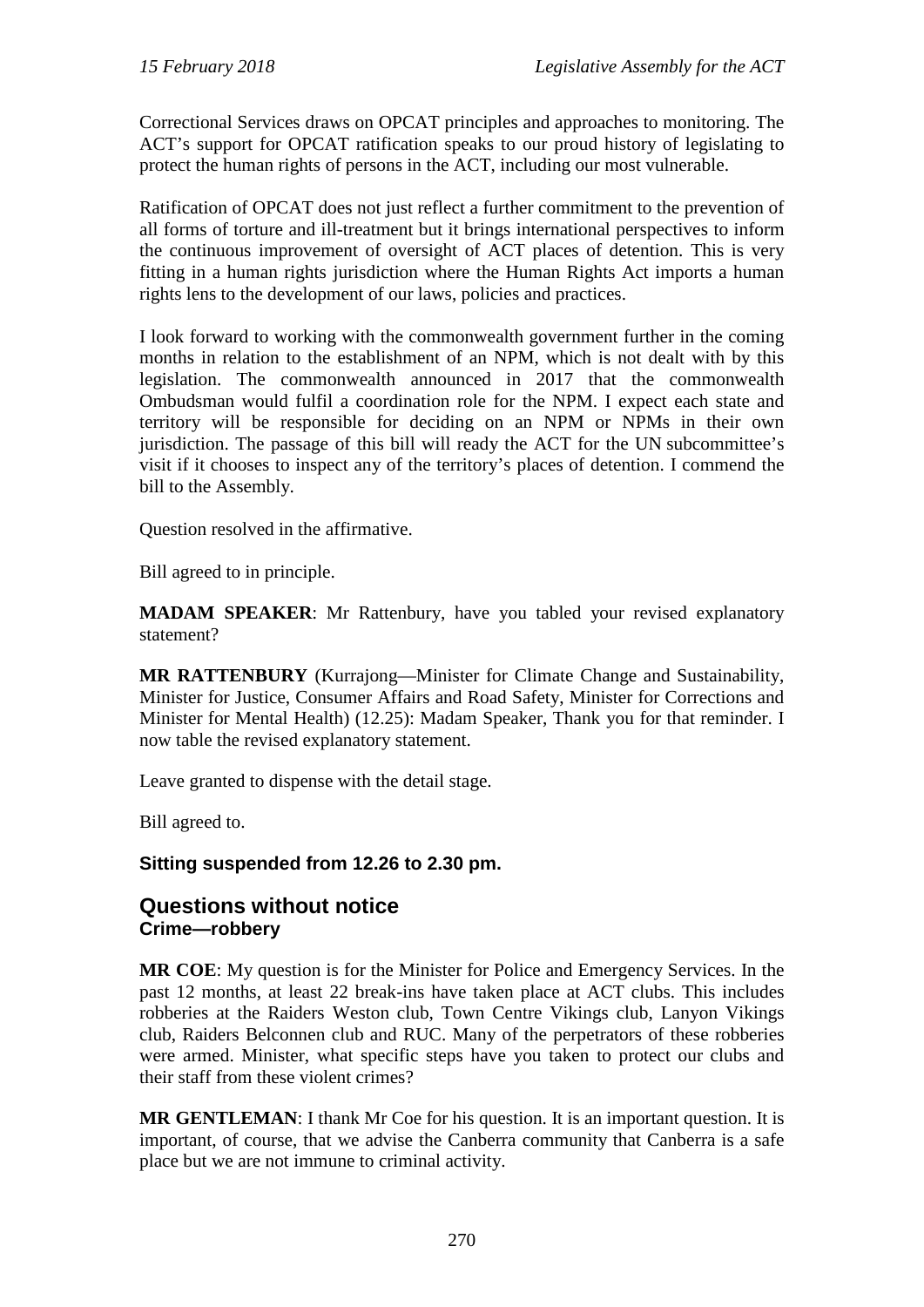Correctional Services draws on OPCAT principles and approaches to monitoring. The ACT's support for OPCAT ratification speaks to our proud history of legislating to protect the human rights of persons in the ACT, including our most vulnerable.

Ratification of OPCAT does not just reflect a further commitment to the prevention of all forms of torture and ill-treatment but it brings international perspectives to inform the continuous improvement of oversight of ACT places of detention. This is very fitting in a human rights jurisdiction where the Human Rights Act imports a human rights lens to the development of our laws, policies and practices.

I look forward to working with the commonwealth government further in the coming months in relation to the establishment of an NPM, which is not dealt with by this legislation. The commonwealth announced in 2017 that the commonwealth Ombudsman would fulfil a coordination role for the NPM. I expect each state and territory will be responsible for deciding on an NPM or NPMs in their own jurisdiction. The passage of this bill will ready the ACT for the UN subcommittee's visit if it chooses to inspect any of the territory's places of detention. I commend the bill to the Assembly.

Question resolved in the affirmative.

Bill agreed to in principle.

**MADAM SPEAKER**: Mr Rattenbury, have you tabled your revised explanatory statement?

**MR RATTENBURY** (Kurrajong—Minister for Climate Change and Sustainability, Minister for Justice, Consumer Affairs and Road Safety, Minister for Corrections and Minister for Mental Health) (12.25): Madam Speaker, Thank you for that reminder. I now table the revised explanatory statement.

Leave granted to dispense with the detail stage.

Bill agreed to.

**Sitting suspended from 12.26 to 2.30 pm.**

## Questions without notice
### Crime—robbery

**MR COE**: My question is for the Minister for Police and Emergency Services. In the past 12 months, at least 22 break-ins have taken place at ACT clubs. This includes robberies at the Raiders Weston club, Town Centre Vikings club, Lanyon Vikings club, Raiders Belconnen club and RUC. Many of the perpetrators of these robberies were armed. Minister, what specific steps have you taken to protect our clubs and their staff from these violent crimes?

**MR GENTLEMAN**: I thank Mr Coe for his question. It is an important question. It is important, of course, that we advise the Canberra community that Canberra is a safe place but we are not immune to criminal activity.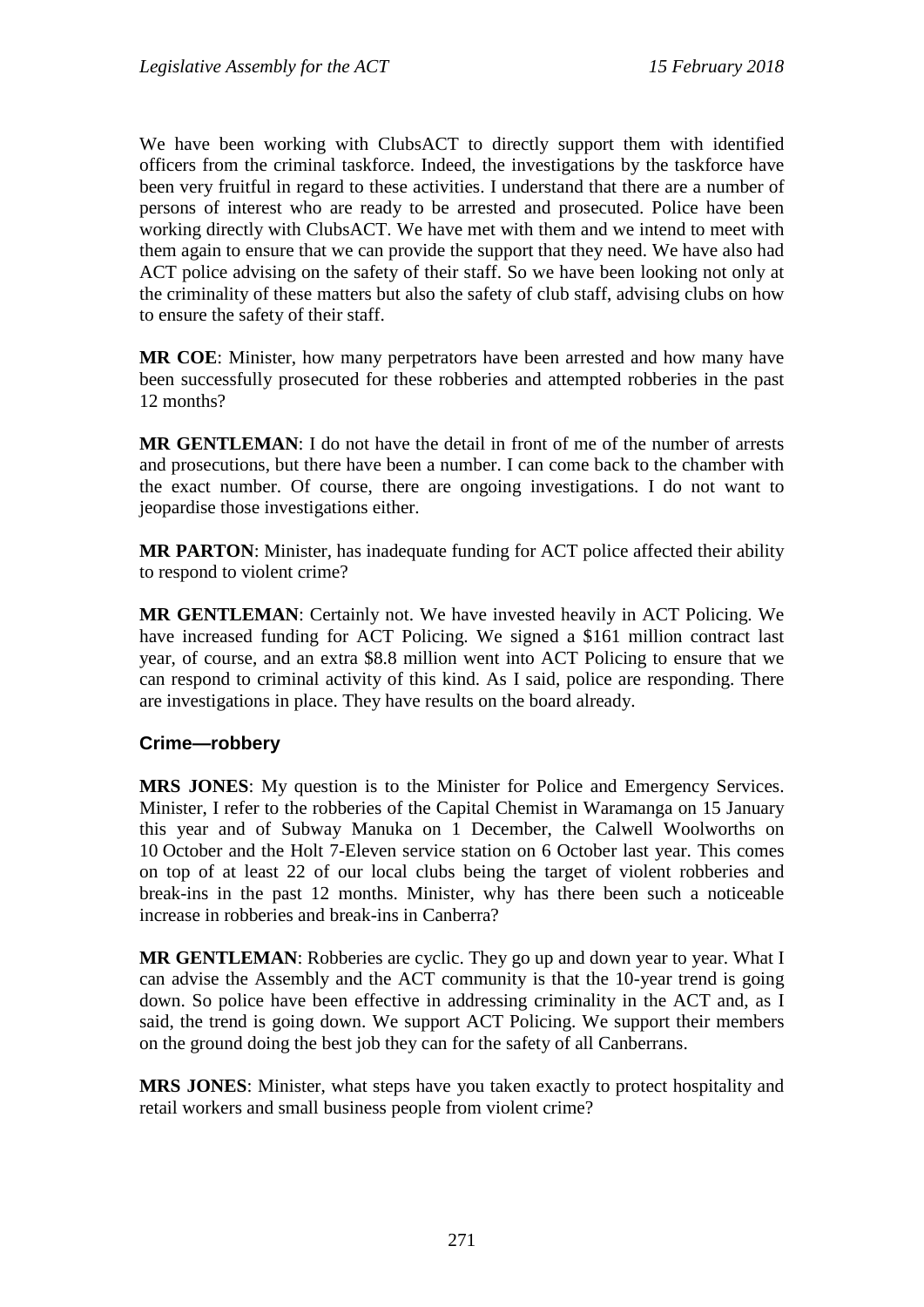We have been working with ClubsACT to directly support them with identified officers from the criminal taskforce. Indeed, the investigations by the taskforce have been very fruitful in regard to these activities. I understand that there are a number of persons of interest who are ready to be arrested and prosecuted. Police have been working directly with ClubsACT. We have met with them and we intend to meet with them again to ensure that we can provide the support that they need. We have also had ACT police advising on the safety of their staff. So we have been looking not only at the criminality of these matters but also the safety of club staff, advising clubs on how to ensure the safety of their staff.

**MR COE**: Minister, how many perpetrators have been arrested and how many have been successfully prosecuted for these robberies and attempted robberies in the past 12 months?

**MR GENTLEMAN**: I do not have the detail in front of me of the number of arrests and prosecutions, but there have been a number. I can come back to the chamber with the exact number. Of course, there are ongoing investigations. I do not want to jeopardise those investigations either.

**MR PARTON**: Minister, has inadequate funding for ACT police affected their ability to respond to violent crime?

**MR GENTLEMAN**: Certainly not. We have invested heavily in ACT Policing. We have increased funding for ACT Policing. We signed a $161 million contract last year, of course, and an extra $8.8 million went into ACT Policing to ensure that we can respond to criminal activity of this kind. As I said, police are responding. There are investigations in place. They have results on the board already.

### Crime—robbery

**MRS JONES**: My question is to the Minister for Police and Emergency Services. Minister, I refer to the robberies of the Capital Chemist in Waramanga on 15 January this year and of Subway Manuka on 1 December, the Calwell Woolworths on 10 October and the Holt 7-Eleven service station on 6 October last year. This comes on top of at least 22 of our local clubs being the target of violent robberies and break-ins in the past 12 months. Minister, why has there been such a noticeable increase in robberies and break-ins in Canberra?

**MR GENTLEMAN**: Robberies are cyclic. They go up and down year to year. What I can advise the Assembly and the ACT community is that the 10-year trend is going down. So police have been effective in addressing criminality in the ACT and, as I said, the trend is going down. We support ACT Policing. We support their members on the ground doing the best job they can for the safety of all Canberrans.

**MRS JONES**: Minister, what steps have you taken exactly to protect hospitality and retail workers and small business people from violent crime?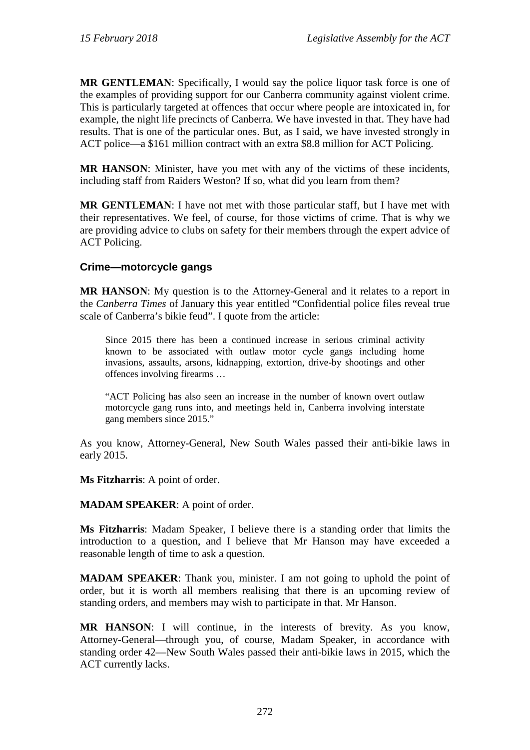**MR GENTLEMAN**: Specifically, I would say the police liquor task force is one of the examples of providing support for our Canberra community against violent crime. This is particularly targeted at offences that occur where people are intoxicated in, for example, the night life precincts of Canberra. We have invested in that. They have had results. That is one of the particular ones. But, as I said, we have invested strongly in ACT police—a $161 million contract with an extra $8.8 million for ACT Policing.

**MR HANSON**: Minister, have you met with any of the victims of these incidents, including staff from Raiders Weston? If so, what did you learn from them?

**MR GENTLEMAN**: I have not met with those particular staff, but I have met with their representatives. We feel, of course, for those victims of crime. That is why we are providing advice to clubs on safety for their members through the expert advice of ACT Policing.

### Crime—motorcycle gangs

**MR HANSON**: My question is to the Attorney-General and it relates to a report in the *Canberra Times* of January this year entitled "Confidential police files reveal true scale of Canberra's bikie feud". I quote from the article:

> Since 2015 there has been a continued increase in serious criminal activity known to be associated with outlaw motor cycle gangs including home invasions, assaults, arsons, kidnapping, extortion, drive-by shootings and other offences involving firearms …
>
> "ACT Policing has also seen an increase in the number of known overt outlaw motorcycle gang runs into, and meetings held in, Canberra involving interstate gang members since 2015."

As you know, Attorney-General, New South Wales passed their anti-bikie laws in early 2015.

**Ms Fitzharris**: A point of order.

**MADAM SPEAKER**: A point of order.

**Ms Fitzharris**: Madam Speaker, I believe there is a standing order that limits the introduction to a question, and I believe that Mr Hanson may have exceeded a reasonable length of time to ask a question.

**MADAM SPEAKER**: Thank you, minister. I am not going to uphold the point of order, but it is worth all members realising that there is an upcoming review of standing orders, and members may wish to participate in that. Mr Hanson.

**MR HANSON**: I will continue, in the interests of brevity. As you know, Attorney-General—through you, of course, Madam Speaker, in accordance with standing order 42—New South Wales passed their anti-bikie laws in 2015, which the ACT currently lacks.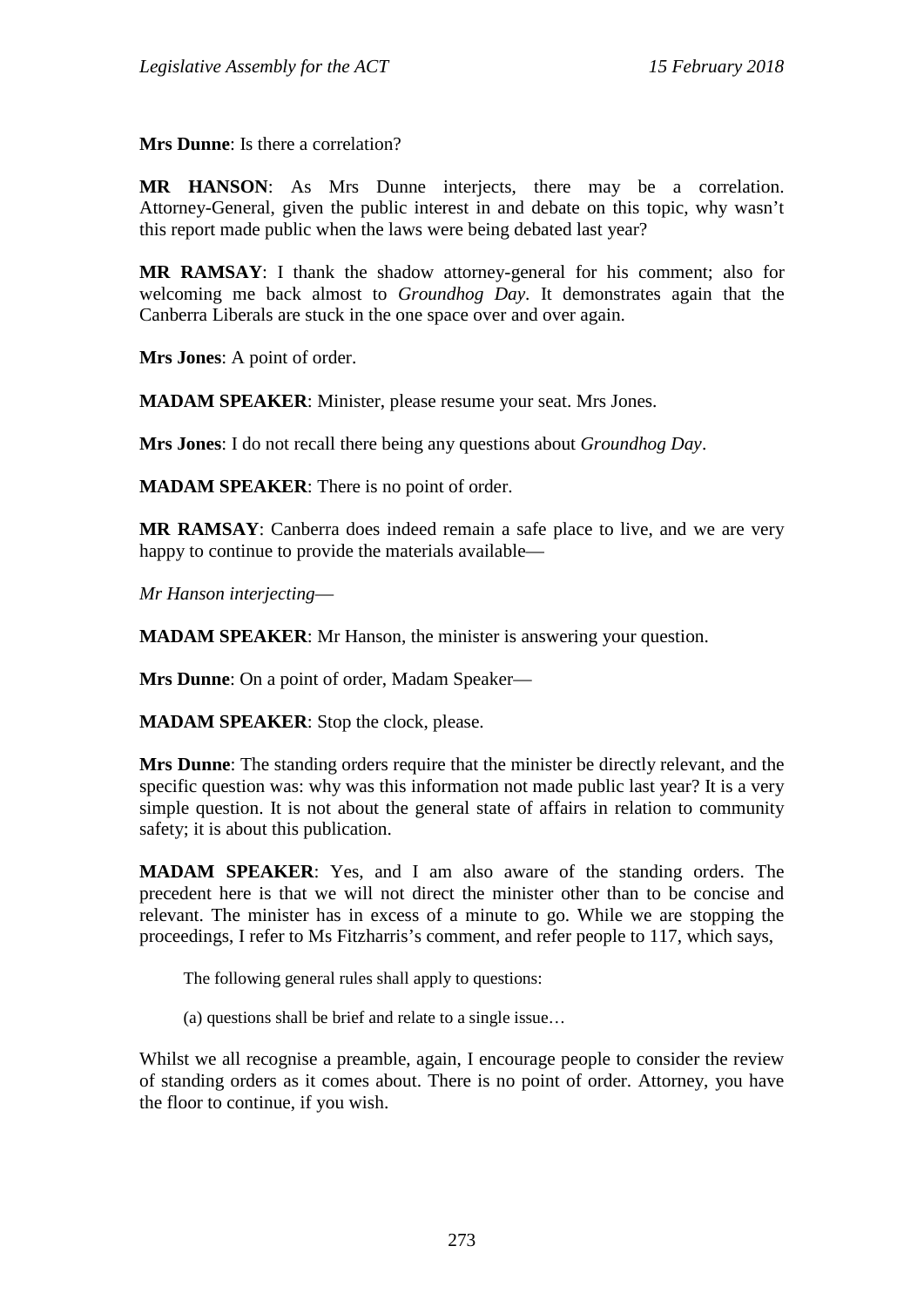**Mrs Dunne**: Is there a correlation?

**MR HANSON**: As Mrs Dunne interjects, there may be a correlation. Attorney-General, given the public interest in and debate on this topic, why wasn't this report made public when the laws were being debated last year?

**MR RAMSAY**: I thank the shadow attorney-general for his comment; also for welcoming me back almost to *Groundhog Day*. It demonstrates again that the Canberra Liberals are stuck in the one space over and over again.

**Mrs Jones**: A point of order.

**MADAM SPEAKER**: Minister, please resume your seat. Mrs Jones.

**Mrs Jones**: I do not recall there being any questions about *Groundhog Day*.

**MADAM SPEAKER**: There is no point of order.

**MR RAMSAY**: Canberra does indeed remain a safe place to live, and we are very happy to continue to provide the materials available—

*Mr Hanson interjecting*—

**MADAM SPEAKER**: Mr Hanson, the minister is answering your question.

**Mrs Dunne**: On a point of order, Madam Speaker—

**MADAM SPEAKER**: Stop the clock, please.

**Mrs Dunne**: The standing orders require that the minister be directly relevant, and the specific question was: why was this information not made public last year? It is a very simple question. It is not about the general state of affairs in relation to community safety; it is about this publication.

**MADAM SPEAKER**: Yes, and I am also aware of the standing orders. The precedent here is that we will not direct the minister other than to be concise and relevant. The minister has in excess of a minute to go. While we are stopping the proceedings, I refer to Ms Fitzharris's comment, and refer people to 117, which says,

> The following general rules shall apply to questions:
>
> (a) questions shall be brief and relate to a single issue…

Whilst we all recognise a preamble, again, I encourage people to consider the review of standing orders as it comes about. There is no point of order. Attorney, you have the floor to continue, if you wish.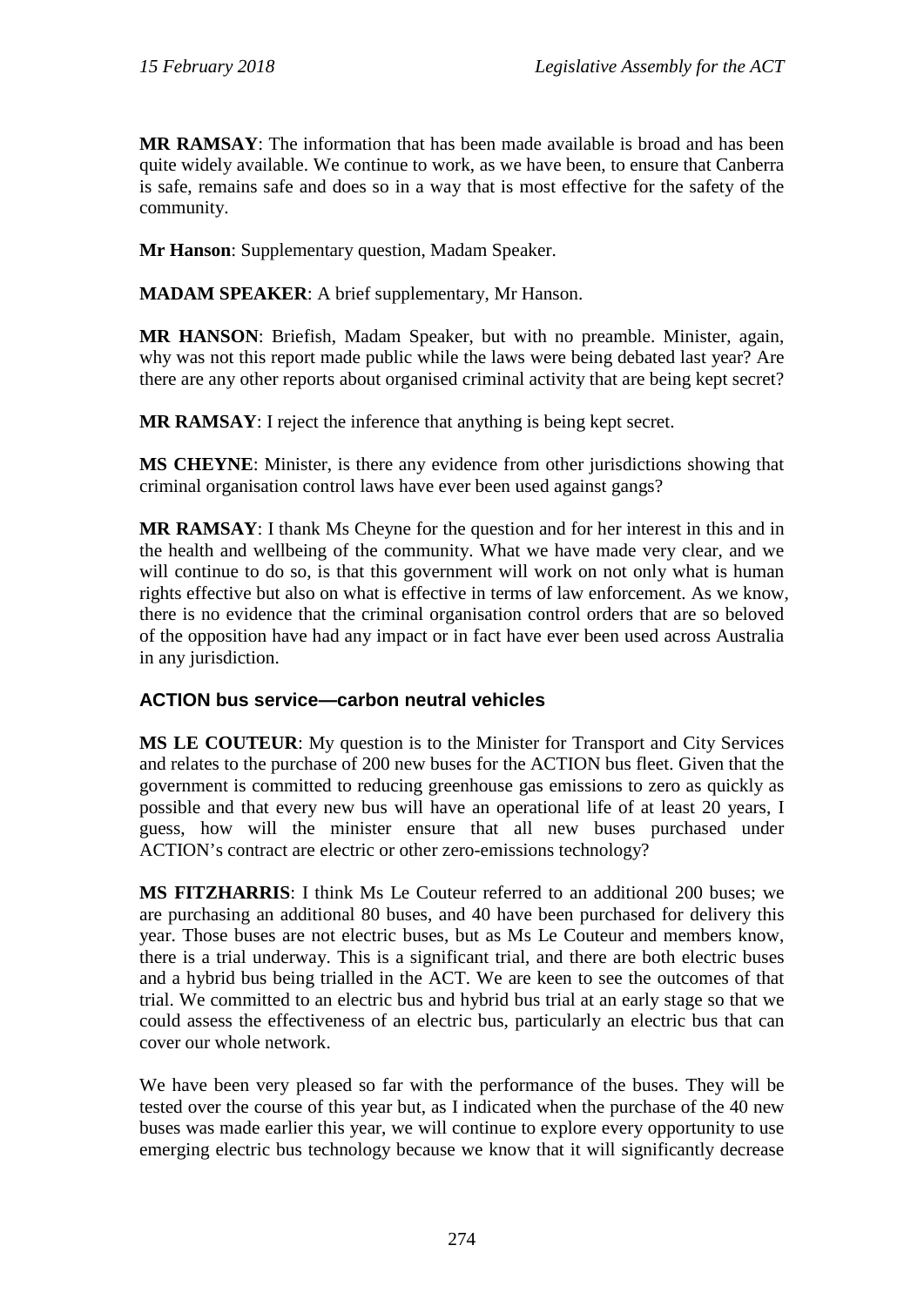**MR RAMSAY**: The information that has been made available is broad and has been quite widely available. We continue to work, as we have been, to ensure that Canberra is safe, remains safe and does so in a way that is most effective for the safety of the community.

**Mr Hanson**: Supplementary question, Madam Speaker.

**MADAM SPEAKER**: A brief supplementary, Mr Hanson.

**MR HANSON**: Briefish, Madam Speaker, but with no preamble. Minister, again, why was not this report made public while the laws were being debated last year? Are there are any other reports about organised criminal activity that are being kept secret?

**MR RAMSAY**: I reject the inference that anything is being kept secret.

**MS CHEYNE**: Minister, is there any evidence from other jurisdictions showing that criminal organisation control laws have ever been used against gangs?

**MR RAMSAY**: I thank Ms Cheyne for the question and for her interest in this and in the health and wellbeing of the community. What we have made very clear, and we will continue to do so, is that this government will work on not only what is human rights effective but also on what is effective in terms of law enforcement. As we know, there is no evidence that the criminal organisation control orders that are so beloved of the opposition have had any impact or in fact have ever been used across Australia in any jurisdiction.

## ACTION bus service—carbon neutral vehicles

**MS LE COUTEUR**: My question is to the Minister for Transport and City Services and relates to the purchase of 200 new buses for the ACTION bus fleet. Given that the government is committed to reducing greenhouse gas emissions to zero as quickly as possible and that every new bus will have an operational life of at least 20 years, I guess, how will the minister ensure that all new buses purchased under ACTION's contract are electric or other zero-emissions technology?

**MS FITZHARRIS**: I think Ms Le Couteur referred to an additional 200 buses; we are purchasing an additional 80 buses, and 40 have been purchased for delivery this year. Those buses are not electric buses, but as Ms Le Couteur and members know, there is a trial underway. This is a significant trial, and there are both electric buses and a hybrid bus being trialled in the ACT. We are keen to see the outcomes of that trial. We committed to an electric bus and hybrid bus trial at an early stage so that we could assess the effectiveness of an electric bus, particularly an electric bus that can cover our whole network.

We have been very pleased so far with the performance of the buses. They will be tested over the course of this year but, as I indicated when the purchase of the 40 new buses was made earlier this year, we will continue to explore every opportunity to use emerging electric bus technology because we know that it will significantly decrease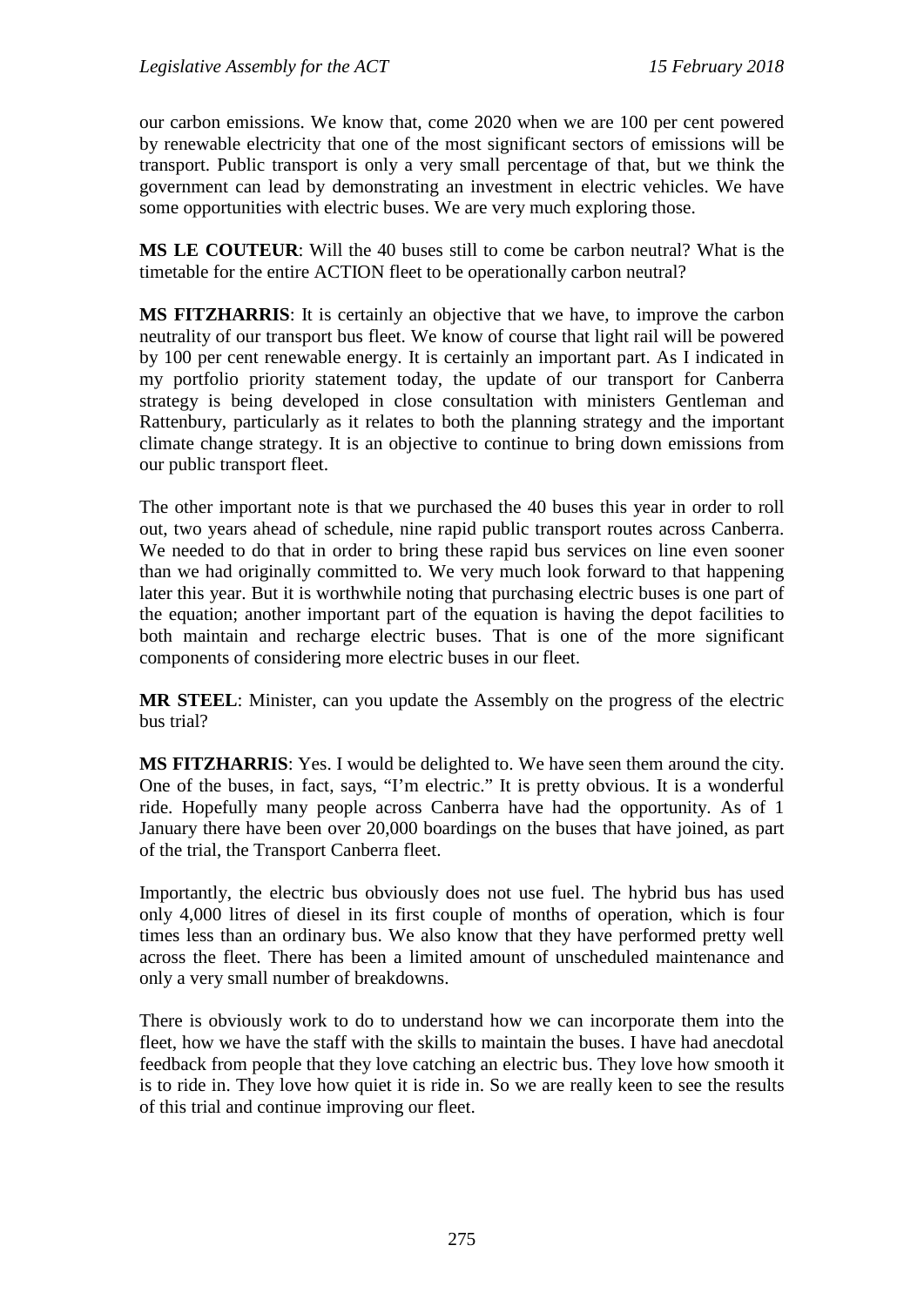our carbon emissions. We know that, come 2020 when we are 100 per cent powered by renewable electricity that one of the most significant sectors of emissions will be transport. Public transport is only a very small percentage of that, but we think the government can lead by demonstrating an investment in electric vehicles. We have some opportunities with electric buses. We are very much exploring those.

**MS LE COUTEUR**: Will the 40 buses still to come be carbon neutral? What is the timetable for the entire ACTION fleet to be operationally carbon neutral?

**MS FITZHARRIS**: It is certainly an objective that we have, to improve the carbon neutrality of our transport bus fleet. We know of course that light rail will be powered by 100 per cent renewable energy. It is certainly an important part. As I indicated in my portfolio priority statement today, the update of our transport for Canberra strategy is being developed in close consultation with ministers Gentleman and Rattenbury, particularly as it relates to both the planning strategy and the important climate change strategy. It is an objective to continue to bring down emissions from our public transport fleet.

The other important note is that we purchased the 40 buses this year in order to roll out, two years ahead of schedule, nine rapid public transport routes across Canberra. We needed to do that in order to bring these rapid bus services on line even sooner than we had originally committed to. We very much look forward to that happening later this year. But it is worthwhile noting that purchasing electric buses is one part of the equation; another important part of the equation is having the depot facilities to both maintain and recharge electric buses. That is one of the more significant components of considering more electric buses in our fleet.

**MR STEEL**: Minister, can you update the Assembly on the progress of the electric bus trial?

**MS FITZHARRIS**: Yes. I would be delighted to. We have seen them around the city. One of the buses, in fact, says, "I'm electric." It is pretty obvious. It is a wonderful ride. Hopefully many people across Canberra have had the opportunity. As of 1 January there have been over 20,000 boardings on the buses that have joined, as part of the trial, the Transport Canberra fleet.

Importantly, the electric bus obviously does not use fuel. The hybrid bus has used only 4,000 litres of diesel in its first couple of months of operation, which is four times less than an ordinary bus. We also know that they have performed pretty well across the fleet. There has been a limited amount of unscheduled maintenance and only a very small number of breakdowns.

There is obviously work to do to understand how we can incorporate them into the fleet, how we have the staff with the skills to maintain the buses. I have had anecdotal feedback from people that they love catching an electric bus. They love how smooth it is to ride in. They love how quiet it is ride in. So we are really keen to see the results of this trial and continue improving our fleet.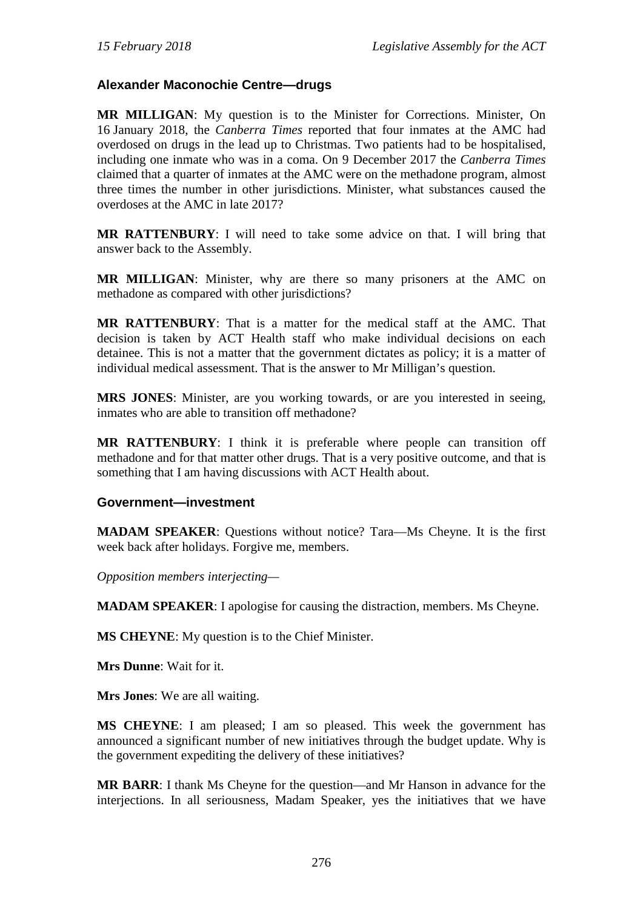### Alexander Maconochie Centre—drugs

**MR MILLIGAN**: My question is to the Minister for Corrections. Minister, On 16 January 2018, the *Canberra Times* reported that four inmates at the AMC had overdosed on drugs in the lead up to Christmas. Two patients had to be hospitalised, including one inmate who was in a coma. On 9 December 2017 the *Canberra Times* claimed that a quarter of inmates at the AMC were on the methadone program, almost three times the number in other jurisdictions. Minister, what substances caused the overdoses at the AMC in late 2017?

**MR RATTENBURY**: I will need to take some advice on that. I will bring that answer back to the Assembly.

**MR MILLIGAN**: Minister, why are there so many prisoners at the AMC on methadone as compared with other jurisdictions?

**MR RATTENBURY**: That is a matter for the medical staff at the AMC. That decision is taken by ACT Health staff who make individual decisions on each detainee. This is not a matter that the government dictates as policy; it is a matter of individual medical assessment. That is the answer to Mr Milligan's question.

**MRS JONES**: Minister, are you working towards, or are you interested in seeing, inmates who are able to transition off methadone?

**MR RATTENBURY**: I think it is preferable where people can transition off methadone and for that matter other drugs. That is a very positive outcome, and that is something that I am having discussions with ACT Health about.

### Government—investment

**MADAM SPEAKER**: Questions without notice? Tara—Ms Cheyne. It is the first week back after holidays. Forgive me, members.

*Opposition members interjecting—*

**MADAM SPEAKER**: I apologise for causing the distraction, members. Ms Cheyne.

**MS CHEYNE**: My question is to the Chief Minister.

**Mrs Dunne**: Wait for it.

**Mrs Jones**: We are all waiting.

**MS CHEYNE**: I am pleased; I am so pleased. This week the government has announced a significant number of new initiatives through the budget update. Why is the government expediting the delivery of these initiatives?

**MR BARR**: I thank Ms Cheyne for the question—and Mr Hanson in advance for the interjections. In all seriousness, Madam Speaker, yes the initiatives that we have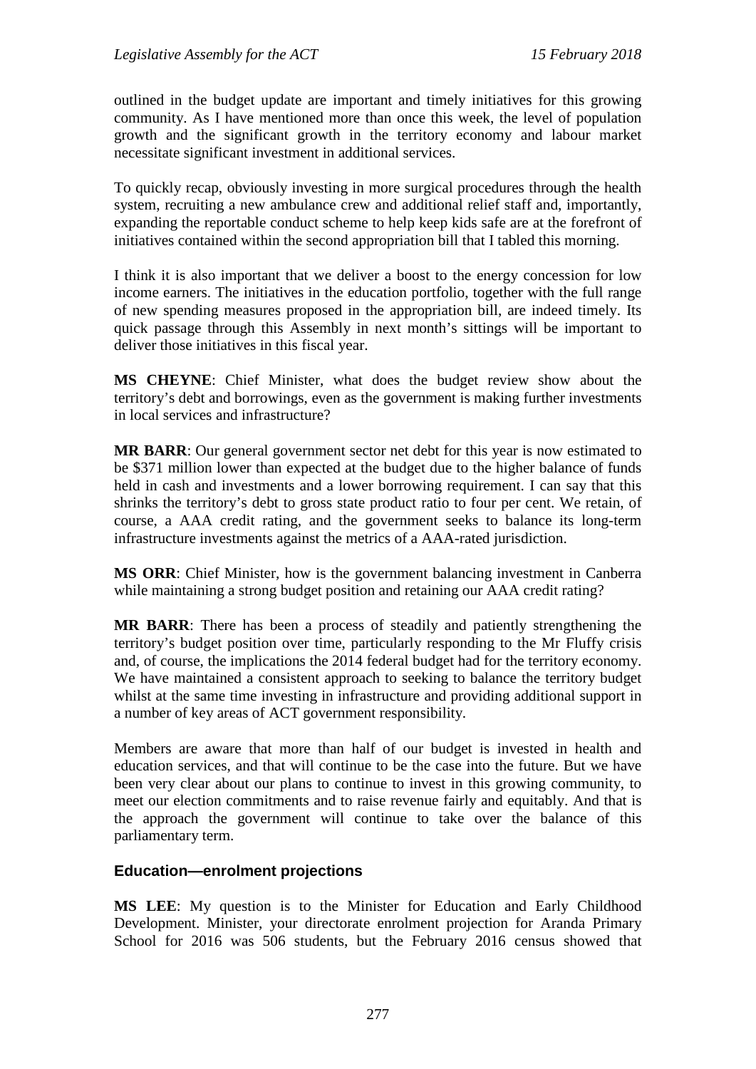outlined in the budget update are important and timely initiatives for this growing community. As I have mentioned more than once this week, the level of population growth and the significant growth in the territory economy and labour market necessitate significant investment in additional services.

To quickly recap, obviously investing in more surgical procedures through the health system, recruiting a new ambulance crew and additional relief staff and, importantly, expanding the reportable conduct scheme to help keep kids safe are at the forefront of initiatives contained within the second appropriation bill that I tabled this morning.

I think it is also important that we deliver a boost to the energy concession for low income earners. The initiatives in the education portfolio, together with the full range of new spending measures proposed in the appropriation bill, are indeed timely. Its quick passage through this Assembly in next month's sittings will be important to deliver those initiatives in this fiscal year.

**MS CHEYNE**: Chief Minister, what does the budget review show about the territory's debt and borrowings, even as the government is making further investments in local services and infrastructure?

**MR BARR**: Our general government sector net debt for this year is now estimated to be $371 million lower than expected at the budget due to the higher balance of funds held in cash and investments and a lower borrowing requirement. I can say that this shrinks the territory's debt to gross state product ratio to four per cent. We retain, of course, a AAA credit rating, and the government seeks to balance its long-term infrastructure investments against the metrics of a AAA-rated jurisdiction.

**MS ORR**: Chief Minister, how is the government balancing investment in Canberra while maintaining a strong budget position and retaining our AAA credit rating?

**MR BARR**: There has been a process of steadily and patiently strengthening the territory's budget position over time, particularly responding to the Mr Fluffy crisis and, of course, the implications the 2014 federal budget had for the territory economy. We have maintained a consistent approach to seeking to balance the territory budget whilst at the same time investing in infrastructure and providing additional support in a number of key areas of ACT government responsibility.

Members are aware that more than half of our budget is invested in health and education services, and that will continue to be the case into the future. But we have been very clear about our plans to continue to invest in this growing community, to meet our election commitments and to raise revenue fairly and equitably. And that is the approach the government will continue to take over the balance of this parliamentary term.

## Education—enrolment projections

**MS LEE**: My question is to the Minister for Education and Early Childhood Development. Minister, your directorate enrolment projection for Aranda Primary School for 2016 was 506 students, but the February 2016 census showed that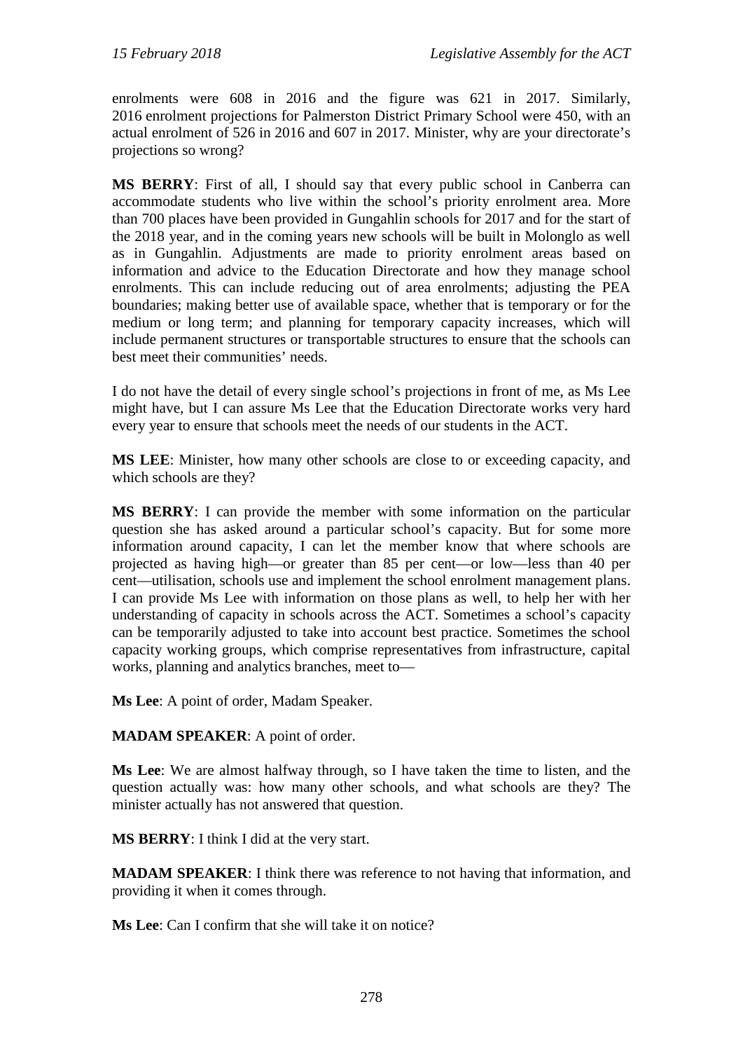enrolments were 608 in 2016 and the figure was 621 in 2017. Similarly, 2016 enrolment projections for Palmerston District Primary School were 450, with an actual enrolment of 526 in 2016 and 607 in 2017. Minister, why are your directorate's projections so wrong?

**MS BERRY**: First of all, I should say that every public school in Canberra can accommodate students who live within the school's priority enrolment area. More than 700 places have been provided in Gungahlin schools for 2017 and for the start of the 2018 year, and in the coming years new schools will be built in Molonglo as well as in Gungahlin. Adjustments are made to priority enrolment areas based on information and advice to the Education Directorate and how they manage school enrolments. This can include reducing out of area enrolments; adjusting the PEA boundaries; making better use of available space, whether that is temporary or for the medium or long term; and planning for temporary capacity increases, which will include permanent structures or transportable structures to ensure that the schools can best meet their communities' needs.

I do not have the detail of every single school's projections in front of me, as Ms Lee might have, but I can assure Ms Lee that the Education Directorate works very hard every year to ensure that schools meet the needs of our students in the ACT.

**MS LEE**: Minister, how many other schools are close to or exceeding capacity, and which schools are they?

**MS BERRY**: I can provide the member with some information on the particular question she has asked around a particular school's capacity. But for some more information around capacity, I can let the member know that where schools are projected as having high—or greater than 85 per cent—or low—less than 40 per cent—utilisation, schools use and implement the school enrolment management plans. I can provide Ms Lee with information on those plans as well, to help her with her understanding of capacity in schools across the ACT. Sometimes a school's capacity can be temporarily adjusted to take into account best practice. Sometimes the school capacity working groups, which comprise representatives from infrastructure, capital works, planning and analytics branches, meet to—

**Ms Lee**: A point of order, Madam Speaker.

**MADAM SPEAKER**: A point of order.

**Ms Lee**: We are almost halfway through, so I have taken the time to listen, and the question actually was: how many other schools, and what schools are they? The minister actually has not answered that question.

**MS BERRY**: I think I did at the very start.

**MADAM SPEAKER**: I think there was reference to not having that information, and providing it when it comes through.

**Ms Lee**: Can I confirm that she will take it on notice?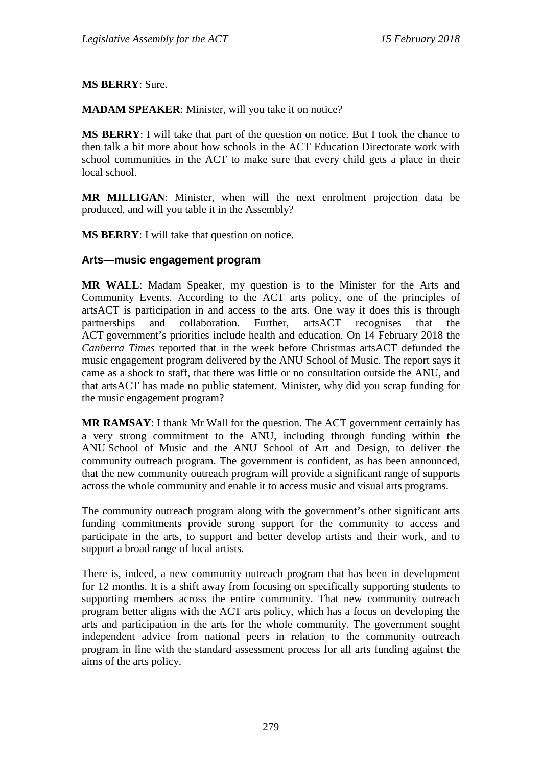**MS BERRY**: Sure.

**MADAM SPEAKER**: Minister, will you take it on notice?

**MS BERRY**: I will take that part of the question on notice. But I took the chance to then talk a bit more about how schools in the ACT Education Directorate work with school communities in the ACT to make sure that every child gets a place in their local school.

**MR MILLIGAN**: Minister, when will the next enrolment projection data be produced, and will you table it in the Assembly?

**MS BERRY**: I will take that question on notice.

### Arts—music engagement program

**MR WALL**: Madam Speaker, my question is to the Minister for the Arts and Community Events. According to the ACT arts policy, one of the principles of artsACT is participation in and access to the arts. One way it does this is through partnerships and collaboration. Further, artsACT recognises that the ACT government's priorities include health and education. On 14 February 2018 the *Canberra Times* reported that in the week before Christmas artsACT defunded the music engagement program delivered by the ANU School of Music. The report says it came as a shock to staff, that there was little or no consultation outside the ANU, and that artsACT has made no public statement. Minister, why did you scrap funding for the music engagement program?

**MR RAMSAY**: I thank Mr Wall for the question. The ACT government certainly has a very strong commitment to the ANU, including through funding within the ANU School of Music and the ANU School of Art and Design, to deliver the community outreach program. The government is confident, as has been announced, that the new community outreach program will provide a significant range of supports across the whole community and enable it to access music and visual arts programs.

The community outreach program along with the government's other significant arts funding commitments provide strong support for the community to access and participate in the arts, to support and better develop artists and their work, and to support a broad range of local artists.

There is, indeed, a new community outreach program that has been in development for 12 months. It is a shift away from focusing on specifically supporting students to supporting members across the entire community. That new community outreach program better aligns with the ACT arts policy, which has a focus on developing the arts and participation in the arts for the whole community. The government sought independent advice from national peers in relation to the community outreach program in line with the standard assessment process for all arts funding against the aims of the arts policy.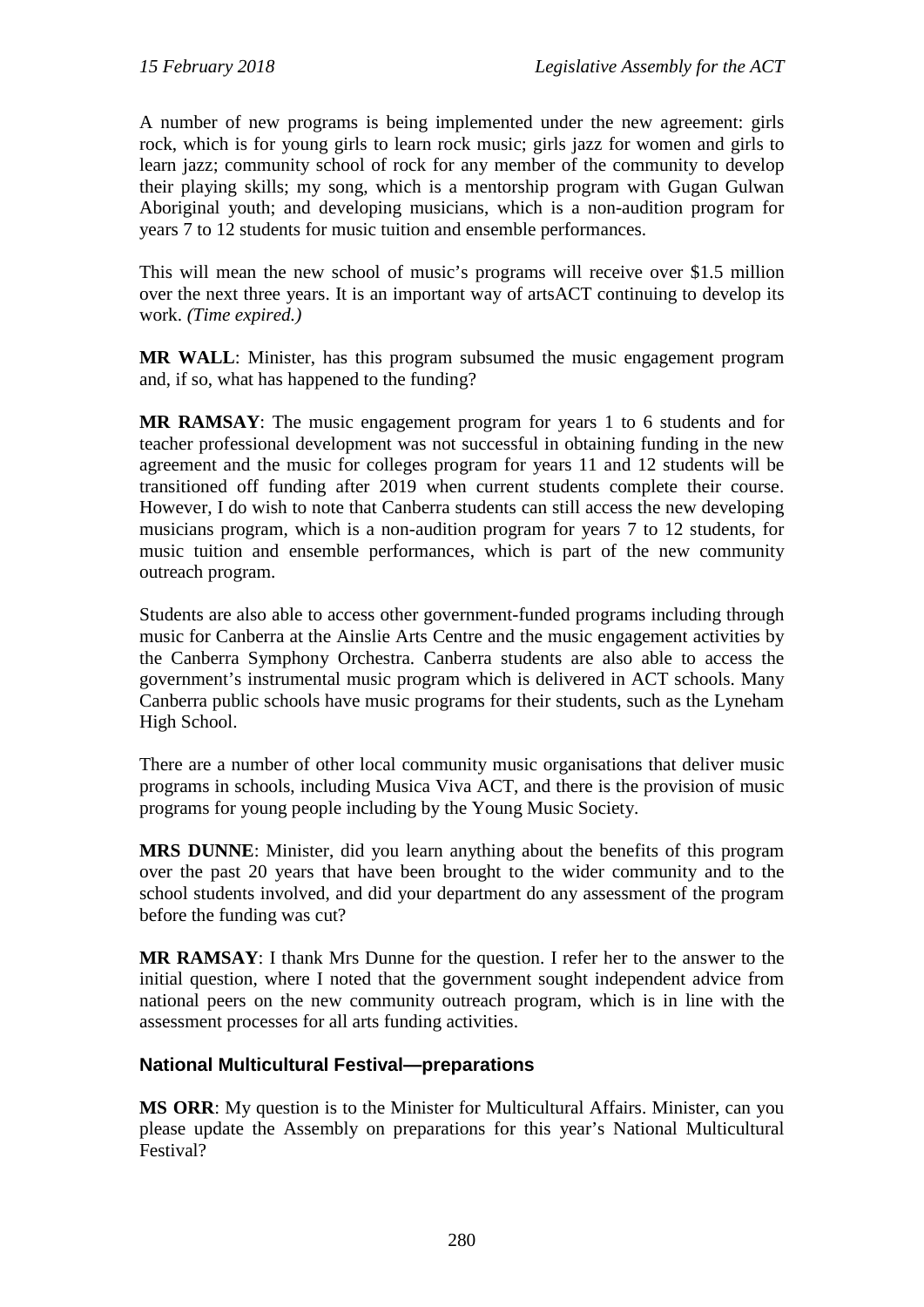A number of new programs is being implemented under the new agreement: girls rock, which is for young girls to learn rock music; girls jazz for women and girls to learn jazz; community school of rock for any member of the community to develop their playing skills; my song, which is a mentorship program with Gugan Gulwan Aboriginal youth; and developing musicians, which is a non-audition program for years 7 to 12 students for music tuition and ensemble performances.

This will mean the new school of music's programs will receive over $1.5 million over the next three years. It is an important way of artsACT continuing to develop its work. *(Time expired.)*

**MR WALL**: Minister, has this program subsumed the music engagement program and, if so, what has happened to the funding?

**MR RAMSAY**: The music engagement program for years 1 to 6 students and for teacher professional development was not successful in obtaining funding in the new agreement and the music for colleges program for years 11 and 12 students will be transitioned off funding after 2019 when current students complete their course. However, I do wish to note that Canberra students can still access the new developing musicians program, which is a non-audition program for years 7 to 12 students, for music tuition and ensemble performances, which is part of the new community outreach program.

Students are also able to access other government-funded programs including through music for Canberra at the Ainslie Arts Centre and the music engagement activities by the Canberra Symphony Orchestra. Canberra students are also able to access the government's instrumental music program which is delivered in ACT schools. Many Canberra public schools have music programs for their students, such as the Lyneham High School.

There are a number of other local community music organisations that deliver music programs in schools, including Musica Viva ACT, and there is the provision of music programs for young people including by the Young Music Society.

**MRS DUNNE**: Minister, did you learn anything about the benefits of this program over the past 20 years that have been brought to the wider community and to the school students involved, and did your department do any assessment of the program before the funding was cut?

**MR RAMSAY**: I thank Mrs Dunne for the question. I refer her to the answer to the initial question, where I noted that the government sought independent advice from national peers on the new community outreach program, which is in line with the assessment processes for all arts funding activities.

### National Multicultural Festival—preparations

**MS ORR**: My question is to the Minister for Multicultural Affairs. Minister, can you please update the Assembly on preparations for this year's National Multicultural Festival?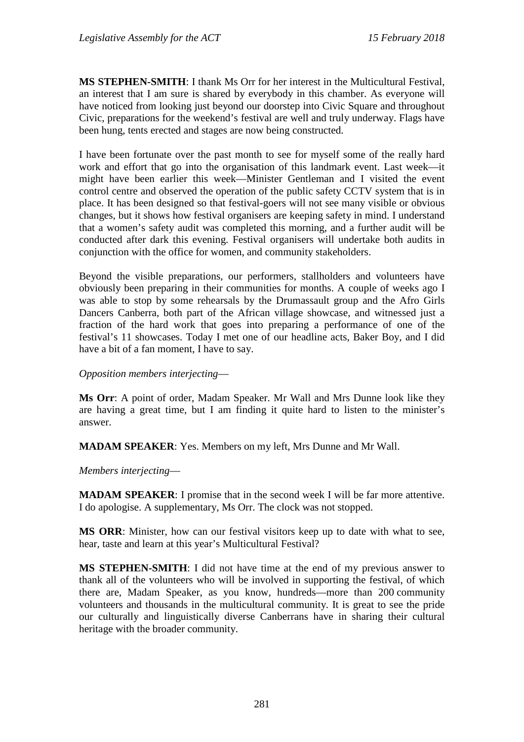**MS STEPHEN-SMITH**: I thank Ms Orr for her interest in the Multicultural Festival, an interest that I am sure is shared by everybody in this chamber. As everyone will have noticed from looking just beyond our doorstep into Civic Square and throughout Civic, preparations for the weekend's festival are well and truly underway. Flags have been hung, tents erected and stages are now being constructed.

I have been fortunate over the past month to see for myself some of the really hard work and effort that go into the organisation of this landmark event. Last week—it might have been earlier this week—Minister Gentleman and I visited the event control centre and observed the operation of the public safety CCTV system that is in place. It has been designed so that festival-goers will not see many visible or obvious changes, but it shows how festival organisers are keeping safety in mind. I understand that a women's safety audit was completed this morning, and a further audit will be conducted after dark this evening. Festival organisers will undertake both audits in conjunction with the office for women, and community stakeholders.

Beyond the visible preparations, our performers, stallholders and volunteers have obviously been preparing in their communities for months. A couple of weeks ago I was able to stop by some rehearsals by the Drumassault group and the Afro Girls Dancers Canberra, both part of the African village showcase, and witnessed just a fraction of the hard work that goes into preparing a performance of one of the festival's 11 showcases. Today I met one of our headline acts, Baker Boy, and I did have a bit of a fan moment, I have to say.

*Opposition members interjecting*—

**Ms Orr**: A point of order, Madam Speaker. Mr Wall and Mrs Dunne look like they are having a great time, but I am finding it quite hard to listen to the minister's answer.

**MADAM SPEAKER**: Yes. Members on my left, Mrs Dunne and Mr Wall.

*Members interjecting*—

**MADAM SPEAKER**: I promise that in the second week I will be far more attentive. I do apologise. A supplementary, Ms Orr. The clock was not stopped.

**MS ORR**: Minister, how can our festival visitors keep up to date with what to see, hear, taste and learn at this year's Multicultural Festival?

**MS STEPHEN-SMITH**: I did not have time at the end of my previous answer to thank all of the volunteers who will be involved in supporting the festival, of which there are, Madam Speaker, as you know, hundreds—more than 200 community volunteers and thousands in the multicultural community. It is great to see the pride our culturally and linguistically diverse Canberrans have in sharing their cultural heritage with the broader community.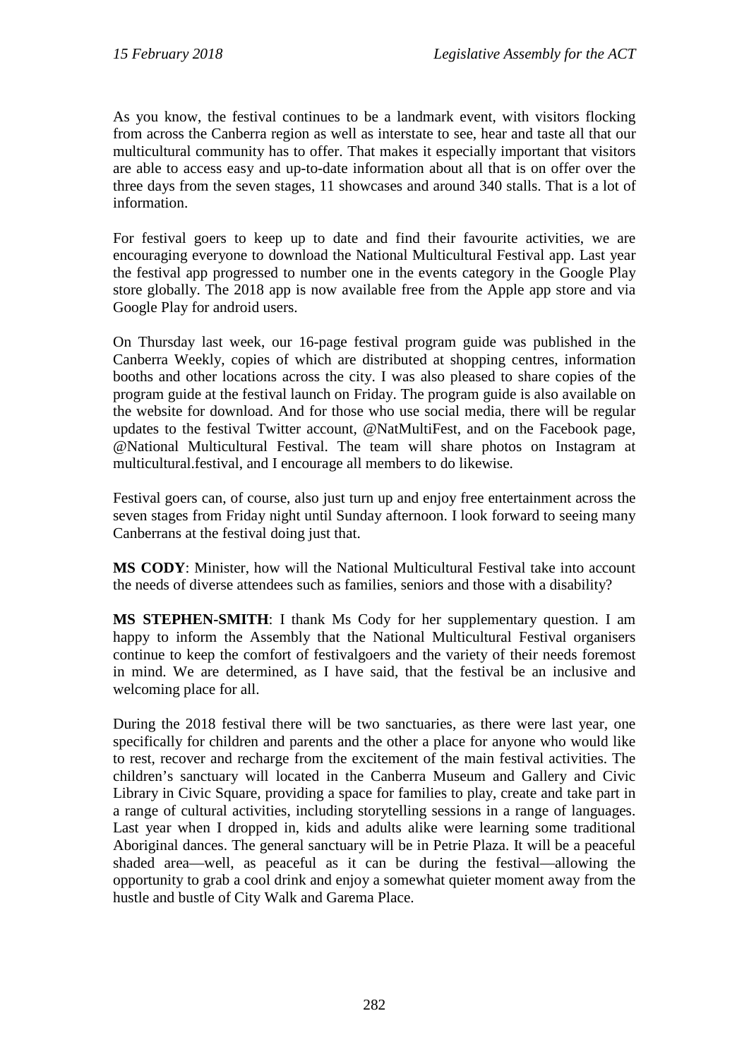As you know, the festival continues to be a landmark event, with visitors flocking from across the Canberra region as well as interstate to see, hear and taste all that our multicultural community has to offer. That makes it especially important that visitors are able to access easy and up-to-date information about all that is on offer over the three days from the seven stages, 11 showcases and around 340 stalls. That is a lot of information.

For festival goers to keep up to date and find their favourite activities, we are encouraging everyone to download the National Multicultural Festival app. Last year the festival app progressed to number one in the events category in the Google Play store globally. The 2018 app is now available free from the Apple app store and via Google Play for android users.

On Thursday last week, our 16-page festival program guide was published in the Canberra Weekly, copies of which are distributed at shopping centres, information booths and other locations across the city. I was also pleased to share copies of the program guide at the festival launch on Friday. The program guide is also available on the website for download. And for those who use social media, there will be regular updates to the festival Twitter account, @NatMultiFest, and on the Facebook page, @National Multicultural Festival. The team will share photos on Instagram at multicultural.festival, and I encourage all members to do likewise.

Festival goers can, of course, also just turn up and enjoy free entertainment across the seven stages from Friday night until Sunday afternoon. I look forward to seeing many Canberrans at the festival doing just that.

**MS CODY**: Minister, how will the National Multicultural Festival take into account the needs of diverse attendees such as families, seniors and those with a disability?

**MS STEPHEN-SMITH**: I thank Ms Cody for her supplementary question. I am happy to inform the Assembly that the National Multicultural Festival organisers continue to keep the comfort of festivalgoers and the variety of their needs foremost in mind. We are determined, as I have said, that the festival be an inclusive and welcoming place for all.

During the 2018 festival there will be two sanctuaries, as there were last year, one specifically for children and parents and the other a place for anyone who would like to rest, recover and recharge from the excitement of the main festival activities. The children's sanctuary will located in the Canberra Museum and Gallery and Civic Library in Civic Square, providing a space for families to play, create and take part in a range of cultural activities, including storytelling sessions in a range of languages. Last year when I dropped in, kids and adults alike were learning some traditional Aboriginal dances. The general sanctuary will be in Petrie Plaza. It will be a peaceful shaded area—well, as peaceful as it can be during the festival—allowing the opportunity to grab a cool drink and enjoy a somewhat quieter moment away from the hustle and bustle of City Walk and Garema Place.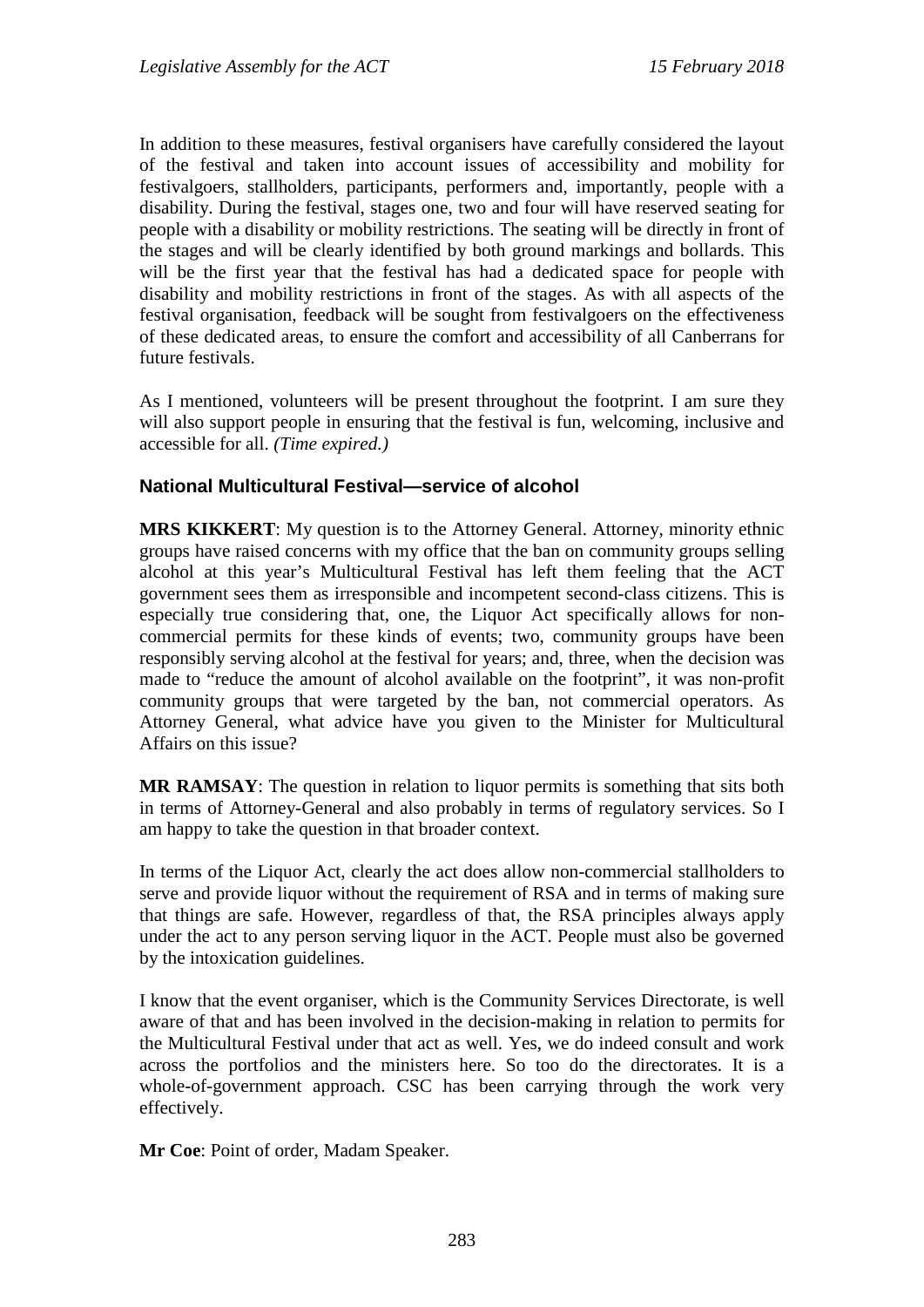In addition to these measures, festival organisers have carefully considered the layout of the festival and taken into account issues of accessibility and mobility for festivalgoers, stallholders, participants, performers and, importantly, people with a disability. During the festival, stages one, two and four will have reserved seating for people with a disability or mobility restrictions. The seating will be directly in front of the stages and will be clearly identified by both ground markings and bollards. This will be the first year that the festival has had a dedicated space for people with disability and mobility restrictions in front of the stages. As with all aspects of the festival organisation, feedback will be sought from festivalgoers on the effectiveness of these dedicated areas, to ensure the comfort and accessibility of all Canberrans for future festivals.

As I mentioned, volunteers will be present throughout the footprint. I am sure they will also support people in ensuring that the festival is fun, welcoming, inclusive and accessible for all. *(Time expired.)*

### National Multicultural Festival—service of alcohol

**MRS KIKKERT**: My question is to the Attorney General. Attorney, minority ethnic groups have raised concerns with my office that the ban on community groups selling alcohol at this year's Multicultural Festival has left them feeling that the ACT government sees them as irresponsible and incompetent second-class citizens. This is especially true considering that, one, the Liquor Act specifically allows for non-commercial permits for these kinds of events; two, community groups have been responsibly serving alcohol at the festival for years; and, three, when the decision was made to "reduce the amount of alcohol available on the footprint", it was non-profit community groups that were targeted by the ban, not commercial operators. As Attorney General, what advice have you given to the Minister for Multicultural Affairs on this issue?

**MR RAMSAY**: The question in relation to liquor permits is something that sits both in terms of Attorney-General and also probably in terms of regulatory services. So I am happy to take the question in that broader context.

In terms of the Liquor Act, clearly the act does allow non-commercial stallholders to serve and provide liquor without the requirement of RSA and in terms of making sure that things are safe. However, regardless of that, the RSA principles always apply under the act to any person serving liquor in the ACT. People must also be governed by the intoxication guidelines.

I know that the event organiser, which is the Community Services Directorate, is well aware of that and has been involved in the decision-making in relation to permits for the Multicultural Festival under that act as well. Yes, we do indeed consult and work across the portfolios and the ministers here. So too do the directorates. It is a whole-of-government approach. CSC has been carrying through the work very effectively.

**Mr Coe**: Point of order, Madam Speaker.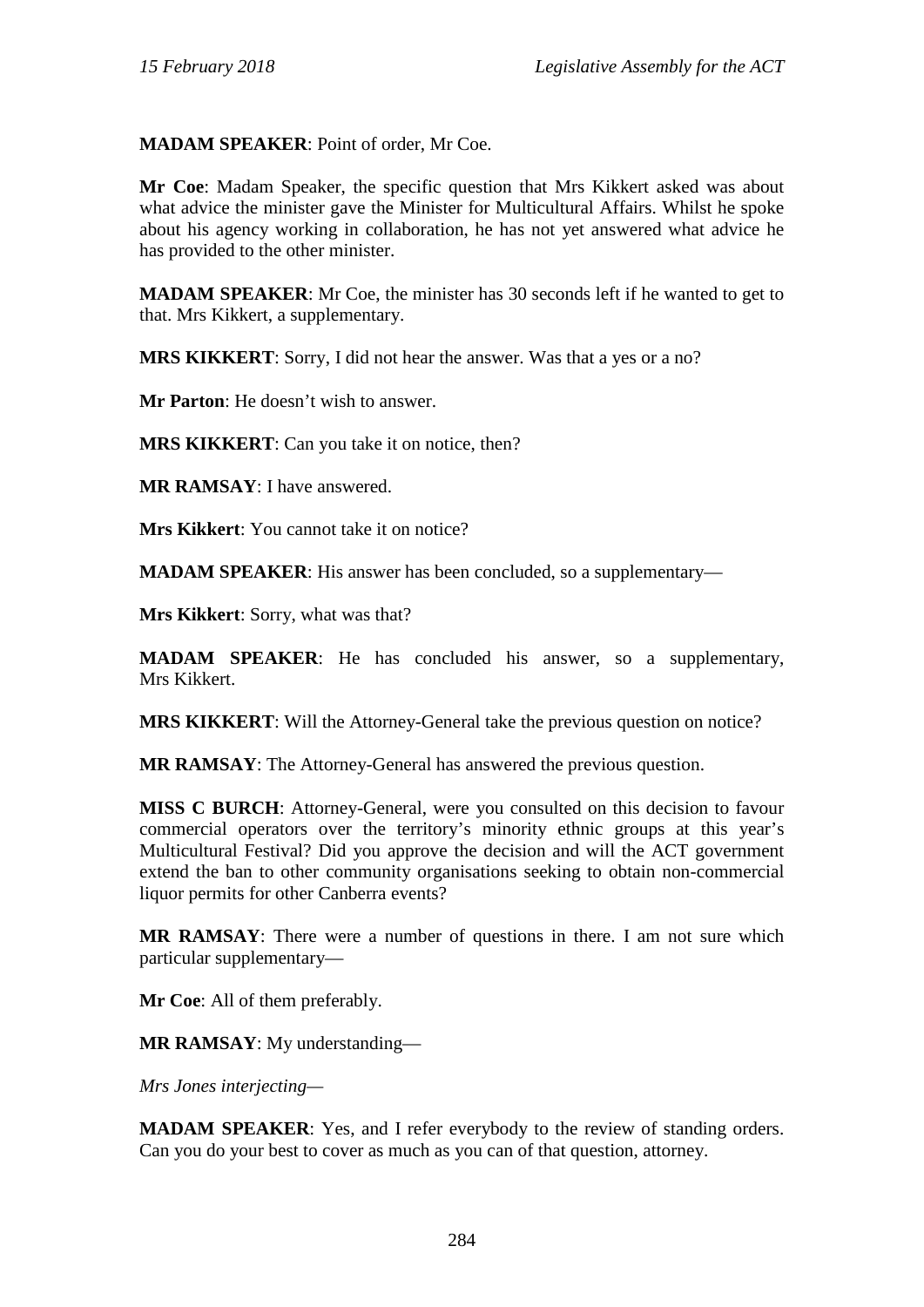**MADAM SPEAKER**: Point of order, Mr Coe.

**Mr Coe**: Madam Speaker, the specific question that Mrs Kikkert asked was about what advice the minister gave the Minister for Multicultural Affairs. Whilst he spoke about his agency working in collaboration, he has not yet answered what advice he has provided to the other minister.

**MADAM SPEAKER**: Mr Coe, the minister has 30 seconds left if he wanted to get to that. Mrs Kikkert, a supplementary.

**MRS KIKKERT**: Sorry, I did not hear the answer. Was that a yes or a no?

**Mr Parton**: He doesn't wish to answer.

**MRS KIKKERT**: Can you take it on notice, then?

**MR RAMSAY**: I have answered.

**Mrs Kikkert**: You cannot take it on notice?

**MADAM SPEAKER**: His answer has been concluded, so a supplementary—

**Mrs Kikkert**: Sorry, what was that?

**MADAM SPEAKER**: He has concluded his answer, so a supplementary, Mrs Kikkert.

**MRS KIKKERT**: Will the Attorney-General take the previous question on notice?

**MR RAMSAY**: The Attorney-General has answered the previous question.

**MISS C BURCH**: Attorney-General, were you consulted on this decision to favour commercial operators over the territory's minority ethnic groups at this year's Multicultural Festival? Did you approve the decision and will the ACT government extend the ban to other community organisations seeking to obtain non-commercial liquor permits for other Canberra events?

**MR RAMSAY**: There were a number of questions in there. I am not sure which particular supplementary—

**Mr Coe**: All of them preferably.

**MR RAMSAY**: My understanding—

*Mrs Jones interjecting—*

**MADAM SPEAKER**: Yes, and I refer everybody to the review of standing orders. Can you do your best to cover as much as you can of that question, attorney.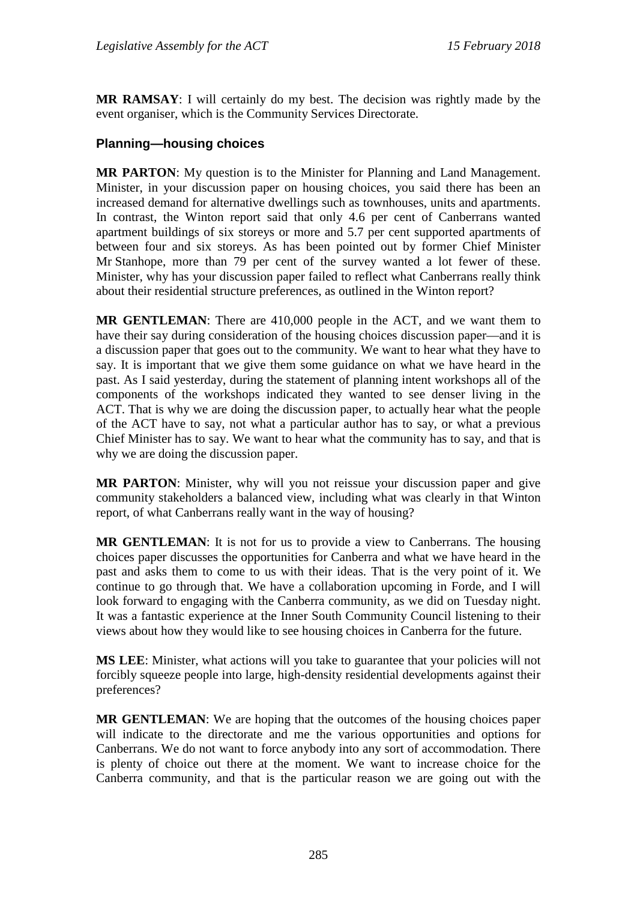**MR RAMSAY**: I will certainly do my best. The decision was rightly made by the event organiser, which is the Community Services Directorate.

### Planning—housing choices

**MR PARTON**: My question is to the Minister for Planning and Land Management. Minister, in your discussion paper on housing choices, you said there has been an increased demand for alternative dwellings such as townhouses, units and apartments. In contrast, the Winton report said that only 4.6 per cent of Canberrans wanted apartment buildings of six storeys or more and 5.7 per cent supported apartments of between four and six storeys. As has been pointed out by former Chief Minister Mr Stanhope, more than 79 per cent of the survey wanted a lot fewer of these. Minister, why has your discussion paper failed to reflect what Canberrans really think about their residential structure preferences, as outlined in the Winton report?

**MR GENTLEMAN**: There are 410,000 people in the ACT, and we want them to have their say during consideration of the housing choices discussion paper—and it is a discussion paper that goes out to the community. We want to hear what they have to say. It is important that we give them some guidance on what we have heard in the past. As I said yesterday, during the statement of planning intent workshops all of the components of the workshops indicated they wanted to see denser living in the ACT. That is why we are doing the discussion paper, to actually hear what the people of the ACT have to say, not what a particular author has to say, or what a previous Chief Minister has to say. We want to hear what the community has to say, and that is why we are doing the discussion paper.

**MR PARTON**: Minister, why will you not reissue your discussion paper and give community stakeholders a balanced view, including what was clearly in that Winton report, of what Canberrans really want in the way of housing?

**MR GENTLEMAN**: It is not for us to provide a view to Canberrans. The housing choices paper discusses the opportunities for Canberra and what we have heard in the past and asks them to come to us with their ideas. That is the very point of it. We continue to go through that. We have a collaboration upcoming in Forde, and I will look forward to engaging with the Canberra community, as we did on Tuesday night. It was a fantastic experience at the Inner South Community Council listening to their views about how they would like to see housing choices in Canberra for the future.

**MS LEE**: Minister, what actions will you take to guarantee that your policies will not forcibly squeeze people into large, high-density residential developments against their preferences?

**MR GENTLEMAN**: We are hoping that the outcomes of the housing choices paper will indicate to the directorate and me the various opportunities and options for Canberrans. We do not want to force anybody into any sort of accommodation. There is plenty of choice out there at the moment. We want to increase choice for the Canberra community, and that is the particular reason we are going out with the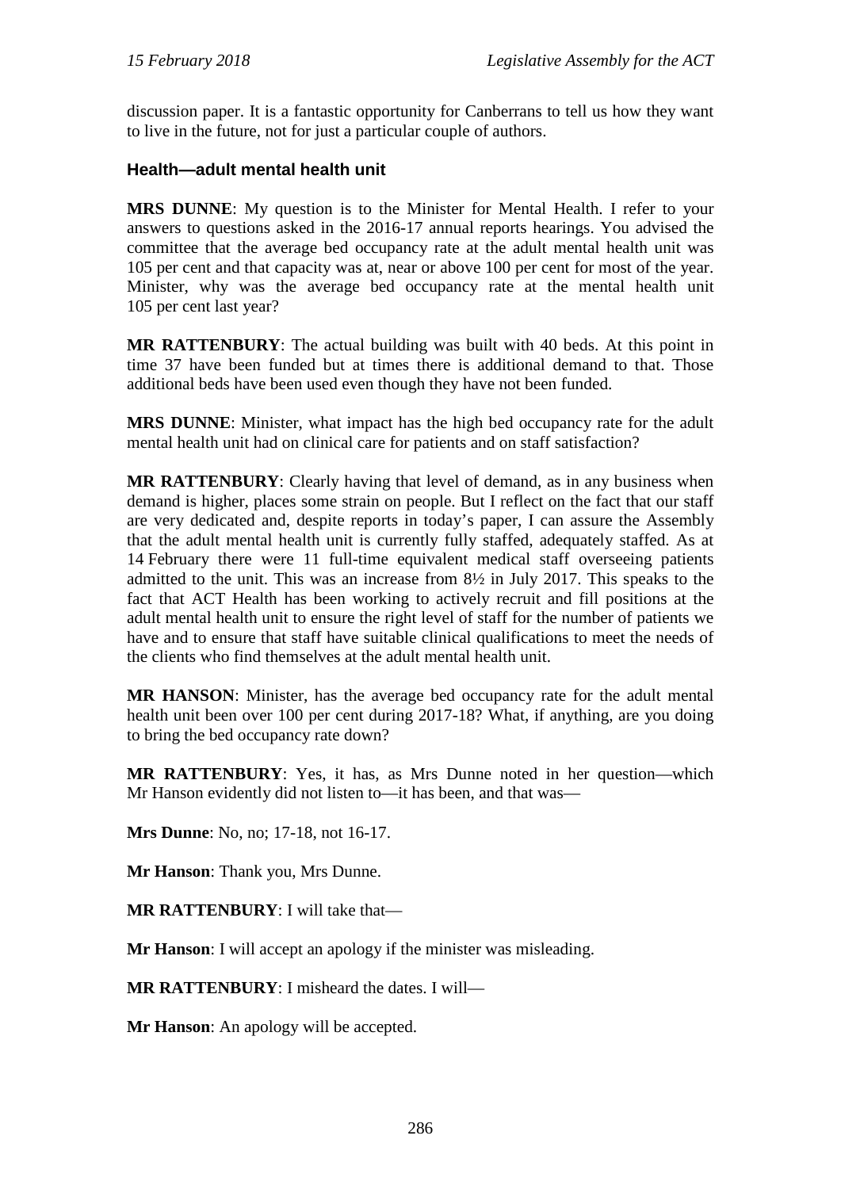discussion paper. It is a fantastic opportunity for Canberrans to tell us how they want to live in the future, not for just a particular couple of authors.

### Health—adult mental health unit

**MRS DUNNE**: My question is to the Minister for Mental Health. I refer to your answers to questions asked in the 2016-17 annual reports hearings. You advised the committee that the average bed occupancy rate at the adult mental health unit was 105 per cent and that capacity was at, near or above 100 per cent for most of the year. Minister, why was the average bed occupancy rate at the mental health unit 105 per cent last year?

**MR RATTENBURY**: The actual building was built with 40 beds. At this point in time 37 have been funded but at times there is additional demand to that. Those additional beds have been used even though they have not been funded.

**MRS DUNNE**: Minister, what impact has the high bed occupancy rate for the adult mental health unit had on clinical care for patients and on staff satisfaction?

**MR RATTENBURY**: Clearly having that level of demand, as in any business when demand is higher, places some strain on people. But I reflect on the fact that our staff are very dedicated and, despite reports in today's paper, I can assure the Assembly that the adult mental health unit is currently fully staffed, adequately staffed. As at 14 February there were 11 full-time equivalent medical staff overseeing patients admitted to the unit. This was an increase from 8½ in July 2017. This speaks to the fact that ACT Health has been working to actively recruit and fill positions at the adult mental health unit to ensure the right level of staff for the number of patients we have and to ensure that staff have suitable clinical qualifications to meet the needs of the clients who find themselves at the adult mental health unit.

**MR HANSON**: Minister, has the average bed occupancy rate for the adult mental health unit been over 100 per cent during 2017-18? What, if anything, are you doing to bring the bed occupancy rate down?

**MR RATTENBURY**: Yes, it has, as Mrs Dunne noted in her question—which Mr Hanson evidently did not listen to—it has been, and that was—

**Mrs Dunne**: No, no; 17-18, not 16-17.

**Mr Hanson**: Thank you, Mrs Dunne.

**MR RATTENBURY**: I will take that—

**Mr Hanson**: I will accept an apology if the minister was misleading.

**MR RATTENBURY**: I misheard the dates. I will—

**Mr Hanson**: An apology will be accepted.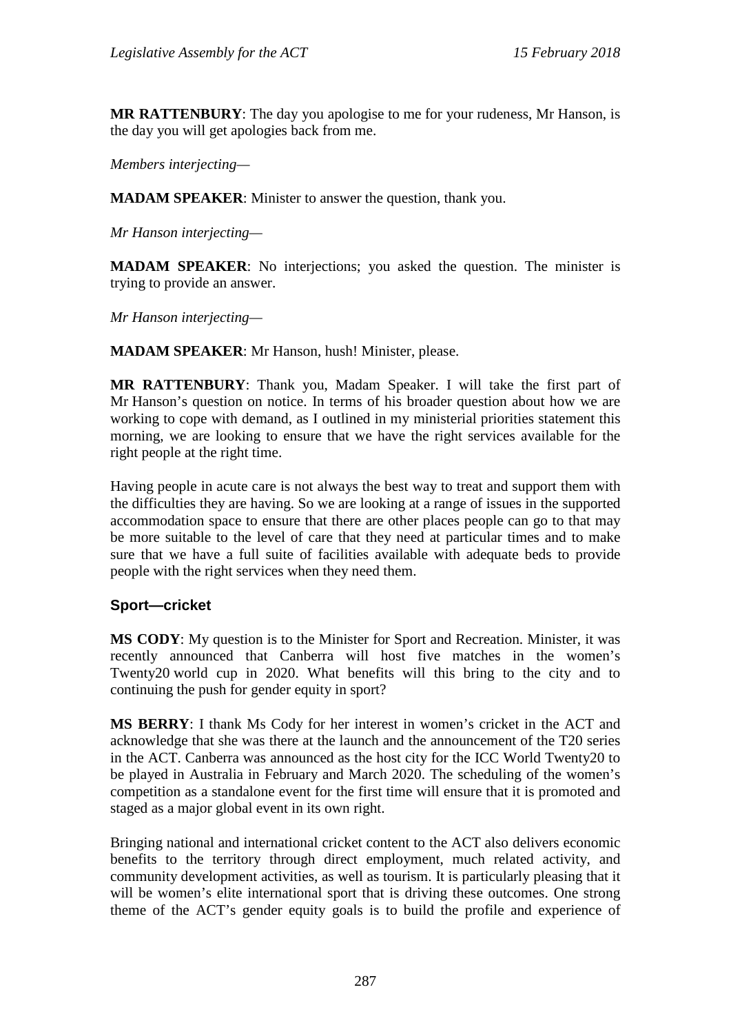**MR RATTENBURY**: The day you apologise to me for your rudeness, Mr Hanson, is the day you will get apologies back from me.

*Members interjecting—*

**MADAM SPEAKER**: Minister to answer the question, thank you.

*Mr Hanson interjecting—*

**MADAM SPEAKER**: No interjections; you asked the question. The minister is trying to provide an answer.

*Mr Hanson interjecting—*

**MADAM SPEAKER**: Mr Hanson, hush! Minister, please.

**MR RATTENBURY**: Thank you, Madam Speaker. I will take the first part of Mr Hanson's question on notice. In terms of his broader question about how we are working to cope with demand, as I outlined in my ministerial priorities statement this morning, we are looking to ensure that we have the right services available for the right people at the right time.

Having people in acute care is not always the best way to treat and support them with the difficulties they are having. So we are looking at a range of issues in the supported accommodation space to ensure that there are other places people can go to that may be more suitable to the level of care that they need at particular times and to make sure that we have a full suite of facilities available with adequate beds to provide people with the right services when they need them.

### Sport—cricket

**MS CODY**: My question is to the Minister for Sport and Recreation. Minister, it was recently announced that Canberra will host five matches in the women's Twenty20 world cup in 2020. What benefits will this bring to the city and to continuing the push for gender equity in sport?

**MS BERRY**: I thank Ms Cody for her interest in women's cricket in the ACT and acknowledge that she was there at the launch and the announcement of the T20 series in the ACT. Canberra was announced as the host city for the ICC World Twenty20 to be played in Australia in February and March 2020. The scheduling of the women's competition as a standalone event for the first time will ensure that it is promoted and staged as a major global event in its own right.

Bringing national and international cricket content to the ACT also delivers economic benefits to the territory through direct employment, much related activity, and community development activities, as well as tourism. It is particularly pleasing that it will be women's elite international sport that is driving these outcomes. One strong theme of the ACT's gender equity goals is to build the profile and experience of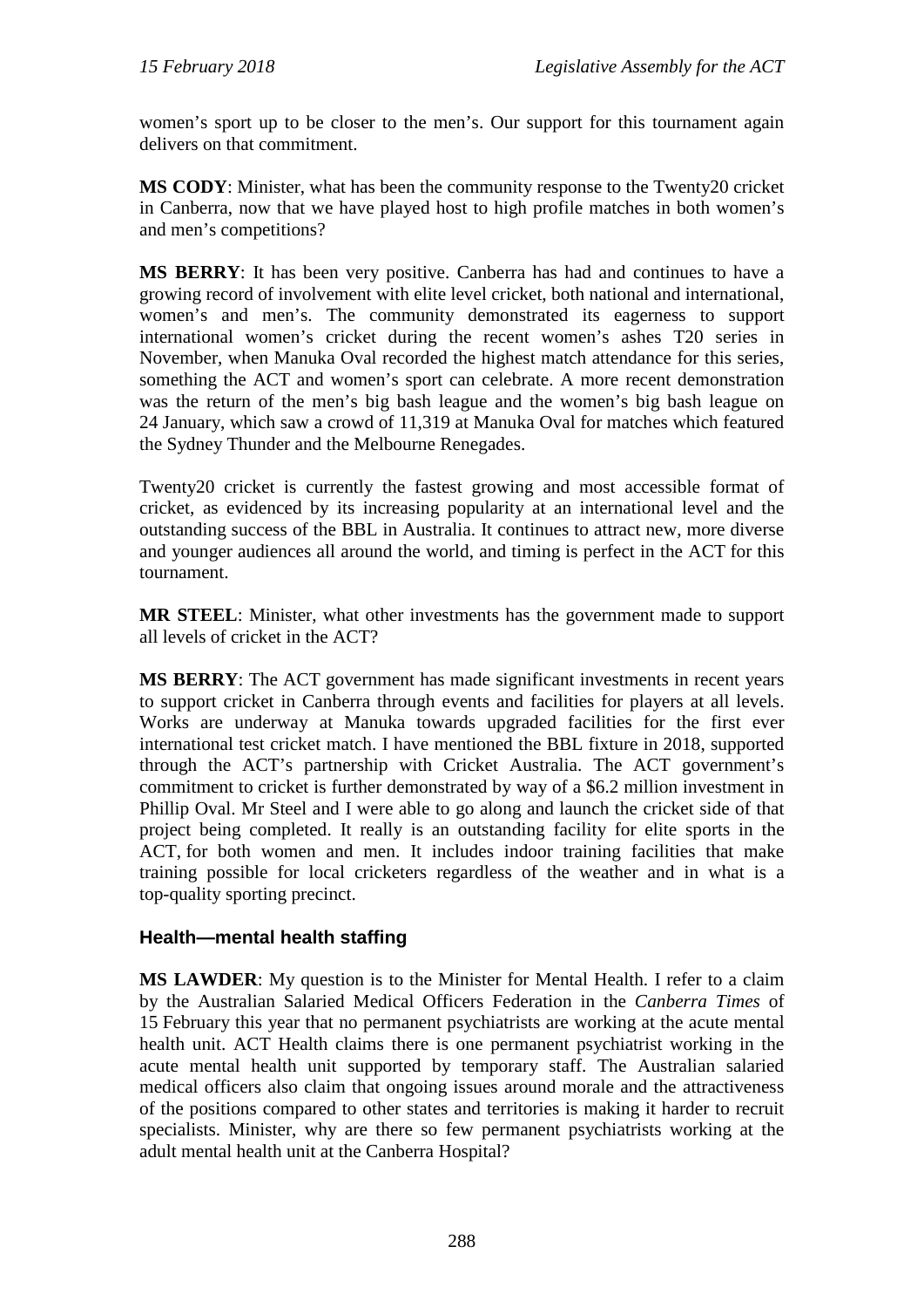women's sport up to be closer to the men's. Our support for this tournament again delivers on that commitment.

**MS CODY**: Minister, what has been the community response to the Twenty20 cricket in Canberra, now that we have played host to high profile matches in both women's and men's competitions?

**MS BERRY**: It has been very positive. Canberra has had and continues to have a growing record of involvement with elite level cricket, both national and international, women's and men's. The community demonstrated its eagerness to support international women's cricket during the recent women's ashes T20 series in November, when Manuka Oval recorded the highest match attendance for this series, something the ACT and women's sport can celebrate. A more recent demonstration was the return of the men's big bash league and the women's big bash league on 24 January, which saw a crowd of 11,319 at Manuka Oval for matches which featured the Sydney Thunder and the Melbourne Renegades.

Twenty20 cricket is currently the fastest growing and most accessible format of cricket, as evidenced by its increasing popularity at an international level and the outstanding success of the BBL in Australia. It continues to attract new, more diverse and younger audiences all around the world, and timing is perfect in the ACT for this tournament.

**MR STEEL**: Minister, what other investments has the government made to support all levels of cricket in the ACT?

**MS BERRY**: The ACT government has made significant investments in recent years to support cricket in Canberra through events and facilities for players at all levels. Works are underway at Manuka towards upgraded facilities for the first ever international test cricket match. I have mentioned the BBL fixture in 2018, supported through the ACT's partnership with Cricket Australia. The ACT government's commitment to cricket is further demonstrated by way of a $6.2 million investment in Phillip Oval. Mr Steel and I were able to go along and launch the cricket side of that project being completed. It really is an outstanding facility for elite sports in the ACT, for both women and men. It includes indoor training facilities that make training possible for local cricketers regardless of the weather and in what is a top-quality sporting precinct.

### Health—mental health staffing

**MS LAWDER**: My question is to the Minister for Mental Health. I refer to a claim by the Australian Salaried Medical Officers Federation in the *Canberra Times* of 15 February this year that no permanent psychiatrists are working at the acute mental health unit. ACT Health claims there is one permanent psychiatrist working in the acute mental health unit supported by temporary staff. The Australian salaried medical officers also claim that ongoing issues around morale and the attractiveness of the positions compared to other states and territories is making it harder to recruit specialists. Minister, why are there so few permanent psychiatrists working at the adult mental health unit at the Canberra Hospital?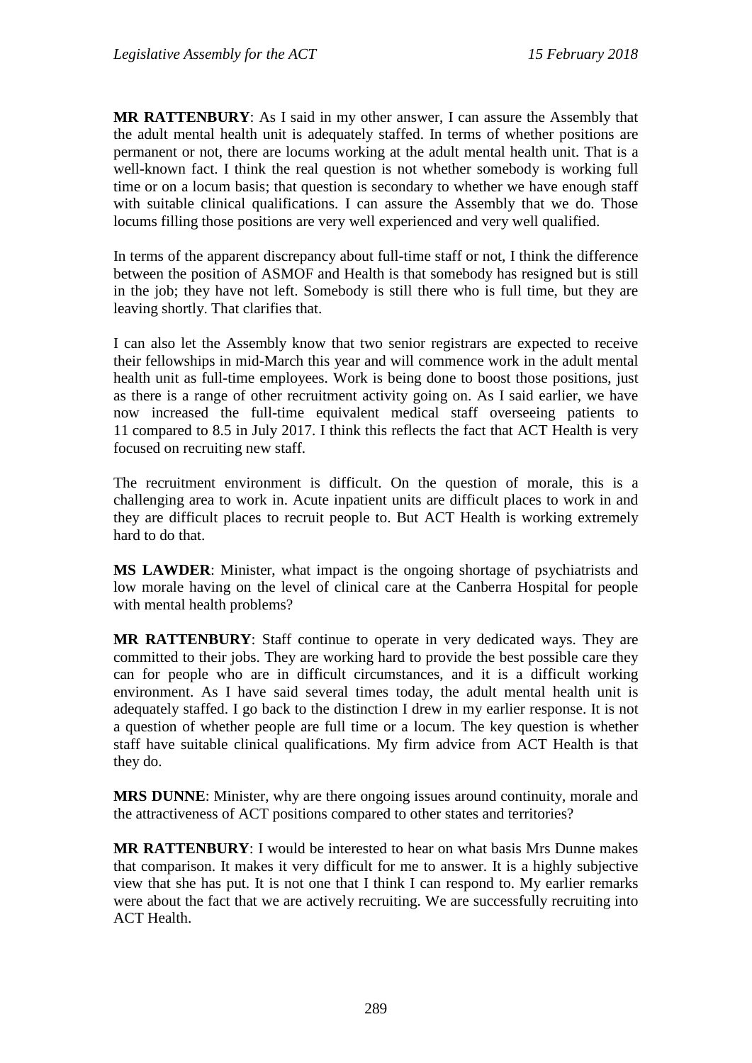**MR RATTENBURY**: As I said in my other answer, I can assure the Assembly that the adult mental health unit is adequately staffed. In terms of whether positions are permanent or not, there are locums working at the adult mental health unit. That is a well-known fact. I think the real question is not whether somebody is working full time or on a locum basis; that question is secondary to whether we have enough staff with suitable clinical qualifications. I can assure the Assembly that we do. Those locums filling those positions are very well experienced and very well qualified.

In terms of the apparent discrepancy about full-time staff or not, I think the difference between the position of ASMOF and Health is that somebody has resigned but is still in the job; they have not left. Somebody is still there who is full time, but they are leaving shortly. That clarifies that.

I can also let the Assembly know that two senior registrars are expected to receive their fellowships in mid-March this year and will commence work in the adult mental health unit as full-time employees. Work is being done to boost those positions, just as there is a range of other recruitment activity going on. As I said earlier, we have now increased the full-time equivalent medical staff overseeing patients to 11 compared to 8.5 in July 2017. I think this reflects the fact that ACT Health is very focused on recruiting new staff.

The recruitment environment is difficult. On the question of morale, this is a challenging area to work in. Acute inpatient units are difficult places to work in and they are difficult places to recruit people to. But ACT Health is working extremely hard to do that.

**MS LAWDER**: Minister, what impact is the ongoing shortage of psychiatrists and low morale having on the level of clinical care at the Canberra Hospital for people with mental health problems?

**MR RATTENBURY**: Staff continue to operate in very dedicated ways. They are committed to their jobs. They are working hard to provide the best possible care they can for people who are in difficult circumstances, and it is a difficult working environment. As I have said several times today, the adult mental health unit is adequately staffed. I go back to the distinction I drew in my earlier response. It is not a question of whether people are full time or a locum. The key question is whether staff have suitable clinical qualifications. My firm advice from ACT Health is that they do.

**MRS DUNNE**: Minister, why are there ongoing issues around continuity, morale and the attractiveness of ACT positions compared to other states and territories?

**MR RATTENBURY**: I would be interested to hear on what basis Mrs Dunne makes that comparison. It makes it very difficult for me to answer. It is a highly subjective view that she has put. It is not one that I think I can respond to. My earlier remarks were about the fact that we are actively recruiting. We are successfully recruiting into ACT Health.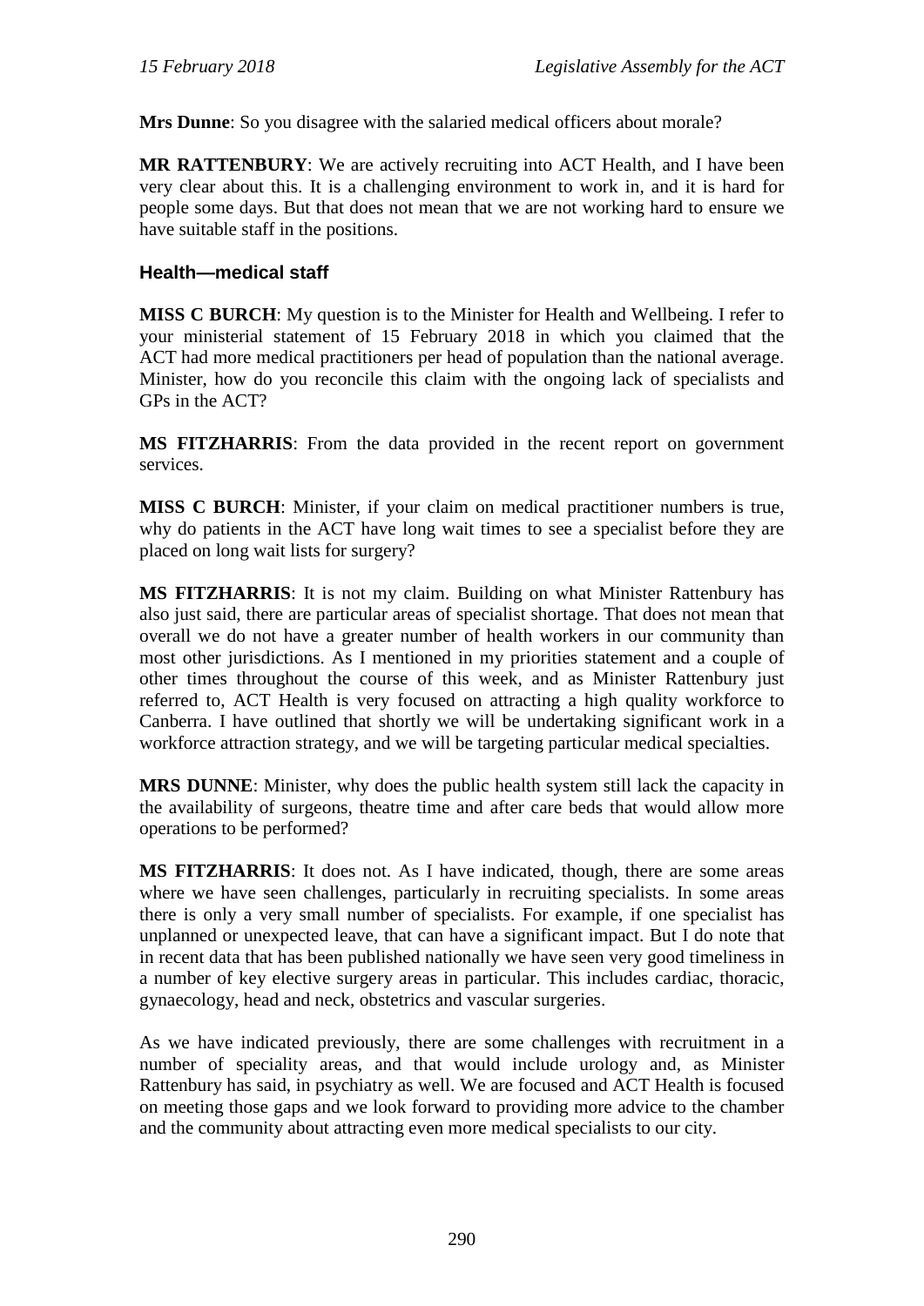**Mrs Dunne**: So you disagree with the salaried medical officers about morale?

**MR RATTENBURY**: We are actively recruiting into ACT Health, and I have been very clear about this. It is a challenging environment to work in, and it is hard for people some days. But that does not mean that we are not working hard to ensure we have suitable staff in the positions.

### Health—medical staff

**MISS C BURCH**: My question is to the Minister for Health and Wellbeing. I refer to your ministerial statement of 15 February 2018 in which you claimed that the ACT had more medical practitioners per head of population than the national average. Minister, how do you reconcile this claim with the ongoing lack of specialists and GPs in the ACT?

**MS FITZHARRIS**: From the data provided in the recent report on government services.

**MISS C BURCH**: Minister, if your claim on medical practitioner numbers is true, why do patients in the ACT have long wait times to see a specialist before they are placed on long wait lists for surgery?

**MS FITZHARRIS**: It is not my claim. Building on what Minister Rattenbury has also just said, there are particular areas of specialist shortage. That does not mean that overall we do not have a greater number of health workers in our community than most other jurisdictions. As I mentioned in my priorities statement and a couple of other times throughout the course of this week, and as Minister Rattenbury just referred to, ACT Health is very focused on attracting a high quality workforce to Canberra. I have outlined that shortly we will be undertaking significant work in a workforce attraction strategy, and we will be targeting particular medical specialties.

**MRS DUNNE**: Minister, why does the public health system still lack the capacity in the availability of surgeons, theatre time and after care beds that would allow more operations to be performed?

**MS FITZHARRIS**: It does not. As I have indicated, though, there are some areas where we have seen challenges, particularly in recruiting specialists. In some areas there is only a very small number of specialists. For example, if one specialist has unplanned or unexpected leave, that can have a significant impact. But I do note that in recent data that has been published nationally we have seen very good timeliness in a number of key elective surgery areas in particular. This includes cardiac, thoracic, gynaecology, head and neck, obstetrics and vascular surgeries.

As we have indicated previously, there are some challenges with recruitment in a number of speciality areas, and that would include urology and, as Minister Rattenbury has said, in psychiatry as well. We are focused and ACT Health is focused on meeting those gaps and we look forward to providing more advice to the chamber and the community about attracting even more medical specialists to our city.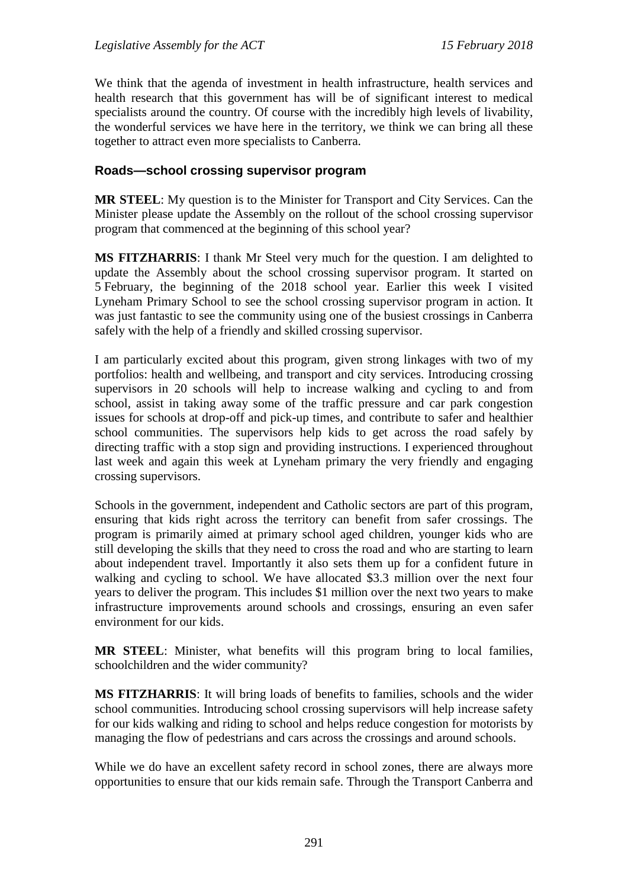We think that the agenda of investment in health infrastructure, health services and health research that this government has will be of significant interest to medical specialists around the country. Of course with the incredibly high levels of livability, the wonderful services we have here in the territory, we think we can bring all these together to attract even more specialists to Canberra.

### Roads—school crossing supervisor program

**MR STEEL**: My question is to the Minister for Transport and City Services. Can the Minister please update the Assembly on the rollout of the school crossing supervisor program that commenced at the beginning of this school year?

**MS FITZHARRIS**: I thank Mr Steel very much for the question. I am delighted to update the Assembly about the school crossing supervisor program. It started on 5 February, the beginning of the 2018 school year. Earlier this week I visited Lyneham Primary School to see the school crossing supervisor program in action. It was just fantastic to see the community using one of the busiest crossings in Canberra safely with the help of a friendly and skilled crossing supervisor.

I am particularly excited about this program, given strong linkages with two of my portfolios: health and wellbeing, and transport and city services. Introducing crossing supervisors in 20 schools will help to increase walking and cycling to and from school, assist in taking away some of the traffic pressure and car park congestion issues for schools at drop-off and pick-up times, and contribute to safer and healthier school communities. The supervisors help kids to get across the road safely by directing traffic with a stop sign and providing instructions. I experienced throughout last week and again this week at Lyneham primary the very friendly and engaging crossing supervisors.

Schools in the government, independent and Catholic sectors are part of this program, ensuring that kids right across the territory can benefit from safer crossings. The program is primarily aimed at primary school aged children, younger kids who are still developing the skills that they need to cross the road and who are starting to learn about independent travel. Importantly it also sets them up for a confident future in walking and cycling to school. We have allocated $3.3 million over the next four years to deliver the program. This includes $1 million over the next two years to make infrastructure improvements around schools and crossings, ensuring an even safer environment for our kids.

**MR STEEL**: Minister, what benefits will this program bring to local families, schoolchildren and the wider community?

**MS FITZHARRIS**: It will bring loads of benefits to families, schools and the wider school communities. Introducing school crossing supervisors will help increase safety for our kids walking and riding to school and helps reduce congestion for motorists by managing the flow of pedestrians and cars across the crossings and around schools.

While we do have an excellent safety record in school zones, there are always more opportunities to ensure that our kids remain safe. Through the Transport Canberra and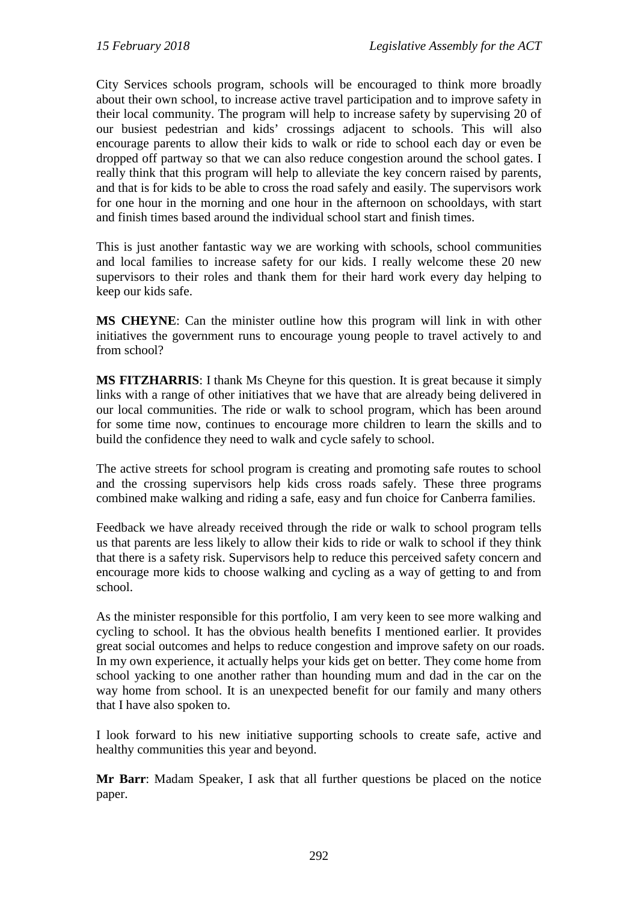City Services schools program, schools will be encouraged to think more broadly about their own school, to increase active travel participation and to improve safety in their local community. The program will help to increase safety by supervising 20 of our busiest pedestrian and kids' crossings adjacent to schools. This will also encourage parents to allow their kids to walk or ride to school each day or even be dropped off partway so that we can also reduce congestion around the school gates. I really think that this program will help to alleviate the key concern raised by parents, and that is for kids to be able to cross the road safely and easily. The supervisors work for one hour in the morning and one hour in the afternoon on schooldays, with start and finish times based around the individual school start and finish times.

This is just another fantastic way we are working with schools, school communities and local families to increase safety for our kids. I really welcome these 20 new supervisors to their roles and thank them for their hard work every day helping to keep our kids safe.

**MS CHEYNE**: Can the minister outline how this program will link in with other initiatives the government runs to encourage young people to travel actively to and from school?

**MS FITZHARRIS**: I thank Ms Cheyne for this question. It is great because it simply links with a range of other initiatives that we have that are already being delivered in our local communities. The ride or walk to school program, which has been around for some time now, continues to encourage more children to learn the skills and to build the confidence they need to walk and cycle safely to school.

The active streets for school program is creating and promoting safe routes to school and the crossing supervisors help kids cross roads safely. These three programs combined make walking and riding a safe, easy and fun choice for Canberra families.

Feedback we have already received through the ride or walk to school program tells us that parents are less likely to allow their kids to ride or walk to school if they think that there is a safety risk. Supervisors help to reduce this perceived safety concern and encourage more kids to choose walking and cycling as a way of getting to and from school.

As the minister responsible for this portfolio, I am very keen to see more walking and cycling to school. It has the obvious health benefits I mentioned earlier. It provides great social outcomes and helps to reduce congestion and improve safety on our roads. In my own experience, it actually helps your kids get on better. They come home from school yacking to one another rather than hounding mum and dad in the car on the way home from school. It is an unexpected benefit for our family and many others that I have also spoken to.

I look forward to his new initiative supporting schools to create safe, active and healthy communities this year and beyond.

**Mr Barr**: Madam Speaker, I ask that all further questions be placed on the notice paper.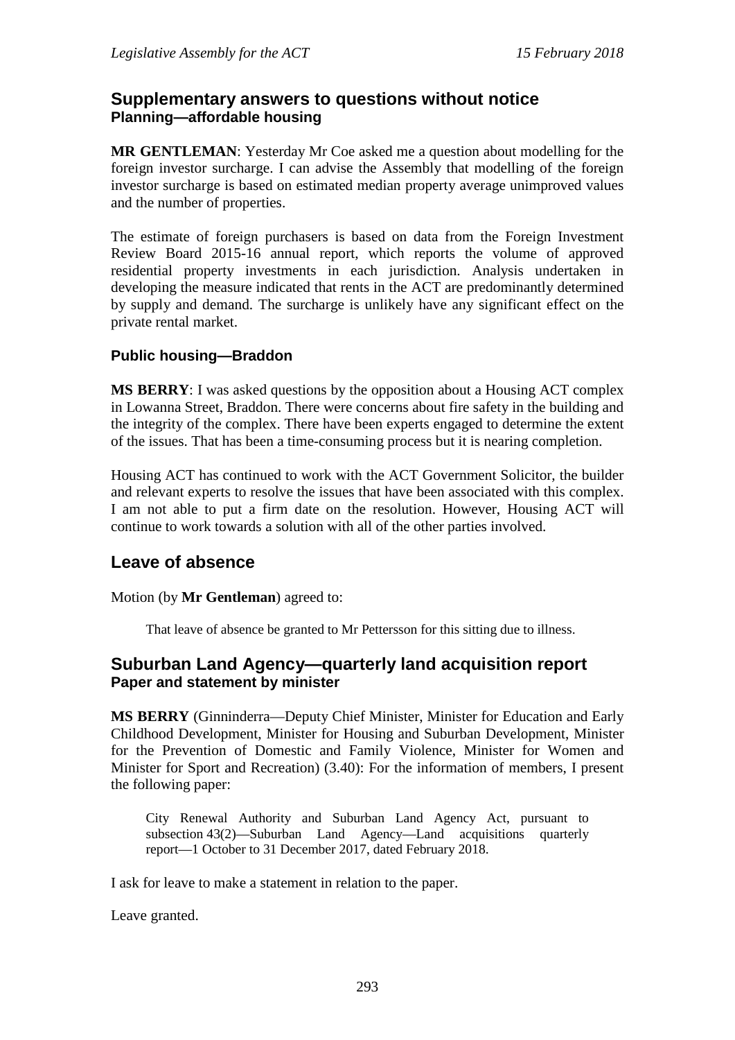## Supplementary answers to questions without notice
### Planning—affordable housing

**MR GENTLEMAN**: Yesterday Mr Coe asked me a question about modelling for the foreign investor surcharge. I can advise the Assembly that modelling of the foreign investor surcharge is based on estimated median property average unimproved values and the number of properties.

The estimate of foreign purchasers is based on data from the Foreign Investment Review Board 2015-16 annual report, which reports the volume of approved residential property investments in each jurisdiction. Analysis undertaken in developing the measure indicated that rents in the ACT are predominantly determined by supply and demand. The surcharge is unlikely have any significant effect on the private rental market.

### Public housing—Braddon

**MS BERRY**: I was asked questions by the opposition about a Housing ACT complex in Lowanna Street, Braddon. There were concerns about fire safety in the building and the integrity of the complex. There have been experts engaged to determine the extent of the issues. That has been a time-consuming process but it is nearing completion.

Housing ACT has continued to work with the ACT Government Solicitor, the builder and relevant experts to resolve the issues that have been associated with this complex. I am not able to put a firm date on the resolution. However, Housing ACT will continue to work towards a solution with all of the other parties involved.

## Leave of absence

Motion (by **Mr Gentleman**) agreed to:

> That leave of absence be granted to Mr Pettersson for this sitting due to illness.

## Suburban Land Agency—quarterly land acquisition report
### Paper and statement by minister

**MS BERRY** (Ginninderra—Deputy Chief Minister, Minister for Education and Early Childhood Development, Minister for Housing and Suburban Development, Minister for the Prevention of Domestic and Family Violence, Minister for Women and Minister for Sport and Recreation) (3.40): For the information of members, I present the following paper:

> City Renewal Authority and Suburban Land Agency Act, pursuant to subsection 43(2)—Suburban Land Agency—Land acquisitions quarterly report—1 October to 31 December 2017, dated February 2018.

I ask for leave to make a statement in relation to the paper.

Leave granted.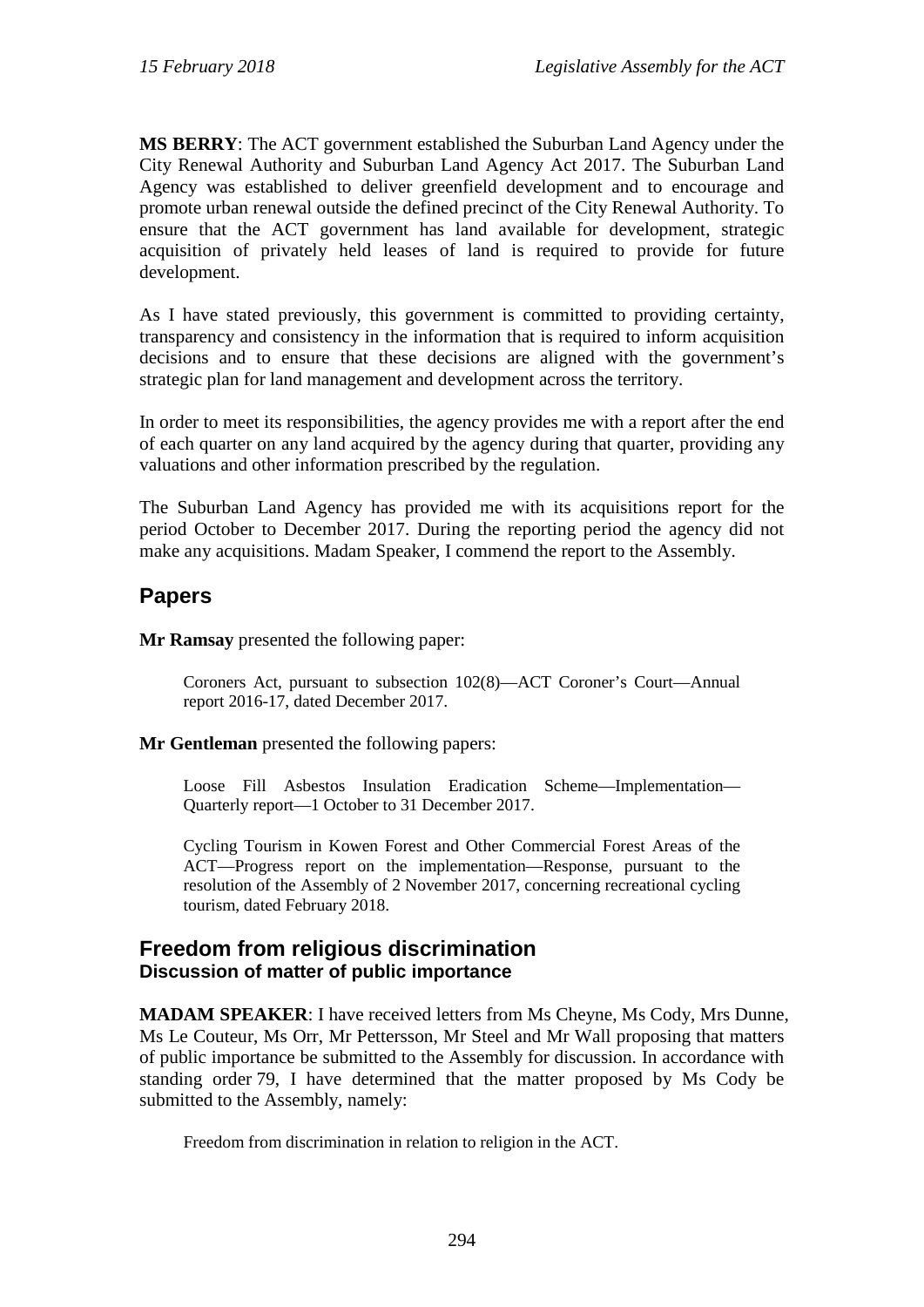**MS BERRY**: The ACT government established the Suburban Land Agency under the City Renewal Authority and Suburban Land Agency Act 2017. The Suburban Land Agency was established to deliver greenfield development and to encourage and promote urban renewal outside the defined precinct of the City Renewal Authority. To ensure that the ACT government has land available for development, strategic acquisition of privately held leases of land is required to provide for future development.

As I have stated previously, this government is committed to providing certainty, transparency and consistency in the information that is required to inform acquisition decisions and to ensure that these decisions are aligned with the government's strategic plan for land management and development across the territory.

In order to meet its responsibilities, the agency provides me with a report after the end of each quarter on any land acquired by the agency during that quarter, providing any valuations and other information prescribed by the regulation.

The Suburban Land Agency has provided me with its acquisitions report for the period October to December 2017. During the reporting period the agency did not make any acquisitions. Madam Speaker, I commend the report to the Assembly.

## Papers

**Mr Ramsay** presented the following paper:

> Coroners Act, pursuant to subsection 102(8)—ACT Coroner's Court—Annual report 2016-17, dated December 2017.

**Mr Gentleman** presented the following papers:

> Loose Fill Asbestos Insulation Eradication Scheme—Implementation—Quarterly report—1 October to 31 December 2017.
>
> Cycling Tourism in Kowen Forest and Other Commercial Forest Areas of the ACT—Progress report on the implementation—Response, pursuant to the resolution of the Assembly of 2 November 2017, concerning recreational cycling tourism, dated February 2018.

## Freedom from religious discrimination

### Discussion of matter of public importance

**MADAM SPEAKER**: I have received letters from Ms Cheyne, Ms Cody, Mrs Dunne, Ms Le Couteur, Ms Orr, Mr Pettersson, Mr Steel and Mr Wall proposing that matters of public importance be submitted to the Assembly for discussion. In accordance with standing order 79, I have determined that the matter proposed by Ms Cody be submitted to the Assembly, namely:

> Freedom from discrimination in relation to religion in the ACT.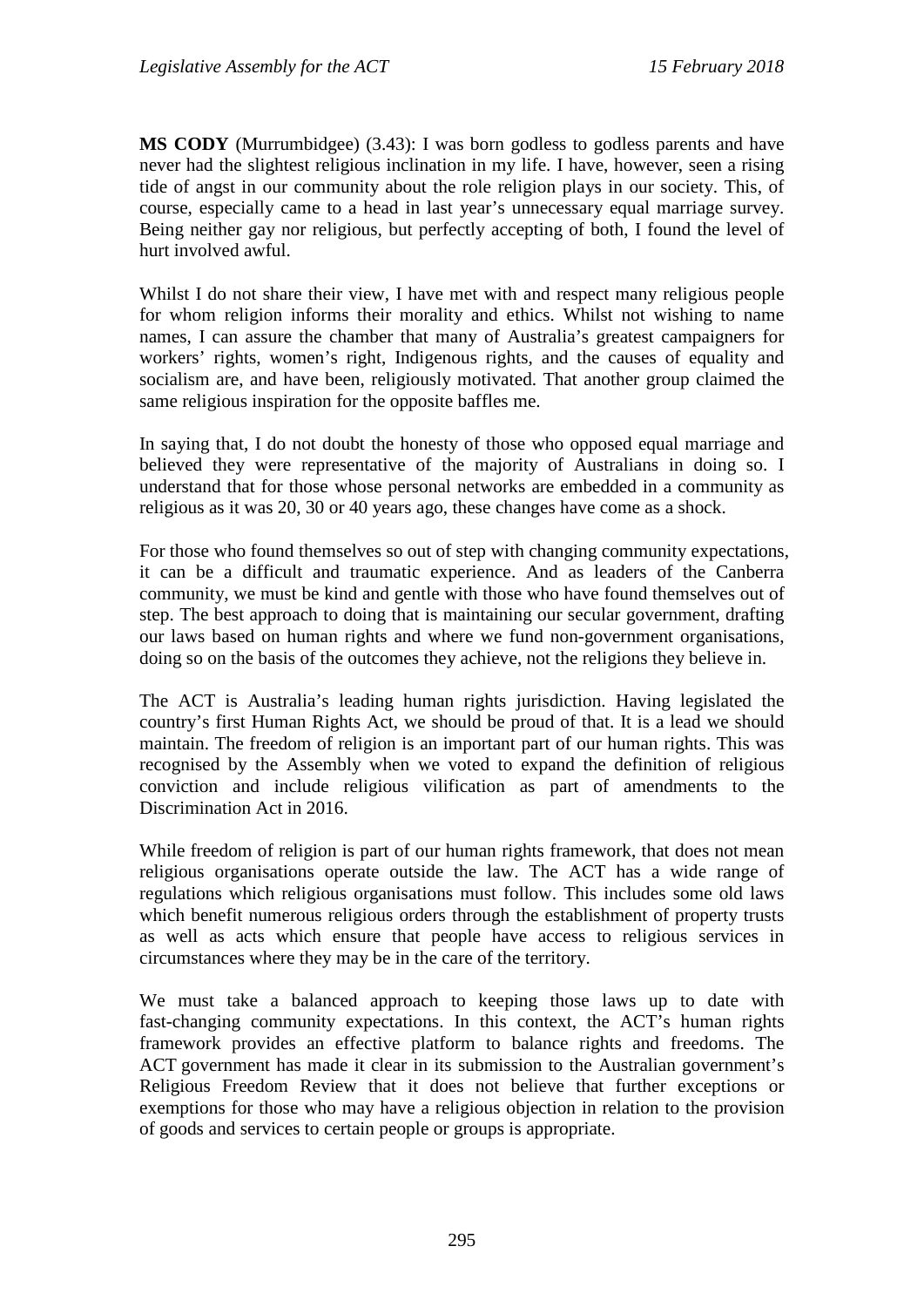**MS CODY** (Murrumbidgee) (3.43): I was born godless to godless parents and have never had the slightest religious inclination in my life. I have, however, seen a rising tide of angst in our community about the role religion plays in our society. This, of course, especially came to a head in last year's unnecessary equal marriage survey. Being neither gay nor religious, but perfectly accepting of both, I found the level of hurt involved awful.

Whilst I do not share their view, I have met with and respect many religious people for whom religion informs their morality and ethics. Whilst not wishing to name names, I can assure the chamber that many of Australia's greatest campaigners for workers' rights, women's right, Indigenous rights, and the causes of equality and socialism are, and have been, religiously motivated. That another group claimed the same religious inspiration for the opposite baffles me.

In saying that, I do not doubt the honesty of those who opposed equal marriage and believed they were representative of the majority of Australians in doing so. I understand that for those whose personal networks are embedded in a community as religious as it was 20, 30 or 40 years ago, these changes have come as a shock.

For those who found themselves so out of step with changing community expectations, it can be a difficult and traumatic experience. And as leaders of the Canberra community, we must be kind and gentle with those who have found themselves out of step. The best approach to doing that is maintaining our secular government, drafting our laws based on human rights and where we fund non-government organisations, doing so on the basis of the outcomes they achieve, not the religions they believe in.

The ACT is Australia's leading human rights jurisdiction. Having legislated the country's first Human Rights Act, we should be proud of that. It is a lead we should maintain. The freedom of religion is an important part of our human rights. This was recognised by the Assembly when we voted to expand the definition of religious conviction and include religious vilification as part of amendments to the Discrimination Act in 2016.

While freedom of religion is part of our human rights framework, that does not mean religious organisations operate outside the law. The ACT has a wide range of regulations which religious organisations must follow. This includes some old laws which benefit numerous religious orders through the establishment of property trusts as well as acts which ensure that people have access to religious services in circumstances where they may be in the care of the territory.

We must take a balanced approach to keeping those laws up to date with fast-changing community expectations. In this context, the ACT's human rights framework provides an effective platform to balance rights and freedoms. The ACT government has made it clear in its submission to the Australian government's Religious Freedom Review that it does not believe that further exceptions or exemptions for those who may have a religious objection in relation to the provision of goods and services to certain people or groups is appropriate.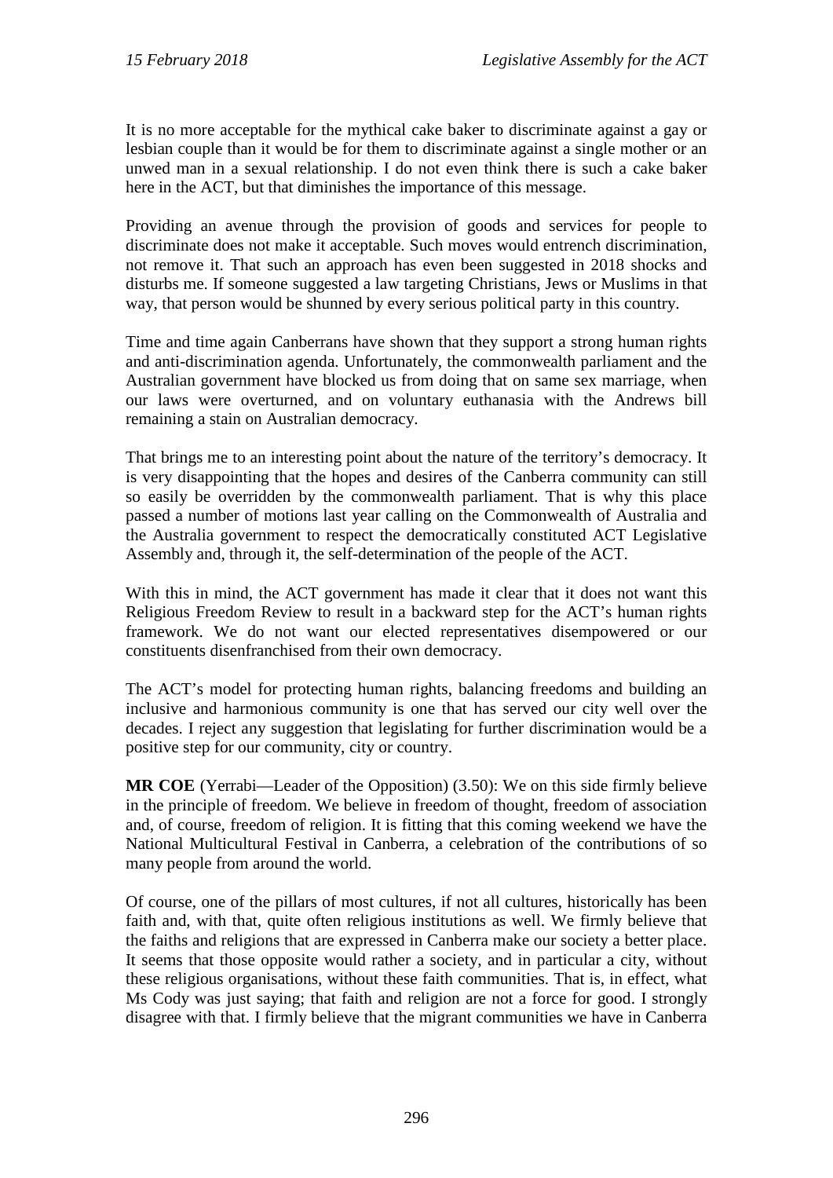It is no more acceptable for the mythical cake baker to discriminate against a gay or lesbian couple than it would be for them to discriminate against a single mother or an unwed man in a sexual relationship. I do not even think there is such a cake baker here in the ACT, but that diminishes the importance of this message.

Providing an avenue through the provision of goods and services for people to discriminate does not make it acceptable. Such moves would entrench discrimination, not remove it. That such an approach has even been suggested in 2018 shocks and disturbs me. If someone suggested a law targeting Christians, Jews or Muslims in that way, that person would be shunned by every serious political party in this country.

Time and time again Canberrans have shown that they support a strong human rights and anti-discrimination agenda. Unfortunately, the commonwealth parliament and the Australian government have blocked us from doing that on same sex marriage, when our laws were overturned, and on voluntary euthanasia with the Andrews bill remaining a stain on Australian democracy.

That brings me to an interesting point about the nature of the territory's democracy. It is very disappointing that the hopes and desires of the Canberra community can still so easily be overridden by the commonwealth parliament. That is why this place passed a number of motions last year calling on the Commonwealth of Australia and the Australia government to respect the democratically constituted ACT Legislative Assembly and, through it, the self-determination of the people of the ACT.

With this in mind, the ACT government has made it clear that it does not want this Religious Freedom Review to result in a backward step for the ACT's human rights framework. We do not want our elected representatives disempowered or our constituents disenfranchised from their own democracy.

The ACT's model for protecting human rights, balancing freedoms and building an inclusive and harmonious community is one that has served our city well over the decades. I reject any suggestion that legislating for further discrimination would be a positive step for our community, city or country.

**MR COE** (Yerrabi—Leader of the Opposition) (3.50): We on this side firmly believe in the principle of freedom. We believe in freedom of thought, freedom of association and, of course, freedom of religion. It is fitting that this coming weekend we have the National Multicultural Festival in Canberra, a celebration of the contributions of so many people from around the world.

Of course, one of the pillars of most cultures, if not all cultures, historically has been faith and, with that, quite often religious institutions as well. We firmly believe that the faiths and religions that are expressed in Canberra make our society a better place. It seems that those opposite would rather a society, and in particular a city, without these religious organisations, without these faith communities. That is, in effect, what Ms Cody was just saying; that faith and religion are not a force for good. I strongly disagree with that. I firmly believe that the migrant communities we have in Canberra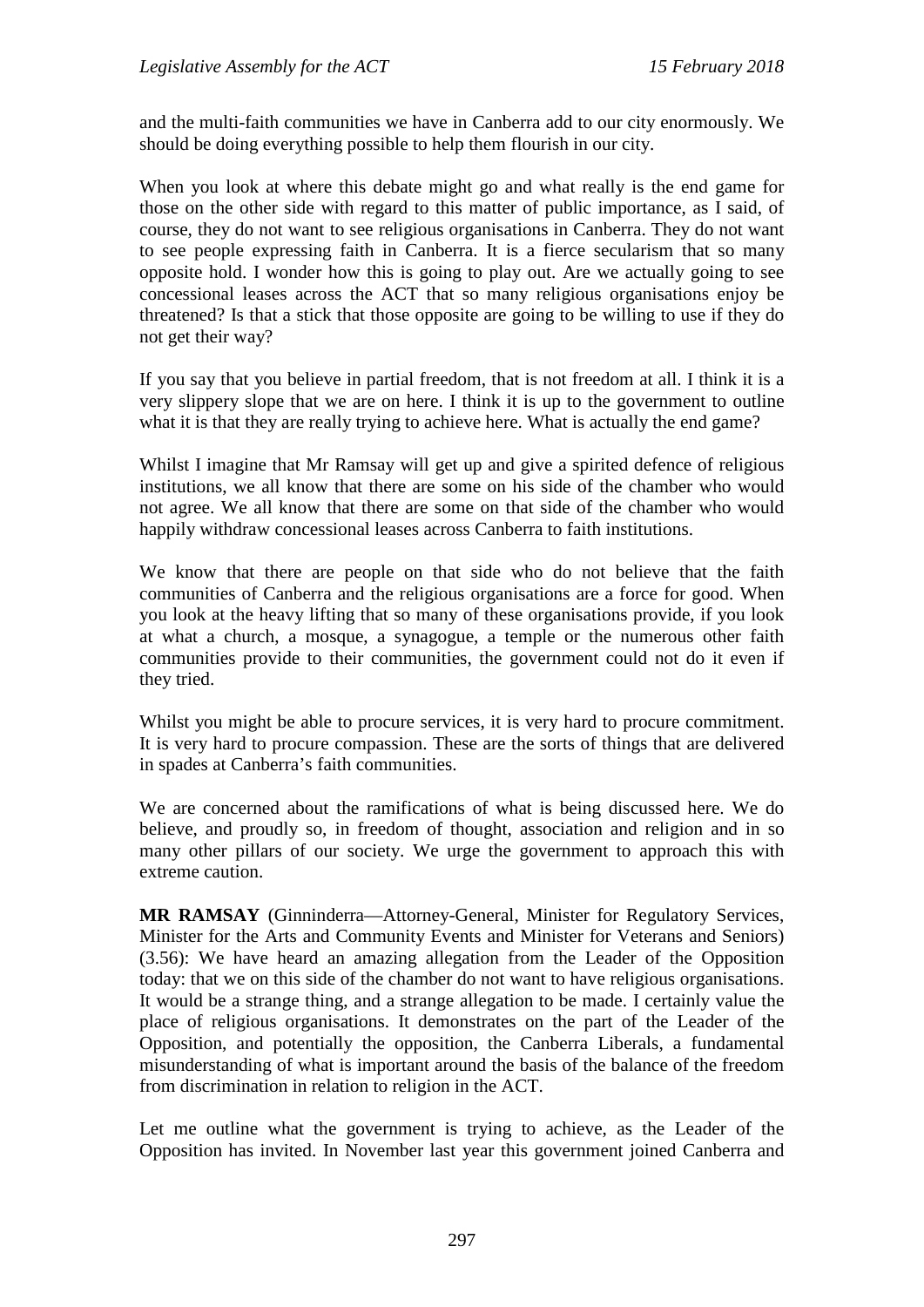and the multi-faith communities we have in Canberra add to our city enormously. We should be doing everything possible to help them flourish in our city.

When you look at where this debate might go and what really is the end game for those on the other side with regard to this matter of public importance, as I said, of course, they do not want to see religious organisations in Canberra. They do not want to see people expressing faith in Canberra. It is a fierce secularism that so many opposite hold. I wonder how this is going to play out. Are we actually going to see concessional leases across the ACT that so many religious organisations enjoy be threatened? Is that a stick that those opposite are going to be willing to use if they do not get their way?

If you say that you believe in partial freedom, that is not freedom at all. I think it is a very slippery slope that we are on here. I think it is up to the government to outline what it is that they are really trying to achieve here. What is actually the end game?

Whilst I imagine that Mr Ramsay will get up and give a spirited defence of religious institutions, we all know that there are some on his side of the chamber who would not agree. We all know that there are some on that side of the chamber who would happily withdraw concessional leases across Canberra to faith institutions.

We know that there are people on that side who do not believe that the faith communities of Canberra and the religious organisations are a force for good. When you look at the heavy lifting that so many of these organisations provide, if you look at what a church, a mosque, a synagogue, a temple or the numerous other faith communities provide to their communities, the government could not do it even if they tried.

Whilst you might be able to procure services, it is very hard to procure commitment. It is very hard to procure compassion. These are the sorts of things that are delivered in spades at Canberra's faith communities.

We are concerned about the ramifications of what is being discussed here. We do believe, and proudly so, in freedom of thought, association and religion and in so many other pillars of our society. We urge the government to approach this with extreme caution.

**MR RAMSAY** (Ginninderra—Attorney-General, Minister for Regulatory Services, Minister for the Arts and Community Events and Minister for Veterans and Seniors) (3.56): We have heard an amazing allegation from the Leader of the Opposition today: that we on this side of the chamber do not want to have religious organisations. It would be a strange thing, and a strange allegation to be made. I certainly value the place of religious organisations. It demonstrates on the part of the Leader of the Opposition, and potentially the opposition, the Canberra Liberals, a fundamental misunderstanding of what is important around the basis of the balance of the freedom from discrimination in relation to religion in the ACT.

Let me outline what the government is trying to achieve, as the Leader of the Opposition has invited. In November last year this government joined Canberra and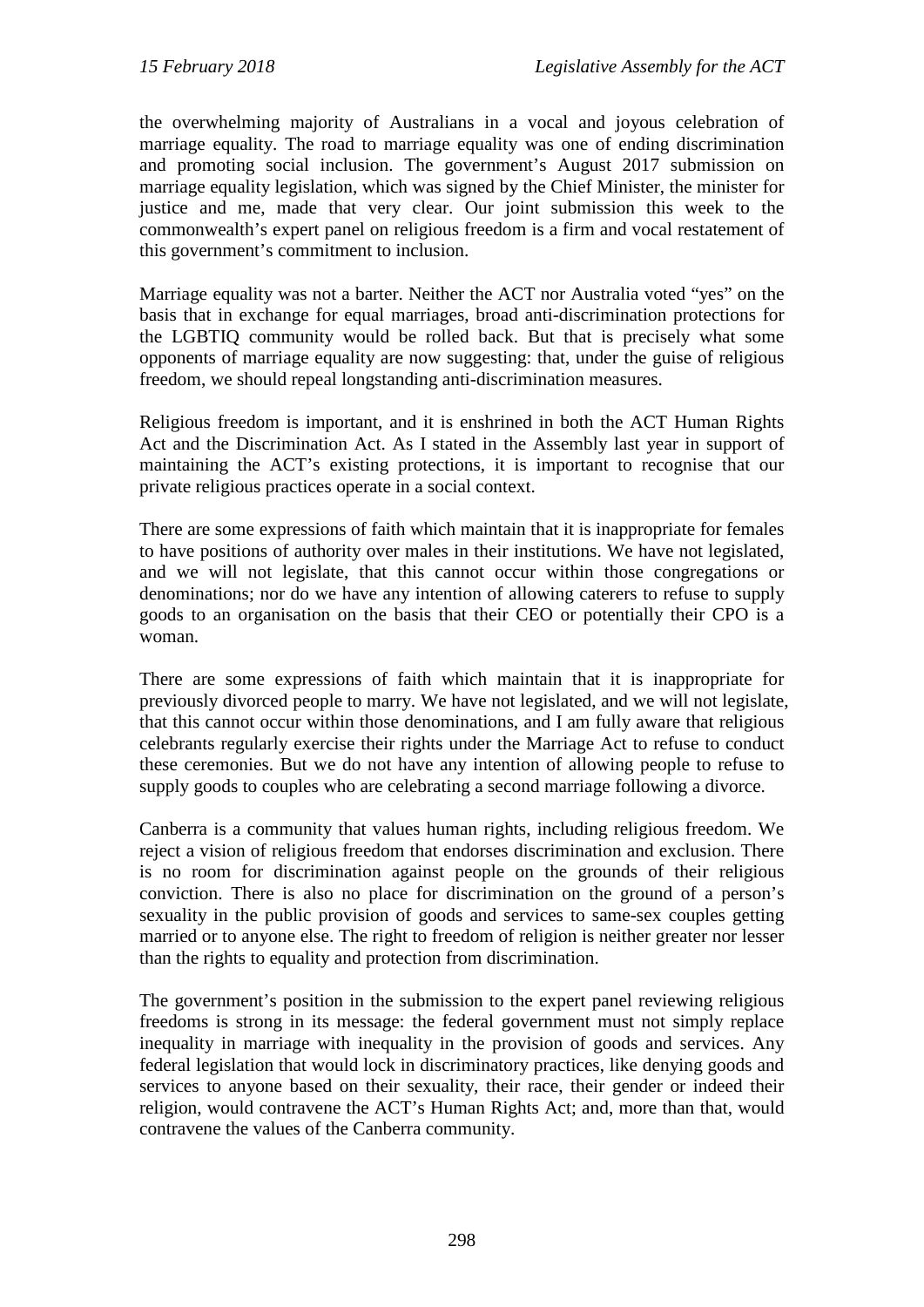the overwhelming majority of Australians in a vocal and joyous celebration of marriage equality. The road to marriage equality was one of ending discrimination and promoting social inclusion. The government's August 2017 submission on marriage equality legislation, which was signed by the Chief Minister, the minister for justice and me, made that very clear. Our joint submission this week to the commonwealth's expert panel on religious freedom is a firm and vocal restatement of this government's commitment to inclusion.

Marriage equality was not a barter. Neither the ACT nor Australia voted "yes" on the basis that in exchange for equal marriages, broad anti-discrimination protections for the LGBTIQ community would be rolled back. But that is precisely what some opponents of marriage equality are now suggesting: that, under the guise of religious freedom, we should repeal longstanding anti-discrimination measures.

Religious freedom is important, and it is enshrined in both the ACT Human Rights Act and the Discrimination Act. As I stated in the Assembly last year in support of maintaining the ACT's existing protections, it is important to recognise that our private religious practices operate in a social context.

There are some expressions of faith which maintain that it is inappropriate for females to have positions of authority over males in their institutions. We have not legislated, and we will not legislate, that this cannot occur within those congregations or denominations; nor do we have any intention of allowing caterers to refuse to supply goods to an organisation on the basis that their CEO or potentially their CPO is a woman.

There are some expressions of faith which maintain that it is inappropriate for previously divorced people to marry. We have not legislated, and we will not legislate, that this cannot occur within those denominations, and I am fully aware that religious celebrants regularly exercise their rights under the Marriage Act to refuse to conduct these ceremonies. But we do not have any intention of allowing people to refuse to supply goods to couples who are celebrating a second marriage following a divorce.

Canberra is a community that values human rights, including religious freedom. We reject a vision of religious freedom that endorses discrimination and exclusion. There is no room for discrimination against people on the grounds of their religious conviction. There is also no place for discrimination on the ground of a person's sexuality in the public provision of goods and services to same-sex couples getting married or to anyone else. The right to freedom of religion is neither greater nor lesser than the rights to equality and protection from discrimination.

The government's position in the submission to the expert panel reviewing religious freedoms is strong in its message: the federal government must not simply replace inequality in marriage with inequality in the provision of goods and services. Any federal legislation that would lock in discriminatory practices, like denying goods and services to anyone based on their sexuality, their race, their gender or indeed their religion, would contravene the ACT's Human Rights Act; and, more than that, would contravene the values of the Canberra community.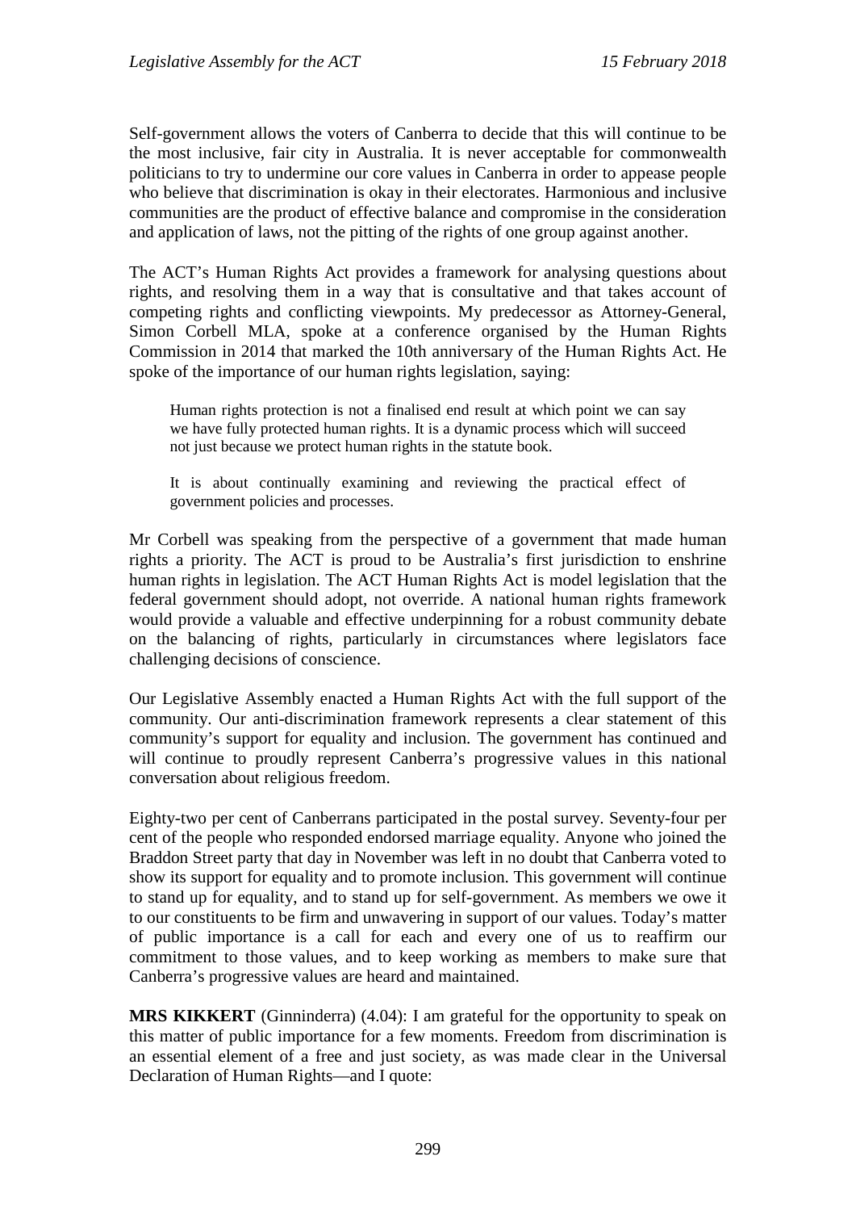Self-government allows the voters of Canberra to decide that this will continue to be the most inclusive, fair city in Australia. It is never acceptable for commonwealth politicians to try to undermine our core values in Canberra in order to appease people who believe that discrimination is okay in their electorates. Harmonious and inclusive communities are the product of effective balance and compromise in the consideration and application of laws, not the pitting of the rights of one group against another.

The ACT's Human Rights Act provides a framework for analysing questions about rights, and resolving them in a way that is consultative and that takes account of competing rights and conflicting viewpoints. My predecessor as Attorney-General, Simon Corbell MLA, spoke at a conference organised by the Human Rights Commission in 2014 that marked the 10th anniversary of the Human Rights Act. He spoke of the importance of our human rights legislation, saying:

> Human rights protection is not a finalised end result at which point we can say we have fully protected human rights. It is a dynamic process which will succeed not just because we protect human rights in the statute book.
>
> It is about continually examining and reviewing the practical effect of government policies and processes.

Mr Corbell was speaking from the perspective of a government that made human rights a priority. The ACT is proud to be Australia's first jurisdiction to enshrine human rights in legislation. The ACT Human Rights Act is model legislation that the federal government should adopt, not override. A national human rights framework would provide a valuable and effective underpinning for a robust community debate on the balancing of rights, particularly in circumstances where legislators face challenging decisions of conscience.

Our Legislative Assembly enacted a Human Rights Act with the full support of the community. Our anti-discrimination framework represents a clear statement of this community's support for equality and inclusion. The government has continued and will continue to proudly represent Canberra's progressive values in this national conversation about religious freedom.

Eighty-two per cent of Canberrans participated in the postal survey. Seventy-four per cent of the people who responded endorsed marriage equality. Anyone who joined the Braddon Street party that day in November was left in no doubt that Canberra voted to show its support for equality and to promote inclusion. This government will continue to stand up for equality, and to stand up for self-government. As members we owe it to our constituents to be firm and unwavering in support of our values. Today's matter of public importance is a call for each and every one of us to reaffirm our commitment to those values, and to keep working as members to make sure that Canberra's progressive values are heard and maintained.

**MRS KIKKERT** (Ginninderra) (4.04): I am grateful for the opportunity to speak on this matter of public importance for a few moments. Freedom from discrimination is an essential element of a free and just society, as was made clear in the Universal Declaration of Human Rights—and I quote: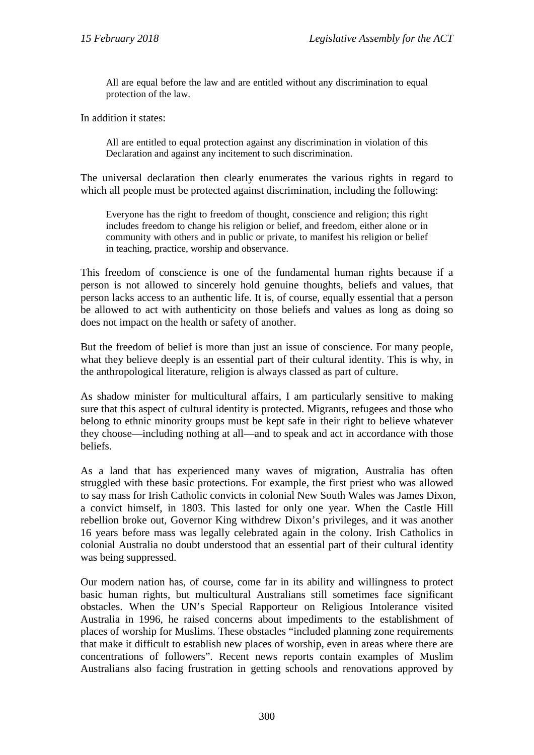> All are equal before the law and are entitled without any discrimination to equal protection of the law.

In addition it states:

> All are entitled to equal protection against any discrimination in violation of this Declaration and against any incitement to such discrimination.

The universal declaration then clearly enumerates the various rights in regard to which all people must be protected against discrimination, including the following:

> Everyone has the right to freedom of thought, conscience and religion; this right includes freedom to change his religion or belief, and freedom, either alone or in community with others and in public or private, to manifest his religion or belief in teaching, practice, worship and observance.

This freedom of conscience is one of the fundamental human rights because if a person is not allowed to sincerely hold genuine thoughts, beliefs and values, that person lacks access to an authentic life. It is, of course, equally essential that a person be allowed to act with authenticity on those beliefs and values as long as doing so does not impact on the health or safety of another.

But the freedom of belief is more than just an issue of conscience. For many people, what they believe deeply is an essential part of their cultural identity. This is why, in the anthropological literature, religion is always classed as part of culture.

As shadow minister for multicultural affairs, I am particularly sensitive to making sure that this aspect of cultural identity is protected. Migrants, refugees and those who belong to ethnic minority groups must be kept safe in their right to believe whatever they choose—including nothing at all—and to speak and act in accordance with those beliefs.

As a land that has experienced many waves of migration, Australia has often struggled with these basic protections. For example, the first priest who was allowed to say mass for Irish Catholic convicts in colonial New South Wales was James Dixon, a convict himself, in 1803. This lasted for only one year. When the Castle Hill rebellion broke out, Governor King withdrew Dixon's privileges, and it was another 16 years before mass was legally celebrated again in the colony. Irish Catholics in colonial Australia no doubt understood that an essential part of their cultural identity was being suppressed.

Our modern nation has, of course, come far in its ability and willingness to protect basic human rights, but multicultural Australians still sometimes face significant obstacles. When the UN's Special Rapporteur on Religious Intolerance visited Australia in 1996, he raised concerns about impediments to the establishment of places of worship for Muslims. These obstacles "included planning zone requirements that make it difficult to establish new places of worship, even in areas where there are concentrations of followers". Recent news reports contain examples of Muslim Australians also facing frustration in getting schools and renovations approved by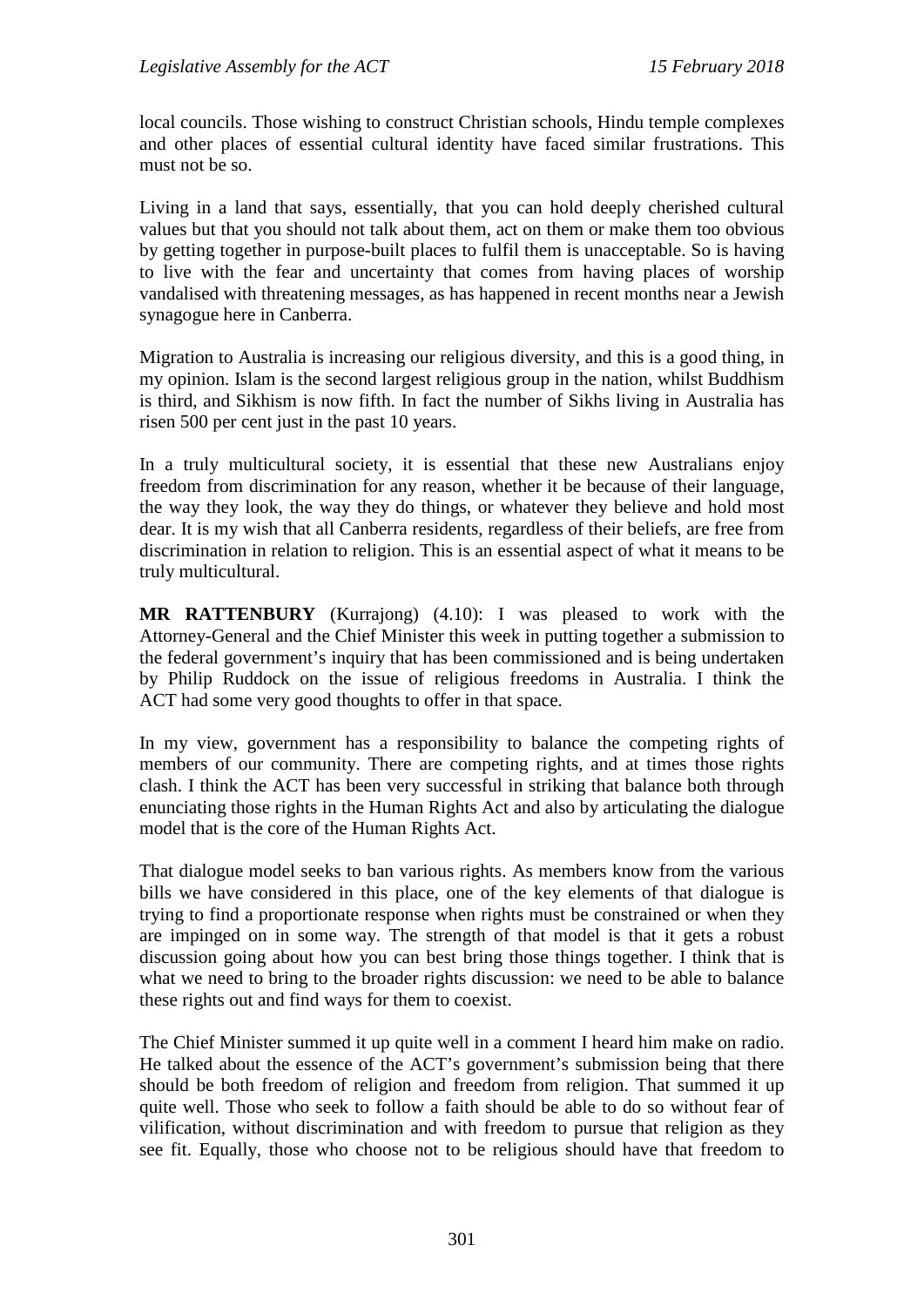local councils. Those wishing to construct Christian schools, Hindu temple complexes and other places of essential cultural identity have faced similar frustrations. This must not be so.

Living in a land that says, essentially, that you can hold deeply cherished cultural values but that you should not talk about them, act on them or make them too obvious by getting together in purpose-built places to fulfil them is unacceptable. So is having to live with the fear and uncertainty that comes from having places of worship vandalised with threatening messages, as has happened in recent months near a Jewish synagogue here in Canberra.

Migration to Australia is increasing our religious diversity, and this is a good thing, in my opinion. Islam is the second largest religious group in the nation, whilst Buddhism is third, and Sikhism is now fifth. In fact the number of Sikhs living in Australia has risen 500 per cent just in the past 10 years.

In a truly multicultural society, it is essential that these new Australians enjoy freedom from discrimination for any reason, whether it be because of their language, the way they look, the way they do things, or whatever they believe and hold most dear. It is my wish that all Canberra residents, regardless of their beliefs, are free from discrimination in relation to religion. This is an essential aspect of what it means to be truly multicultural.

**MR RATTENBURY** (Kurrajong) (4.10): I was pleased to work with the Attorney-General and the Chief Minister this week in putting together a submission to the federal government's inquiry that has been commissioned and is being undertaken by Philip Ruddock on the issue of religious freedoms in Australia. I think the ACT had some very good thoughts to offer in that space.

In my view, government has a responsibility to balance the competing rights of members of our community. There are competing rights, and at times those rights clash. I think the ACT has been very successful in striking that balance both through enunciating those rights in the Human Rights Act and also by articulating the dialogue model that is the core of the Human Rights Act.

That dialogue model seeks to ban various rights. As members know from the various bills we have considered in this place, one of the key elements of that dialogue is trying to find a proportionate response when rights must be constrained or when they are impinged on in some way. The strength of that model is that it gets a robust discussion going about how you can best bring those things together. I think that is what we need to bring to the broader rights discussion: we need to be able to balance these rights out and find ways for them to coexist.

The Chief Minister summed it up quite well in a comment I heard him make on radio. He talked about the essence of the ACT's government's submission being that there should be both freedom of religion and freedom from religion. That summed it up quite well. Those who seek to follow a faith should be able to do so without fear of vilification, without discrimination and with freedom to pursue that religion as they see fit. Equally, those who choose not to be religious should have that freedom to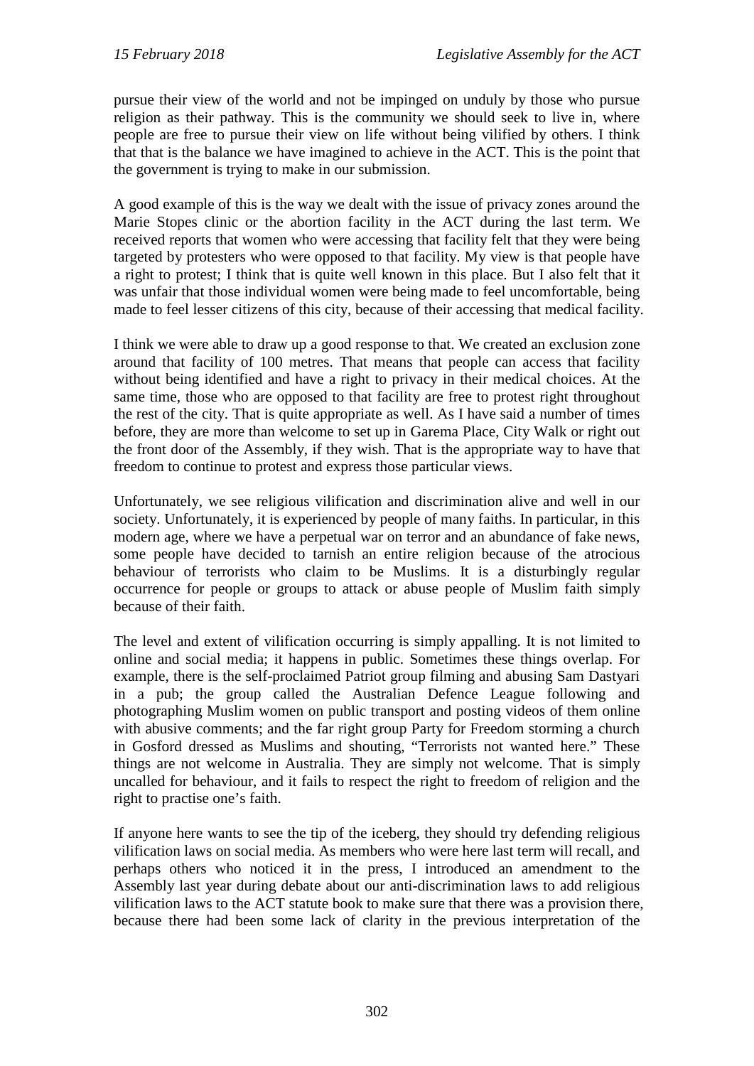pursue their view of the world and not be impinged on unduly by those who pursue religion as their pathway. This is the community we should seek to live in, where people are free to pursue their view on life without being vilified by others. I think that that is the balance we have imagined to achieve in the ACT. This is the point that the government is trying to make in our submission.

A good example of this is the way we dealt with the issue of privacy zones around the Marie Stopes clinic or the abortion facility in the ACT during the last term. We received reports that women who were accessing that facility felt that they were being targeted by protesters who were opposed to that facility. My view is that people have a right to protest; I think that is quite well known in this place. But I also felt that it was unfair that those individual women were being made to feel uncomfortable, being made to feel lesser citizens of this city, because of their accessing that medical facility.

I think we were able to draw up a good response to that. We created an exclusion zone around that facility of 100 metres. That means that people can access that facility without being identified and have a right to privacy in their medical choices. At the same time, those who are opposed to that facility are free to protest right throughout the rest of the city. That is quite appropriate as well. As I have said a number of times before, they are more than welcome to set up in Garema Place, City Walk or right out the front door of the Assembly, if they wish. That is the appropriate way to have that freedom to continue to protest and express those particular views.

Unfortunately, we see religious vilification and discrimination alive and well in our society. Unfortunately, it is experienced by people of many faiths. In particular, in this modern age, where we have a perpetual war on terror and an abundance of fake news, some people have decided to tarnish an entire religion because of the atrocious behaviour of terrorists who claim to be Muslims. It is a disturbingly regular occurrence for people or groups to attack or abuse people of Muslim faith simply because of their faith.

The level and extent of vilification occurring is simply appalling. It is not limited to online and social media; it happens in public. Sometimes these things overlap. For example, there is the self-proclaimed Patriot group filming and abusing Sam Dastyari in a pub; the group called the Australian Defence League following and photographing Muslim women on public transport and posting videos of them online with abusive comments; and the far right group Party for Freedom storming a church in Gosford dressed as Muslims and shouting, "Terrorists not wanted here." These things are not welcome in Australia. They are simply not welcome. That is simply uncalled for behaviour, and it fails to respect the right to freedom of religion and the right to practise one's faith.

If anyone here wants to see the tip of the iceberg, they should try defending religious vilification laws on social media. As members who were here last term will recall, and perhaps others who noticed it in the press, I introduced an amendment to the Assembly last year during debate about our anti-discrimination laws to add religious vilification laws to the ACT statute book to make sure that there was a provision there, because there had been some lack of clarity in the previous interpretation of the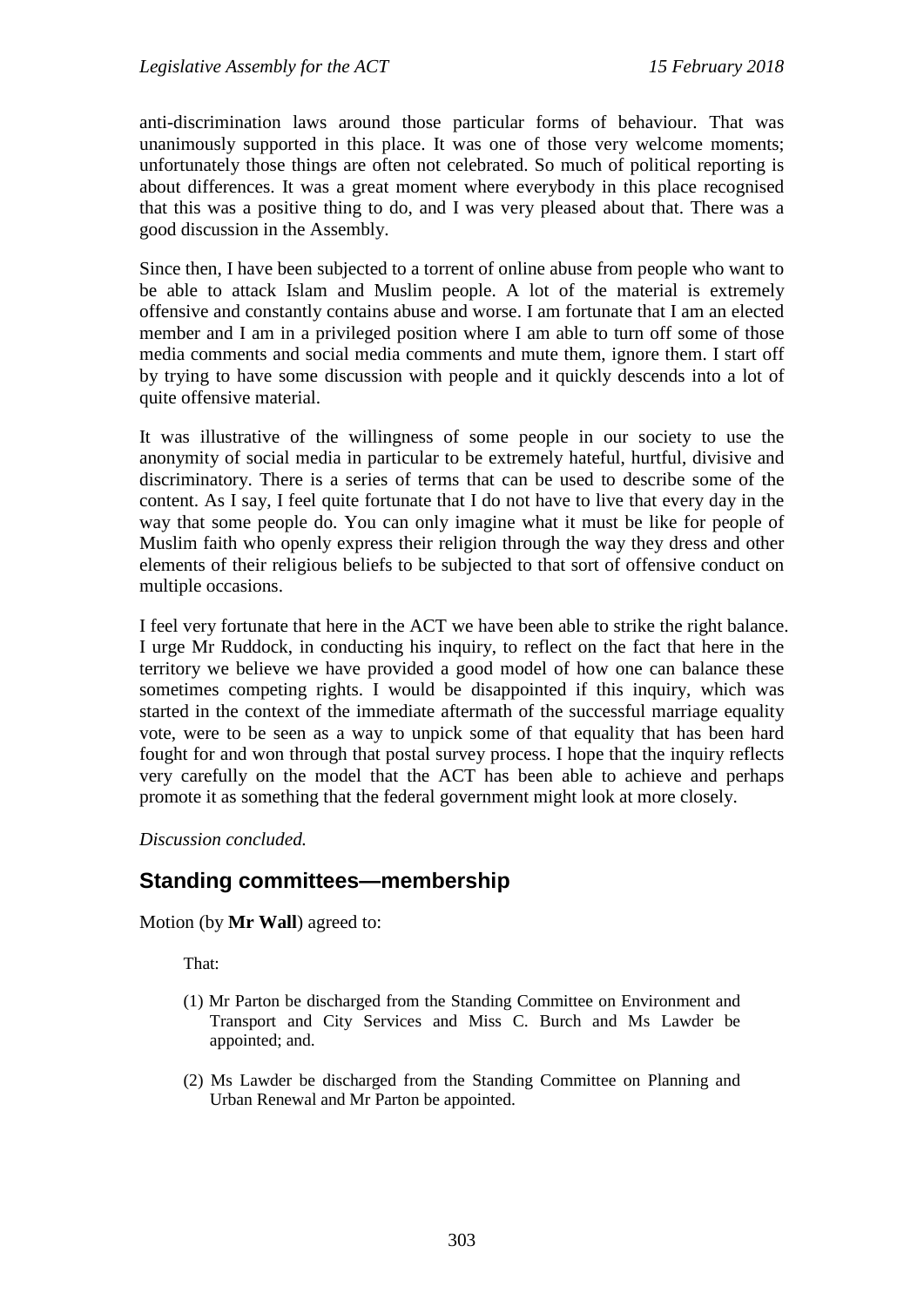anti-discrimination laws around those particular forms of behaviour. That was unanimously supported in this place. It was one of those very welcome moments; unfortunately those things are often not celebrated. So much of political reporting is about differences. It was a great moment where everybody in this place recognised that this was a positive thing to do, and I was very pleased about that. There was a good discussion in the Assembly.

Since then, I have been subjected to a torrent of online abuse from people who want to be able to attack Islam and Muslim people. A lot of the material is extremely offensive and constantly contains abuse and worse. I am fortunate that I am an elected member and I am in a privileged position where I am able to turn off some of those media comments and social media comments and mute them, ignore them. I start off by trying to have some discussion with people and it quickly descends into a lot of quite offensive material.

It was illustrative of the willingness of some people in our society to use the anonymity of social media in particular to be extremely hateful, hurtful, divisive and discriminatory. There is a series of terms that can be used to describe some of the content. As I say, I feel quite fortunate that I do not have to live that every day in the way that some people do. You can only imagine what it must be like for people of Muslim faith who openly express their religion through the way they dress and other elements of their religious beliefs to be subjected to that sort of offensive conduct on multiple occasions.

I feel very fortunate that here in the ACT we have been able to strike the right balance. I urge Mr Ruddock, in conducting his inquiry, to reflect on the fact that here in the territory we believe we have provided a good model of how one can balance these sometimes competing rights. I would be disappointed if this inquiry, which was started in the context of the immediate aftermath of the successful marriage equality vote, were to be seen as a way to unpick some of that equality that has been hard fought for and won through that postal survey process. I hope that the inquiry reflects very carefully on the model that the ACT has been able to achieve and perhaps promote it as something that the federal government might look at more closely.

*Discussion concluded.*

## Standing committees—membership

Motion (by **Mr Wall**) agreed to:

> That:
>
> (1) Mr Parton be discharged from the Standing Committee on Environment and Transport and City Services and Miss C. Burch and Ms Lawder be appointed; and.
>
> (2) Ms Lawder be discharged from the Standing Committee on Planning and Urban Renewal and Mr Parton be appointed.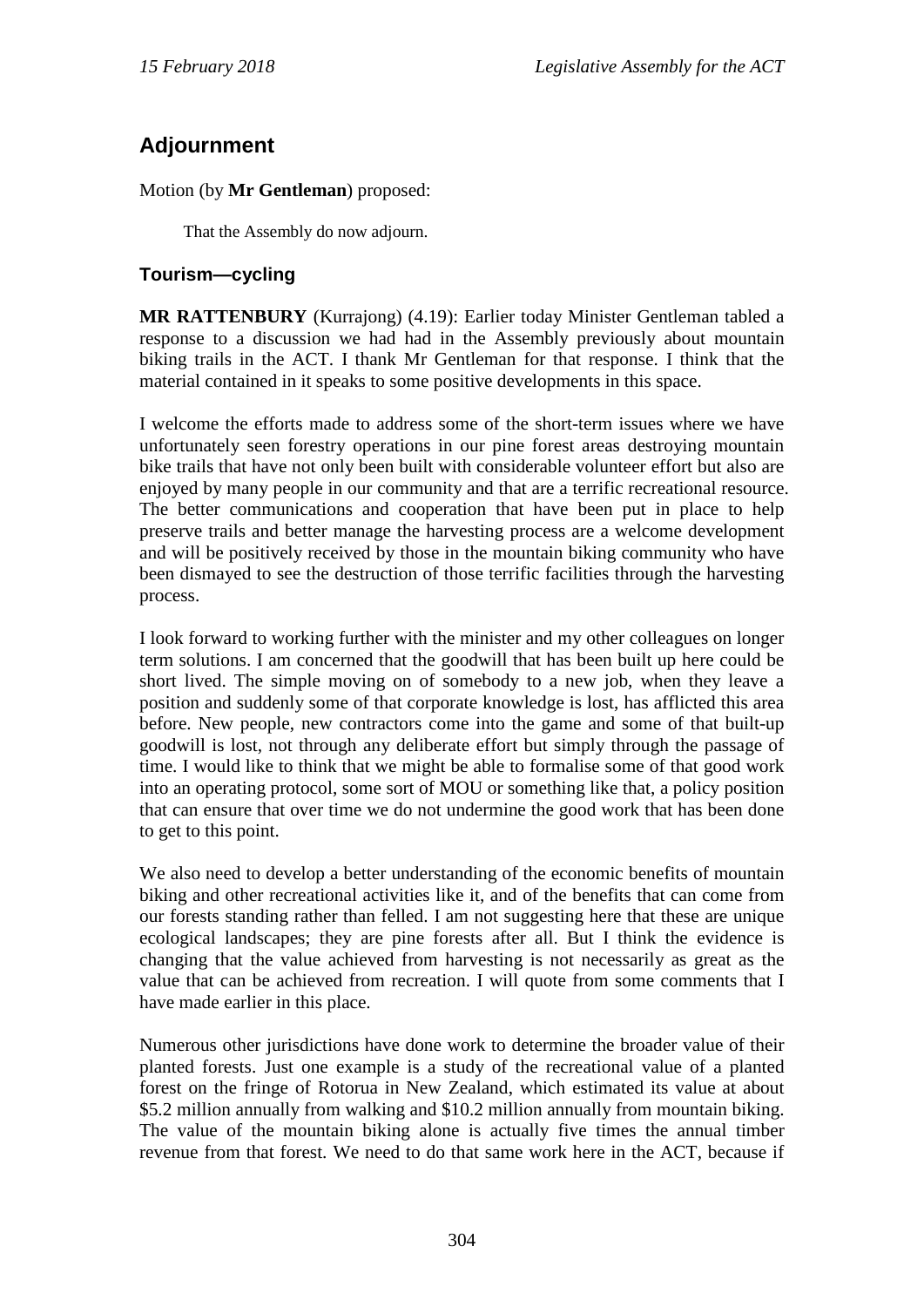## Adjournment

Motion (by **Mr Gentleman**) proposed:

> That the Assembly do now adjourn.

### Tourism—cycling

**MR RATTENBURY** (Kurrajong) (4.19): Earlier today Minister Gentleman tabled a response to a discussion we had had in the Assembly previously about mountain biking trails in the ACT. I thank Mr Gentleman for that response. I think that the material contained in it speaks to some positive developments in this space.

I welcome the efforts made to address some of the short-term issues where we have unfortunately seen forestry operations in our pine forest areas destroying mountain bike trails that have not only been built with considerable volunteer effort but also are enjoyed by many people in our community and that are a terrific recreational resource. The better communications and cooperation that have been put in place to help preserve trails and better manage the harvesting process are a welcome development and will be positively received by those in the mountain biking community who have been dismayed to see the destruction of those terrific facilities through the harvesting process.

I look forward to working further with the minister and my other colleagues on longer term solutions. I am concerned that the goodwill that has been built up here could be short lived. The simple moving on of somebody to a new job, when they leave a position and suddenly some of that corporate knowledge is lost, has afflicted this area before. New people, new contractors come into the game and some of that built-up goodwill is lost, not through any deliberate effort but simply through the passage of time. I would like to think that we might be able to formalise some of that good work into an operating protocol, some sort of MOU or something like that, a policy position that can ensure that over time we do not undermine the good work that has been done to get to this point.

We also need to develop a better understanding of the economic benefits of mountain biking and other recreational activities like it, and of the benefits that can come from our forests standing rather than felled. I am not suggesting here that these are unique ecological landscapes; they are pine forests after all. But I think the evidence is changing that the value achieved from harvesting is not necessarily as great as the value that can be achieved from recreation. I will quote from some comments that I have made earlier in this place.

Numerous other jurisdictions have done work to determine the broader value of their planted forests. Just one example is a study of the recreational value of a planted forest on the fringe of Rotorua in New Zealand, which estimated its value at about $5.2 million annually from walking and $10.2 million annually from mountain biking. The value of the mountain biking alone is actually five times the annual timber revenue from that forest. We need to do that same work here in the ACT, because if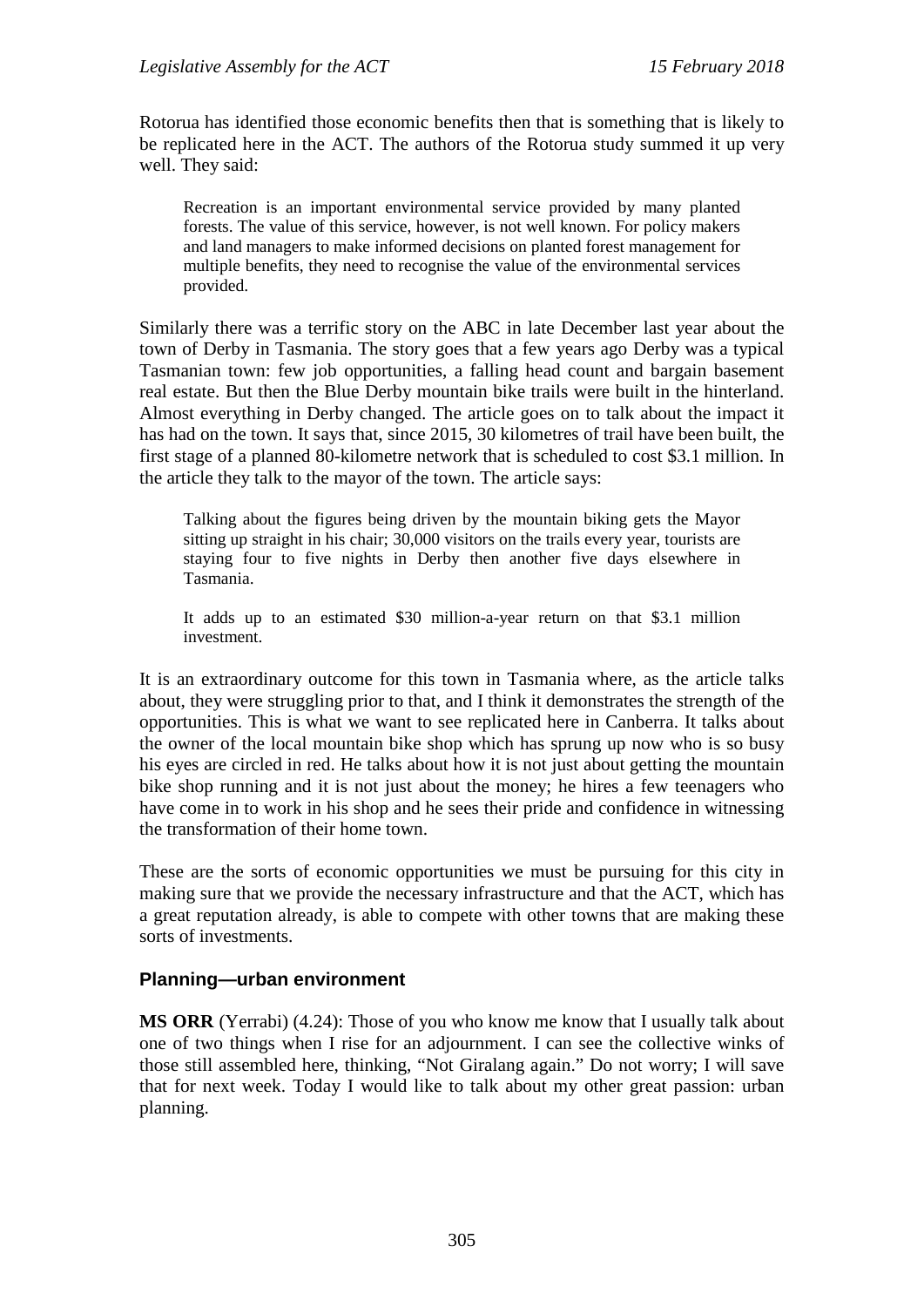Rotorua has identified those economic benefits then that is something that is likely to be replicated here in the ACT. The authors of the Rotorua study summed it up very well. They said:

> Recreation is an important environmental service provided by many planted forests. The value of this service, however, is not well known. For policy makers and land managers to make informed decisions on planted forest management for multiple benefits, they need to recognise the value of the environmental services provided.

Similarly there was a terrific story on the ABC in late December last year about the town of Derby in Tasmania. The story goes that a few years ago Derby was a typical Tasmanian town: few job opportunities, a falling head count and bargain basement real estate. But then the Blue Derby mountain bike trails were built in the hinterland. Almost everything in Derby changed. The article goes on to talk about the impact it has had on the town. It says that, since 2015, 30 kilometres of trail have been built, the first stage of a planned 80-kilometre network that is scheduled to cost $3.1 million. In the article they talk to the mayor of the town. The article says:

> Talking about the figures being driven by the mountain biking gets the Mayor sitting up straight in his chair; 30,000 visitors on the trails every year, tourists are staying four to five nights in Derby then another five days elsewhere in Tasmania.
>
> It adds up to an estimated $30 million-a-year return on that $3.1 million investment.

It is an extraordinary outcome for this town in Tasmania where, as the article talks about, they were struggling prior to that, and I think it demonstrates the strength of the opportunities. This is what we want to see replicated here in Canberra. It talks about the owner of the local mountain bike shop which has sprung up now who is so busy his eyes are circled in red. He talks about how it is not just about getting the mountain bike shop running and it is not just about the money; he hires a few teenagers who have come in to work in his shop and he sees their pride and confidence in witnessing the transformation of their home town.

These are the sorts of economic opportunities we must be pursuing for this city in making sure that we provide the necessary infrastructure and that the ACT, which has a great reputation already, is able to compete with other towns that are making these sorts of investments.

## Planning—urban environment

**MS ORR** (Yerrabi) (4.24): Those of you who know me know that I usually talk about one of two things when I rise for an adjournment. I can see the collective winks of those still assembled here, thinking, "Not Giralang again." Do not worry; I will save that for next week. Today I would like to talk about my other great passion: urban planning.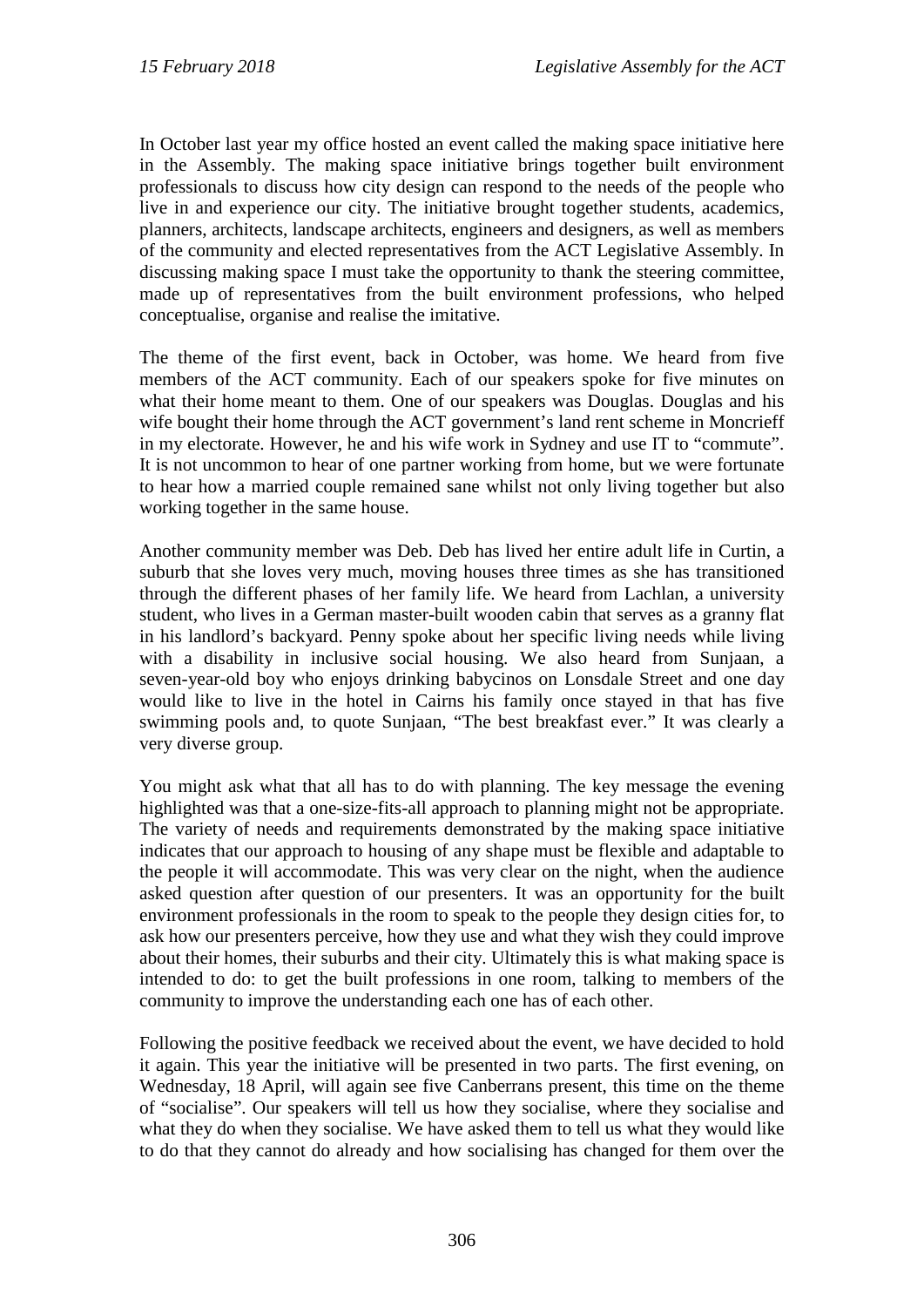In October last year my office hosted an event called the making space initiative here in the Assembly. The making space initiative brings together built environment professionals to discuss how city design can respond to the needs of the people who live in and experience our city. The initiative brought together students, academics, planners, architects, landscape architects, engineers and designers, as well as members of the community and elected representatives from the ACT Legislative Assembly. In discussing making space I must take the opportunity to thank the steering committee, made up of representatives from the built environment professions, who helped conceptualise, organise and realise the imitative.

The theme of the first event, back in October, was home. We heard from five members of the ACT community. Each of our speakers spoke for five minutes on what their home meant to them. One of our speakers was Douglas. Douglas and his wife bought their home through the ACT government's land rent scheme in Moncrieff in my electorate. However, he and his wife work in Sydney and use IT to "commute". It is not uncommon to hear of one partner working from home, but we were fortunate to hear how a married couple remained sane whilst not only living together but also working together in the same house.

Another community member was Deb. Deb has lived her entire adult life in Curtin, a suburb that she loves very much, moving houses three times as she has transitioned through the different phases of her family life. We heard from Lachlan, a university student, who lives in a German master-built wooden cabin that serves as a granny flat in his landlord's backyard. Penny spoke about her specific living needs while living with a disability in inclusive social housing. We also heard from Sunjaan, a seven-year-old boy who enjoys drinking babycinos on Lonsdale Street and one day would like to live in the hotel in Cairns his family once stayed in that has five swimming pools and, to quote Sunjaan, "The best breakfast ever." It was clearly a very diverse group.

You might ask what that all has to do with planning. The key message the evening highlighted was that a one-size-fits-all approach to planning might not be appropriate. The variety of needs and requirements demonstrated by the making space initiative indicates that our approach to housing of any shape must be flexible and adaptable to the people it will accommodate. This was very clear on the night, when the audience asked question after question of our presenters. It was an opportunity for the built environment professionals in the room to speak to the people they design cities for, to ask how our presenters perceive, how they use and what they wish they could improve about their homes, their suburbs and their city. Ultimately this is what making space is intended to do: to get the built professions in one room, talking to members of the community to improve the understanding each one has of each other.

Following the positive feedback we received about the event, we have decided to hold it again. This year the initiative will be presented in two parts. The first evening, on Wednesday, 18 April, will again see five Canberrans present, this time on the theme of "socialise". Our speakers will tell us how they socialise, where they socialise and what they do when they socialise. We have asked them to tell us what they would like to do that they cannot do already and how socialising has changed for them over the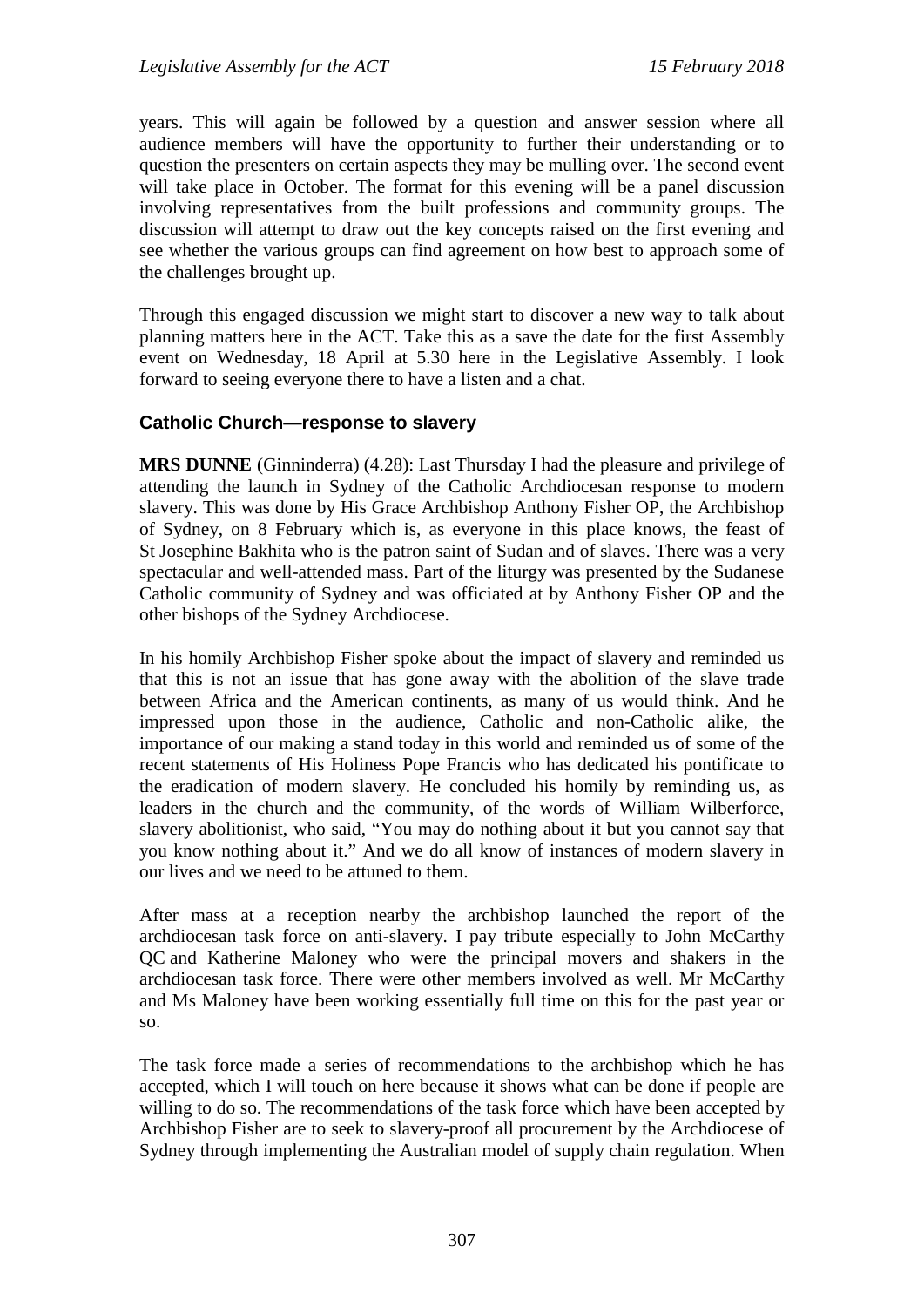years. This will again be followed by a question and answer session where all audience members will have the opportunity to further their understanding or to question the presenters on certain aspects they may be mulling over. The second event will take place in October. The format for this evening will be a panel discussion involving representatives from the built professions and community groups. The discussion will attempt to draw out the key concepts raised on the first evening and see whether the various groups can find agreement on how best to approach some of the challenges brought up.

Through this engaged discussion we might start to discover a new way to talk about planning matters here in the ACT. Take this as a save the date for the first Assembly event on Wednesday, 18 April at 5.30 here in the Legislative Assembly. I look forward to seeing everyone there to have a listen and a chat.

### Catholic Church—response to slavery

**MRS DUNNE** (Ginninderra) (4.28): Last Thursday I had the pleasure and privilege of attending the launch in Sydney of the Catholic Archdiocesan response to modern slavery. This was done by His Grace Archbishop Anthony Fisher OP, the Archbishop of Sydney, on 8 February which is, as everyone in this place knows, the feast of St Josephine Bakhita who is the patron saint of Sudan and of slaves. There was a very spectacular and well-attended mass. Part of the liturgy was presented by the Sudanese Catholic community of Sydney and was officiated at by Anthony Fisher OP and the other bishops of the Sydney Archdiocese.

In his homily Archbishop Fisher spoke about the impact of slavery and reminded us that this is not an issue that has gone away with the abolition of the slave trade between Africa and the American continents, as many of us would think. And he impressed upon those in the audience, Catholic and non-Catholic alike, the importance of our making a stand today in this world and reminded us of some of the recent statements of His Holiness Pope Francis who has dedicated his pontificate to the eradication of modern slavery. He concluded his homily by reminding us, as leaders in the church and the community, of the words of William Wilberforce, slavery abolitionist, who said, "You may do nothing about it but you cannot say that you know nothing about it." And we do all know of instances of modern slavery in our lives and we need to be attuned to them.

After mass at a reception nearby the archbishop launched the report of the archdiocesan task force on anti-slavery. I pay tribute especially to John McCarthy QC and Katherine Maloney who were the principal movers and shakers in the archdiocesan task force. There were other members involved as well. Mr McCarthy and Ms Maloney have been working essentially full time on this for the past year or so.

The task force made a series of recommendations to the archbishop which he has accepted, which I will touch on here because it shows what can be done if people are willing to do so. The recommendations of the task force which have been accepted by Archbishop Fisher are to seek to slavery-proof all procurement by the Archdiocese of Sydney through implementing the Australian model of supply chain regulation. When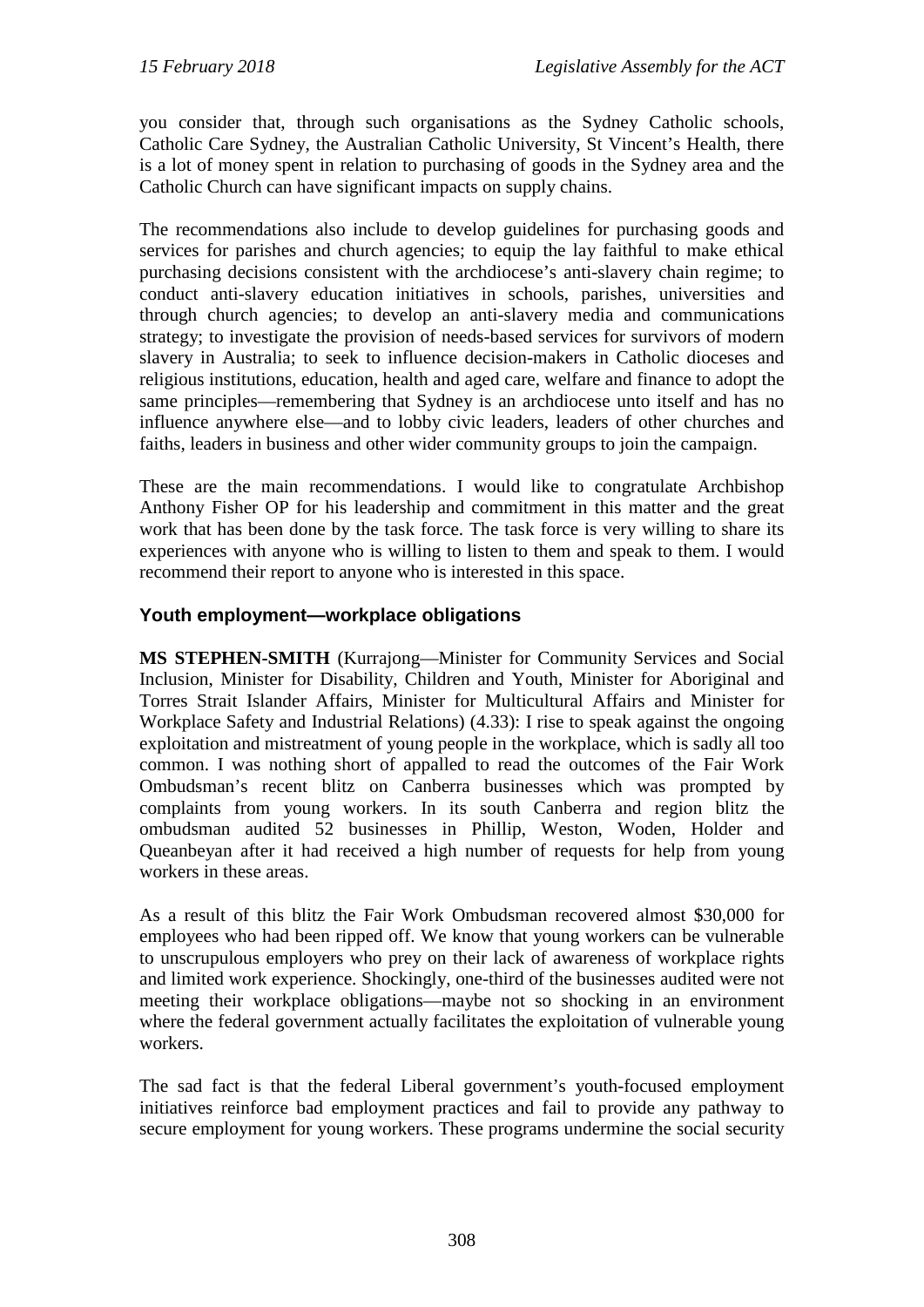you consider that, through such organisations as the Sydney Catholic schools, Catholic Care Sydney, the Australian Catholic University, St Vincent's Health, there is a lot of money spent in relation to purchasing of goods in the Sydney area and the Catholic Church can have significant impacts on supply chains.

The recommendations also include to develop guidelines for purchasing goods and services for parishes and church agencies; to equip the lay faithful to make ethical purchasing decisions consistent with the archdiocese's anti-slavery chain regime; to conduct anti-slavery education initiatives in schools, parishes, universities and through church agencies; to develop an anti-slavery media and communications strategy; to investigate the provision of needs-based services for survivors of modern slavery in Australia; to seek to influence decision-makers in Catholic dioceses and religious institutions, education, health and aged care, welfare and finance to adopt the same principles—remembering that Sydney is an archdiocese unto itself and has no influence anywhere else—and to lobby civic leaders, leaders of other churches and faiths, leaders in business and other wider community groups to join the campaign.

These are the main recommendations. I would like to congratulate Archbishop Anthony Fisher OP for his leadership and commitment in this matter and the great work that has been done by the task force. The task force is very willing to share its experiences with anyone who is willing to listen to them and speak to them. I would recommend their report to anyone who is interested in this space.

### Youth employment—workplace obligations

**MS STEPHEN-SMITH** (Kurrajong—Minister for Community Services and Social Inclusion, Minister for Disability, Children and Youth, Minister for Aboriginal and Torres Strait Islander Affairs, Minister for Multicultural Affairs and Minister for Workplace Safety and Industrial Relations) (4.33): I rise to speak against the ongoing exploitation and mistreatment of young people in the workplace, which is sadly all too common. I was nothing short of appalled to read the outcomes of the Fair Work Ombudsman's recent blitz on Canberra businesses which was prompted by complaints from young workers. In its south Canberra and region blitz the ombudsman audited 52 businesses in Phillip, Weston, Woden, Holder and Queanbeyan after it had received a high number of requests for help from young workers in these areas.

As a result of this blitz the Fair Work Ombudsman recovered almost $30,000 for employees who had been ripped off. We know that young workers can be vulnerable to unscrupulous employers who prey on their lack of awareness of workplace rights and limited work experience. Shockingly, one-third of the businesses audited were not meeting their workplace obligations—maybe not so shocking in an environment where the federal government actually facilitates the exploitation of vulnerable young workers.

The sad fact is that the federal Liberal government's youth-focused employment initiatives reinforce bad employment practices and fail to provide any pathway to secure employment for young workers. These programs undermine the social security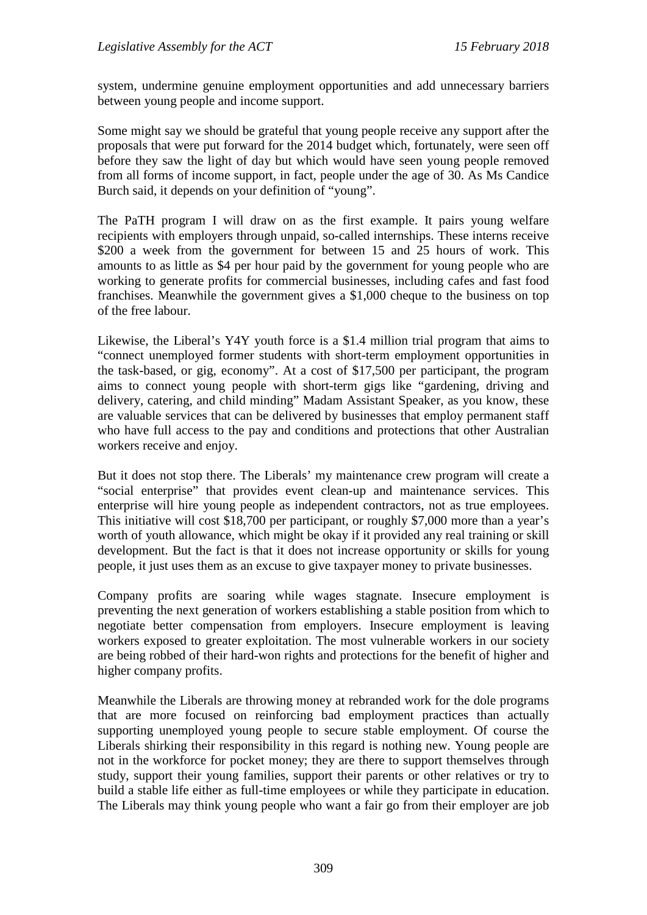system, undermine genuine employment opportunities and add unnecessary barriers between young people and income support.

Some might say we should be grateful that young people receive any support after the proposals that were put forward for the 2014 budget which, fortunately, were seen off before they saw the light of day but which would have seen young people removed from all forms of income support, in fact, people under the age of 30. As Ms Candice Burch said, it depends on your definition of "young".

The PaTH program I will draw on as the first example. It pairs young welfare recipients with employers through unpaid, so-called internships. These interns receive $200 a week from the government for between 15 and 25 hours of work. This amounts to as little as $4 per hour paid by the government for young people who are working to generate profits for commercial businesses, including cafes and fast food franchises. Meanwhile the government gives a $1,000 cheque to the business on top of the free labour.

Likewise, the Liberal's Y4Y youth force is a $1.4 million trial program that aims to "connect unemployed former students with short-term employment opportunities in the task-based, or gig, economy". At a cost of $17,500 per participant, the program aims to connect young people with short-term gigs like "gardening, driving and delivery, catering, and child minding" Madam Assistant Speaker, as you know, these are valuable services that can be delivered by businesses that employ permanent staff who have full access to the pay and conditions and protections that other Australian workers receive and enjoy.

But it does not stop there. The Liberals' my maintenance crew program will create a "social enterprise" that provides event clean-up and maintenance services. This enterprise will hire young people as independent contractors, not as true employees. This initiative will cost $18,700 per participant, or roughly $7,000 more than a year's worth of youth allowance, which might be okay if it provided any real training or skill development. But the fact is that it does not increase opportunity or skills for young people, it just uses them as an excuse to give taxpayer money to private businesses.

Company profits are soaring while wages stagnate. Insecure employment is preventing the next generation of workers establishing a stable position from which to negotiate better compensation from employers. Insecure employment is leaving workers exposed to greater exploitation. The most vulnerable workers in our society are being robbed of their hard-won rights and protections for the benefit of higher and higher company profits.

Meanwhile the Liberals are throwing money at rebranded work for the dole programs that are more focused on reinforcing bad employment practices than actually supporting unemployed young people to secure stable employment. Of course the Liberals shirking their responsibility in this regard is nothing new. Young people are not in the workforce for pocket money; they are there to support themselves through study, support their young families, support their parents or other relatives or try to build a stable life either as full-time employees or while they participate in education. The Liberals may think young people who want a fair go from their employer are job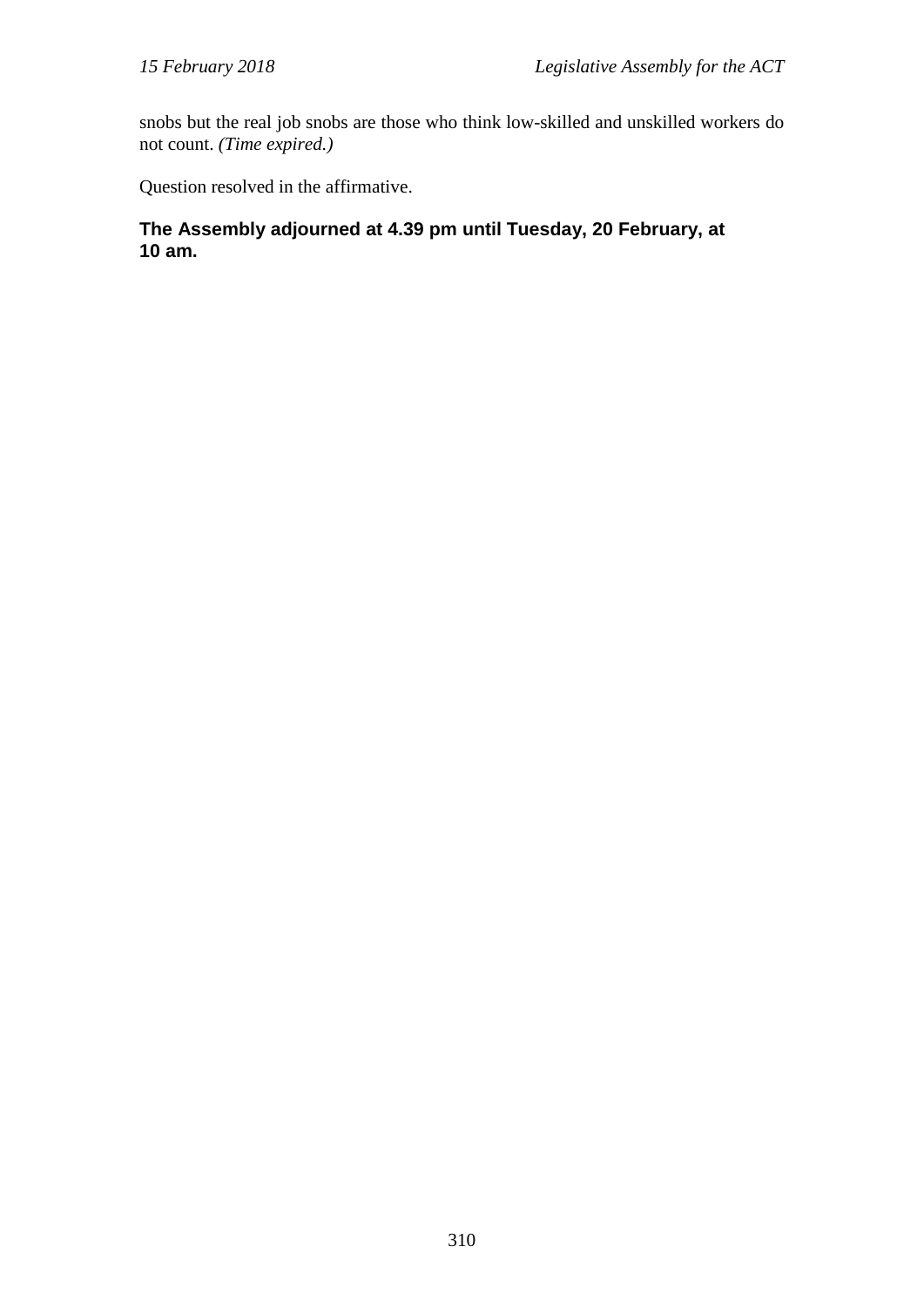snobs but the real job snobs are those who think low-skilled and unskilled workers do not count. *(Time expired.)*

Question resolved in the affirmative.

**The Assembly adjourned at 4.39 pm until Tuesday, 20 February, at 10 am.**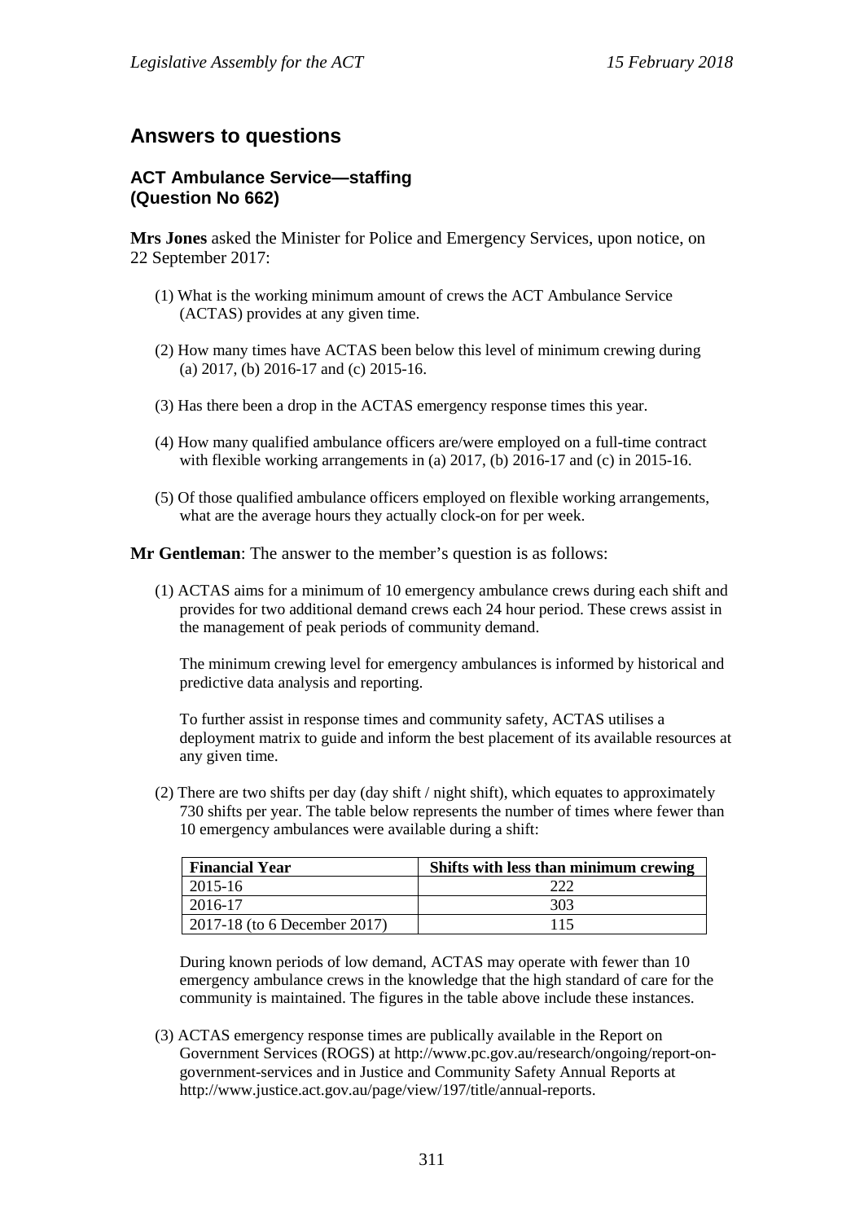## Answers to questions

### ACT Ambulance Service—staffing (Question No 662)

**Mrs Jones** asked the Minister for Police and Emergency Services, upon notice, on 22 September 2017:

(1) What is the working minimum amount of crews the ACT Ambulance Service (ACTAS) provides at any given time.

(2) How many times have ACTAS been below this level of minimum crewing during (a) 2017, (b) 2016-17 and (c) 2015-16.

(3) Has there been a drop in the ACTAS emergency response times this year.

(4) How many qualified ambulance officers are/were employed on a full-time contract with flexible working arrangements in (a) 2017, (b) 2016-17 and (c) in 2015-16.

(5) Of those qualified ambulance officers employed on flexible working arrangements, what are the average hours they actually clock-on for per week.

**Mr Gentleman**: The answer to the member's question is as follows:

(1) ACTAS aims for a minimum of 10 emergency ambulance crews during each shift and provides for two additional demand crews each 24 hour period. These crews assist in the management of peak periods of community demand.

The minimum crewing level for emergency ambulances is informed by historical and predictive data analysis and reporting.

To further assist in response times and community safety, ACTAS utilises a deployment matrix to guide and inform the best placement of its available resources at any given time.

(2) There are two shifts per day (day shift / night shift), which equates to approximately 730 shifts per year. The table below represents the number of times where fewer than 10 emergency ambulances were available during a shift:

| Financial Year | Shifts with less than minimum crewing |
|---|---|
| 2015-16 | 222 |
| 2016-17 | 303 |
| 2017-18 (to 6 December 2017) | 115 |

During known periods of low demand, ACTAS may operate with fewer than 10 emergency ambulance crews in the knowledge that the high standard of care for the community is maintained. The figures in the table above include these instances.

(3) ACTAS emergency response times are publically available in the Report on Government Services (ROGS) at http://www.pc.gov.au/research/ongoing/report-on-government-services and in Justice and Community Safety Annual Reports at http://www.justice.act.gov.au/page/view/197/title/annual-reports.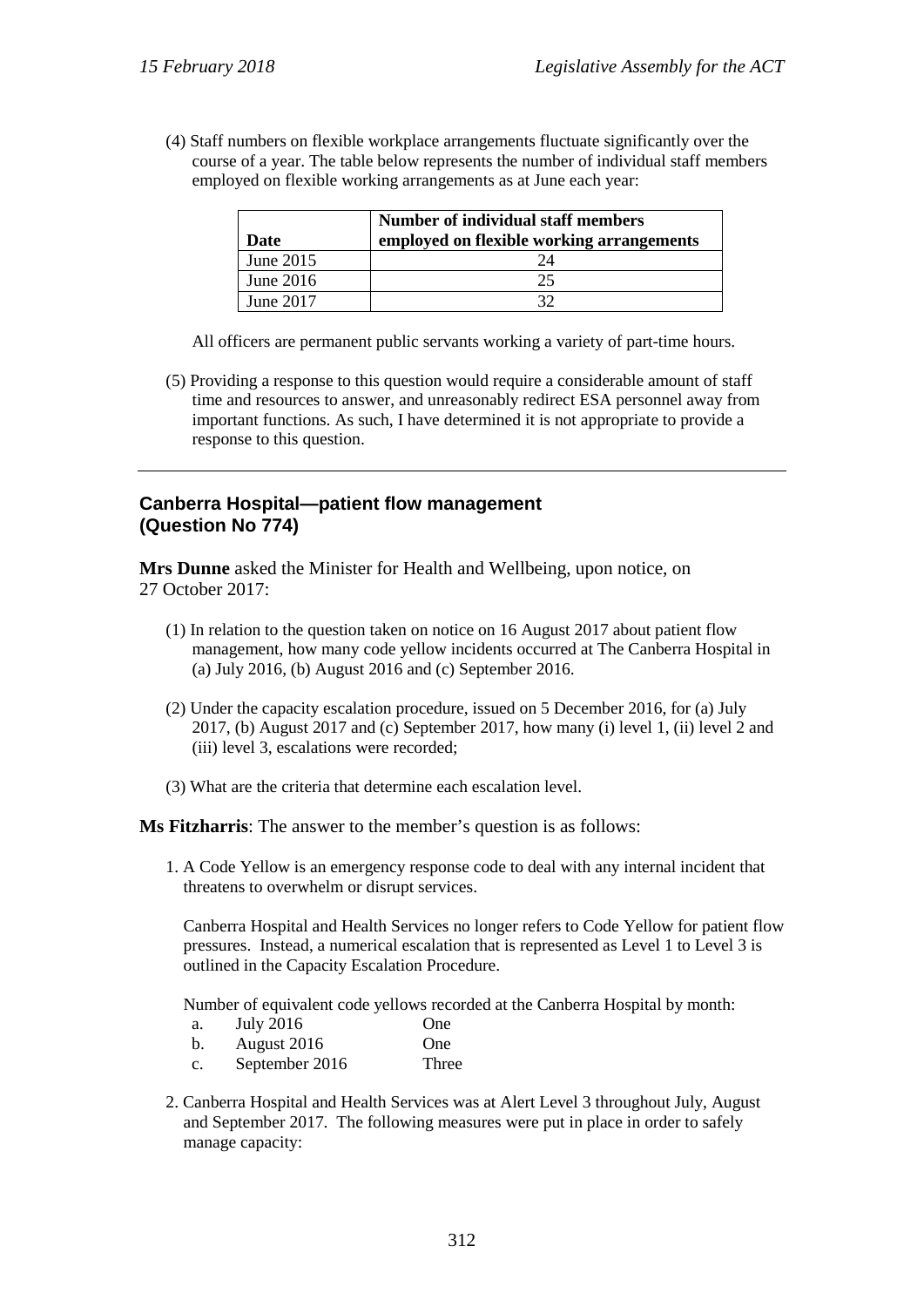(4) Staff numbers on flexible workplace arrangements fluctuate significantly over the course of a year. The table below represents the number of individual staff members employed on flexible working arrangements as at June each year:

| Date | Number of individual staff members employed on flexible working arrangements |
|---|---|
| June 2015 | 24 |
| June 2016 | 25 |
| June 2017 | 32 |

All officers are permanent public servants working a variety of part-time hours.

(5) Providing a response to this question would require a considerable amount of staff time and resources to answer, and unreasonably redirect ESA personnel away from important functions. As such, I have determined it is not appropriate to provide a response to this question.

---

### Canberra Hospital—patient flow management (Question No 774)

**Mrs Dunne** asked the Minister for Health and Wellbeing, upon notice, on 27 October 2017:

(1) In relation to the question taken on notice on 16 August 2017 about patient flow management, how many code yellow incidents occurred at The Canberra Hospital in (a) July 2016, (b) August 2016 and (c) September 2016.

(2) Under the capacity escalation procedure, issued on 5 December 2016, for (a) July 2017, (b) August 2017 and (c) September 2017, how many (i) level 1, (ii) level 2 and (iii) level 3, escalations were recorded;

(3) What are the criteria that determine each escalation level.

**Ms Fitzharris**: The answer to the member's question is as follows:

1. A Code Yellow is an emergency response code to deal with any internal incident that threatens to overwhelm or disrupt services.

   Canberra Hospital and Health Services no longer refers to Code Yellow for patient flow pressures. Instead, a numerical escalation that is represented as Level 1 to Level 3 is outlined in the Capacity Escalation Procedure.

   Number of equivalent code yellows recorded at the Canberra Hospital by month:

   a. July 2016 One
   b. August 2016 One
   c. September 2016 Three

2. Canberra Hospital and Health Services was at Alert Level 3 throughout July, August and September 2017. The following measures were put in place in order to safely manage capacity: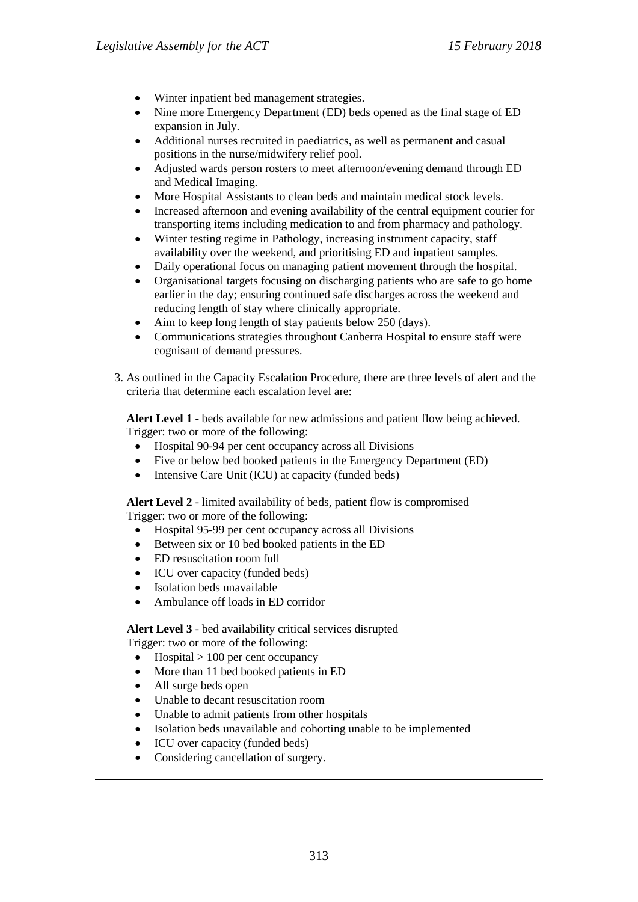- Winter inpatient bed management strategies.
- Nine more Emergency Department (ED) beds opened as the final stage of ED expansion in July.
- Additional nurses recruited in paediatrics, as well as permanent and casual positions in the nurse/midwifery relief pool.
- Adjusted wards person rosters to meet afternoon/evening demand through ED and Medical Imaging.
- More Hospital Assistants to clean beds and maintain medical stock levels.
- Increased afternoon and evening availability of the central equipment courier for transporting items including medication to and from pharmacy and pathology.
- Winter testing regime in Pathology, increasing instrument capacity, staff availability over the weekend, and prioritising ED and inpatient samples.
- Daily operational focus on managing patient movement through the hospital.
- Organisational targets focusing on discharging patients who are safe to go home earlier in the day; ensuring continued safe discharges across the weekend and reducing length of stay where clinically appropriate.
- Aim to keep long length of stay patients below 250 (days).
- Communications strategies throughout Canberra Hospital to ensure staff were cognisant of demand pressures.

3. As outlined in the Capacity Escalation Procedure, there are three levels of alert and the criteria that determine each escalation level are:

   **Alert Level 1** - beds available for new admissions and patient flow being achieved. Trigger: two or more of the following:

   - Hospital 90-94 per cent occupancy across all Divisions
   - Five or below bed booked patients in the Emergency Department (ED)
   - Intensive Care Unit (ICU) at capacity (funded beds)

   **Alert Level 2** - limited availability of beds, patient flow is compromised
   Trigger: two or more of the following:

   - Hospital 95-99 per cent occupancy across all Divisions
   - Between six or 10 bed booked patients in the ED
   - ED resuscitation room full
   - ICU over capacity (funded beds)
   - Isolation beds unavailable
   - Ambulance off loads in ED corridor

   **Alert Level 3** - bed availability critical services disrupted
   Trigger: two or more of the following:

   - Hospital > 100 per cent occupancy
   - More than 11 bed booked patients in ED
   - All surge beds open
   - Unable to decant resuscitation room
   - Unable to admit patients from other hospitals
   - Isolation beds unavailable and cohorting unable to be implemented
   - ICU over capacity (funded beds)
   - Considering cancellation of surgery.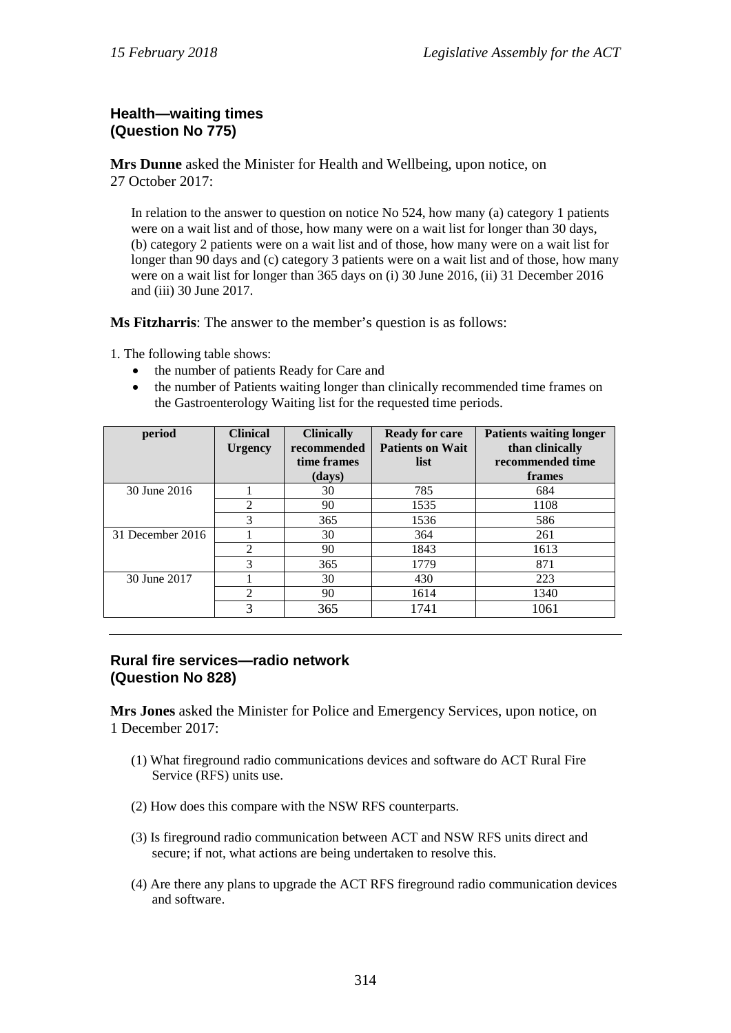### Health—waiting times
### (Question No 775)

**Mrs Dunne** asked the Minister for Health and Wellbeing, upon notice, on 27 October 2017:

> In relation to the answer to question on notice No 524, how many (a) category 1 patients were on a wait list and of those, how many were on a wait list for longer than 30 days, (b) category 2 patients were on a wait list and of those, how many were on a wait list for longer than 90 days and (c) category 3 patients were on a wait list and of those, how many were on a wait list for longer than 365 days on (i) 30 June 2016, (ii) 31 December 2016 and (iii) 30 June 2017.

**Ms Fitzharris**: The answer to the member's question is as follows:

1. The following table shows:
    - the number of patients Ready for Care and
    - the number of Patients waiting longer than clinically recommended time frames on the Gastroenterology Waiting list for the requested time periods.

| period | Clinical Urgency | Clinically recommended time frames (days) | Ready for care Patients on Wait list | Patients waiting longer than clinically recommended time frames |
|---|---|---|---|---|
| 30 June 2016 | 1 | 30 | 785 | 684 |
| | 2 | 90 | 1535 | 1108 |
| | 3 | 365 | 1536 | 586 |
| 31 December 2016 | 1 | 30 | 364 | 261 |
| | 2 | 90 | 1843 | 1613 |
| | 3 | 365 | 1779 | 871 |
| 30 June 2017 | 1 | 30 | 430 | 223 |
| | 2 | 90 | 1614 | 1340 |
| | 3 | 365 | 1741 | 1061 |

---

### Rural fire services—radio network
### (Question No 828)

**Mrs Jones** asked the Minister for Police and Emergency Services, upon notice, on 1 December 2017:

(1) What fireground radio communications devices and software do ACT Rural Fire Service (RFS) units use.

(2) How does this compare with the NSW RFS counterparts.

(3) Is fireground radio communication between ACT and NSW RFS units direct and secure; if not, what actions are being undertaken to resolve this.

(4) Are there any plans to upgrade the ACT RFS fireground radio communication devices and software.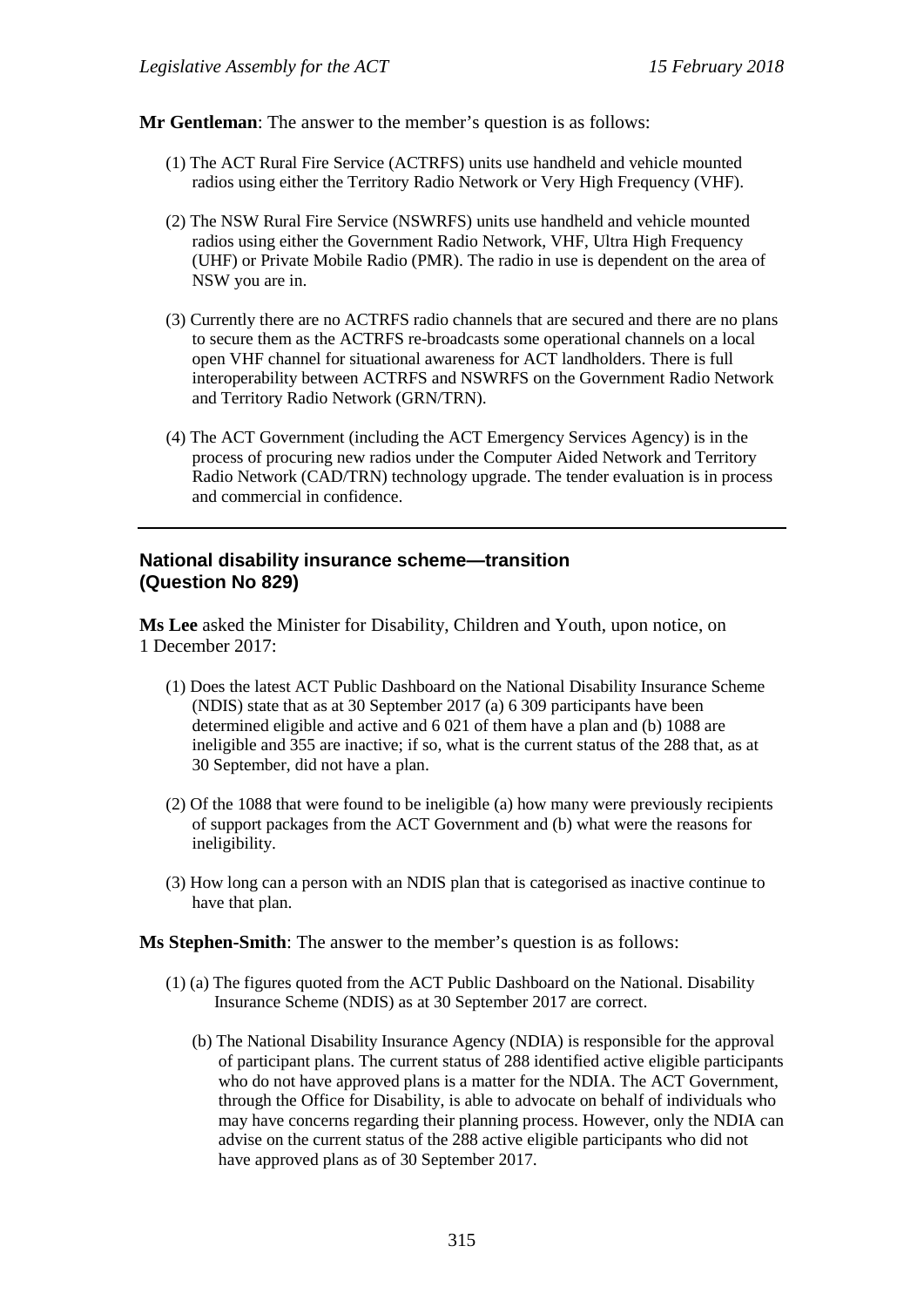**Mr Gentleman**: The answer to the member's question is as follows:

(1) The ACT Rural Fire Service (ACTRFS) units use handheld and vehicle mounted radios using either the Territory Radio Network or Very High Frequency (VHF).

(2) The NSW Rural Fire Service (NSWRFS) units use handheld and vehicle mounted radios using either the Government Radio Network, VHF, Ultra High Frequency (UHF) or Private Mobile Radio (PMR). The radio in use is dependent on the area of NSW you are in.

(3) Currently there are no ACTRFS radio channels that are secured and there are no plans to secure them as the ACTRFS re-broadcasts some operational channels on a local open VHF channel for situational awareness for ACT landholders. There is full interoperability between ACTRFS and NSWRFS on the Government Radio Network and Territory Radio Network (GRN/TRN).

(4) The ACT Government (including the ACT Emergency Services Agency) is in the process of procuring new radios under the Computer Aided Network and Territory Radio Network (CAD/TRN) technology upgrade. The tender evaluation is in process and commercial in confidence.

---

### National disability insurance scheme—transition (Question No 829)

**Ms Lee** asked the Minister for Disability, Children and Youth, upon notice, on 1 December 2017:

(1) Does the latest ACT Public Dashboard on the National Disability Insurance Scheme (NDIS) state that as at 30 September 2017 (a) 6 309 participants have been determined eligible and active and 6 021 of them have a plan and (b) 1088 are ineligible and 355 are inactive; if so, what is the current status of the 288 that, as at 30 September, did not have a plan.

(2) Of the 1088 that were found to be ineligible (a) how many were previously recipients of support packages from the ACT Government and (b) what were the reasons for ineligibility.

(3) How long can a person with an NDIS plan that is categorised as inactive continue to have that plan.

**Ms Stephen-Smith**: The answer to the member's question is as follows:

(1) (a) The figures quoted from the ACT Public Dashboard on the National. Disability Insurance Scheme (NDIS) as at 30 September 2017 are correct.

(b) The National Disability Insurance Agency (NDIA) is responsible for the approval of participant plans. The current status of 288 identified active eligible participants who do not have approved plans is a matter for the NDIA. The ACT Government, through the Office for Disability, is able to advocate on behalf of individuals who may have concerns regarding their planning process. However, only the NDIA can advise on the current status of the 288 active eligible participants who did not have approved plans as of 30 September 2017.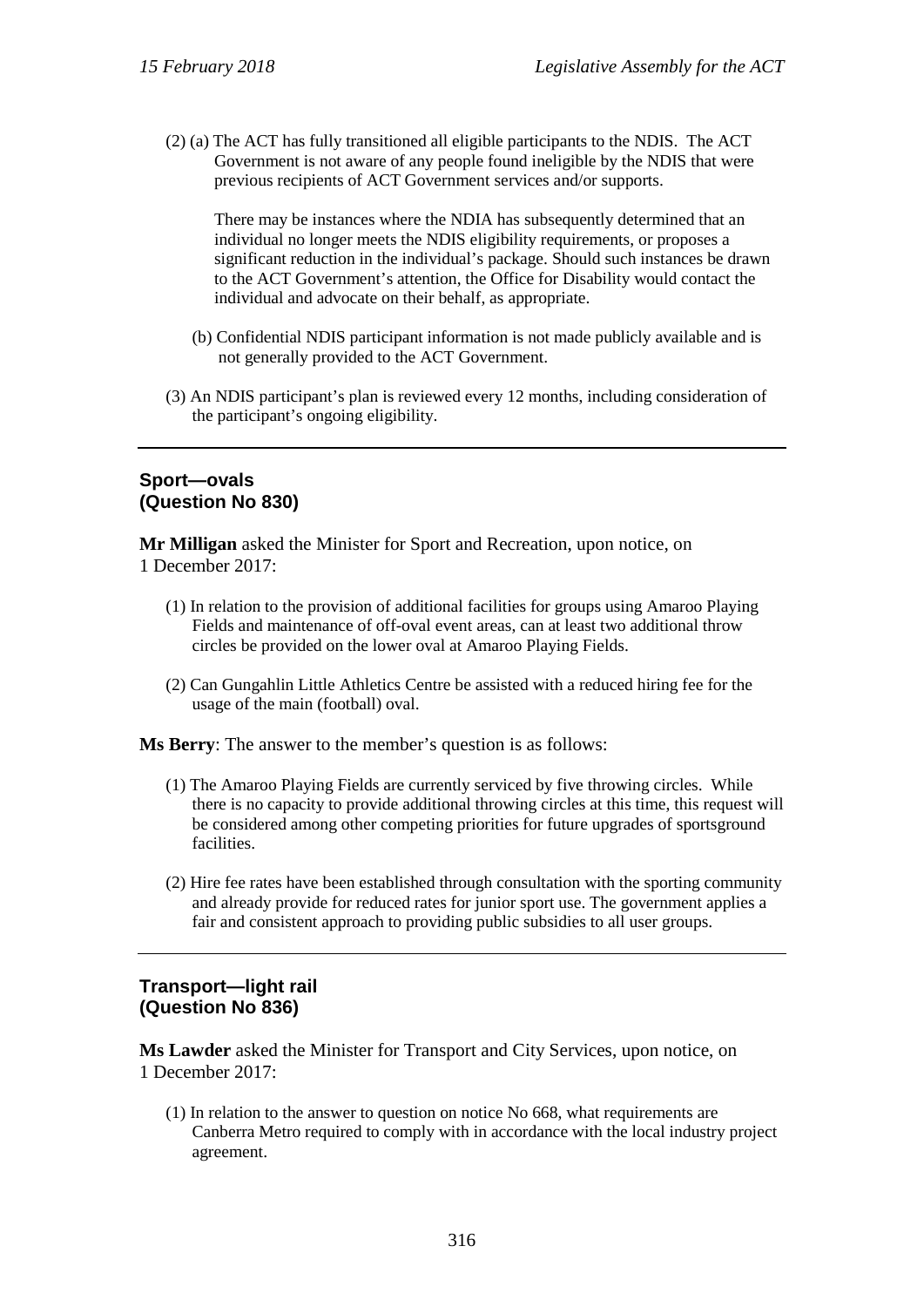(2) (a) The ACT has fully transitioned all eligible participants to the NDIS. The ACT Government is not aware of any people found ineligible by the NDIS that were previous recipients of ACT Government services and/or supports.

There may be instances where the NDIA has subsequently determined that an individual no longer meets the NDIS eligibility requirements, or proposes a significant reduction in the individual's package. Should such instances be drawn to the ACT Government's attention, the Office for Disability would contact the individual and advocate on their behalf, as appropriate.

(b) Confidential NDIS participant information is not made publicly available and is not generally provided to the ACT Government.

(3) An NDIS participant's plan is reviewed every 12 months, including consideration of the participant's ongoing eligibility.

---

## Sport—ovals (Question No 830)

**Mr Milligan** asked the Minister for Sport and Recreation, upon notice, on 1 December 2017:

(1) In relation to the provision of additional facilities for groups using Amaroo Playing Fields and maintenance of off-oval event areas, can at least two additional throw circles be provided on the lower oval at Amaroo Playing Fields.

(2) Can Gungahlin Little Athletics Centre be assisted with a reduced hiring fee for the usage of the main (football) oval.

**Ms Berry**: The answer to the member's question is as follows:

(1) The Amaroo Playing Fields are currently serviced by five throwing circles. While there is no capacity to provide additional throwing circles at this time, this request will be considered among other competing priorities for future upgrades of sportsground facilities.

(2) Hire fee rates have been established through consultation with the sporting community and already provide for reduced rates for junior sport use. The government applies a fair and consistent approach to providing public subsidies to all user groups.

---

## Transport—light rail (Question No 836)

**Ms Lawder** asked the Minister for Transport and City Services, upon notice, on 1 December 2017:

(1) In relation to the answer to question on notice No 668, what requirements are Canberra Metro required to comply with in accordance with the local industry project agreement.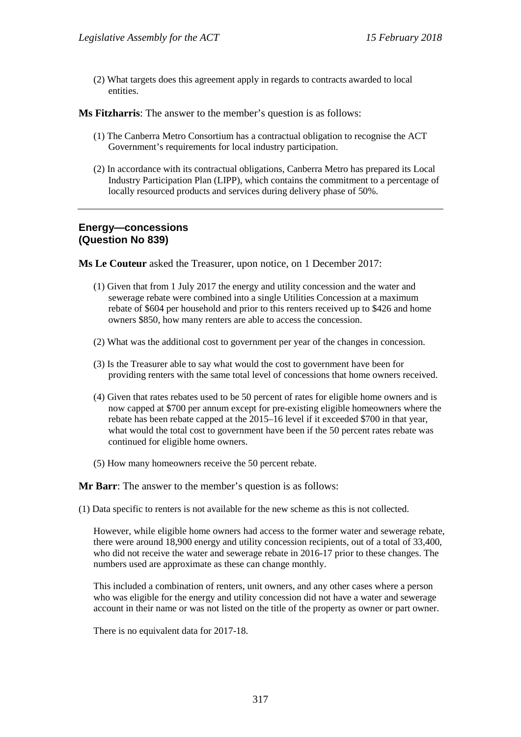(2) What targets does this agreement apply in regards to contracts awarded to local entities.

**Ms Fitzharris**: The answer to the member's question is as follows:

(1) The Canberra Metro Consortium has a contractual obligation to recognise the ACT Government's requirements for local industry participation.

(2) In accordance with its contractual obligations, Canberra Metro has prepared its Local Industry Participation Plan (LIPP), which contains the commitment to a percentage of locally resourced products and services during delivery phase of 50%.

---

## Energy—concessions (Question No 839)

**Ms Le Couteur** asked the Treasurer, upon notice, on 1 December 2017:

(1) Given that from 1 July 2017 the energy and utility concession and the water and sewerage rebate were combined into a single Utilities Concession at a maximum rebate of $604 per household and prior to this renters received up to $426 and home owners $850, how many renters are able to access the concession.

(2) What was the additional cost to government per year of the changes in concession.

(3) Is the Treasurer able to say what would the cost to government have been for providing renters with the same total level of concessions that home owners received.

(4) Given that rates rebates used to be 50 percent of rates for eligible home owners and is now capped at $700 per annum except for pre-existing eligible homeowners where the rebate has been rebate capped at the 2015–16 level if it exceeded $700 in that year, what would the total cost to government have been if the 50 percent rates rebate was continued for eligible home owners.

(5) How many homeowners receive the 50 percent rebate.

**Mr Barr**: The answer to the member's question is as follows:

(1) Data specific to renters is not available for the new scheme as this is not collected.

However, while eligible home owners had access to the former water and sewerage rebate, there were around 18,900 energy and utility concession recipients, out of a total of 33,400, who did not receive the water and sewerage rebate in 2016-17 prior to these changes. The numbers used are approximate as these can change monthly.

This included a combination of renters, unit owners, and any other cases where a person who was eligible for the energy and utility concession did not have a water and sewerage account in their name or was not listed on the title of the property as owner or part owner.

There is no equivalent data for 2017-18.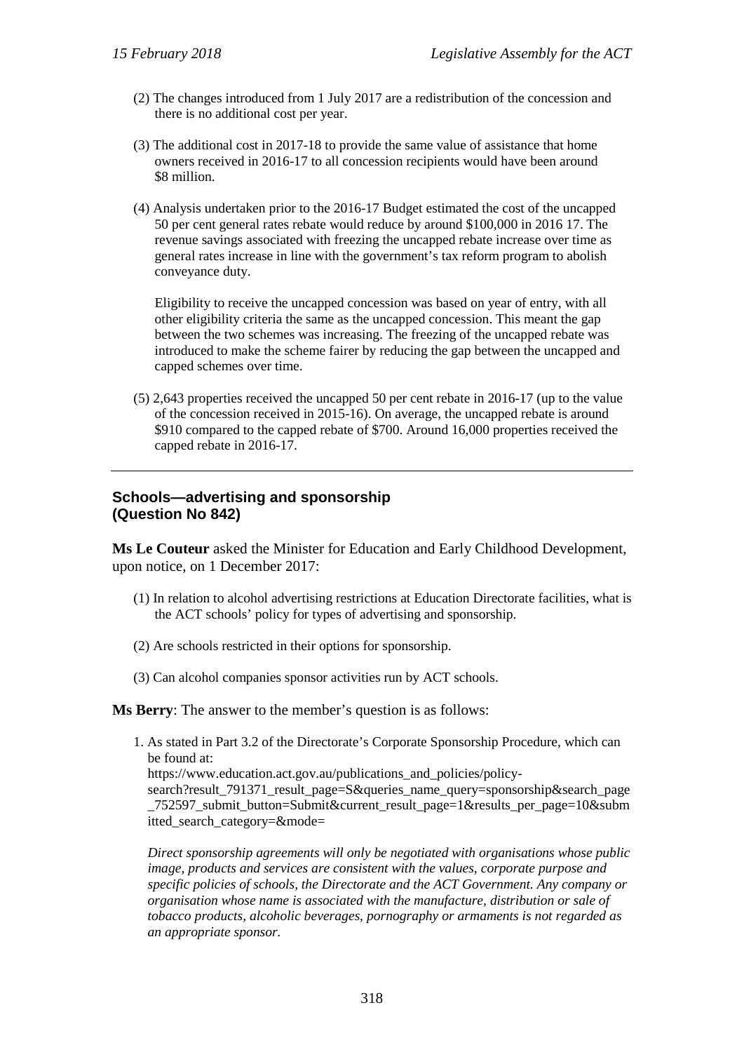(2) The changes introduced from 1 July 2017 are a redistribution of the concession and there is no additional cost per year.

(3) The additional cost in 2017-18 to provide the same value of assistance that home owners received in 2016-17 to all concession recipients would have been around $8 million.

(4) Analysis undertaken prior to the 2016-17 Budget estimated the cost of the uncapped 50 per cent general rates rebate would reduce by around $100,000 in 2016 17. The revenue savings associated with freezing the uncapped rebate increase over time as general rates increase in line with the government's tax reform program to abolish conveyance duty.

Eligibility to receive the uncapped concession was based on year of entry, with all other eligibility criteria the same as the uncapped concession. This meant the gap between the two schemes was increasing. The freezing of the uncapped rebate was introduced to make the scheme fairer by reducing the gap between the uncapped and capped schemes over time.

(5) 2,643 properties received the uncapped 50 per cent rebate in 2016-17 (up to the value of the concession received in 2015-16). On average, the uncapped rebate is around $910 compared to the capped rebate of $700. Around 16,000 properties received the capped rebate in 2016-17.

---

## Schools—advertising and sponsorship (Question No 842)

**Ms Le Couteur** asked the Minister for Education and Early Childhood Development, upon notice, on 1 December 2017:

(1) In relation to alcohol advertising restrictions at Education Directorate facilities, what is the ACT schools' policy for types of advertising and sponsorship.

(2) Are schools restricted in their options for sponsorship.

(3) Can alcohol companies sponsor activities run by ACT schools.

**Ms Berry**: The answer to the member's question is as follows:

1. As stated in Part 3.2 of the Directorate's Corporate Sponsorship Procedure, which can be found at: https://www.education.act.gov.au/publications_and_policies/policy-search?result_791371_result_page=S&queries_name_query=sponsorship&search_page_752597_submit_button=Submit&current_result_page=1&results_per_page=10&submitted_search_category=&mode=

   *Direct sponsorship agreements will only be negotiated with organisations whose public image, products and services are consistent with the values, corporate purpose and specific policies of schools, the Directorate and the ACT Government. Any company or organisation whose name is associated with the manufacture, distribution or sale of tobacco products, alcoholic beverages, pornography or armaments is not regarded as an appropriate sponsor.*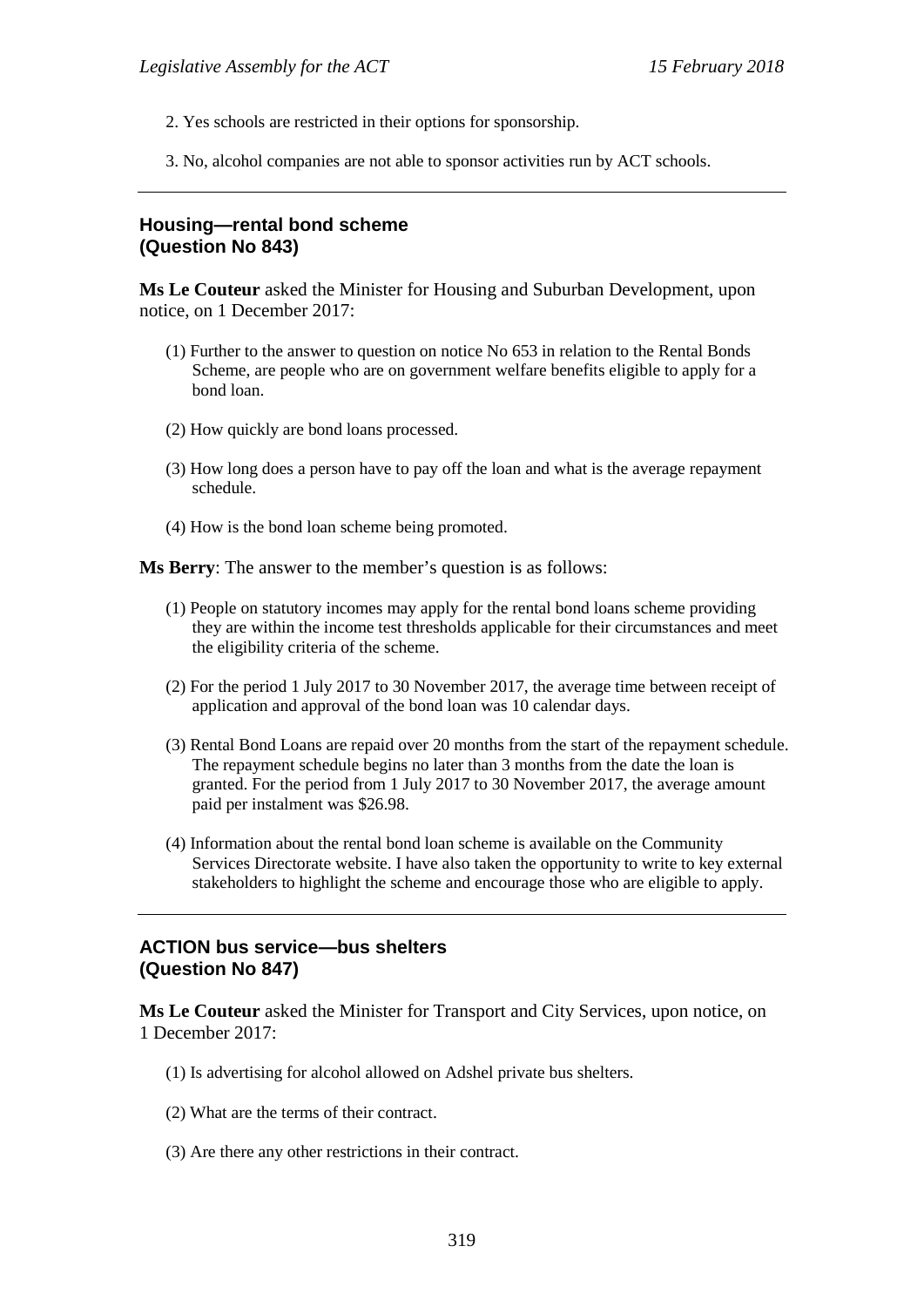2. Yes schools are restricted in their options for sponsorship.

3. No, alcohol companies are not able to sponsor activities run by ACT schools.

---

## Housing—rental bond scheme (Question No 843)

**Ms Le Couteur** asked the Minister for Housing and Suburban Development, upon notice, on 1 December 2017:

(1) Further to the answer to question on notice No 653 in relation to the Rental Bonds Scheme, are people who are on government welfare benefits eligible to apply for a bond loan.

(2) How quickly are bond loans processed.

(3) How long does a person have to pay off the loan and what is the average repayment schedule.

(4) How is the bond loan scheme being promoted.

**Ms Berry**: The answer to the member's question is as follows:

(1) People on statutory incomes may apply for the rental bond loans scheme providing they are within the income test thresholds applicable for their circumstances and meet the eligibility criteria of the scheme.

(2) For the period 1 July 2017 to 30 November 2017, the average time between receipt of application and approval of the bond loan was 10 calendar days.

(3) Rental Bond Loans are repaid over 20 months from the start of the repayment schedule. The repayment schedule begins no later than 3 months from the date the loan is granted. For the period from 1 July 2017 to 30 November 2017, the average amount paid per instalment was $26.98.

(4) Information about the rental bond loan scheme is available on the Community Services Directorate website. I have also taken the opportunity to write to key external stakeholders to highlight the scheme and encourage those who are eligible to apply.

---

## ACTION bus service—bus shelters (Question No 847)

**Ms Le Couteur** asked the Minister for Transport and City Services, upon notice, on 1 December 2017:

(1) Is advertising for alcohol allowed on Adshel private bus shelters.

(2) What are the terms of their contract.

(3) Are there any other restrictions in their contract.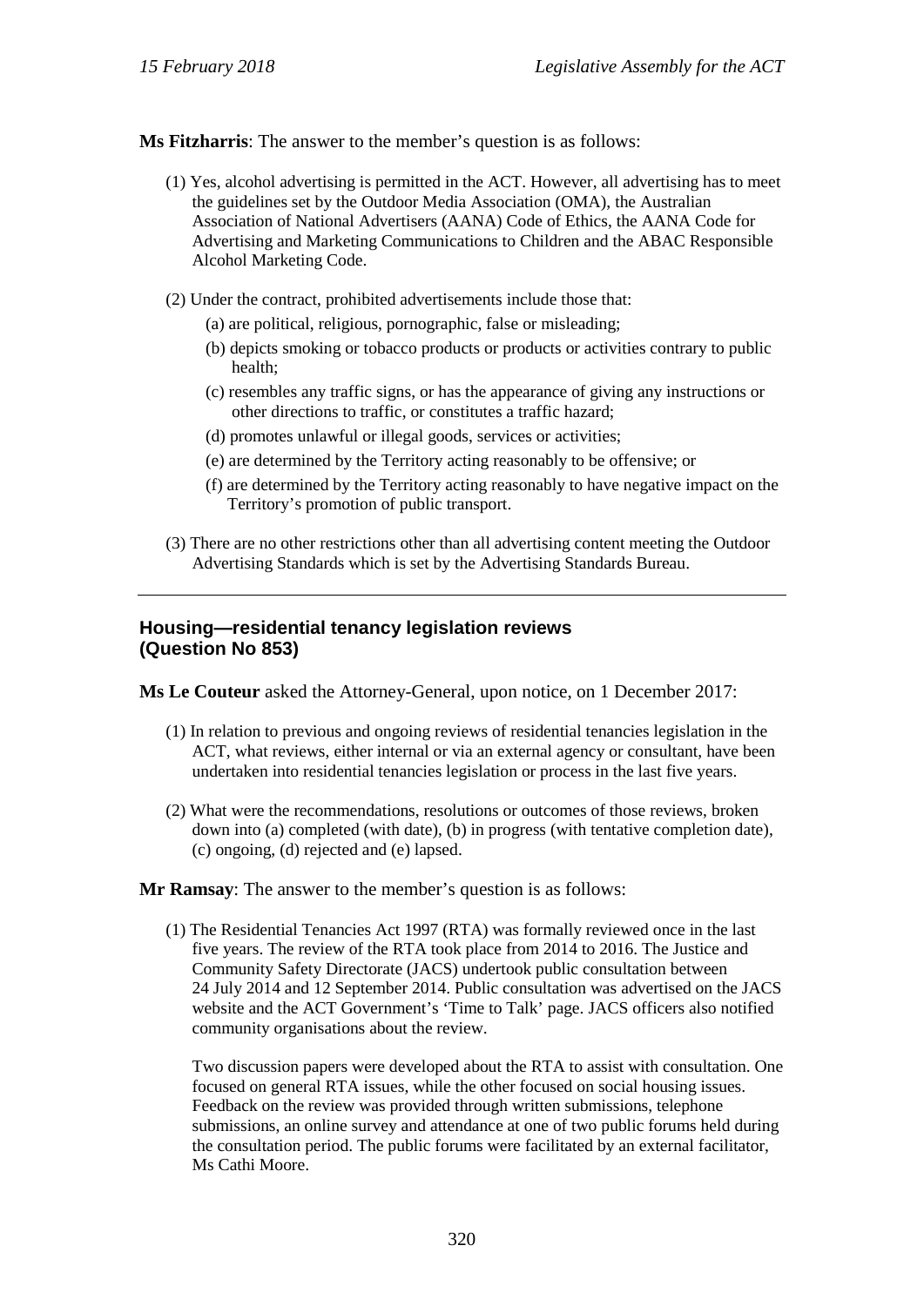**Ms Fitzharris**: The answer to the member's question is as follows:

(1) Yes, alcohol advertising is permitted in the ACT. However, all advertising has to meet the guidelines set by the Outdoor Media Association (OMA), the Australian Association of National Advertisers (AANA) Code of Ethics, the AANA Code for Advertising and Marketing Communications to Children and the ABAC Responsible Alcohol Marketing Code.

(2) Under the contract, prohibited advertisements include those that:

  (a) are political, religious, pornographic, false or misleading;

  (b) depicts smoking or tobacco products or products or activities contrary to public health;

  (c) resembles any traffic signs, or has the appearance of giving any instructions or other directions to traffic, or constitutes a traffic hazard;

  (d) promotes unlawful or illegal goods, services or activities;

  (e) are determined by the Territory acting reasonably to be offensive; or

  (f) are determined by the Territory acting reasonably to have negative impact on the Territory's promotion of public transport.

(3) There are no other restrictions other than all advertising content meeting the Outdoor Advertising Standards which is set by the Advertising Standards Bureau.

---

## Housing—residential tenancy legislation reviews (Question No 853)

**Ms Le Couteur** asked the Attorney-General, upon notice, on 1 December 2017:

(1) In relation to previous and ongoing reviews of residential tenancies legislation in the ACT, what reviews, either internal or via an external agency or consultant, have been undertaken into residential tenancies legislation or process in the last five years.

(2) What were the recommendations, resolutions or outcomes of those reviews, broken down into (a) completed (with date), (b) in progress (with tentative completion date), (c) ongoing, (d) rejected and (e) lapsed.

**Mr Ramsay**: The answer to the member's question is as follows:

(1) The Residential Tenancies Act 1997 (RTA) was formally reviewed once in the last five years. The review of the RTA took place from 2014 to 2016. The Justice and Community Safety Directorate (JACS) undertook public consultation between 24 July 2014 and 12 September 2014. Public consultation was advertised on the JACS website and the ACT Government's 'Time to Talk' page. JACS officers also notified community organisations about the review.

Two discussion papers were developed about the RTA to assist with consultation. One focused on general RTA issues, while the other focused on social housing issues. Feedback on the review was provided through written submissions, telephone submissions, an online survey and attendance at one of two public forums held during the consultation period. The public forums were facilitated by an external facilitator, Ms Cathi Moore.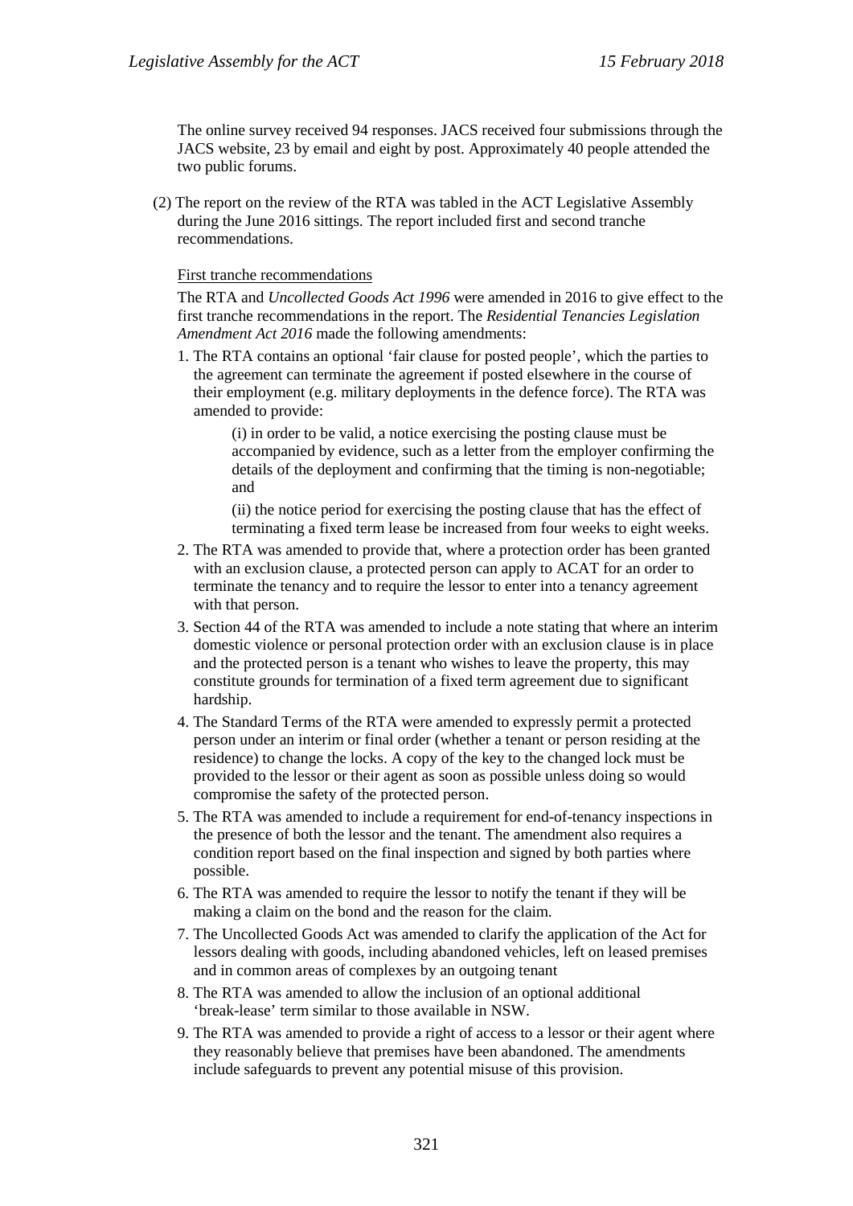The online survey received 94 responses. JACS received four submissions through the JACS website, 23 by email and eight by post. Approximately 40 people attended the two public forums.

(2) The report on the review of the RTA was tabled in the ACT Legislative Assembly during the June 2016 sittings. The report included first and second tranche recommendations.

First tranche recommendations

The RTA and *Uncollected Goods Act 1996* were amended in 2016 to give effect to the first tranche recommendations in the report. The *Residential Tenancies Legislation Amendment Act 2016* made the following amendments:

1. The RTA contains an optional 'fair clause for posted people', which the parties to the agreement can terminate the agreement if posted elsewhere in the course of their employment (e.g. military deployments in the defence force). The RTA was amended to provide:

   (i) in order to be valid, a notice exercising the posting clause must be accompanied by evidence, such as a letter from the employer confirming the details of the deployment and confirming that the timing is non-negotiable; and

   (ii) the notice period for exercising the posting clause that has the effect of terminating a fixed term lease be increased from four weeks to eight weeks.

2. The RTA was amended to provide that, where a protection order has been granted with an exclusion clause, a protected person can apply to ACAT for an order to terminate the tenancy and to require the lessor to enter into a tenancy agreement with that person.
3. Section 44 of the RTA was amended to include a note stating that where an interim domestic violence or personal protection order with an exclusion clause is in place and the protected person is a tenant who wishes to leave the property, this may constitute grounds for termination of a fixed term agreement due to significant hardship.
4. The Standard Terms of the RTA were amended to expressly permit a protected person under an interim or final order (whether a tenant or person residing at the residence) to change the locks. A copy of the key to the changed lock must be provided to the lessor or their agent as soon as possible unless doing so would compromise the safety of the protected person.
5. The RTA was amended to include a requirement for end-of-tenancy inspections in the presence of both the lessor and the tenant. The amendment also requires a condition report based on the final inspection and signed by both parties where possible.
6. The RTA was amended to require the lessor to notify the tenant if they will be making a claim on the bond and the reason for the claim.
7. The Uncollected Goods Act was amended to clarify the application of the Act for lessors dealing with goods, including abandoned vehicles, left on leased premises and in common areas of complexes by an outgoing tenant
8. The RTA was amended to allow the inclusion of an optional additional 'break-lease' term similar to those available in NSW.
9. The RTA was amended to provide a right of access to a lessor or their agent where they reasonably believe that premises have been abandoned. The amendments include safeguards to prevent any potential misuse of this provision.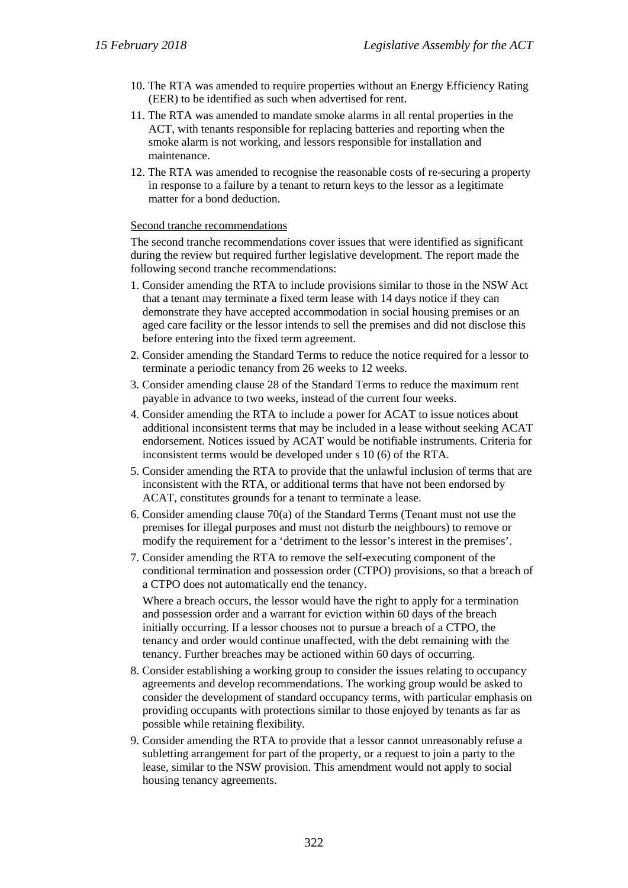10. The RTA was amended to require properties without an Energy Efficiency Rating (EER) to be identified as such when advertised for rent.
11. The RTA was amended to mandate smoke alarms in all rental properties in the ACT, with tenants responsible for replacing batteries and reporting when the smoke alarm is not working, and lessors responsible for installation and maintenance.
12. The RTA was amended to recognise the reasonable costs of re-securing a property in response to a failure by a tenant to return keys to the lessor as a legitimate matter for a bond deduction.

<u>Second tranche recommendations</u>

The second tranche recommendations cover issues that were identified as significant during the review but required further legislative development. The report made the following second tranche recommendations:

1. Consider amending the RTA to include provisions similar to those in the NSW Act that a tenant may terminate a fixed term lease with 14 days notice if they can demonstrate they have accepted accommodation in social housing premises or an aged care facility or the lessor intends to sell the premises and did not disclose this before entering into the fixed term agreement.
2. Consider amending the Standard Terms to reduce the notice required for a lessor to terminate a periodic tenancy from 26 weeks to 12 weeks.
3. Consider amending clause 28 of the Standard Terms to reduce the maximum rent payable in advance to two weeks, instead of the current four weeks.
4. Consider amending the RTA to include a power for ACAT to issue notices about additional inconsistent terms that may be included in a lease without seeking ACAT endorsement. Notices issued by ACAT would be notifiable instruments. Criteria for inconsistent terms would be developed under s 10 (6) of the RTA.
5. Consider amending the RTA to provide that the unlawful inclusion of terms that are inconsistent with the RTA, or additional terms that have not been endorsed by ACAT, constitutes grounds for a tenant to terminate a lease.
6. Consider amending clause 70(a) of the Standard Terms (Tenant must not use the premises for illegal purposes and must not disturb the neighbours) to remove or modify the requirement for a 'detriment to the lessor's interest in the premises'.
7. Consider amending the RTA to remove the self-executing component of the conditional termination and possession order (CTPO) provisions, so that a breach of a CTPO does not automatically end the tenancy.

   Where a breach occurs, the lessor would have the right to apply for a termination and possession order and a warrant for eviction within 60 days of the breach initially occurring. If a lessor chooses not to pursue a breach of a CTPO, the tenancy and order would continue unaffected, with the debt remaining with the tenancy. Further breaches may be actioned within 60 days of occurring.
8. Consider establishing a working group to consider the issues relating to occupancy agreements and develop recommendations. The working group would be asked to consider the development of standard occupancy terms, with particular emphasis on providing occupants with protections similar to those enjoyed by tenants as far as possible while retaining flexibility.
9. Consider amending the RTA to provide that a lessor cannot unreasonably refuse a subletting arrangement for part of the property, or a request to join a party to the lease, similar to the NSW provision. This amendment would not apply to social housing tenancy agreements.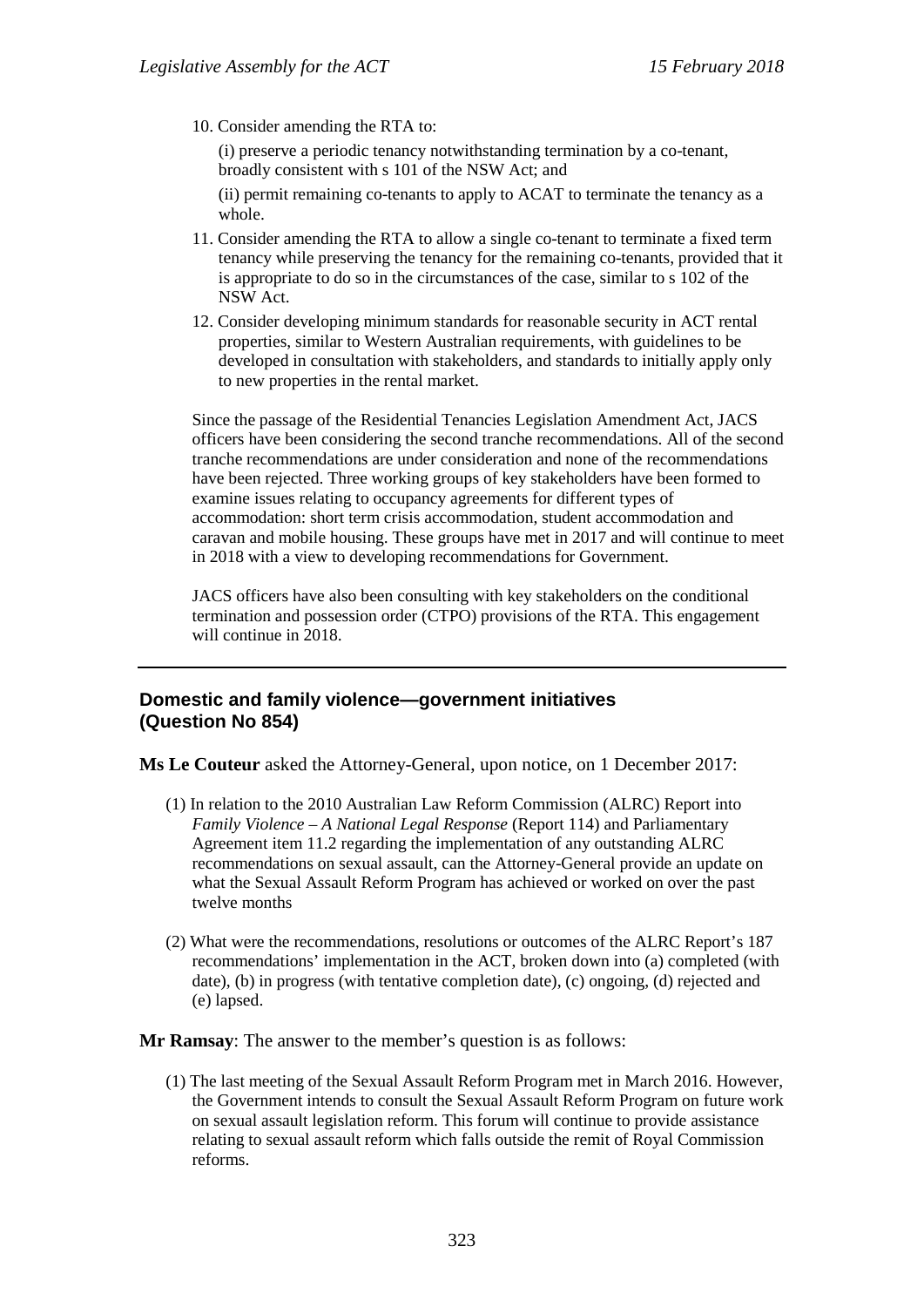10. Consider amending the RTA to:

    (i) preserve a periodic tenancy notwithstanding termination by a co-tenant, broadly consistent with s 101 of the NSW Act; and

    (ii) permit remaining co-tenants to apply to ACAT to terminate the tenancy as a whole.

11. Consider amending the RTA to allow a single co-tenant to terminate a fixed term tenancy while preserving the tenancy for the remaining co-tenants, provided that it is appropriate to do so in the circumstances of the case, similar to s 102 of the NSW Act.

12. Consider developing minimum standards for reasonable security in ACT rental properties, similar to Western Australian requirements, with guidelines to be developed in consultation with stakeholders, and standards to initially apply only to new properties in the rental market.

Since the passage of the Residential Tenancies Legislation Amendment Act, JACS officers have been considering the second tranche recommendations. All of the second tranche recommendations are under consideration and none of the recommendations have been rejected. Three working groups of key stakeholders have been formed to examine issues relating to occupancy agreements for different types of accommodation: short term crisis accommodation, student accommodation and caravan and mobile housing. These groups have met in 2017 and will continue to meet in 2018 with a view to developing recommendations for Government.

JACS officers have also been consulting with key stakeholders on the conditional termination and possession order (CTPO) provisions of the RTA. This engagement will continue in 2018.

---

## Domestic and family violence—government initiatives (Question No 854)

**Ms Le Couteur** asked the Attorney-General, upon notice, on 1 December 2017:

(1) In relation to the 2010 Australian Law Reform Commission (ALRC) Report into *Family Violence – A National Legal Response* (Report 114) and Parliamentary Agreement item 11.2 regarding the implementation of any outstanding ALRC recommendations on sexual assault, can the Attorney-General provide an update on what the Sexual Assault Reform Program has achieved or worked on over the past twelve months

(2) What were the recommendations, resolutions or outcomes of the ALRC Report's 187 recommendations' implementation in the ACT, broken down into (a) completed (with date), (b) in progress (with tentative completion date), (c) ongoing, (d) rejected and (e) lapsed.

**Mr Ramsay**: The answer to the member's question is as follows:

(1) The last meeting of the Sexual Assault Reform Program met in March 2016. However, the Government intends to consult the Sexual Assault Reform Program on future work on sexual assault legislation reform. This forum will continue to provide assistance relating to sexual assault reform which falls outside the remit of Royal Commission reforms.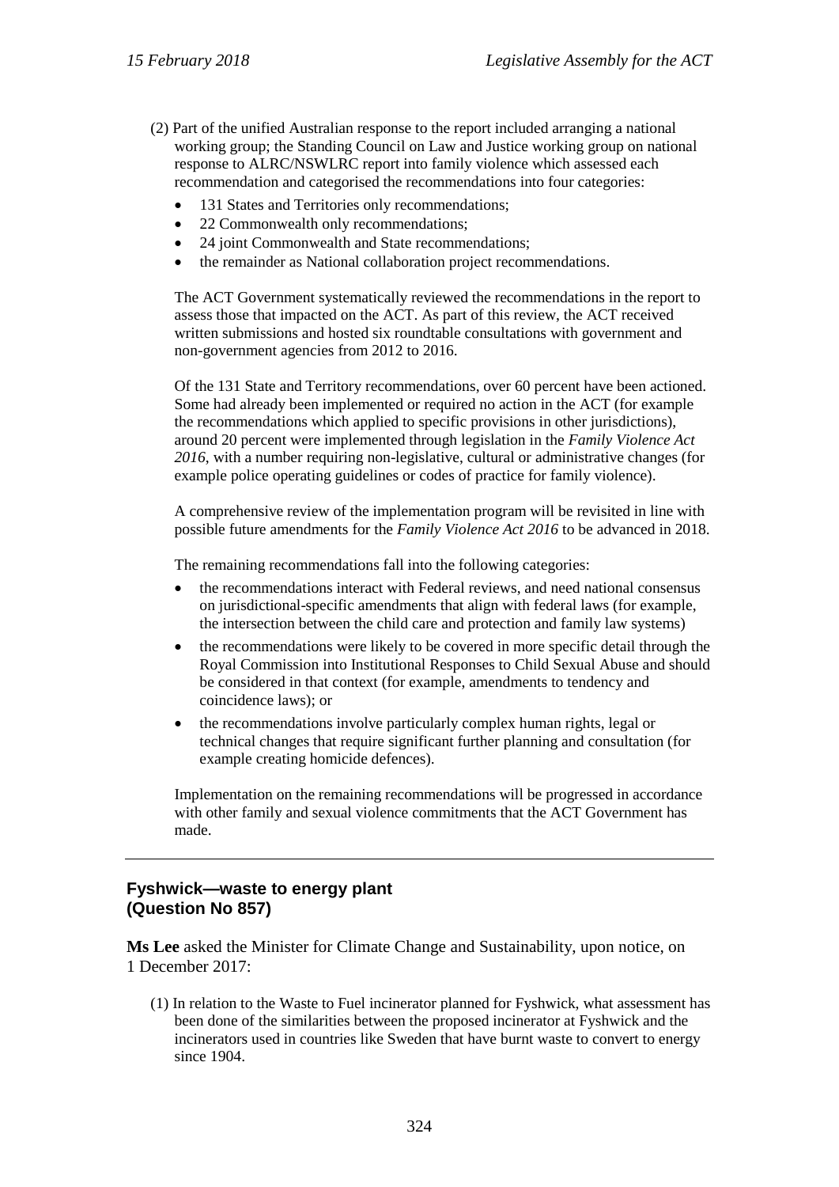(2) Part of the unified Australian response to the report included arranging a national working group; the Standing Council on Law and Justice working group on national response to ALRC/NSWLRC report into family violence which assessed each recommendation and categorised the recommendations into four categories:

- 131 States and Territories only recommendations;
- 22 Commonwealth only recommendations;
- 24 joint Commonwealth and State recommendations;
- the remainder as National collaboration project recommendations.

The ACT Government systematically reviewed the recommendations in the report to assess those that impacted on the ACT. As part of this review, the ACT received written submissions and hosted six roundtable consultations with government and non-government agencies from 2012 to 2016.

Of the 131 State and Territory recommendations, over 60 percent have been actioned. Some had already been implemented or required no action in the ACT (for example the recommendations which applied to specific provisions in other jurisdictions), around 20 percent were implemented through legislation in the *Family Violence Act 2016*, with a number requiring non-legislative, cultural or administrative changes (for example police operating guidelines or codes of practice for family violence).

A comprehensive review of the implementation program will be revisited in line with possible future amendments for the *Family Violence Act 2016* to be advanced in 2018.

The remaining recommendations fall into the following categories:

- the recommendations interact with Federal reviews, and need national consensus on jurisdictional-specific amendments that align with federal laws (for example, the intersection between the child care and protection and family law systems)
- the recommendations were likely to be covered in more specific detail through the Royal Commission into Institutional Responses to Child Sexual Abuse and should be considered in that context (for example, amendments to tendency and coincidence laws); or
- the recommendations involve particularly complex human rights, legal or technical changes that require significant further planning and consultation (for example creating homicide defences).

Implementation on the remaining recommendations will be progressed in accordance with other family and sexual violence commitments that the ACT Government has made.

---

### Fyshwick—waste to energy plant
### (Question No 857)

**Ms Lee** asked the Minister for Climate Change and Sustainability, upon notice, on 1 December 2017:

(1) In relation to the Waste to Fuel incinerator planned for Fyshwick, what assessment has been done of the similarities between the proposed incinerator at Fyshwick and the incinerators used in countries like Sweden that have burnt waste to convert to energy since 1904.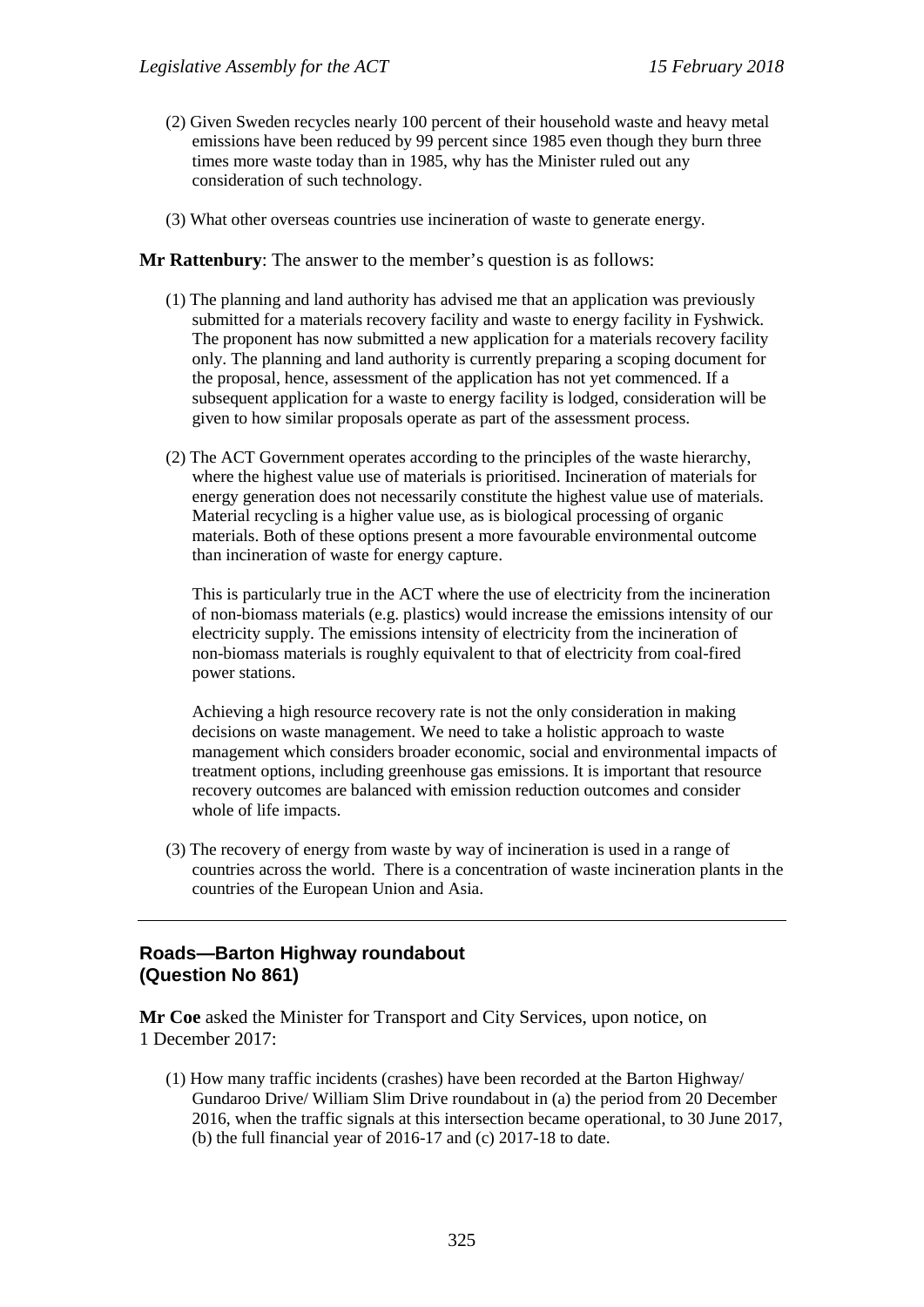(2) Given Sweden recycles nearly 100 percent of their household waste and heavy metal emissions have been reduced by 99 percent since 1985 even though they burn three times more waste today than in 1985, why has the Minister ruled out any consideration of such technology.

(3) What other overseas countries use incineration of waste to generate energy.

**Mr Rattenbury**: The answer to the member's question is as follows:

(1) The planning and land authority has advised me that an application was previously submitted for a materials recovery facility and waste to energy facility in Fyshwick. The proponent has now submitted a new application for a materials recovery facility only. The planning and land authority is currently preparing a scoping document for the proposal, hence, assessment of the application has not yet commenced. If a subsequent application for a waste to energy facility is lodged, consideration will be given to how similar proposals operate as part of the assessment process.

(2) The ACT Government operates according to the principles of the waste hierarchy, where the highest value use of materials is prioritised. Incineration of materials for energy generation does not necessarily constitute the highest value use of materials. Material recycling is a higher value use, as is biological processing of organic materials. Both of these options present a more favourable environmental outcome than incineration of waste for energy capture.

This is particularly true in the ACT where the use of electricity from the incineration of non-biomass materials (e.g. plastics) would increase the emissions intensity of our electricity supply. The emissions intensity of electricity from the incineration of non-biomass materials is roughly equivalent to that of electricity from coal-fired power stations.

Achieving a high resource recovery rate is not the only consideration in making decisions on waste management. We need to take a holistic approach to waste management which considers broader economic, social and environmental impacts of treatment options, including greenhouse gas emissions. It is important that resource recovery outcomes are balanced with emission reduction outcomes and consider whole of life impacts.

(3) The recovery of energy from waste by way of incineration is used in a range of countries across the world. There is a concentration of waste incineration plants in the countries of the European Union and Asia.

---

## Roads—Barton Highway roundabout (Question No 861)

**Mr Coe** asked the Minister for Transport and City Services, upon notice, on 1 December 2017:

(1) How many traffic incidents (crashes) have been recorded at the Barton Highway/ Gundaroo Drive/ William Slim Drive roundabout in (a) the period from 20 December 2016, when the traffic signals at this intersection became operational, to 30 June 2017, (b) the full financial year of 2016-17 and (c) 2017-18 to date.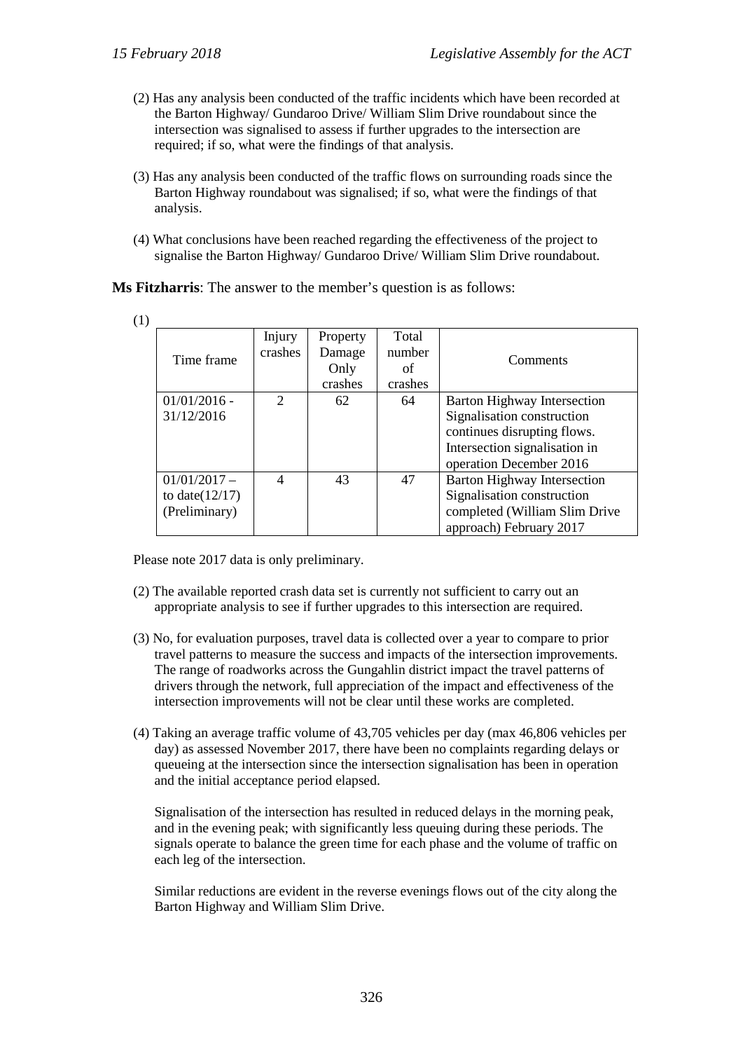(2) Has any analysis been conducted of the traffic incidents which have been recorded at the Barton Highway/ Gundaroo Drive/ William Slim Drive roundabout since the intersection was signalised to assess if further upgrades to the intersection are required; if so, what were the findings of that analysis.

(3) Has any analysis been conducted of the traffic flows on surrounding roads since the Barton Highway roundabout was signalised; if so, what were the findings of that analysis.

(4) What conclusions have been reached regarding the effectiveness of the project to signalise the Barton Highway/ Gundaroo Drive/ William Slim Drive roundabout.

**Ms Fitzharris**: The answer to the member's question is as follows:

(1)

| Time frame | Injury crashes | Property Damage Only crashes | Total number of crashes | Comments |
|---|---|---|---|---|
| 01/01/2016 - 31/12/2016 | 2 | 62 | 64 | Barton Highway Intersection Signalisation construction continues disrupting flows. Intersection signalisation in operation December 2016 |
| 01/01/2017 – to date(12/17) (Preliminary) | 4 | 43 | 47 | Barton Highway Intersection Signalisation construction completed (William Slim Drive approach) February 2017 |

Please note 2017 data is only preliminary.

(2) The available reported crash data set is currently not sufficient to carry out an appropriate analysis to see if further upgrades to this intersection are required.

(3) No, for evaluation purposes, travel data is collected over a year to compare to prior travel patterns to measure the success and impacts of the intersection improvements. The range of roadworks across the Gungahlin district impact the travel patterns of drivers through the network, full appreciation of the impact and effectiveness of the intersection improvements will not be clear until these works are completed.

(4) Taking an average traffic volume of 43,705 vehicles per day (max 46,806 vehicles per day) as assessed November 2017, there have been no complaints regarding delays or queueing at the intersection since the intersection signalisation has been in operation and the initial acceptance period elapsed.

Signalisation of the intersection has resulted in reduced delays in the morning peak, and in the evening peak; with significantly less queuing during these periods. The signals operate to balance the green time for each phase and the volume of traffic on each leg of the intersection.

Similar reductions are evident in the reverse evenings flows out of the city along the Barton Highway and William Slim Drive.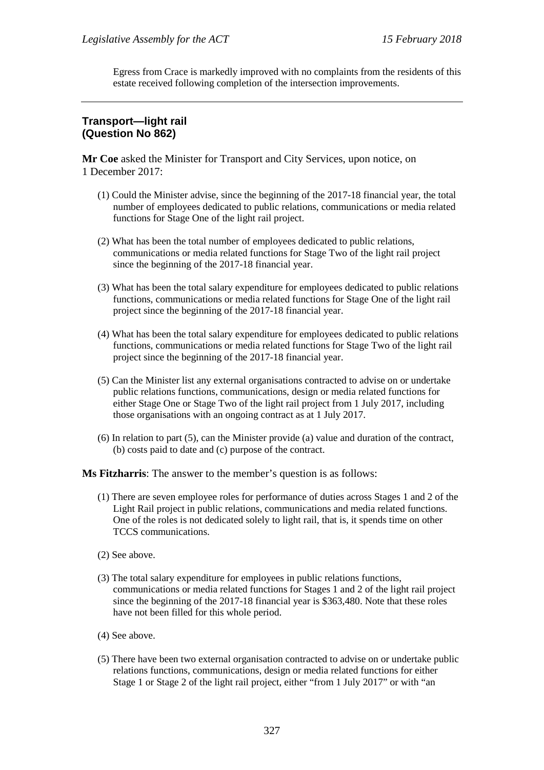Egress from Crace is markedly improved with no complaints from the residents of this estate received following completion of the intersection improvements.

---

## Transport—light rail
## (Question No 862)

**Mr Coe** asked the Minister for Transport and City Services, upon notice, on 1 December 2017:

(1) Could the Minister advise, since the beginning of the 2017-18 financial year, the total number of employees dedicated to public relations, communications or media related functions for Stage One of the light rail project.

(2) What has been the total number of employees dedicated to public relations, communications or media related functions for Stage Two of the light rail project since the beginning of the 2017-18 financial year.

(3) What has been the total salary expenditure for employees dedicated to public relations functions, communications or media related functions for Stage One of the light rail project since the beginning of the 2017-18 financial year.

(4) What has been the total salary expenditure for employees dedicated to public relations functions, communications or media related functions for Stage Two of the light rail project since the beginning of the 2017-18 financial year.

(5) Can the Minister list any external organisations contracted to advise on or undertake public relations functions, communications, design or media related functions for either Stage One or Stage Two of the light rail project from 1 July 2017, including those organisations with an ongoing contract as at 1 July 2017.

(6) In relation to part (5), can the Minister provide (a) value and duration of the contract, (b) costs paid to date and (c) purpose of the contract.

**Ms Fitzharris**: The answer to the member's question is as follows:

(1) There are seven employee roles for performance of duties across Stages 1 and 2 of the Light Rail project in public relations, communications and media related functions. One of the roles is not dedicated solely to light rail, that is, it spends time on other TCCS communications.

(2) See above.

(3) The total salary expenditure for employees in public relations functions, communications or media related functions for Stages 1 and 2 of the light rail project since the beginning of the 2017-18 financial year is $363,480. Note that these roles have not been filled for this whole period.

(4) See above.

(5) There have been two external organisation contracted to advise on or undertake public relations functions, communications, design or media related functions for either Stage 1 or Stage 2 of the light rail project, either "from 1 July 2017" or with "an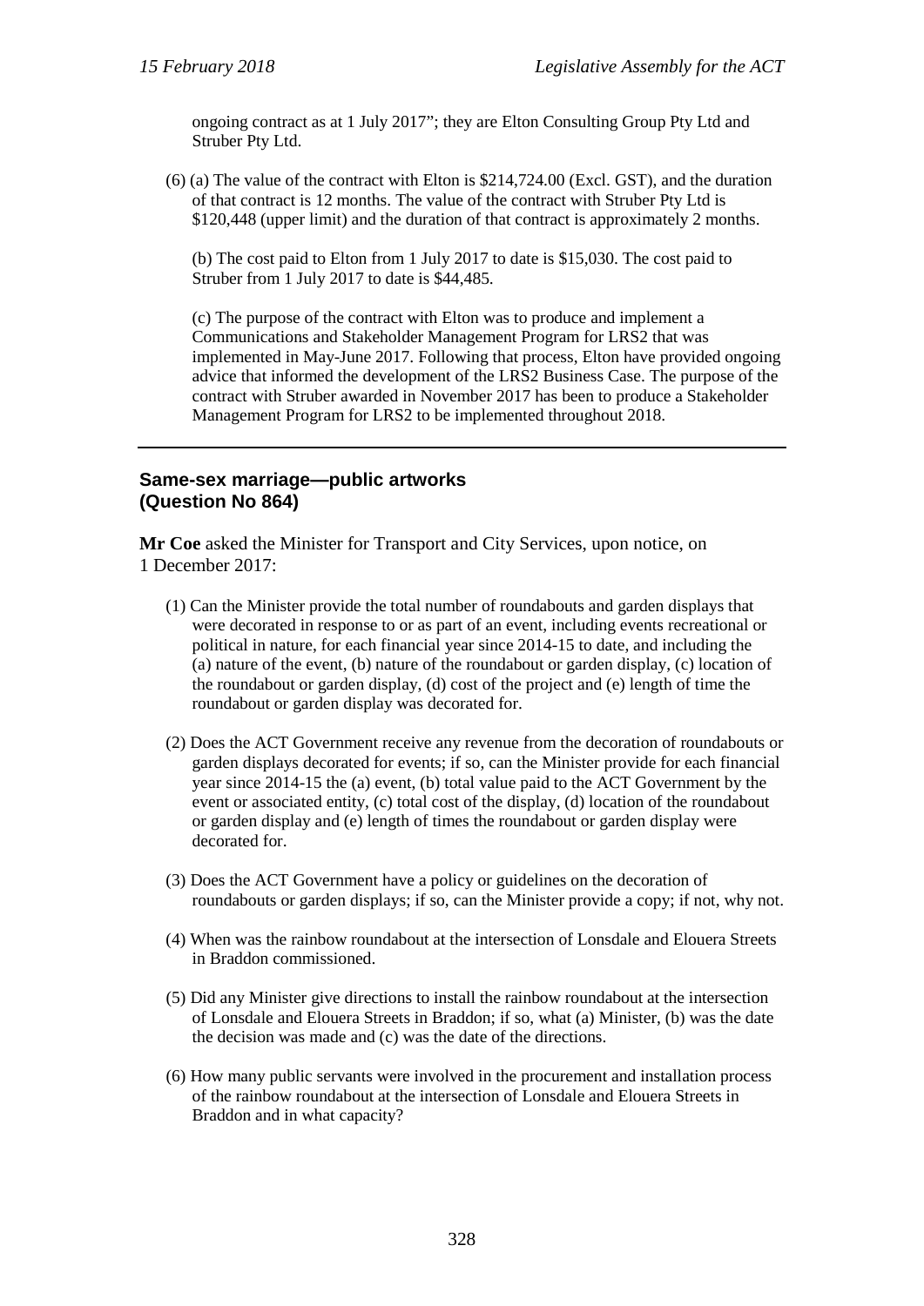ongoing contract as at 1 July 2017"; they are Elton Consulting Group Pty Ltd and Struber Pty Ltd.

(6) (a) The value of the contract with Elton is $214,724.00 (Excl. GST), and the duration of that contract is 12 months. The value of the contract with Struber Pty Ltd is $120,448 (upper limit) and the duration of that contract is approximately 2 months.

(b) The cost paid to Elton from 1 July 2017 to date is $15,030. The cost paid to Struber from 1 July 2017 to date is $44,485.

(c) The purpose of the contract with Elton was to produce and implement a Communications and Stakeholder Management Program for LRS2 that was implemented in May-June 2017. Following that process, Elton have provided ongoing advice that informed the development of the LRS2 Business Case. The purpose of the contract with Struber awarded in November 2017 has been to produce a Stakeholder Management Program for LRS2 to be implemented throughout 2018.

---

## Same-sex marriage—public artworks (Question No 864)

**Mr Coe** asked the Minister for Transport and City Services, upon notice, on 1 December 2017:

(1) Can the Minister provide the total number of roundabouts and garden displays that were decorated in response to or as part of an event, including events recreational or political in nature, for each financial year since 2014-15 to date, and including the (a) nature of the event, (b) nature of the roundabout or garden display, (c) location of the roundabout or garden display, (d) cost of the project and (e) length of time the roundabout or garden display was decorated for.

(2) Does the ACT Government receive any revenue from the decoration of roundabouts or garden displays decorated for events; if so, can the Minister provide for each financial year since 2014-15 the (a) event, (b) total value paid to the ACT Government by the event or associated entity, (c) total cost of the display, (d) location of the roundabout or garden display and (e) length of times the roundabout or garden display were decorated for.

(3) Does the ACT Government have a policy or guidelines on the decoration of roundabouts or garden displays; if so, can the Minister provide a copy; if not, why not.

(4) When was the rainbow roundabout at the intersection of Lonsdale and Elouera Streets in Braddon commissioned.

(5) Did any Minister give directions to install the rainbow roundabout at the intersection of Lonsdale and Elouera Streets in Braddon; if so, what (a) Minister, (b) was the date the decision was made and (c) was the date of the directions.

(6) How many public servants were involved in the procurement and installation process of the rainbow roundabout at the intersection of Lonsdale and Elouera Streets in Braddon and in what capacity?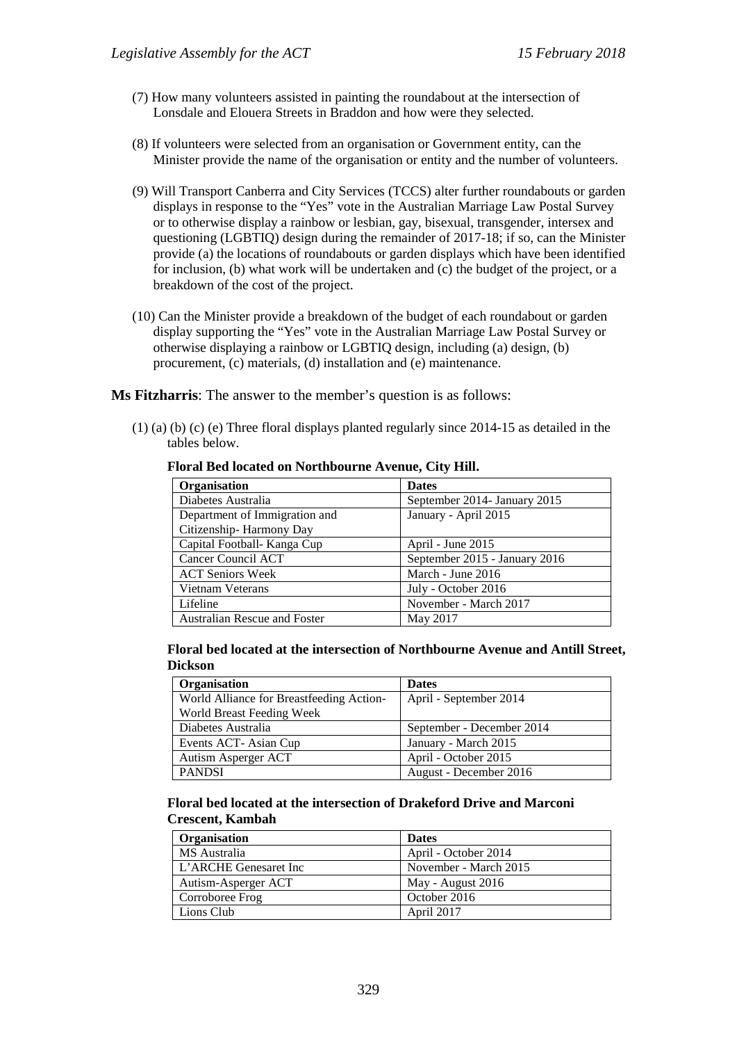(7) How many volunteers assisted in painting the roundabout at the intersection of Lonsdale and Elouera Streets in Braddon and how were they selected.

(8) If volunteers were selected from an organisation or Government entity, can the Minister provide the name of the organisation or entity and the number of volunteers.

(9) Will Transport Canberra and City Services (TCCS) alter further roundabouts or garden displays in response to the "Yes" vote in the Australian Marriage Law Postal Survey or to otherwise display a rainbow or lesbian, gay, bisexual, transgender, intersex and questioning (LGBTIQ) design during the remainder of 2017-18; if so, can the Minister provide (a) the locations of roundabouts or garden displays which have been identified for inclusion, (b) what work will be undertaken and (c) the budget of the project, or a breakdown of the cost of the project.

(10) Can the Minister provide a breakdown of the budget of each roundabout or garden display supporting the "Yes" vote in the Australian Marriage Law Postal Survey or otherwise displaying a rainbow or LGBTIQ design, including (a) design, (b) procurement, (c) materials, (d) installation and (e) maintenance.

**Ms Fitzharris**: The answer to the member's question is as follows:

(1) (a) (b) (c) (e) Three floral displays planted regularly since 2014-15 as detailed in the tables below.

**Floral Bed located on Northbourne Avenue, City Hill.**

| Organisation | Dates |
|---|---|
| Diabetes Australia | September 2014- January 2015 |
| Department of Immigration and Citizenship- Harmony Day | January - April 2015 |
| Capital Football- Kanga Cup | April - June 2015 |
| Cancer Council ACT | September 2015 - January 2016 |
| ACT Seniors Week | March - June 2016 |
| Vietnam Veterans | July - October 2016 |
| Lifeline | November - March 2017 |
| Australian Rescue and Foster | May 2017 |

**Floral bed located at the intersection of Northbourne Avenue and Antill Street, Dickson**

| Organisation | Dates |
|---|---|
| World Alliance for Breastfeeding Action- World Breast Feeding Week | April - September 2014 |
| Diabetes Australia | September - December 2014 |
| Events ACT- Asian Cup | January - March 2015 |
| Autism Asperger ACT | April - October 2015 |
| PANDSI | August - December 2016 |

**Floral bed located at the intersection of Drakeford Drive and Marconi Crescent, Kambah**

| Organisation | Dates |
|---|---|
| MS Australia | April - October 2014 |
| L'ARCHE Genesaret Inc | November - March 2015 |
| Autism-Asperger ACT | May - August 2016 |
| Corroboree Frog | October 2016 |
| Lions Club | April 2017 |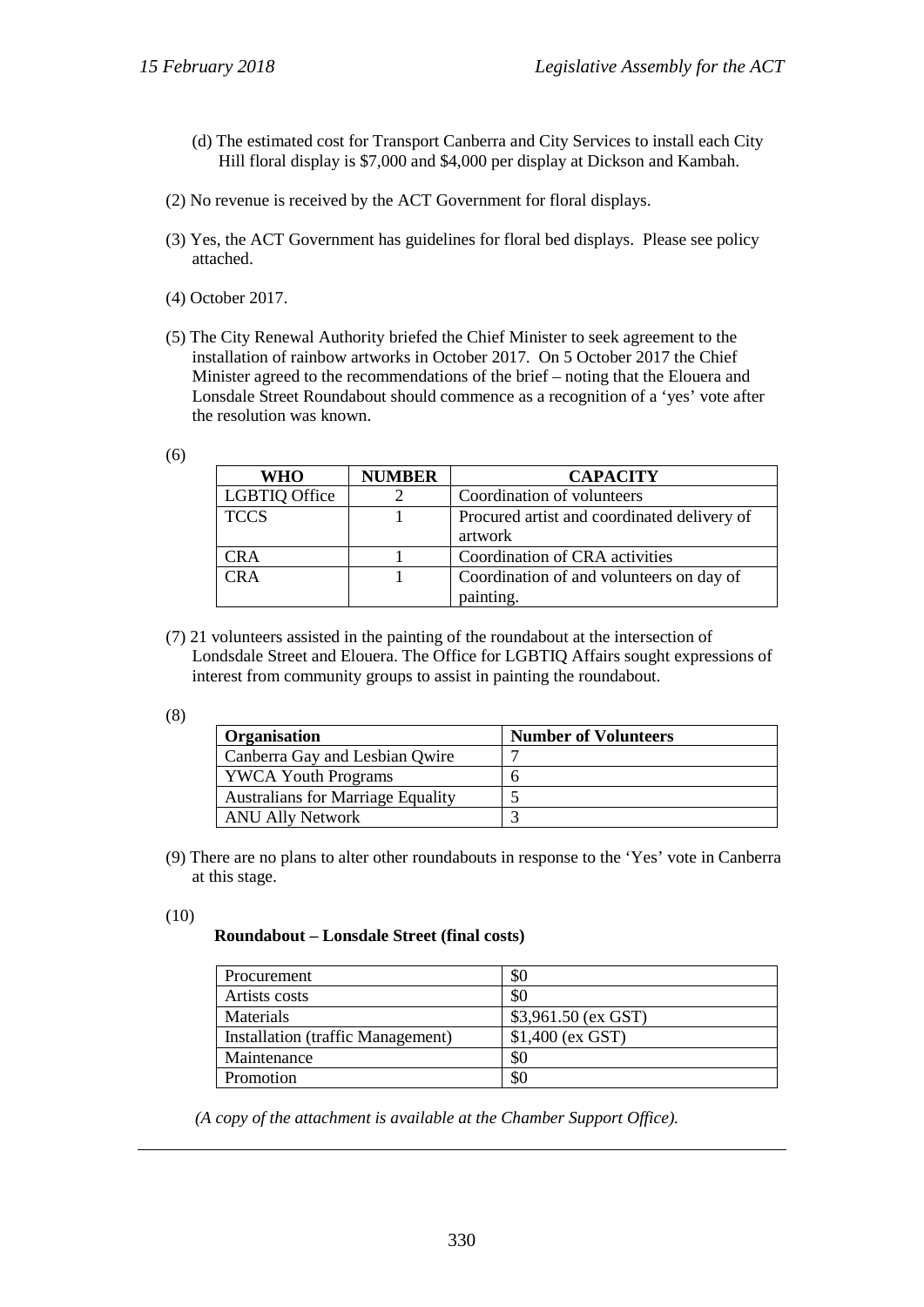(d) The estimated cost for Transport Canberra and City Services to install each City Hill floral display is $7,000 and $4,000 per display at Dickson and Kambah.

(2) No revenue is received by the ACT Government for floral displays.

(3) Yes, the ACT Government has guidelines for floral bed displays. Please see policy attached.

(4) October 2017.

(5) The City Renewal Authority briefed the Chief Minister to seek agreement to the installation of rainbow artworks in October 2017. On 5 October 2017 the Chief Minister agreed to the recommendations of the brief – noting that the Elouera and Lonsdale Street Roundabout should commence as a recognition of a 'yes' vote after the resolution was known.

(6)

| WHO | NUMBER | CAPACITY |
|---|---|---|
| LGBTIQ Office | 2 | Coordination of volunteers |
| TCCS | 1 | Procured artist and coordinated delivery of artwork |
| CRA | 1 | Coordination of CRA activities |
| CRA | 1 | Coordination of and volunteers on day of painting. |

(7) 21 volunteers assisted in the painting of the roundabout at the intersection of Londsdale Street and Elouera. The Office for LGBTIQ Affairs sought expressions of interest from community groups to assist in painting the roundabout.

(8)

| Organisation | Number of Volunteers |
|---|---|
| Canberra Gay and Lesbian Qwire | 7 |
| YWCA Youth Programs | 6 |
| Australians for Marriage Equality | 5 |
| ANU Ally Network | 3 |

(9) There are no plans to alter other roundabouts in response to the 'Yes' vote in Canberra at this stage.

(10)

**Roundabout – Lonsdale Street (final costs)**

| | |
|---|---|
| Procurement | $0 |
| Artists costs | $0 |
| Materials | $3,961.50 (ex GST) |
| Installation (traffic Management) | $1,400 (ex GST) |
| Maintenance | $0 |
| Promotion | $0 |

*(A copy of the attachment is available at the Chamber Support Office).*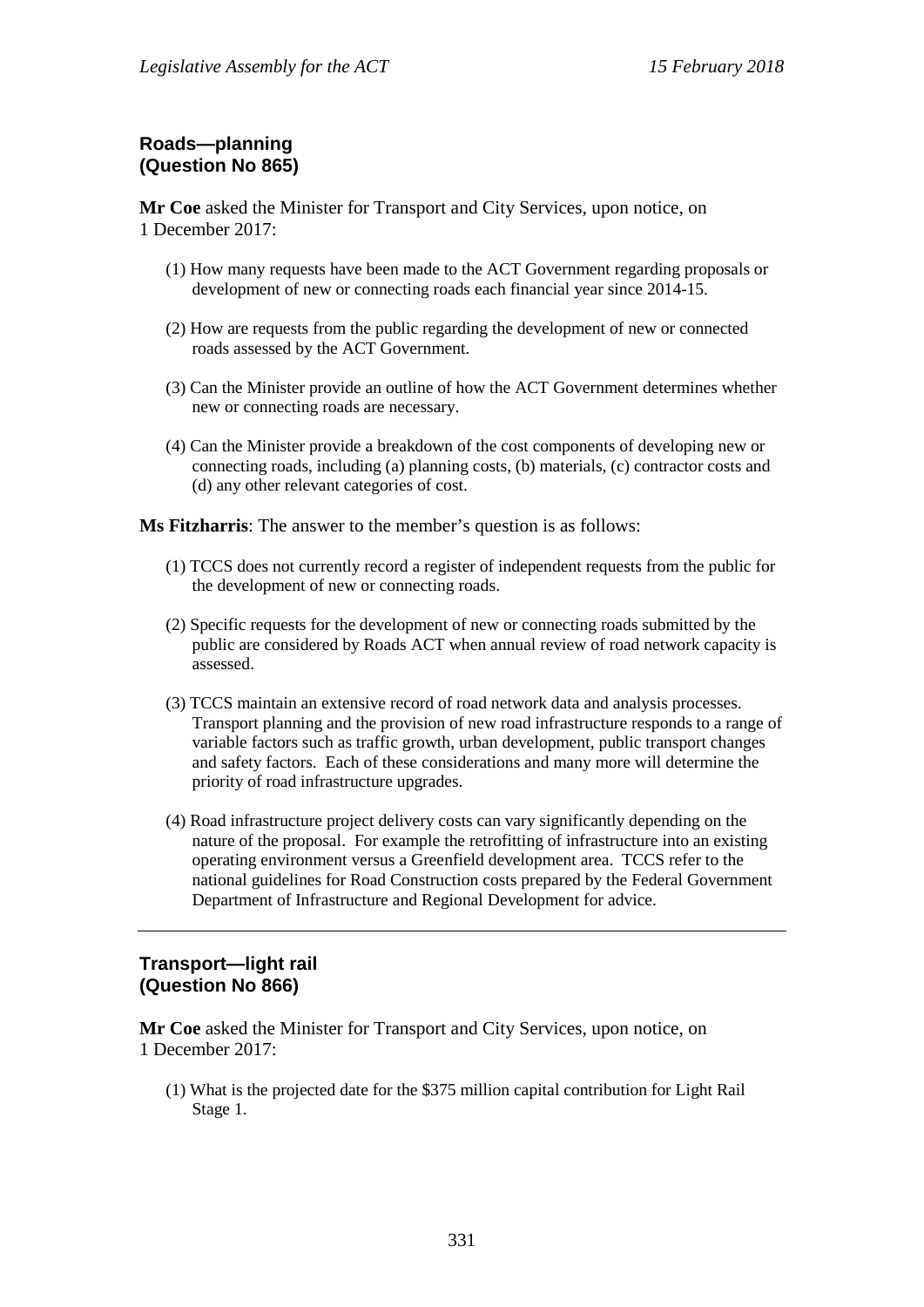## Roads—planning
## (Question No 865)

**Mr Coe** asked the Minister for Transport and City Services, upon notice, on 1 December 2017:

(1) How many requests have been made to the ACT Government regarding proposals or development of new or connecting roads each financial year since 2014-15.

(2) How are requests from the public regarding the development of new or connected roads assessed by the ACT Government.

(3) Can the Minister provide an outline of how the ACT Government determines whether new or connecting roads are necessary.

(4) Can the Minister provide a breakdown of the cost components of developing new or connecting roads, including (a) planning costs, (b) materials, (c) contractor costs and (d) any other relevant categories of cost.

**Ms Fitzharris**: The answer to the member's question is as follows:

(1) TCCS does not currently record a register of independent requests from the public for the development of new or connecting roads.

(2) Specific requests for the development of new or connecting roads submitted by the public are considered by Roads ACT when annual review of road network capacity is assessed.

(3) TCCS maintain an extensive record of road network data and analysis processes. Transport planning and the provision of new road infrastructure responds to a range of variable factors such as traffic growth, urban development, public transport changes and safety factors. Each of these considerations and many more will determine the priority of road infrastructure upgrades.

(4) Road infrastructure project delivery costs can vary significantly depending on the nature of the proposal. For example the retrofitting of infrastructure into an existing operating environment versus a Greenfield development area. TCCS refer to the national guidelines for Road Construction costs prepared by the Federal Government Department of Infrastructure and Regional Development for advice.

---

## Transport—light rail
## (Question No 866)

**Mr Coe** asked the Minister for Transport and City Services, upon notice, on 1 December 2017:

(1) What is the projected date for the $375 million capital contribution for Light Rail Stage 1.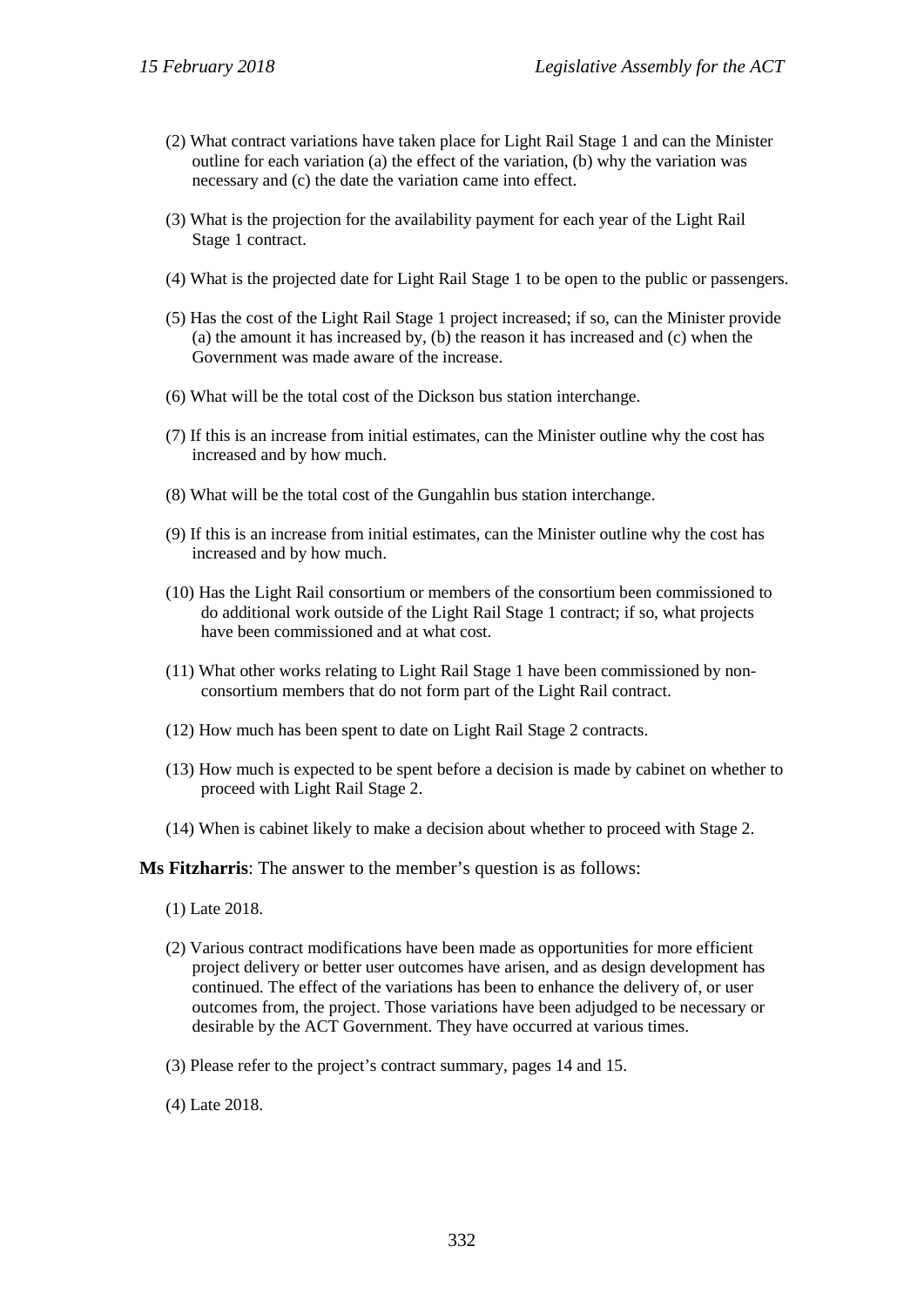(2) What contract variations have taken place for Light Rail Stage 1 and can the Minister outline for each variation (a) the effect of the variation, (b) why the variation was necessary and (c) the date the variation came into effect.

(3) What is the projection for the availability payment for each year of the Light Rail Stage 1 contract.

(4) What is the projected date for Light Rail Stage 1 to be open to the public or passengers.

(5) Has the cost of the Light Rail Stage 1 project increased; if so, can the Minister provide (a) the amount it has increased by, (b) the reason it has increased and (c) when the Government was made aware of the increase.

(6) What will be the total cost of the Dickson bus station interchange.

(7) If this is an increase from initial estimates, can the Minister outline why the cost has increased and by how much.

(8) What will be the total cost of the Gungahlin bus station interchange.

(9) If this is an increase from initial estimates, can the Minister outline why the cost has increased and by how much.

(10) Has the Light Rail consortium or members of the consortium been commissioned to do additional work outside of the Light Rail Stage 1 contract; if so, what projects have been commissioned and at what cost.

(11) What other works relating to Light Rail Stage 1 have been commissioned by non-consortium members that do not form part of the Light Rail contract.

(12) How much has been spent to date on Light Rail Stage 2 contracts.

(13) How much is expected to be spent before a decision is made by cabinet on whether to proceed with Light Rail Stage 2.

(14) When is cabinet likely to make a decision about whether to proceed with Stage 2.

**Ms Fitzharris**: The answer to the member's question is as follows:

(1) Late 2018.

(2) Various contract modifications have been made as opportunities for more efficient project delivery or better user outcomes have arisen, and as design development has continued. The effect of the variations has been to enhance the delivery of, or user outcomes from, the project. Those variations have been adjudged to be necessary or desirable by the ACT Government. They have occurred at various times.

(3) Please refer to the project's contract summary, pages 14 and 15.

(4) Late 2018.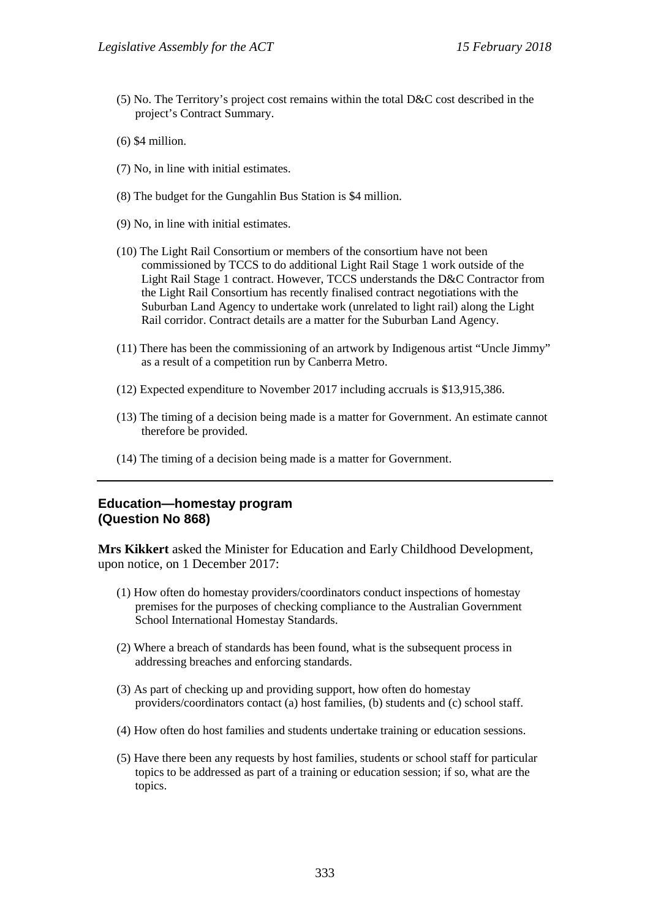(5) No. The Territory's project cost remains within the total D&C cost described in the project's Contract Summary.

(6) $4 million.

(7) No, in line with initial estimates.

(8) The budget for the Gungahlin Bus Station is $4 million.

(9) No, in line with initial estimates.

(10) The Light Rail Consortium or members of the consortium have not been commissioned by TCCS to do additional Light Rail Stage 1 work outside of the Light Rail Stage 1 contract. However, TCCS understands the D&C Contractor from the Light Rail Consortium has recently finalised contract negotiations with the Suburban Land Agency to undertake work (unrelated to light rail) along the Light Rail corridor. Contract details are a matter for the Suburban Land Agency.

(11) There has been the commissioning of an artwork by Indigenous artist "Uncle Jimmy" as a result of a competition run by Canberra Metro.

(12) Expected expenditure to November 2017 including accruals is $13,915,386.

(13) The timing of a decision being made is a matter for Government. An estimate cannot therefore be provided.

(14) The timing of a decision being made is a matter for Government.

---

## Education—homestay program (Question No 868)

**Mrs Kikkert** asked the Minister for Education and Early Childhood Development, upon notice, on 1 December 2017:

(1) How often do homestay providers/coordinators conduct inspections of homestay premises for the purposes of checking compliance to the Australian Government School International Homestay Standards.

(2) Where a breach of standards has been found, what is the subsequent process in addressing breaches and enforcing standards.

(3) As part of checking up and providing support, how often do homestay providers/coordinators contact (a) host families, (b) students and (c) school staff.

(4) How often do host families and students undertake training or education sessions.

(5) Have there been any requests by host families, students or school staff for particular topics to be addressed as part of a training or education session; if so, what are the topics.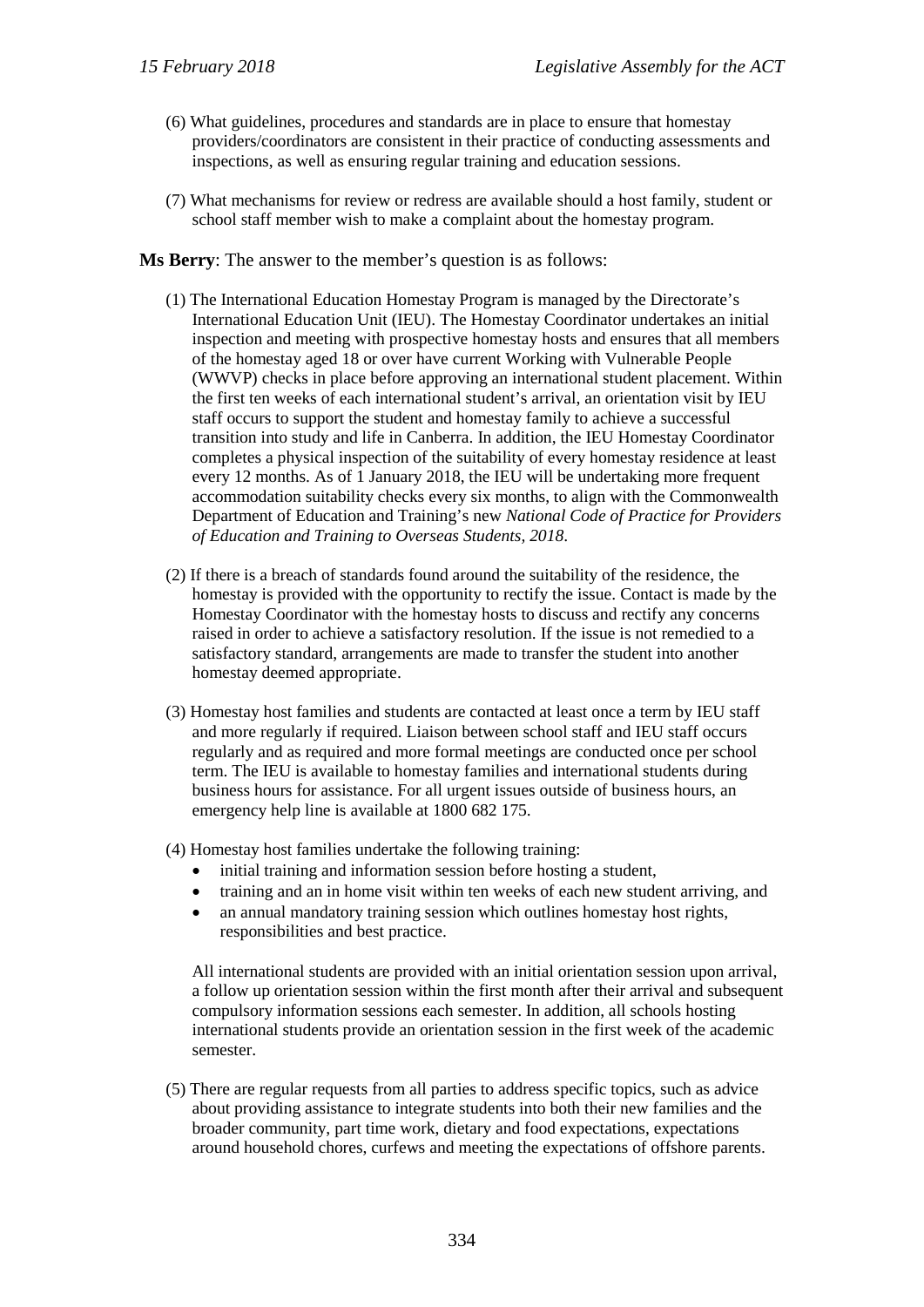(6) What guidelines, procedures and standards are in place to ensure that homestay providers/coordinators are consistent in their practice of conducting assessments and inspections, as well as ensuring regular training and education sessions.

(7) What mechanisms for review or redress are available should a host family, student or school staff member wish to make a complaint about the homestay program.

**Ms Berry**: The answer to the member's question is as follows:

(1) The International Education Homestay Program is managed by the Directorate's International Education Unit (IEU). The Homestay Coordinator undertakes an initial inspection and meeting with prospective homestay hosts and ensures that all members of the homestay aged 18 or over have current Working with Vulnerable People (WWVP) checks in place before approving an international student placement. Within the first ten weeks of each international student's arrival, an orientation visit by IEU staff occurs to support the student and homestay family to achieve a successful transition into study and life in Canberra. In addition, the IEU Homestay Coordinator completes a physical inspection of the suitability of every homestay residence at least every 12 months. As of 1 January 2018, the IEU will be undertaking more frequent accommodation suitability checks every six months, to align with the Commonwealth Department of Education and Training's new *National Code of Practice for Providers of Education and Training to Overseas Students, 2018*.

(2) If there is a breach of standards found around the suitability of the residence, the homestay is provided with the opportunity to rectify the issue. Contact is made by the Homestay Coordinator with the homestay hosts to discuss and rectify any concerns raised in order to achieve a satisfactory resolution. If the issue is not remedied to a satisfactory standard, arrangements are made to transfer the student into another homestay deemed appropriate.

(3) Homestay host families and students are contacted at least once a term by IEU staff and more regularly if required. Liaison between school staff and IEU staff occurs regularly and as required and more formal meetings are conducted once per school term. The IEU is available to homestay families and international students during business hours for assistance. For all urgent issues outside of business hours, an emergency help line is available at 1800 682 175.

(4) Homestay host families undertake the following training:

- initial training and information session before hosting a student,
- training and an in home visit within ten weeks of each new student arriving, and
- an annual mandatory training session which outlines homestay host rights, responsibilities and best practice.

All international students are provided with an initial orientation session upon arrival, a follow up orientation session within the first month after their arrival and subsequent compulsory information sessions each semester. In addition, all schools hosting international students provide an orientation session in the first week of the academic semester.

(5) There are regular requests from all parties to address specific topics, such as advice about providing assistance to integrate students into both their new families and the broader community, part time work, dietary and food expectations, expectations around household chores, curfews and meeting the expectations of offshore parents.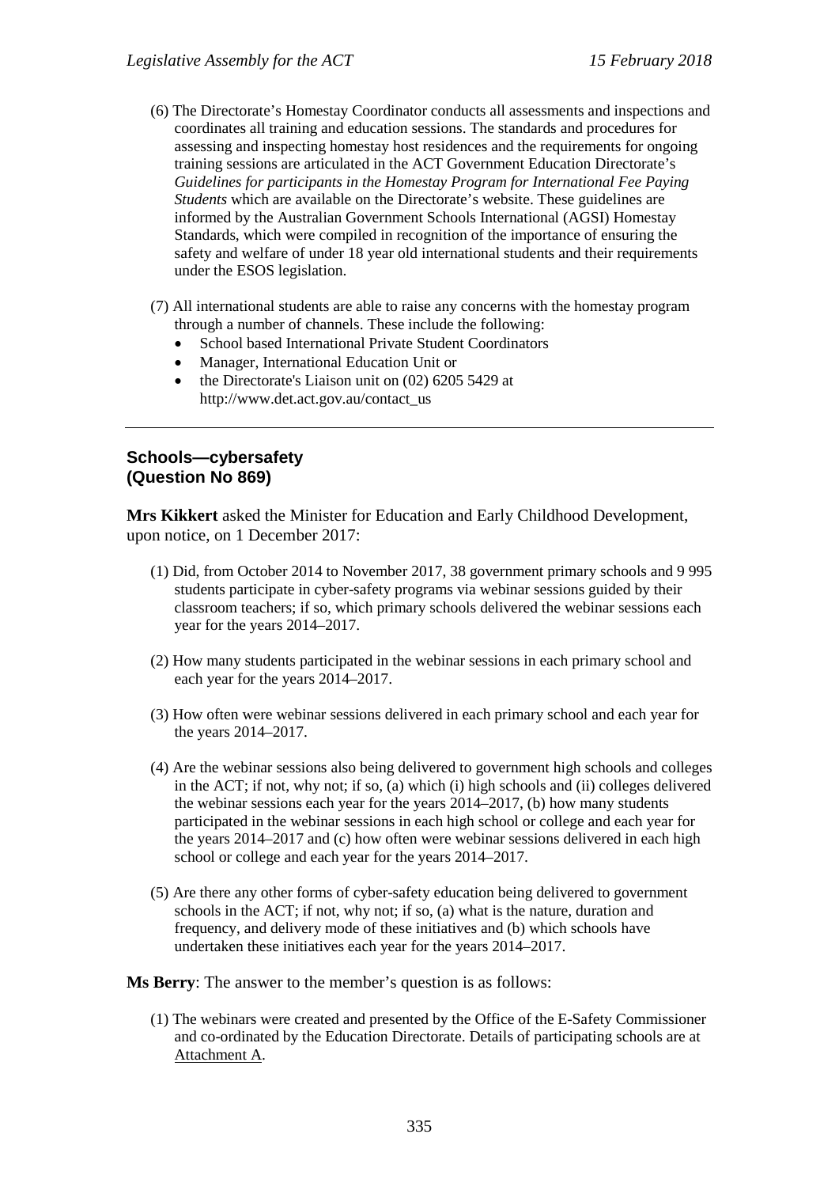(6) The Directorate's Homestay Coordinator conducts all assessments and inspections and coordinates all training and education sessions. The standards and procedures for assessing and inspecting homestay host residences and the requirements for ongoing training sessions are articulated in the ACT Government Education Directorate's *Guidelines for participants in the Homestay Program for International Fee Paying Students* which are available on the Directorate's website. These guidelines are informed by the Australian Government Schools International (AGSI) Homestay Standards, which were compiled in recognition of the importance of ensuring the safety and welfare of under 18 year old international students and their requirements under the ESOS legislation.

(7) All international students are able to raise any concerns with the homestay program through a number of channels. These include the following:

- School based International Private Student Coordinators
- Manager, International Education Unit or
- the Directorate's Liaison unit on (02) 6205 5429 at http://www.det.act.gov.au/contact_us

---

## Schools—cybersafety (Question No 869)

**Mrs Kikkert** asked the Minister for Education and Early Childhood Development, upon notice, on 1 December 2017:

(1) Did, from October 2014 to November 2017, 38 government primary schools and 9 995 students participate in cyber-safety programs via webinar sessions guided by their classroom teachers; if so, which primary schools delivered the webinar sessions each year for the years 2014–2017.

(2) How many students participated in the webinar sessions in each primary school and each year for the years 2014–2017.

(3) How often were webinar sessions delivered in each primary school and each year for the years 2014–2017.

(4) Are the webinar sessions also being delivered to government high schools and colleges in the ACT; if not, why not; if so, (a) which (i) high schools and (ii) colleges delivered the webinar sessions each year for the years 2014–2017, (b) how many students participated in the webinar sessions in each high school or college and each year for the years 2014–2017 and (c) how often were webinar sessions delivered in each high school or college and each year for the years 2014–2017.

(5) Are there any other forms of cyber-safety education being delivered to government schools in the ACT; if not, why not; if so, (a) what is the nature, duration and frequency, and delivery mode of these initiatives and (b) which schools have undertaken these initiatives each year for the years 2014–2017.

**Ms Berry**: The answer to the member's question is as follows:

(1) The webinars were created and presented by the Office of the E-Safety Commissioner and co-ordinated by the Education Directorate. Details of participating schools are at Attachment A.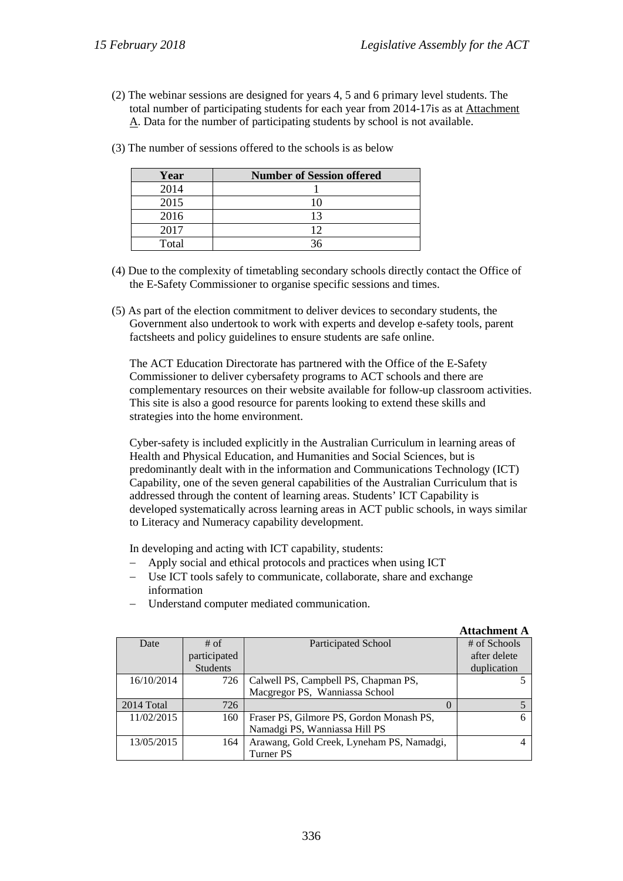(2) The webinar sessions are designed for years 4, 5 and 6 primary level students. The total number of participating students for each year from 2014-17is as at Attachment A. Data for the number of participating students by school is not available.

(3) The number of sessions offered to the schools is as below

| Year | Number of Session offered |
|---|---|
| 2014 | 1 |
| 2015 | 10 |
| 2016 | 13 |
| 2017 | 12 |
| Total | 36 |

(4) Due to the complexity of timetabling secondary schools directly contact the Office of the E-Safety Commissioner to organise specific sessions and times.

(5) As part of the election commitment to deliver devices to secondary students, the Government also undertook to work with experts and develop e-safety tools, parent factsheets and policy guidelines to ensure students are safe online.

The ACT Education Directorate has partnered with the Office of the E-Safety Commissioner to deliver cybersafety programs to ACT schools and there are complementary resources on their website available for follow-up classroom activities. This site is also a good resource for parents looking to extend these skills and strategies into the home environment.

Cyber-safety is included explicitly in the Australian Curriculum in learning areas of Health and Physical Education, and Humanities and Social Sciences, but is predominantly dealt with in the information and Communications Technology (ICT) Capability, one of the seven general capabilities of the Australian Curriculum that is addressed through the content of learning areas. Students' ICT Capability is developed systematically across learning areas in ACT public schools, in ways similar to Literacy and Numeracy capability development.

In developing and acting with ICT capability, students:

- Apply social and ethical protocols and practices when using ICT
- Use ICT tools safely to communicate, collaborate, share and exchange information
- Understand computer mediated communication.

**Attachment A**

| Date | # of participated Students | Participated School | # of Schools after delete duplication |
|---|---|---|---|
| 16/10/2014 | 726 | Calwell PS, Campbell PS, Chapman PS, Macgregor PS, Wanniassa School | 5 |
| 2014 Total | 726 | 0 | 5 |
| 11/02/2015 | 160 | Fraser PS, Gilmore PS, Gordon Monash PS, Namadgi PS, Wanniassa Hill PS | 6 |
| 13/05/2015 | 164 | Arawang, Gold Creek, Lyneham PS, Namadgi, Turner PS | 4 |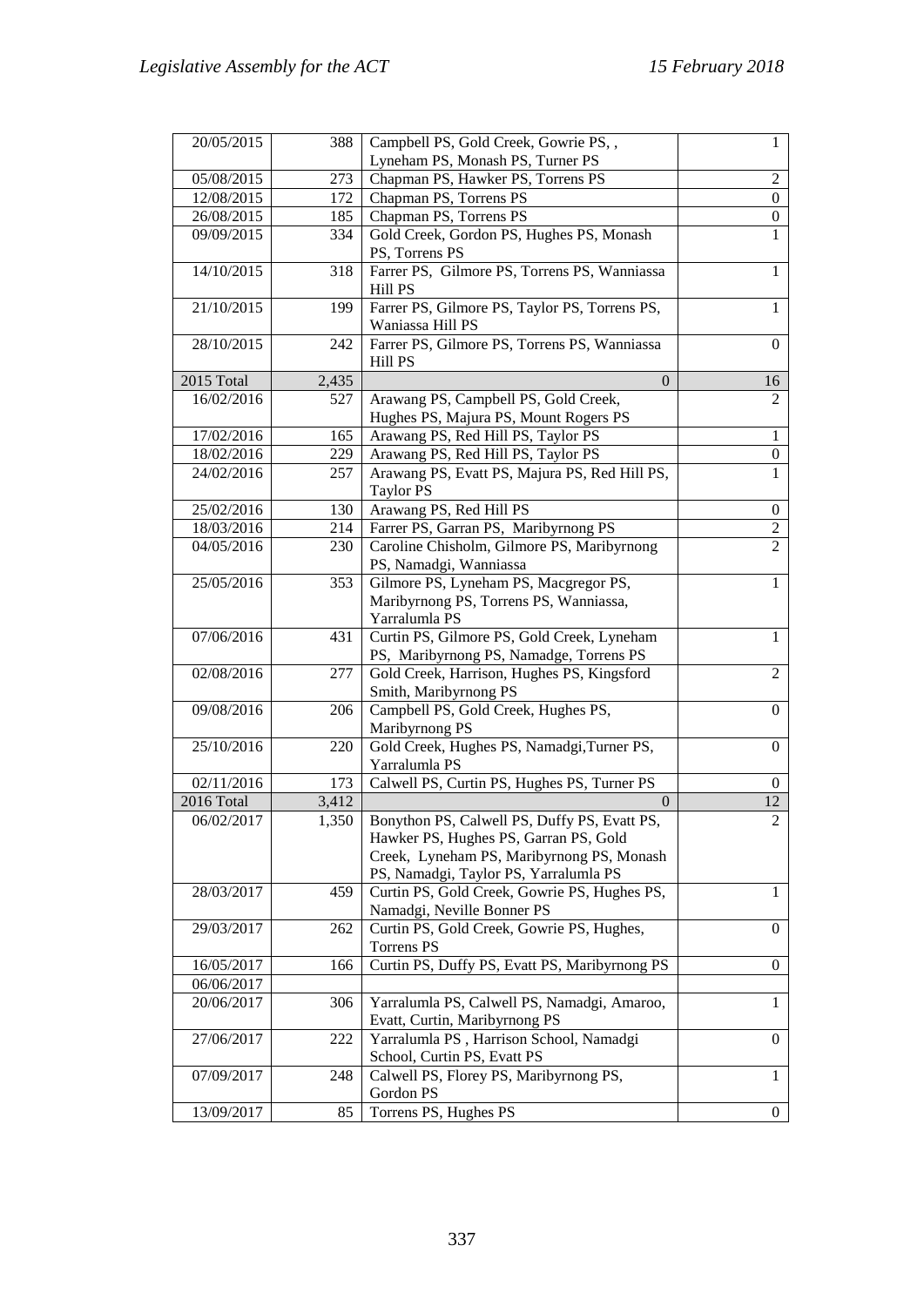| | | | |
|---|---|---|---|
| 20/05/2015 | 388 | Campbell PS, Gold Creek, Gowrie PS, , Lyneham PS, Monash PS, Turner PS | 1 |
| 05/08/2015 | 273 | Chapman PS, Hawker PS, Torrens PS | 2 |
| 12/08/2015 | 172 | Chapman PS, Torrens PS | 0 |
| 26/08/2015 | 185 | Chapman PS, Torrens PS | 0 |
| 09/09/2015 | 334 | Gold Creek, Gordon PS, Hughes PS, Monash PS, Torrens PS | 1 |
| 14/10/2015 | 318 | Farrer PS, Gilmore PS, Torrens PS, Wanniassa Hill PS | 1 |
| 21/10/2015 | 199 | Farrer PS, Gilmore PS, Taylor PS, Torrens PS, Waniassa Hill PS | 1 |
| 28/10/2015 | 242 | Farrer PS, Gilmore PS, Torrens PS, Wanniassa Hill PS | 0 |
| 2015 Total | 2,435 | 0 | 16 |
| 16/02/2016 | 527 | Arawang PS, Campbell PS, Gold Creek, Hughes PS, Majura PS, Mount Rogers PS | 2 |
| 17/02/2016 | 165 | Arawang PS, Red Hill PS, Taylor PS | 1 |
| 18/02/2016 | 229 | Arawang PS, Red Hill PS, Taylor PS | 0 |
| 24/02/2016 | 257 | Arawang PS, Evatt PS, Majura PS, Red Hill PS, Taylor PS | 1 |
| 25/02/2016 | 130 | Arawang PS, Red Hill PS | 0 |
| 18/03/2016 | 214 | Farrer PS, Garran PS, Maribyrnong PS | 2 |
| 04/05/2016 | 230 | Caroline Chisholm, Gilmore PS, Maribyrnong PS, Namadgi, Wanniassa | 2 |
| 25/05/2016 | 353 | Gilmore PS, Lyneham PS, Macgregor PS, Maribyrnong PS, Torrens PS, Wanniassa, Yarralumla PS | 1 |
| 07/06/2016 | 431 | Curtin PS, Gilmore PS, Gold Creek, Lyneham PS, Maribyrnong PS, Namadge, Torrens PS | 1 |
| 02/08/2016 | 277 | Gold Creek, Harrison, Hughes PS, Kingsford Smith, Maribyrnong PS | 2 |
| 09/08/2016 | 206 | Campbell PS, Gold Creek, Hughes PS, Maribyrnong PS | 0 |
| 25/10/2016 | 220 | Gold Creek, Hughes PS, Namadgi,Turner PS, Yarralumla PS | 0 |
| 02/11/2016 | 173 | Calwell PS, Curtin PS, Hughes PS, Turner PS | 0 |
| 2016 Total | 3,412 | 0 | 12 |
| 06/02/2017 | 1,350 | Bonython PS, Calwell PS, Duffy PS, Evatt PS, Hawker PS, Hughes PS, Garran PS, Gold Creek, Lyneham PS, Maribyrnong PS, Monash PS, Namadgi, Taylor PS, Yarralumla PS | 2 |
| 28/03/2017 | 459 | Curtin PS, Gold Creek, Gowrie PS, Hughes PS, Namadgi, Neville Bonner PS | 1 |
| 29/03/2017 | 262 | Curtin PS, Gold Creek, Gowrie PS, Hughes, Torrens PS | 0 |
| 16/05/2017 | 166 | Curtin PS, Duffy PS, Evatt PS, Maribyrnong PS | 0 |
| 06/06/2017 | | | |
| 20/06/2017 | 306 | Yarralumla PS, Calwell PS, Namadgi, Amaroo, Evatt, Curtin, Maribyrnong PS | 1 |
| 27/06/2017 | 222 | Yarralumla PS , Harrison School, Namadgi School, Curtin PS, Evatt PS | 0 |
| 07/09/2017 | 248 | Calwell PS, Florey PS, Maribyrnong PS, Gordon PS | 1 |
| 13/09/2017 | 85 | Torrens PS, Hughes PS | 0 |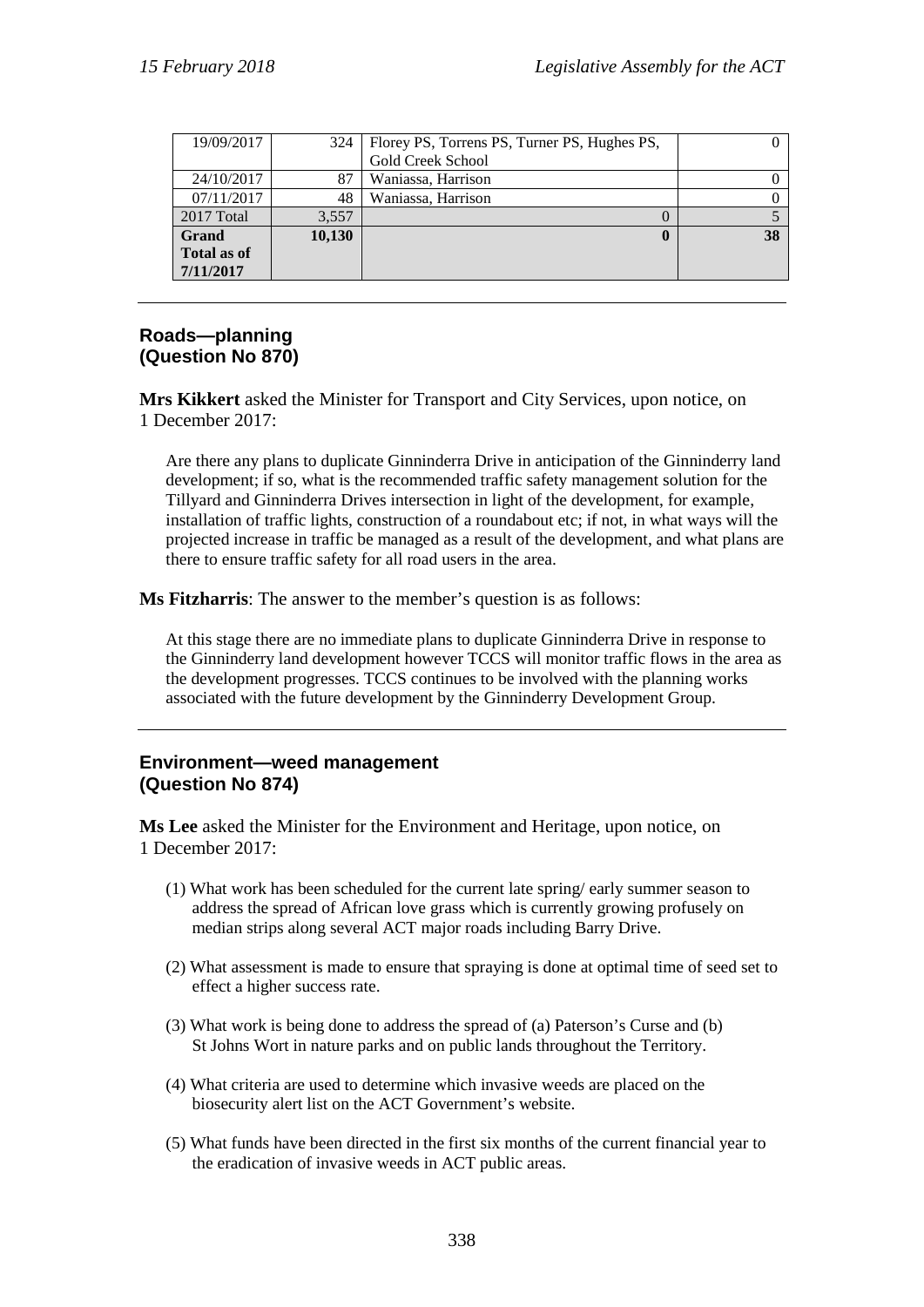| 19/09/2017 | 324 | Florey PS, Torrens PS, Turner PS, Hughes PS, Gold Creek School | 0 |
|---|---|---|---|
| 24/10/2017 | 87 | Waniassa, Harrison | 0 |
| 07/11/2017 | 48 | Waniassa, Harrison | 0 |
| 2017 Total | 3,557 | 0 | 5 |
| **Grand Total as of 7/11/2017** | **10,130** | **0** | **38** |

## Roads—planning (Question No 870)

**Mrs Kikkert** asked the Minister for Transport and City Services, upon notice, on 1 December 2017:

> Are there any plans to duplicate Ginninderra Drive in anticipation of the Ginninderry land development; if so, what is the recommended traffic safety management solution for the Tillyard and Ginninderra Drives intersection in light of the development, for example, installation of traffic lights, construction of a roundabout etc; if not, in what ways will the projected increase in traffic be managed as a result of the development, and what plans are there to ensure traffic safety for all road users in the area.

**Ms Fitzharris**: The answer to the member's question is as follows:

> At this stage there are no immediate plans to duplicate Ginninderra Drive in response to the Ginninderry land development however TCCS will monitor traffic flows in the area as the development progresses. TCCS continues to be involved with the planning works associated with the future development by the Ginninderry Development Group.

## Environment—weed management (Question No 874)

**Ms Lee** asked the Minister for the Environment and Heritage, upon notice, on 1 December 2017:

(1) What work has been scheduled for the current late spring/ early summer season to address the spread of African love grass which is currently growing profusely on median strips along several ACT major roads including Barry Drive.

(2) What assessment is made to ensure that spraying is done at optimal time of seed set to effect a higher success rate.

(3) What work is being done to address the spread of (a) Paterson's Curse and (b) St Johns Wort in nature parks and on public lands throughout the Territory.

(4) What criteria are used to determine which invasive weeds are placed on the biosecurity alert list on the ACT Government's website.

(5) What funds have been directed in the first six months of the current financial year to the eradication of invasive weeds in ACT public areas.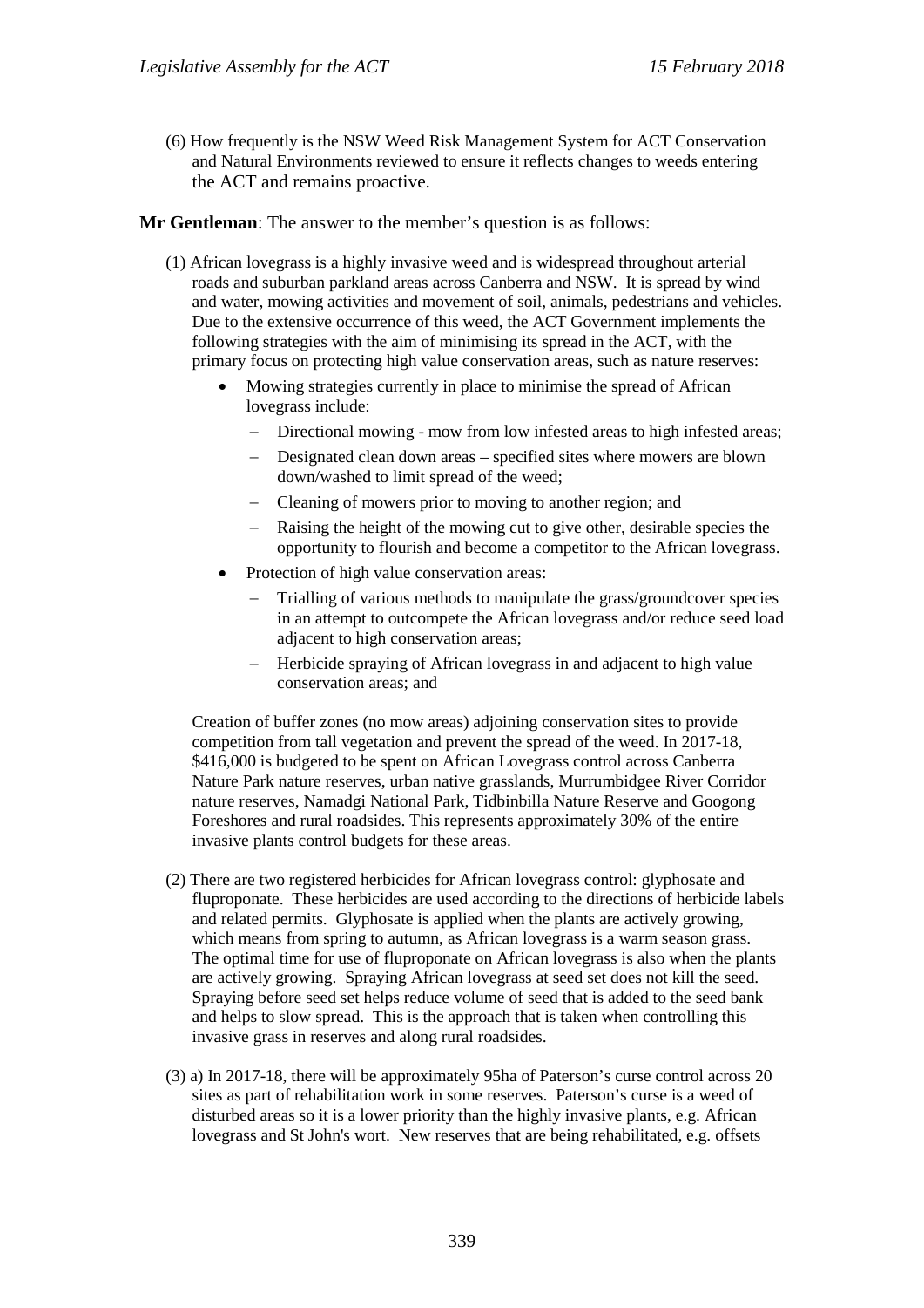(6) How frequently is the NSW Weed Risk Management System for ACT Conservation and Natural Environments reviewed to ensure it reflects changes to weeds entering the ACT and remains proactive.

**Mr Gentleman**: The answer to the member's question is as follows:

(1) African lovegrass is a highly invasive weed and is widespread throughout arterial roads and suburban parkland areas across Canberra and NSW. It is spread by wind and water, mowing activities and movement of soil, animals, pedestrians and vehicles. Due to the extensive occurrence of this weed, the ACT Government implements the following strategies with the aim of minimising its spread in the ACT, with the primary focus on protecting high value conservation areas, such as nature reserves:

- Mowing strategies currently in place to minimise the spread of African lovegrass include:
  - Directional mowing - mow from low infested areas to high infested areas;
  - Designated clean down areas – specified sites where mowers are blown down/washed to limit spread of the weed;
  - Cleaning of mowers prior to moving to another region; and
  - Raising the height of the mowing cut to give other, desirable species the opportunity to flourish and become a competitor to the African lovegrass.
- Protection of high value conservation areas:
  - Trialling of various methods to manipulate the grass/groundcover species in an attempt to outcompete the African lovegrass and/or reduce seed load adjacent to high conservation areas;
  - Herbicide spraying of African lovegrass in and adjacent to high value conservation areas; and

Creation of buffer zones (no mow areas) adjoining conservation sites to provide competition from tall vegetation and prevent the spread of the weed. In 2017-18, $416,000 is budgeted to be spent on African Lovegrass control across Canberra Nature Park nature reserves, urban native grasslands, Murrumbidgee River Corridor nature reserves, Namadgi National Park, Tidbinbilla Nature Reserve and Googong Foreshores and rural roadsides. This represents approximately 30% of the entire invasive plants control budgets for these areas.

(2) There are two registered herbicides for African lovegrass control: glyphosate and flupropanate. These herbicides are used according to the directions of herbicide labels and related permits. Glyphosate is applied when the plants are actively growing, which means from spring to autumn, as African lovegrass is a warm season grass. The optimal time for use of flupropanate on African lovegrass is also when the plants are actively growing. Spraying African lovegrass at seed set does not kill the seed. Spraying before seed set helps reduce volume of seed that is added to the seed bank and helps to slow spread. This is the approach that is taken when controlling this invasive grass in reserves and along rural roadsides.

(3) a) In 2017-18, there will be approximately 95ha of Paterson's curse control across 20 sites as part of rehabilitation work in some reserves. Paterson's curse is a weed of disturbed areas so it is a lower priority than the highly invasive plants, e.g. African lovegrass and St John's wort. New reserves that are being rehabilitated, e.g. offsets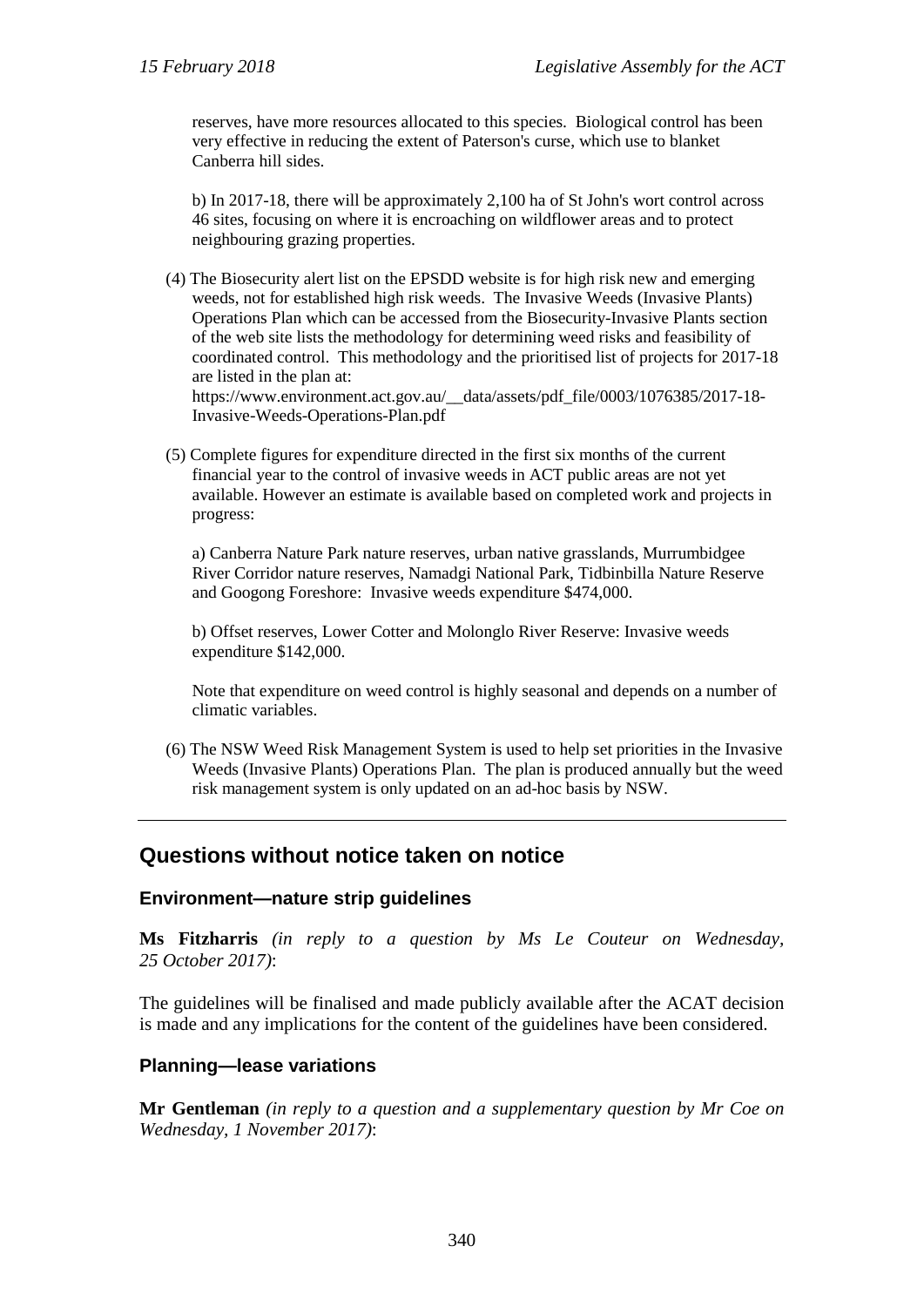reserves, have more resources allocated to this species. Biological control has been very effective in reducing the extent of Paterson's curse, which use to blanket Canberra hill sides.

b) In 2017-18, there will be approximately 2,100 ha of St John's wort control across 46 sites, focusing on where it is encroaching on wildflower areas and to protect neighbouring grazing properties.

(4) The Biosecurity alert list on the EPSDD website is for high risk new and emerging weeds, not for established high risk weeds. The Invasive Weeds (Invasive Plants) Operations Plan which can be accessed from the Biosecurity-Invasive Plants section of the web site lists the methodology for determining weed risks and feasibility of coordinated control. This methodology and the prioritised list of projects for 2017-18 are listed in the plan at: https://www.environment.act.gov.au/__data/assets/pdf_file/0003/1076385/2017-18-Invasive-Weeds-Operations-Plan.pdf

(5) Complete figures for expenditure directed in the first six months of the current financial year to the control of invasive weeds in ACT public areas are not yet available. However an estimate is available based on completed work and projects in progress:

a) Canberra Nature Park nature reserves, urban native grasslands, Murrumbidgee River Corridor nature reserves, Namadgi National Park, Tidbinbilla Nature Reserve and Googong Foreshore: Invasive weeds expenditure $474,000.

b) Offset reserves, Lower Cotter and Molonglo River Reserve: Invasive weeds expenditure $142,000.

Note that expenditure on weed control is highly seasonal and depends on a number of climatic variables.

(6) The NSW Weed Risk Management System is used to help set priorities in the Invasive Weeds (Invasive Plants) Operations Plan. The plan is produced annually but the weed risk management system is only updated on an ad-hoc basis by NSW.

---

## Questions without notice taken on notice

### Environment—nature strip guidelines

**Ms Fitzharris** *(in reply to a question by Ms Le Couteur on Wednesday, 25 October 2017)*:

The guidelines will be finalised and made publicly available after the ACAT decision is made and any implications for the content of the guidelines have been considered.

### Planning—lease variations

**Mr Gentleman** *(in reply to a question and a supplementary question by Mr Coe on Wednesday, 1 November 2017)*: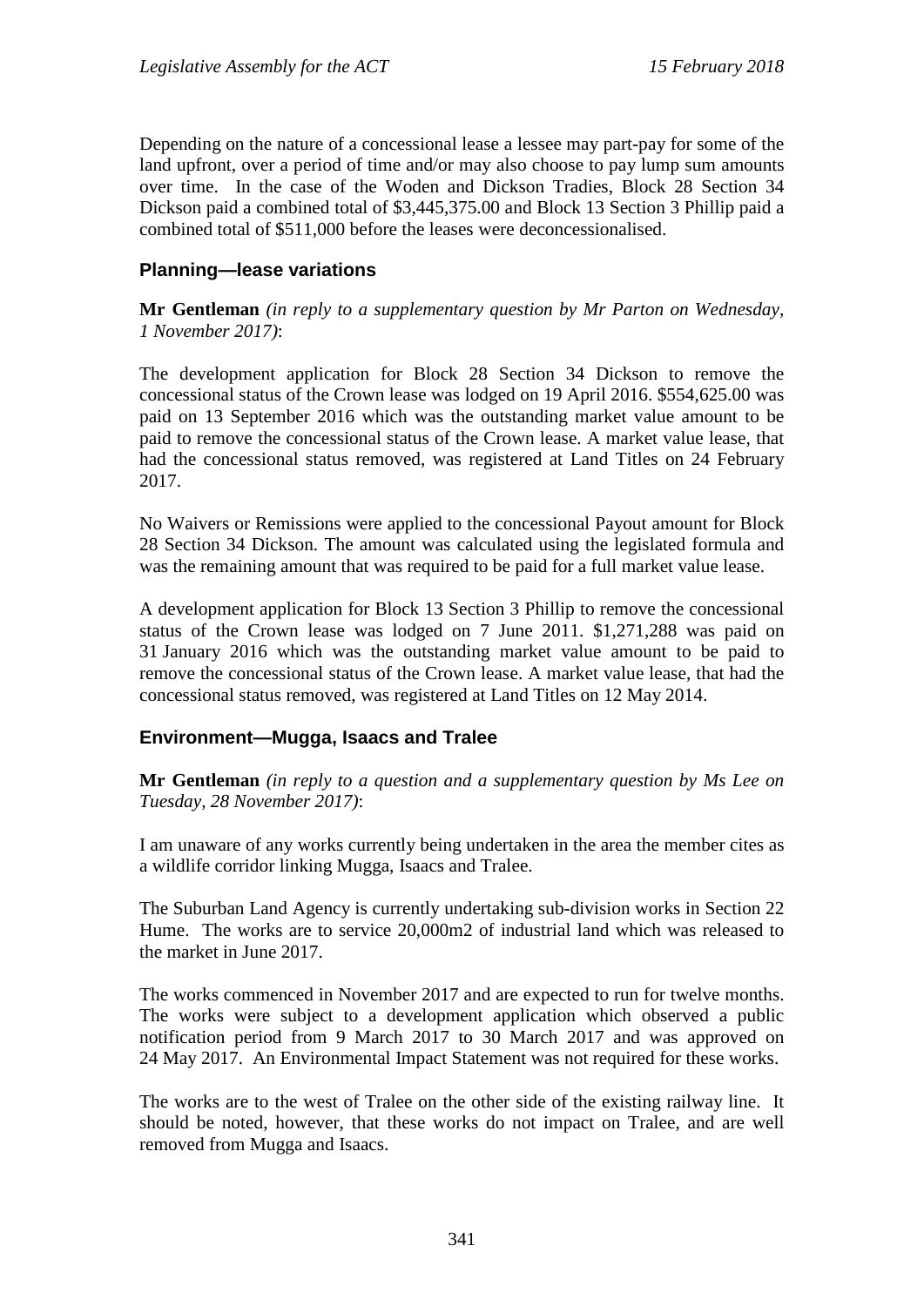Depending on the nature of a concessional lease a lessee may part-pay for some of the land upfront, over a period of time and/or may also choose to pay lump sum amounts over time. In the case of the Woden and Dickson Tradies, Block 28 Section 34 Dickson paid a combined total of $3,445,375.00 and Block 13 Section 3 Phillip paid a combined total of $511,000 before the leases were deconcessionalised.

## Planning—lease variations

**Mr Gentleman** *(in reply to a supplementary question by Mr Parton on Wednesday, 1 November 2017)*:

The development application for Block 28 Section 34 Dickson to remove the concessional status of the Crown lease was lodged on 19 April 2016. $554,625.00 was paid on 13 September 2016 which was the outstanding market value amount to be paid to remove the concessional status of the Crown lease. A market value lease, that had the concessional status removed, was registered at Land Titles on 24 February 2017.

No Waivers or Remissions were applied to the concessional Payout amount for Block 28 Section 34 Dickson. The amount was calculated using the legislated formula and was the remaining amount that was required to be paid for a full market value lease.

A development application for Block 13 Section 3 Phillip to remove the concessional status of the Crown lease was lodged on 7 June 2011. $1,271,288 was paid on 31 January 2016 which was the outstanding market value amount to be paid to remove the concessional status of the Crown lease. A market value lease, that had the concessional status removed, was registered at Land Titles on 12 May 2014.

## Environment—Mugga, Isaacs and Tralee

**Mr Gentleman** *(in reply to a question and a supplementary question by Ms Lee on Tuesday, 28 November 2017)*:

I am unaware of any works currently being undertaken in the area the member cites as a wildlife corridor linking Mugga, Isaacs and Tralee.

The Suburban Land Agency is currently undertaking sub-division works in Section 22 Hume. The works are to service 20,000m2 of industrial land which was released to the market in June 2017.

The works commenced in November 2017 and are expected to run for twelve months. The works were subject to a development application which observed a public notification period from 9 March 2017 to 30 March 2017 and was approved on 24 May 2017. An Environmental Impact Statement was not required for these works.

The works are to the west of Tralee on the other side of the existing railway line. It should be noted, however, that these works do not impact on Tralee, and are well removed from Mugga and Isaacs.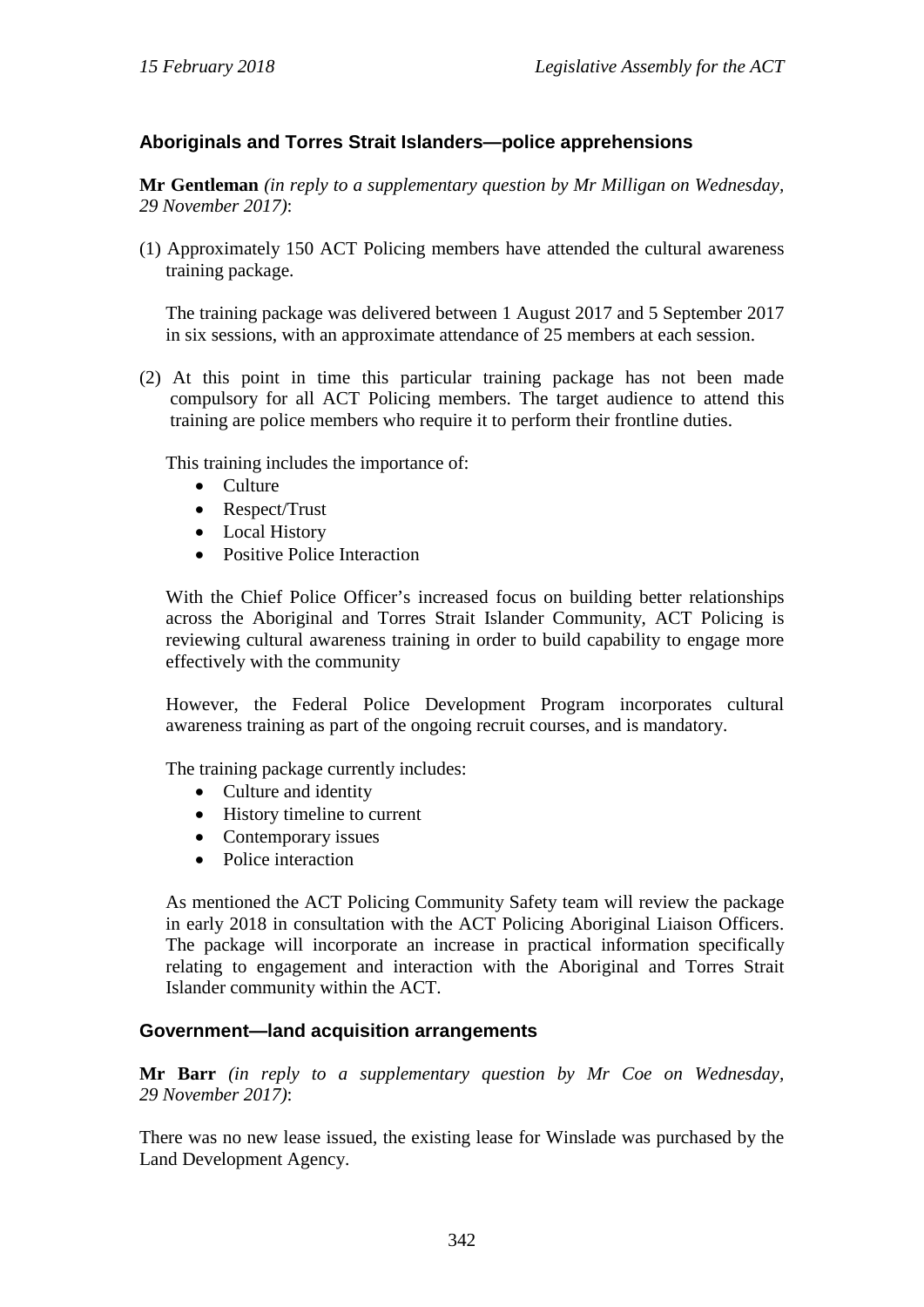## Aboriginals and Torres Strait Islanders—police apprehensions

**Mr Gentleman** *(in reply to a supplementary question by Mr Milligan on Wednesday, 29 November 2017)*:

(1) Approximately 150 ACT Policing members have attended the cultural awareness training package.

The training package was delivered between 1 August 2017 and 5 September 2017 in six sessions, with an approximate attendance of 25 members at each session.

(2) At this point in time this particular training package has not been made compulsory for all ACT Policing members. The target audience to attend this training are police members who require it to perform their frontline duties.

This training includes the importance of:

- Culture
- Respect/Trust
- Local History
- Positive Police Interaction

With the Chief Police Officer's increased focus on building better relationships across the Aboriginal and Torres Strait Islander Community, ACT Policing is reviewing cultural awareness training in order to build capability to engage more effectively with the community

However, the Federal Police Development Program incorporates cultural awareness training as part of the ongoing recruit courses, and is mandatory.

The training package currently includes:

- Culture and identity
- History timeline to current
- Contemporary issues
- Police interaction

As mentioned the ACT Policing Community Safety team will review the package in early 2018 in consultation with the ACT Policing Aboriginal Liaison Officers. The package will incorporate an increase in practical information specifically relating to engagement and interaction with the Aboriginal and Torres Strait Islander community within the ACT.

## Government—land acquisition arrangements

**Mr Barr** *(in reply to a supplementary question by Mr Coe on Wednesday, 29 November 2017)*:

There was no new lease issued, the existing lease for Winslade was purchased by the Land Development Agency.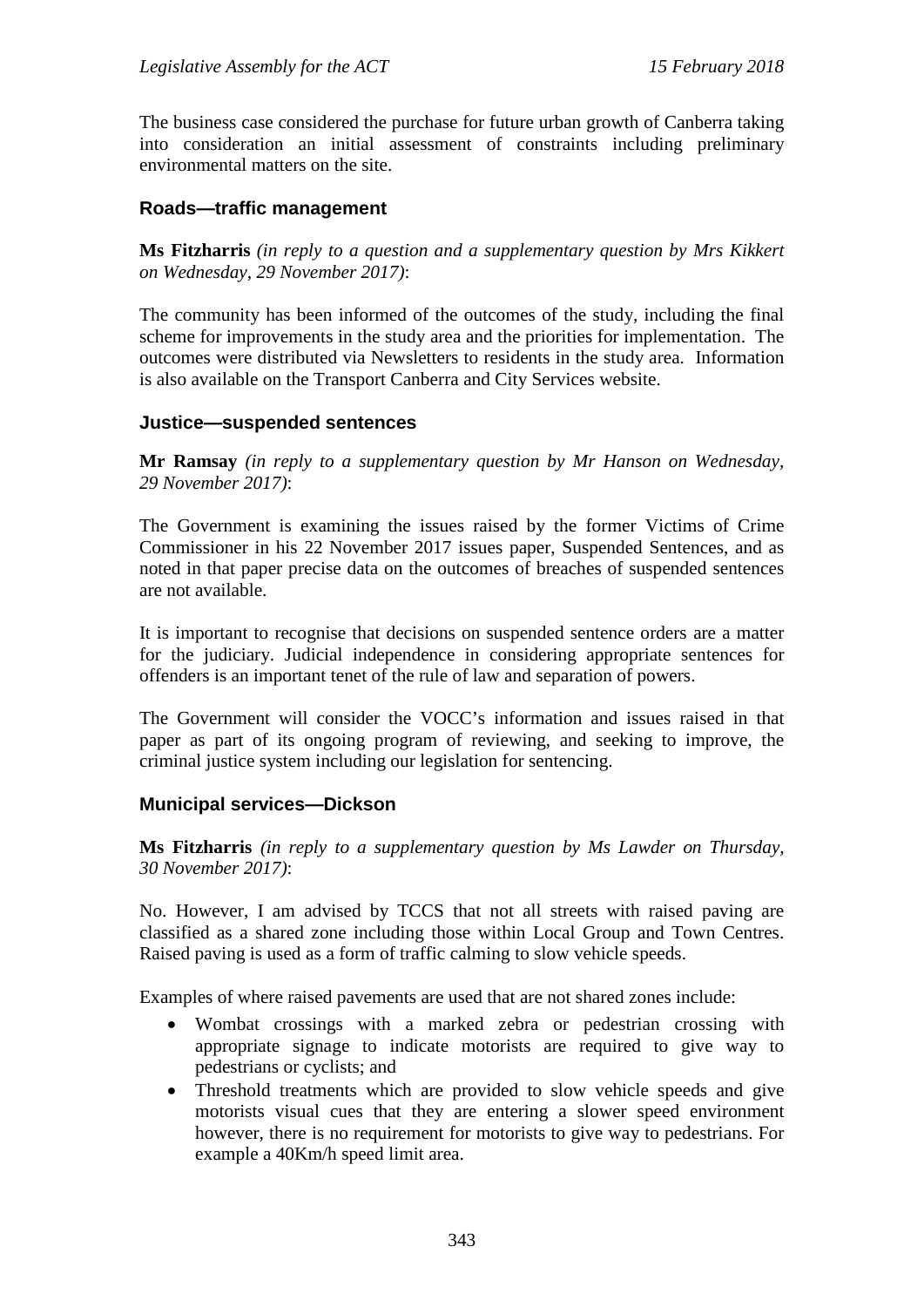The business case considered the purchase for future urban growth of Canberra taking into consideration an initial assessment of constraints including preliminary environmental matters on the site.

### Roads—traffic management

**Ms Fitzharris** *(in reply to a question and a supplementary question by Mrs Kikkert on Wednesday, 29 November 2017)*:

The community has been informed of the outcomes of the study, including the final scheme for improvements in the study area and the priorities for implementation. The outcomes were distributed via Newsletters to residents in the study area. Information is also available on the Transport Canberra and City Services website.

### Justice—suspended sentences

**Mr Ramsay** *(in reply to a supplementary question by Mr Hanson on Wednesday, 29 November 2017)*:

The Government is examining the issues raised by the former Victims of Crime Commissioner in his 22 November 2017 issues paper, Suspended Sentences, and as noted in that paper precise data on the outcomes of breaches of suspended sentences are not available.

It is important to recognise that decisions on suspended sentence orders are a matter for the judiciary. Judicial independence in considering appropriate sentences for offenders is an important tenet of the rule of law and separation of powers.

The Government will consider the VOCC's information and issues raised in that paper as part of its ongoing program of reviewing, and seeking to improve, the criminal justice system including our legislation for sentencing.

### Municipal services—Dickson

**Ms Fitzharris** *(in reply to a supplementary question by Ms Lawder on Thursday, 30 November 2017)*:

No. However, I am advised by TCCS that not all streets with raised paving are classified as a shared zone including those within Local Group and Town Centres. Raised paving is used as a form of traffic calming to slow vehicle speeds.

Examples of where raised pavements are used that are not shared zones include:

- Wombat crossings with a marked zebra or pedestrian crossing with appropriate signage to indicate motorists are required to give way to pedestrians or cyclists; and
- Threshold treatments which are provided to slow vehicle speeds and give motorists visual cues that they are entering a slower speed environment however, there is no requirement for motorists to give way to pedestrians. For example a 40Km/h speed limit area.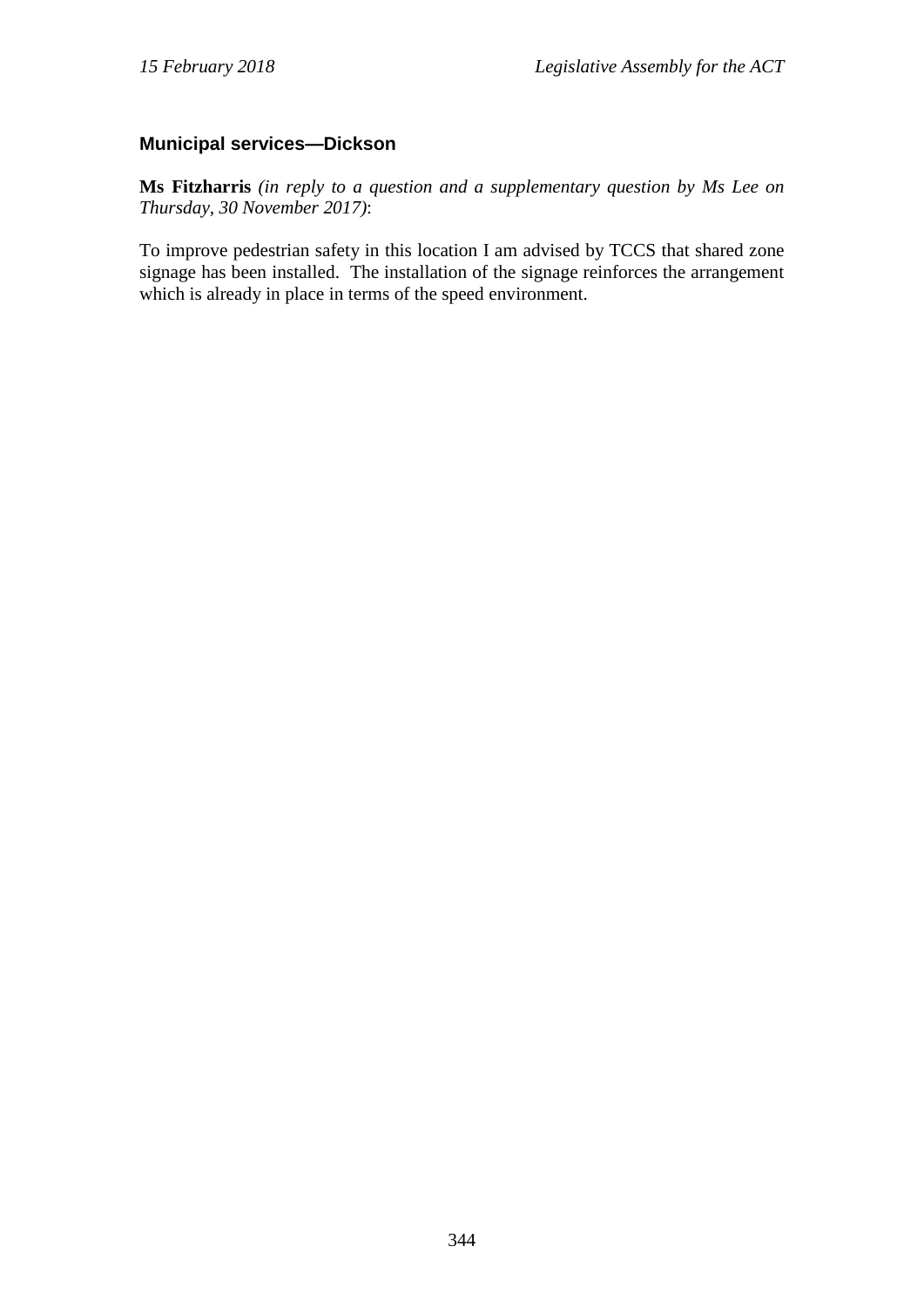### Municipal services—Dickson

**Ms Fitzharris** *(in reply to a question and a supplementary question by Ms Lee on Thursday, 30 November 2017)*:

To improve pedestrian safety in this location I am advised by TCCS that shared zone signage has been installed. The installation of the signage reinforces the arrangement which is already in place in terms of the speed environment.